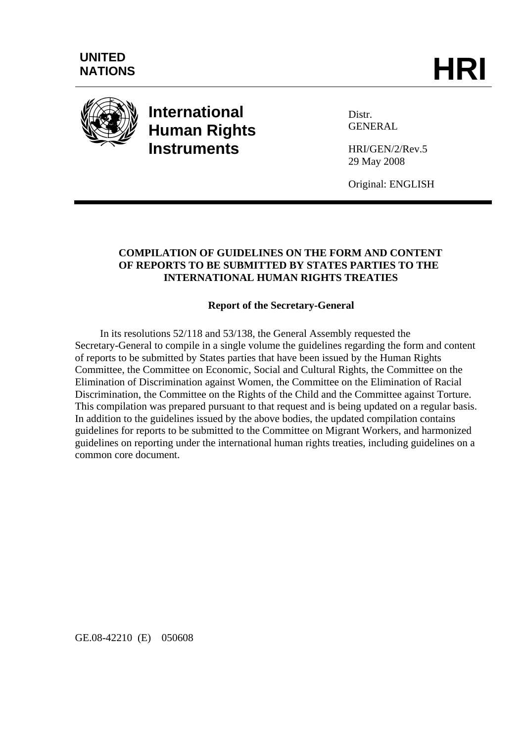UNITED NATIONS

# HRI

**International Human Rights Instruments**

Distr.
GENERAL

HRI/GEN/2/Rev.5
29 May 2008

Original: ENGLISH

**COMPILATION OF GUIDELINES ON THE FORM AND CONTENT OF REPORTS TO BE SUBMITTED BY STATES PARTIES TO THE INTERNATIONAL HUMAN RIGHTS TREATIES**

**Report of the Secretary-General**

In its resolutions 52/118 and 53/138, the General Assembly requested the Secretary-General to compile in a single volume the guidelines regarding the form and content of reports to be submitted by States parties that have been issued by the Human Rights Committee, the Committee on Economic, Social and Cultural Rights, the Committee on the Elimination of Discrimination against Women, the Committee on the Elimination of Racial Discrimination, the Committee on the Rights of the Child and the Committee against Torture. This compilation was prepared pursuant to that request and is being updated on a regular basis. In addition to the guidelines issued by the above bodies, the updated compilation contains guidelines for reports to be submitted to the Committee on Migrant Workers, and harmonized guidelines on reporting under the international human rights treaties, including guidelines on a common core document.

GE.08-42210 (E) 050608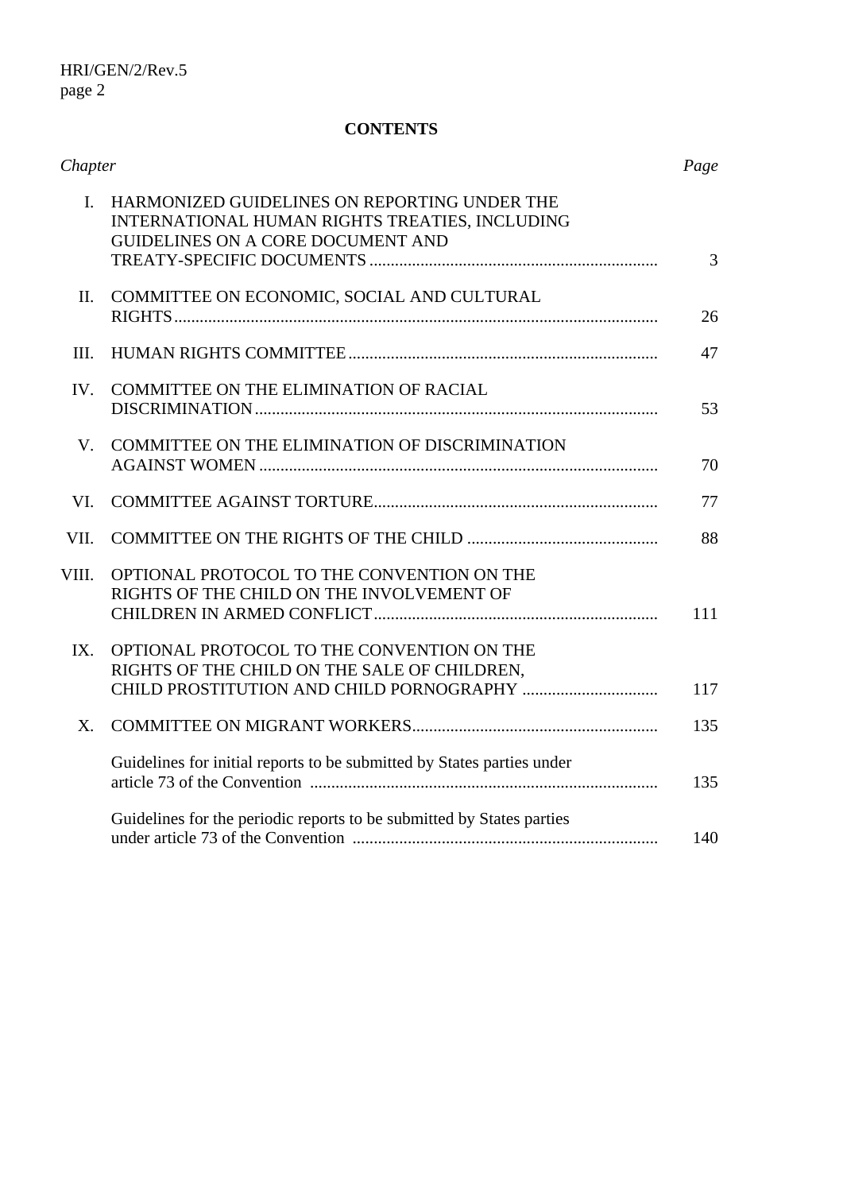**CONTENTS**

| *Chapter* | | *Page* |
|---|---|---|
| I. | HARMONIZED GUIDELINES ON REPORTING UNDER THE INTERNATIONAL HUMAN RIGHTS TREATIES, INCLUDING GUIDELINES ON A CORE DOCUMENT AND TREATY-SPECIFIC DOCUMENTS | 3 |
| II. | COMMITTEE ON ECONOMIC, SOCIAL AND CULTURAL RIGHTS | 26 |
| III. | HUMAN RIGHTS COMMITTEE | 47 |
| IV. | COMMITTEE ON THE ELIMINATION OF RACIAL DISCRIMINATION | 53 |
| V. | COMMITTEE ON THE ELIMINATION OF DISCRIMINATION AGAINST WOMEN | 70 |
| VI. | COMMITTEE AGAINST TORTURE | 77 |
| VII. | COMMITTEE ON THE RIGHTS OF THE CHILD | 88 |
| VIII. | OPTIONAL PROTOCOL TO THE CONVENTION ON THE RIGHTS OF THE CHILD ON THE INVOLVEMENT OF CHILDREN IN ARMED CONFLICT | 111 |
| IX. | OPTIONAL PROTOCOL TO THE CONVENTION ON THE RIGHTS OF THE CHILD ON THE SALE OF CHILDREN, CHILD PROSTITUTION AND CHILD PORNOGRAPHY | 117 |
| X. | COMMITTEE ON MIGRANT WORKERS | 135 |
| | Guidelines for initial reports to be submitted by States parties under article 73 of the Convention | 135 |
| | Guidelines for the periodic reports to be submitted by States parties under article 73 of the Convention | 140 |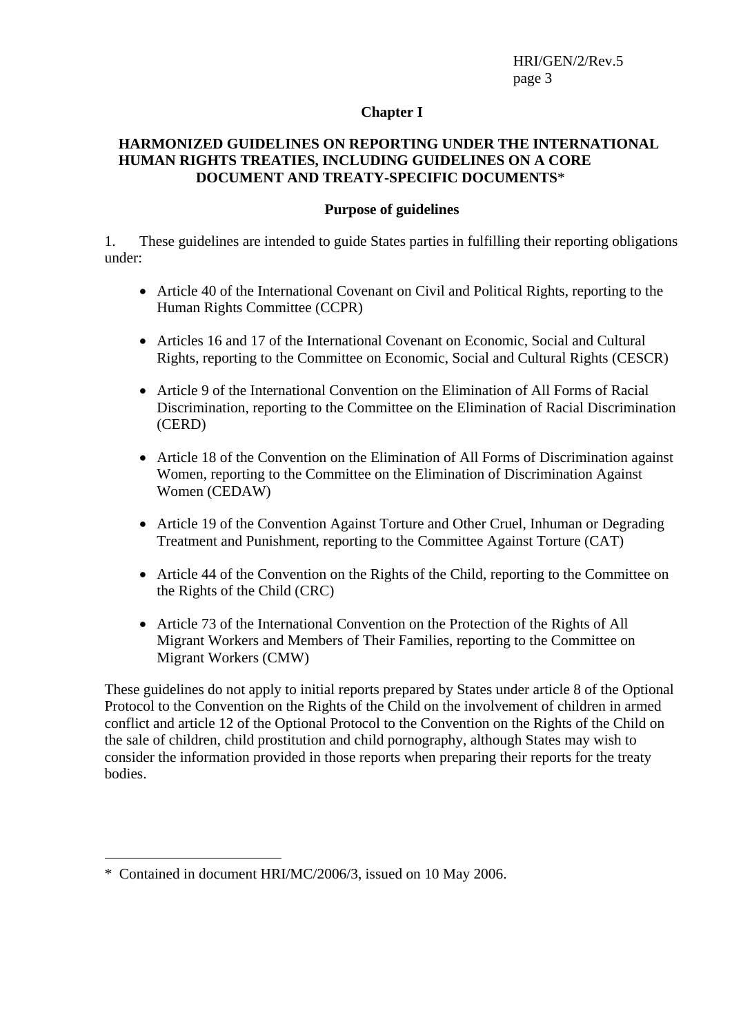## Chapter I

## HARMONIZED GUIDELINES ON REPORTING UNDER THE INTERNATIONAL HUMAN RIGHTS TREATIES, INCLUDING GUIDELINES ON A CORE DOCUMENT AND TREATY-SPECIFIC DOCUMENTS*

### Purpose of guidelines

1. These guidelines are intended to guide States parties in fulfilling their reporting obligations under:

- Article 40 of the International Covenant on Civil and Political Rights, reporting to the Human Rights Committee (CCPR)
- Articles 16 and 17 of the International Covenant on Economic, Social and Cultural Rights, reporting to the Committee on Economic, Social and Cultural Rights (CESCR)
- Article 9 of the International Convention on the Elimination of All Forms of Racial Discrimination, reporting to the Committee on the Elimination of Racial Discrimination (CERD)
- Article 18 of the Convention on the Elimination of All Forms of Discrimination against Women, reporting to the Committee on the Elimination of Discrimination Against Women (CEDAW)
- Article 19 of the Convention Against Torture and Other Cruel, Inhuman or Degrading Treatment and Punishment, reporting to the Committee Against Torture (CAT)
- Article 44 of the Convention on the Rights of the Child, reporting to the Committee on the Rights of the Child (CRC)
- Article 73 of the International Convention on the Protection of the Rights of All Migrant Workers and Members of Their Families, reporting to the Committee on Migrant Workers (CMW)

These guidelines do not apply to initial reports prepared by States under article 8 of the Optional Protocol to the Convention on the Rights of the Child on the involvement of children in armed conflict and article 12 of the Optional Protocol to the Convention on the Rights of the Child on the sale of children, child prostitution and child pornography, although States may wish to consider the information provided in those reports when preparing their reports for the treaty bodies.

---

* Contained in document HRI/MC/2006/3, issued on 10 May 2006.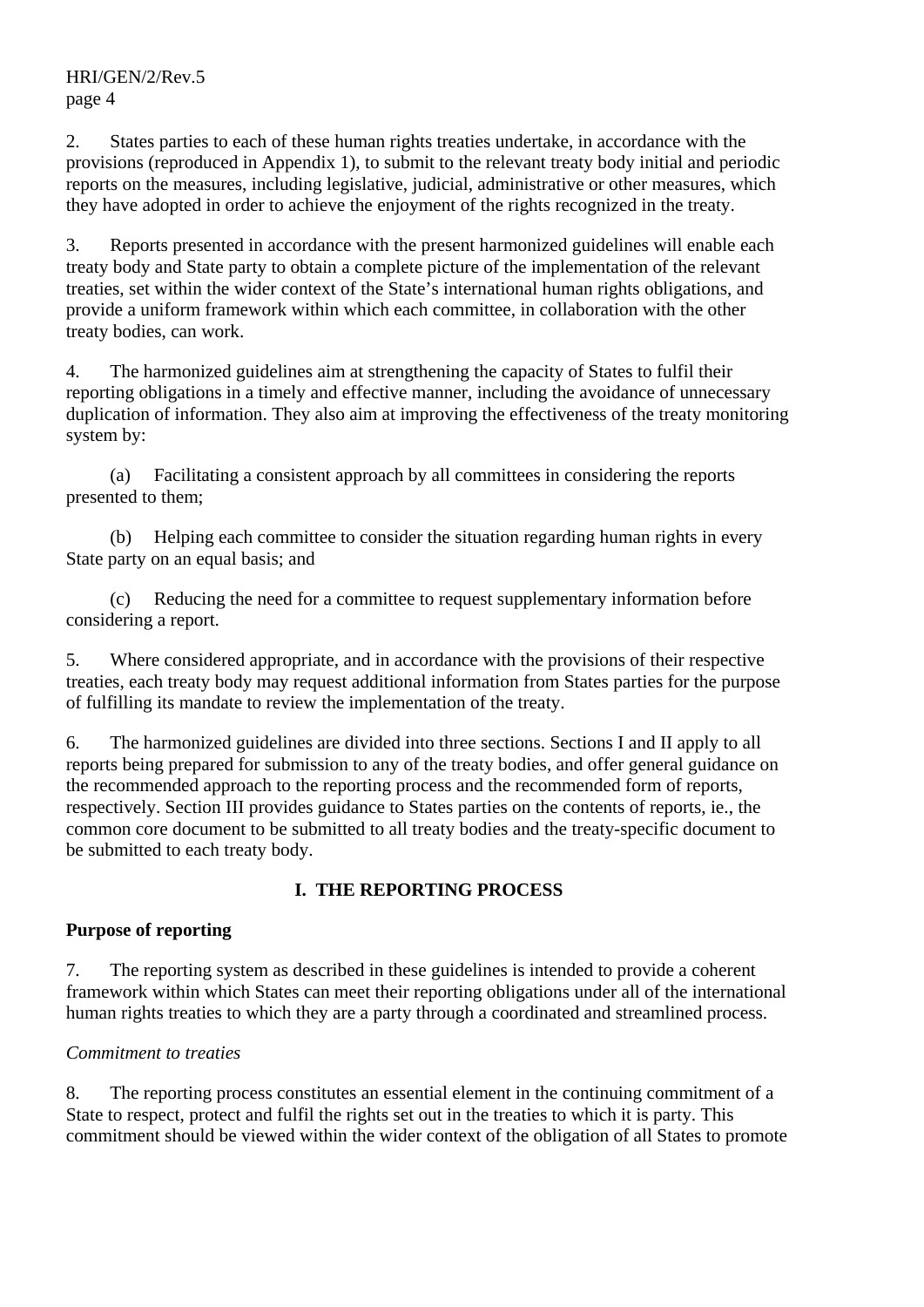2. States parties to each of these human rights treaties undertake, in accordance with the provisions (reproduced in Appendix 1), to submit to the relevant treaty body initial and periodic reports on the measures, including legislative, judicial, administrative or other measures, which they have adopted in order to achieve the enjoyment of the rights recognized in the treaty.

3. Reports presented in accordance with the present harmonized guidelines will enable each treaty body and State party to obtain a complete picture of the implementation of the relevant treaties, set within the wider context of the State's international human rights obligations, and provide a uniform framework within which each committee, in collaboration with the other treaty bodies, can work.

4. The harmonized guidelines aim at strengthening the capacity of States to fulfil their reporting obligations in a timely and effective manner, including the avoidance of unnecessary duplication of information. They also aim at improving the effectiveness of the treaty monitoring system by:

(a) Facilitating a consistent approach by all committees in considering the reports presented to them;

(b) Helping each committee to consider the situation regarding human rights in every State party on an equal basis; and

(c) Reducing the need for a committee to request supplementary information before considering a report.

5. Where considered appropriate, and in accordance with the provisions of their respective treaties, each treaty body may request additional information from States parties for the purpose of fulfilling its mandate to review the implementation of the treaty.

6. The harmonized guidelines are divided into three sections. Sections I and II apply to all reports being prepared for submission to any of the treaty bodies, and offer general guidance on the recommended approach to the reporting process and the recommended form of reports, respectively. Section III provides guidance to States parties on the contents of reports, ie., the common core document to be submitted to all treaty bodies and the treaty-specific document to be submitted to each treaty body.

## I. THE REPORTING PROCESS

### Purpose of reporting

7. The reporting system as described in these guidelines is intended to provide a coherent framework within which States can meet their reporting obligations under all of the international human rights treaties to which they are a party through a coordinated and streamlined process.

*Commitment to treaties*

8. The reporting process constitutes an essential element in the continuing commitment of a State to respect, protect and fulfil the rights set out in the treaties to which it is party. This commitment should be viewed within the wider context of the obligation of all States to promote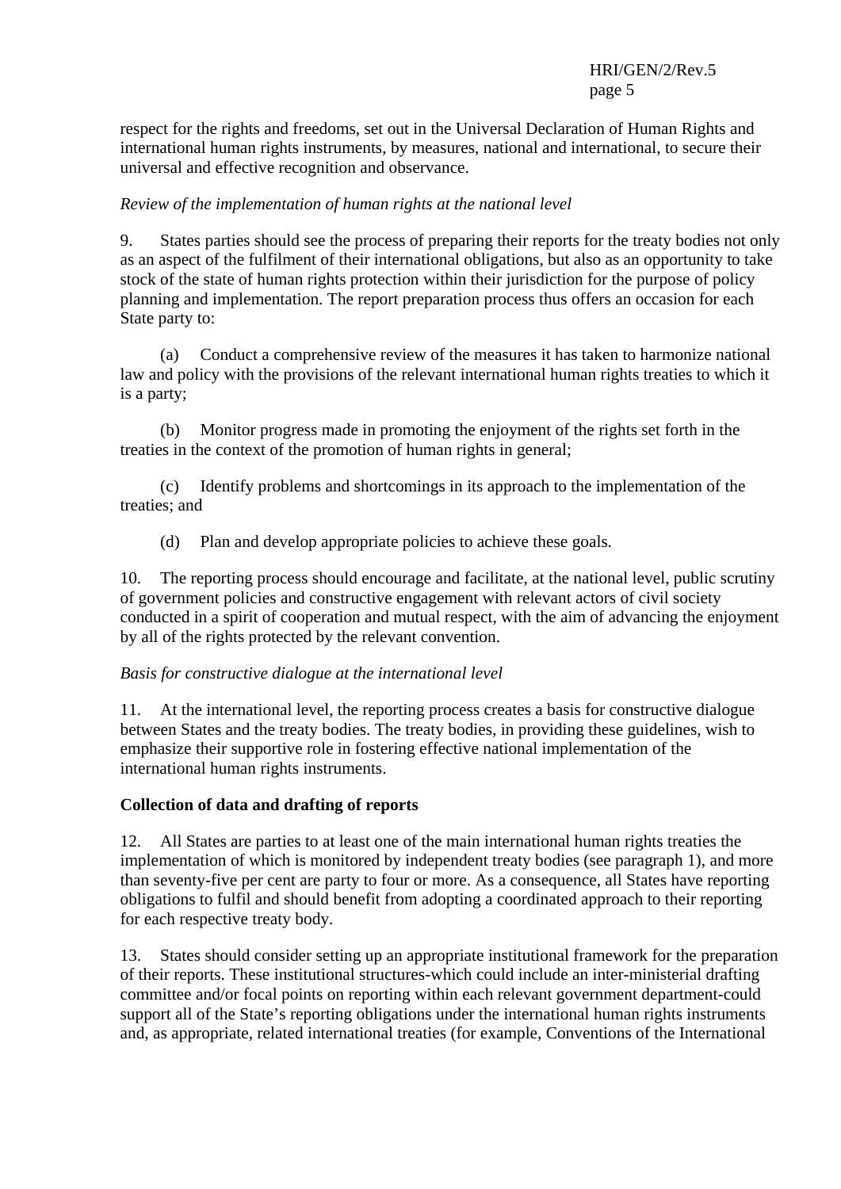respect for the rights and freedoms, set out in the Universal Declaration of Human Rights and international human rights instruments, by measures, national and international, to secure their universal and effective recognition and observance.

*Review of the implementation of human rights at the national level*

9. States parties should see the process of preparing their reports for the treaty bodies not only as an aspect of the fulfilment of their international obligations, but also as an opportunity to take stock of the state of human rights protection within their jurisdiction for the purpose of policy planning and implementation. The report preparation process thus offers an occasion for each State party to:

(a) Conduct a comprehensive review of the measures it has taken to harmonize national law and policy with the provisions of the relevant international human rights treaties to which it is a party;

(b) Monitor progress made in promoting the enjoyment of the rights set forth in the treaties in the context of the promotion of human rights in general;

(c) Identify problems and shortcomings in its approach to the implementation of the treaties; and

(d) Plan and develop appropriate policies to achieve these goals.

10. The reporting process should encourage and facilitate, at the national level, public scrutiny of government policies and constructive engagement with relevant actors of civil society conducted in a spirit of cooperation and mutual respect, with the aim of advancing the enjoyment by all of the rights protected by the relevant convention.

*Basis for constructive dialogue at the international level*

11. At the international level, the reporting process creates a basis for constructive dialogue between States and the treaty bodies. The treaty bodies, in providing these guidelines, wish to emphasize their supportive role in fostering effective national implementation of the international human rights instruments.

**Collection of data and drafting of reports**

12. All States are parties to at least one of the main international human rights treaties the implementation of which is monitored by independent treaty bodies (see paragraph 1), and more than seventy-five per cent are party to four or more. As a consequence, all States have reporting obligations to fulfil and should benefit from adopting a coordinated approach to their reporting for each respective treaty body.

13. States should consider setting up an appropriate institutional framework for the preparation of their reports. These institutional structures-which could include an inter-ministerial drafting committee and/or focal points on reporting within each relevant government department-could support all of the State's reporting obligations under the international human rights instruments and, as appropriate, related international treaties (for example, Conventions of the International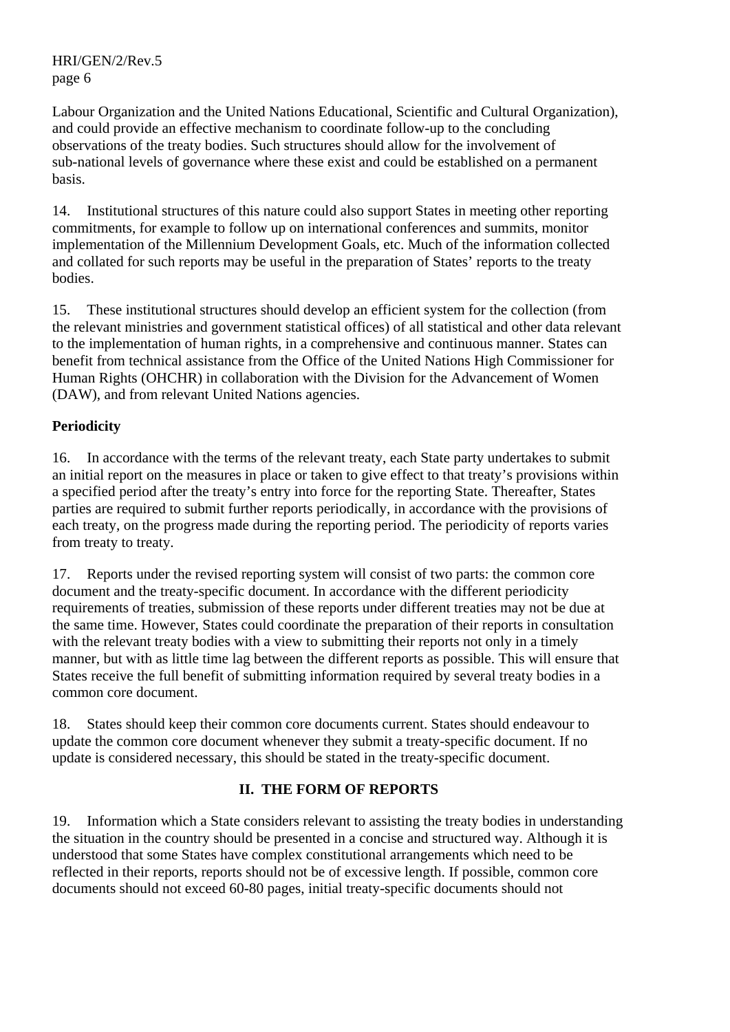Labour Organization and the United Nations Educational, Scientific and Cultural Organization), and could provide an effective mechanism to coordinate follow-up to the concluding observations of the treaty bodies. Such structures should allow for the involvement of sub-national levels of governance where these exist and could be established on a permanent basis.

14. Institutional structures of this nature could also support States in meeting other reporting commitments, for example to follow up on international conferences and summits, monitor implementation of the Millennium Development Goals, etc. Much of the information collected and collated for such reports may be useful in the preparation of States' reports to the treaty bodies.

15. These institutional structures should develop an efficient system for the collection (from the relevant ministries and government statistical offices) of all statistical and other data relevant to the implementation of human rights, in a comprehensive and continuous manner. States can benefit from technical assistance from the Office of the United Nations High Commissioner for Human Rights (OHCHR) in collaboration with the Division for the Advancement of Women (DAW), and from relevant United Nations agencies.

**Periodicity**

16. In accordance with the terms of the relevant treaty, each State party undertakes to submit an initial report on the measures in place or taken to give effect to that treaty's provisions within a specified period after the treaty's entry into force for the reporting State. Thereafter, States parties are required to submit further reports periodically, in accordance with the provisions of each treaty, on the progress made during the reporting period. The periodicity of reports varies from treaty to treaty.

17. Reports under the revised reporting system will consist of two parts: the common core document and the treaty-specific document. In accordance with the different periodicity requirements of treaties, submission of these reports under different treaties may not be due at the same time. However, States could coordinate the preparation of their reports in consultation with the relevant treaty bodies with a view to submitting their reports not only in a timely manner, but with as little time lag between the different reports as possible. This will ensure that States receive the full benefit of submitting information required by several treaty bodies in a common core document.

18. States should keep their common core documents current. States should endeavour to update the common core document whenever they submit a treaty-specific document. If no update is considered necessary, this should be stated in the treaty-specific document.

## II. THE FORM OF REPORTS

19. Information which a State considers relevant to assisting the treaty bodies in understanding the situation in the country should be presented in a concise and structured way. Although it is understood that some States have complex constitutional arrangements which need to be reflected in their reports, reports should not be of excessive length. If possible, common core documents should not exceed 60-80 pages, initial treaty-specific documents should not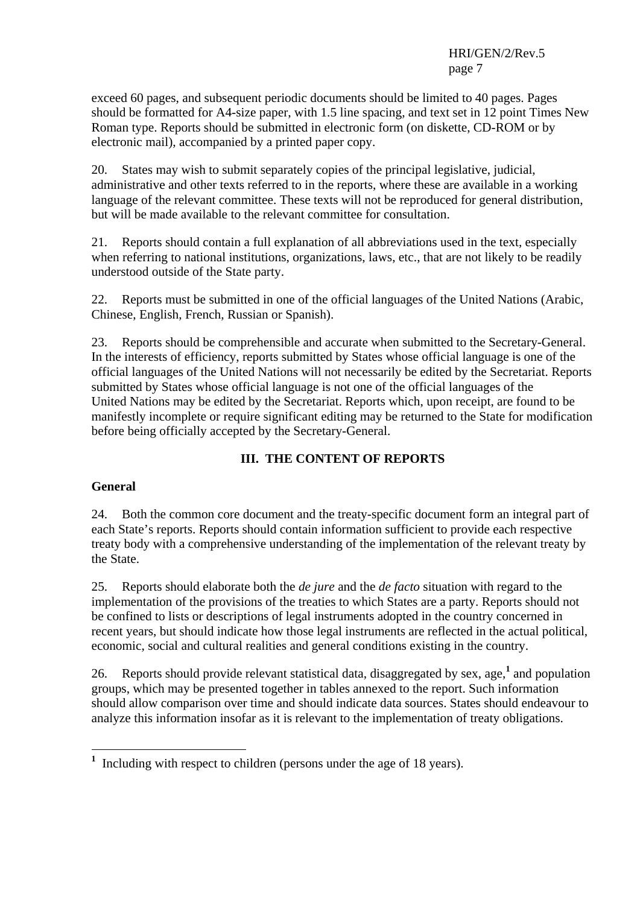exceed 60 pages, and subsequent periodic documents should be limited to 40 pages. Pages should be formatted for A4-size paper, with 1.5 line spacing, and text set in 12 point Times New Roman type. Reports should be submitted in electronic form (on diskette, CD-ROM or by electronic mail), accompanied by a printed paper copy.

20. States may wish to submit separately copies of the principal legislative, judicial, administrative and other texts referred to in the reports, where these are available in a working language of the relevant committee. These texts will not be reproduced for general distribution, but will be made available to the relevant committee for consultation.

21. Reports should contain a full explanation of all abbreviations used in the text, especially when referring to national institutions, organizations, laws, etc., that are not likely to be readily understood outside of the State party.

22. Reports must be submitted in one of the official languages of the United Nations (Arabic, Chinese, English, French, Russian or Spanish).

23. Reports should be comprehensible and accurate when submitted to the Secretary-General. In the interests of efficiency, reports submitted by States whose official language is one of the official languages of the United Nations will not necessarily be edited by the Secretariat. Reports submitted by States whose official language is not one of the official languages of the United Nations may be edited by the Secretariat. Reports which, upon receipt, are found to be manifestly incomplete or require significant editing may be returned to the State for modification before being officially accepted by the Secretary-General.

## III. THE CONTENT OF REPORTS

### General

24. Both the common core document and the treaty-specific document form an integral part of each State's reports. Reports should contain information sufficient to provide each respective treaty body with a comprehensive understanding of the implementation of the relevant treaty by the State.

25. Reports should elaborate both the *de jure* and the *de facto* situation with regard to the implementation of the provisions of the treaties to which States are a party. Reports should not be confined to lists or descriptions of legal instruments adopted in the country concerned in recent years, but should indicate how those legal instruments are reflected in the actual political, economic, social and cultural realities and general conditions existing in the country.

26. Reports should provide relevant statistical data, disaggregated by sex, age,[1] and population groups, which may be presented together in tables annexed to the report. Such information should allow comparison over time and should indicate data sources. States should endeavour to analyze this information insofar as it is relevant to the implementation of treaty obligations.

[1] Including with respect to children (persons under the age of 18 years).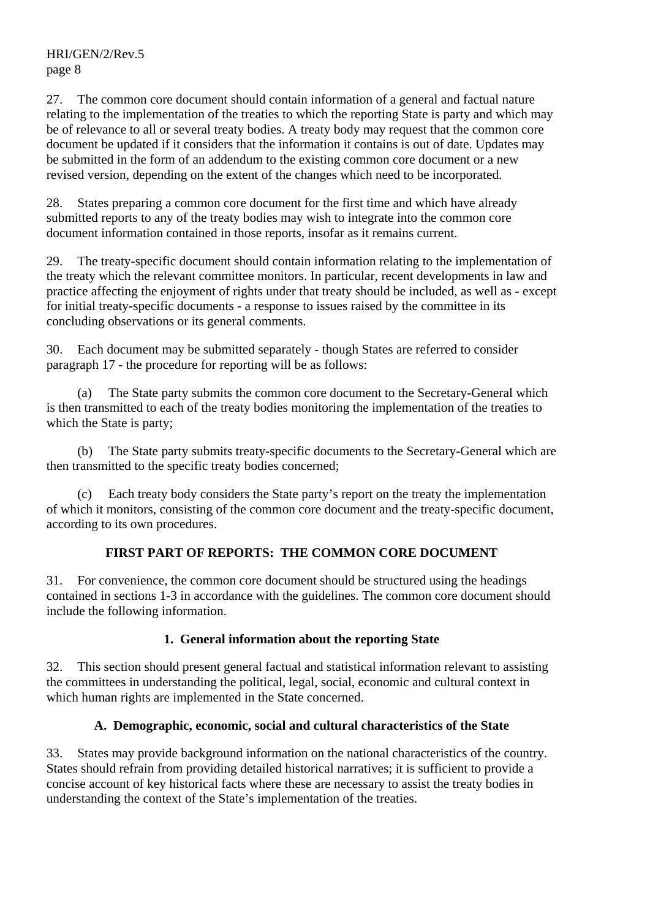27. The common core document should contain information of a general and factual nature relating to the implementation of the treaties to which the reporting State is party and which may be of relevance to all or several treaty bodies. A treaty body may request that the common core document be updated if it considers that the information it contains is out of date. Updates may be submitted in the form of an addendum to the existing common core document or a new revised version, depending on the extent of the changes which need to be incorporated.

28. States preparing a common core document for the first time and which have already submitted reports to any of the treaty bodies may wish to integrate into the common core document information contained in those reports, insofar as it remains current.

29. The treaty-specific document should contain information relating to the implementation of the treaty which the relevant committee monitors. In particular, recent developments in law and practice affecting the enjoyment of rights under that treaty should be included, as well as - except for initial treaty-specific documents - a response to issues raised by the committee in its concluding observations or its general comments.

30. Each document may be submitted separately - though States are referred to consider paragraph 17 - the procedure for reporting will be as follows:

(a) The State party submits the common core document to the Secretary-General which is then transmitted to each of the treaty bodies monitoring the implementation of the treaties to which the State is party;

(b) The State party submits treaty-specific documents to the Secretary-General which are then transmitted to the specific treaty bodies concerned;

(c) Each treaty body considers the State party's report on the treaty the implementation of which it monitors, consisting of the common core document and the treaty-specific document, according to its own procedures.

## FIRST PART OF REPORTS: THE COMMON CORE DOCUMENT

31. For convenience, the common core document should be structured using the headings contained in sections 1-3 in accordance with the guidelines. The common core document should include the following information.

### 1. General information about the reporting State

32. This section should present general factual and statistical information relevant to assisting the committees in understanding the political, legal, social, economic and cultural context in which human rights are implemented in the State concerned.

#### A. Demographic, economic, social and cultural characteristics of the State

33. States may provide background information on the national characteristics of the country. States should refrain from providing detailed historical narratives; it is sufficient to provide a concise account of key historical facts where these are necessary to assist the treaty bodies in understanding the context of the State's implementation of the treaties.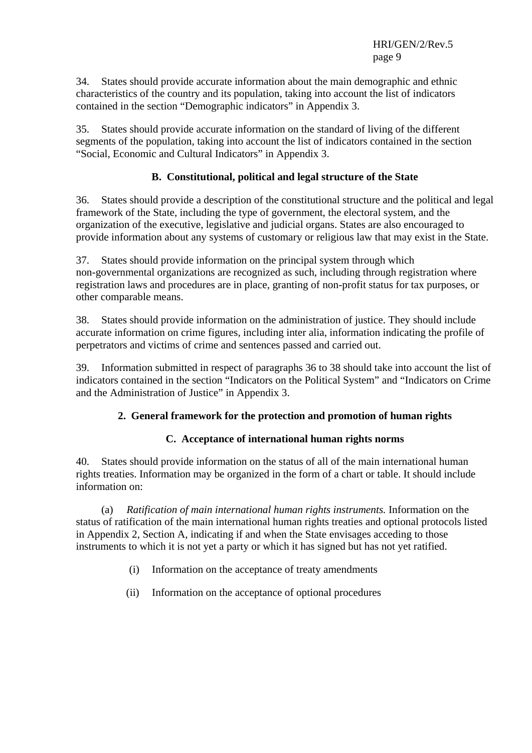34. States should provide accurate information about the main demographic and ethnic characteristics of the country and its population, taking into account the list of indicators contained in the section “Demographic indicators” in Appendix 3.

35. States should provide accurate information on the standard of living of the different segments of the population, taking into account the list of indicators contained in the section “Social, Economic and Cultural Indicators” in Appendix 3.

### B. Constitutional, political and legal structure of the State

36. States should provide a description of the constitutional structure and the political and legal framework of the State, including the type of government, the electoral system, and the organization of the executive, legislative and judicial organs. States are also encouraged to provide information about any systems of customary or religious law that may exist in the State.

37. States should provide information on the principal system through which non-governmental organizations are recognized as such, including through registration where registration laws and procedures are in place, granting of non-profit status for tax purposes, or other comparable means.

38. States should provide information on the administration of justice. They should include accurate information on crime figures, including inter alia, information indicating the profile of perpetrators and victims of crime and sentences passed and carried out.

39. Information submitted in respect of paragraphs 36 to 38 should take into account the list of indicators contained in the section “Indicators on the Political System” and “Indicators on Crime and the Administration of Justice” in Appendix 3.

## 2. General framework for the protection and promotion of human rights

### C. Acceptance of international human rights norms

40. States should provide information on the status of all of the main international human rights treaties. Information may be organized in the form of a chart or table. It should include information on:

(a) *Ratification of main international human rights instruments.* Information on the status of ratification of the main international human rights treaties and optional protocols listed in Appendix 2, Section A, indicating if and when the State envisages acceding to those instruments to which it is not yet a party or which it has signed but has not yet ratified.

(i) Information on the acceptance of treaty amendments

(ii) Information on the acceptance of optional procedures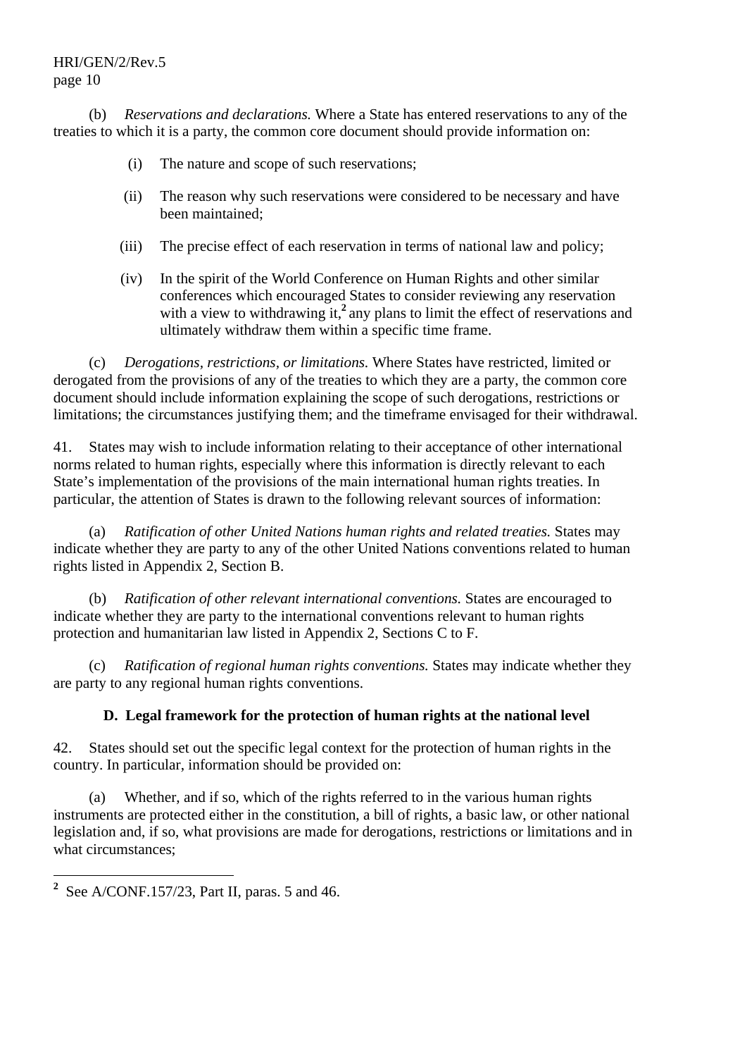(b) *Reservations and declarations.* Where a State has entered reservations to any of the treaties to which it is a party, the common core document should provide information on:

(i) The nature and scope of such reservations;

(ii) The reason why such reservations were considered to be necessary and have been maintained;

(iii) The precise effect of each reservation in terms of national law and policy;

(iv) In the spirit of the World Conference on Human Rights and other similar conferences which encouraged States to consider reviewing any reservation with a view to withdrawing it,[2] any plans to limit the effect of reservations and ultimately withdraw them within a specific time frame.

(c) *Derogations, restrictions, or limitations.* Where States have restricted, limited or derogated from the provisions of any of the treaties to which they are a party, the common core document should include information explaining the scope of such derogations, restrictions or limitations; the circumstances justifying them; and the timeframe envisaged for their withdrawal.

41. States may wish to include information relating to their acceptance of other international norms related to human rights, especially where this information is directly relevant to each State's implementation of the provisions of the main international human rights treaties. In particular, the attention of States is drawn to the following relevant sources of information:

(a) *Ratification of other United Nations human rights and related treaties.* States may indicate whether they are party to any of the other United Nations conventions related to human rights listed in Appendix 2, Section B.

(b) *Ratification of other relevant international conventions.* States are encouraged to indicate whether they are party to the international conventions relevant to human rights protection and humanitarian law listed in Appendix 2, Sections C to F.

(c) *Ratification of regional human rights conventions.* States may indicate whether they are party to any regional human rights conventions.

### D. Legal framework for the protection of human rights at the national level

42. States should set out the specific legal context for the protection of human rights in the country. In particular, information should be provided on:

(a) Whether, and if so, which of the rights referred to in the various human rights instruments are protected either in the constitution, a bill of rights, a basic law, or other national legislation and, if so, what provisions are made for derogations, restrictions or limitations and in what circumstances;

---

[2] See A/CONF.157/23, Part II, paras. 5 and 46.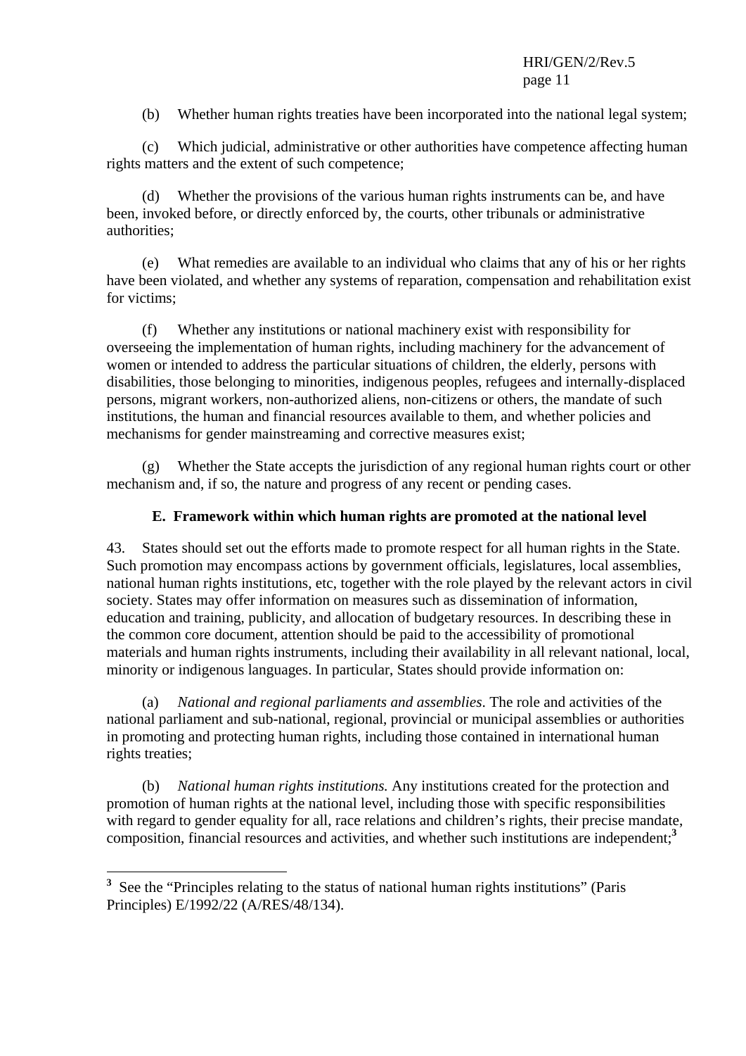(b) Whether human rights treaties have been incorporated into the national legal system;

(c) Which judicial, administrative or other authorities have competence affecting human rights matters and the extent of such competence;

(d) Whether the provisions of the various human rights instruments can be, and have been, invoked before, or directly enforced by, the courts, other tribunals or administrative authorities;

(e) What remedies are available to an individual who claims that any of his or her rights have been violated, and whether any systems of reparation, compensation and rehabilitation exist for victims;

(f) Whether any institutions or national machinery exist with responsibility for overseeing the implementation of human rights, including machinery for the advancement of women or intended to address the particular situations of children, the elderly, persons with disabilities, those belonging to minorities, indigenous peoples, refugees and internally-displaced persons, migrant workers, non-authorized aliens, non-citizens or others, the mandate of such institutions, the human and financial resources available to them, and whether policies and mechanisms for gender mainstreaming and corrective measures exist;

(g) Whether the State accepts the jurisdiction of any regional human rights court or other mechanism and, if so, the nature and progress of any recent or pending cases.

### E. Framework within which human rights are promoted at the national level

43. States should set out the efforts made to promote respect for all human rights in the State. Such promotion may encompass actions by government officials, legislatures, local assemblies, national human rights institutions, etc, together with the role played by the relevant actors in civil society. States may offer information on measures such as dissemination of information, education and training, publicity, and allocation of budgetary resources. In describing these in the common core document, attention should be paid to the accessibility of promotional materials and human rights instruments, including their availability in all relevant national, local, minority or indigenous languages. In particular, States should provide information on:

(a) *National and regional parliaments and assemblies*. The role and activities of the national parliament and sub-national, regional, provincial or municipal assemblies or authorities in promoting and protecting human rights, including those contained in international human rights treaties;

(b) *National human rights institutions.* Any institutions created for the protection and promotion of human rights at the national level, including those with specific responsibilities with regard to gender equality for all, race relations and children's rights, their precise mandate, composition, financial resources and activities, and whether such institutions are independent;[3]

---

[3] See the "Principles relating to the status of national human rights institutions" (Paris Principles) E/1992/22 (A/RES/48/134).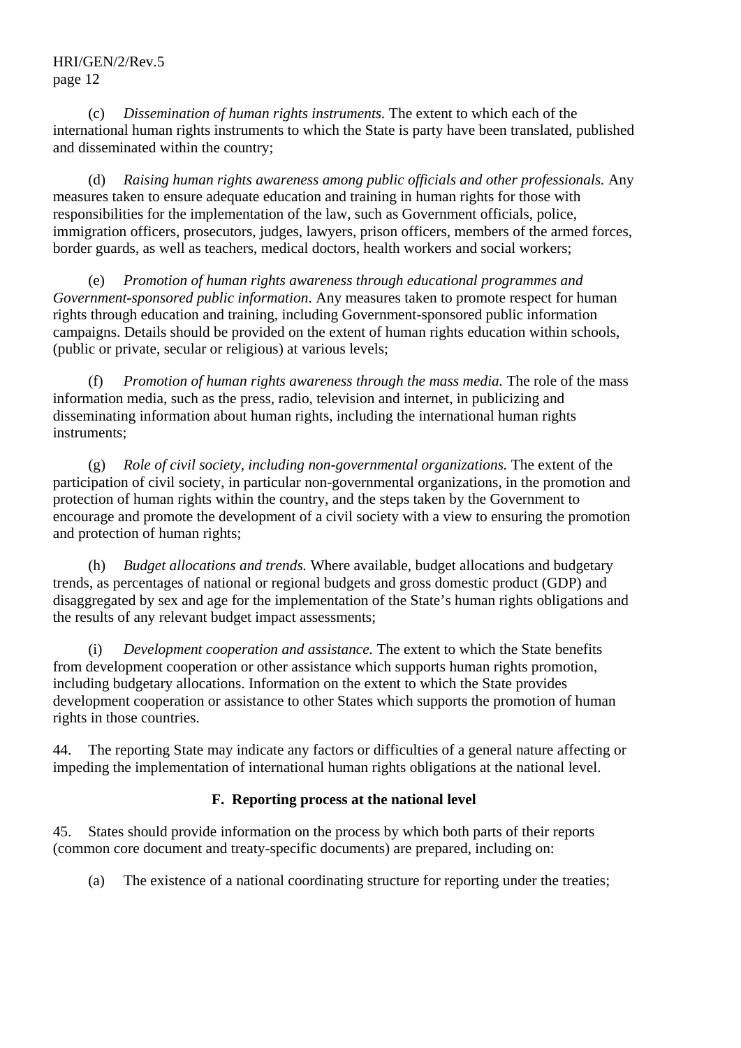(c) *Dissemination of human rights instruments.* The extent to which each of the international human rights instruments to which the State is party have been translated, published and disseminated within the country;

(d) *Raising human rights awareness among public officials and other professionals.* Any measures taken to ensure adequate education and training in human rights for those with responsibilities for the implementation of the law, such as Government officials, police, immigration officers, prosecutors, judges, lawyers, prison officers, members of the armed forces, border guards, as well as teachers, medical doctors, health workers and social workers;

(e) *Promotion of human rights awareness through educational programmes and Government-sponsored public information*. Any measures taken to promote respect for human rights through education and training, including Government-sponsored public information campaigns. Details should be provided on the extent of human rights education within schools, (public or private, secular or religious) at various levels;

(f) *Promotion of human rights awareness through the mass media.* The role of the mass information media, such as the press, radio, television and internet, in publicizing and disseminating information about human rights, including the international human rights instruments;

(g) *Role of civil society, including non-governmental organizations.* The extent of the participation of civil society, in particular non-governmental organizations, in the promotion and protection of human rights within the country, and the steps taken by the Government to encourage and promote the development of a civil society with a view to ensuring the promotion and protection of human rights;

(h) *Budget allocations and trends.* Where available, budget allocations and budgetary trends, as percentages of national or regional budgets and gross domestic product (GDP) and disaggregated by sex and age for the implementation of the State's human rights obligations and the results of any relevant budget impact assessments;

(i) *Development cooperation and assistance.* The extent to which the State benefits from development cooperation or other assistance which supports human rights promotion, including budgetary allocations. Information on the extent to which the State provides development cooperation or assistance to other States which supports the promotion of human rights in those countries.

44. The reporting State may indicate any factors or difficulties of a general nature affecting or impeding the implementation of international human rights obligations at the national level.

### F. Reporting process at the national level

45. States should provide information on the process by which both parts of their reports (common core document and treaty-specific documents) are prepared, including on:

(a) The existence of a national coordinating structure for reporting under the treaties;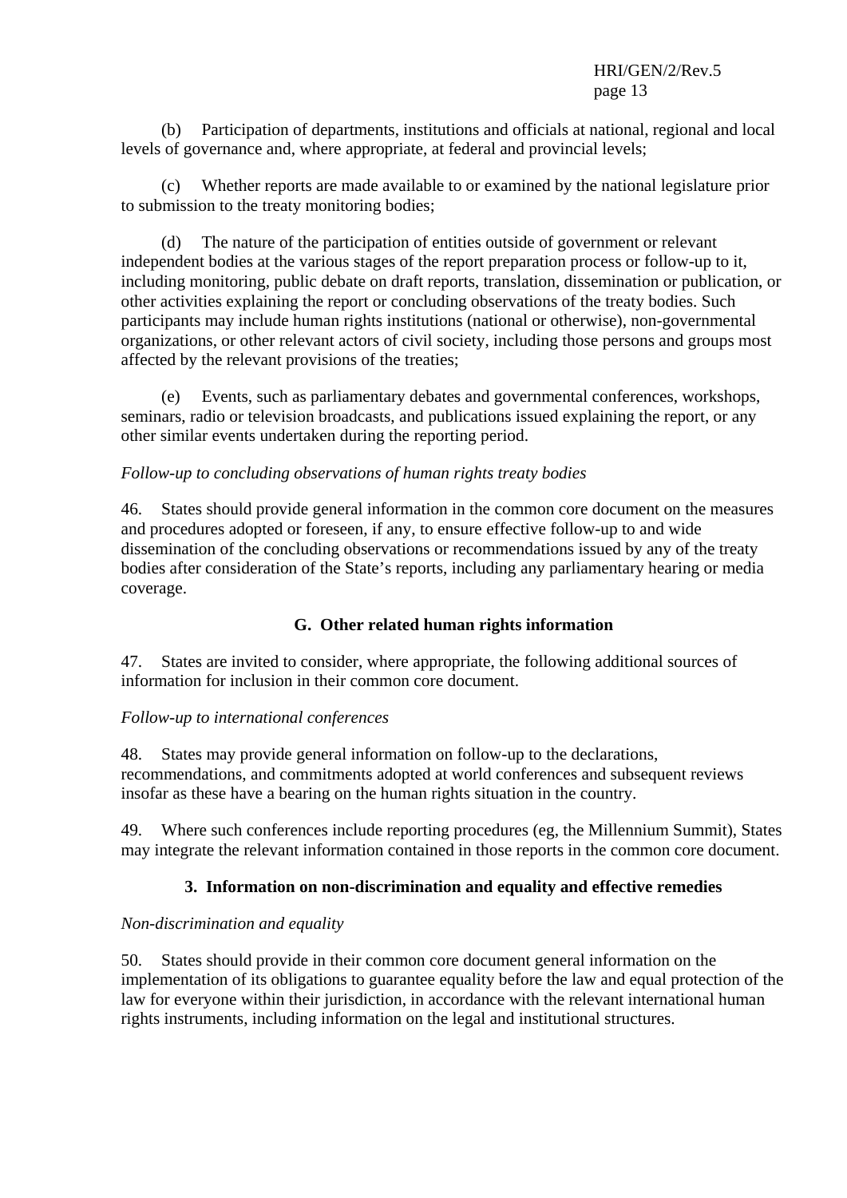(b) Participation of departments, institutions and officials at national, regional and local levels of governance and, where appropriate, at federal and provincial levels;

(c) Whether reports are made available to or examined by the national legislature prior to submission to the treaty monitoring bodies;

(d) The nature of the participation of entities outside of government or relevant independent bodies at the various stages of the report preparation process or follow-up to it, including monitoring, public debate on draft reports, translation, dissemination or publication, or other activities explaining the report or concluding observations of the treaty bodies. Such participants may include human rights institutions (national or otherwise), non-governmental organizations, or other relevant actors of civil society, including those persons and groups most affected by the relevant provisions of the treaties;

(e) Events, such as parliamentary debates and governmental conferences, workshops, seminars, radio or television broadcasts, and publications issued explaining the report, or any other similar events undertaken during the reporting period.

*Follow-up to concluding observations of human rights treaty bodies*

46. States should provide general information in the common core document on the measures and procedures adopted or foreseen, if any, to ensure effective follow-up to and wide dissemination of the concluding observations or recommendations issued by any of the treaty bodies after consideration of the State's reports, including any parliamentary hearing or media coverage.

## G. Other related human rights information

47. States are invited to consider, where appropriate, the following additional sources of information for inclusion in their common core document.

*Follow-up to international conferences*

48. States may provide general information on follow-up to the declarations, recommendations, and commitments adopted at world conferences and subsequent reviews insofar as these have a bearing on the human rights situation in the country.

49. Where such conferences include reporting procedures (eg, the Millennium Summit), States may integrate the relevant information contained in those reports in the common core document.

## 3. Information on non-discrimination and equality and effective remedies

*Non-discrimination and equality*

50. States should provide in their common core document general information on the implementation of its obligations to guarantee equality before the law and equal protection of the law for everyone within their jurisdiction, in accordance with the relevant international human rights instruments, including information on the legal and institutional structures.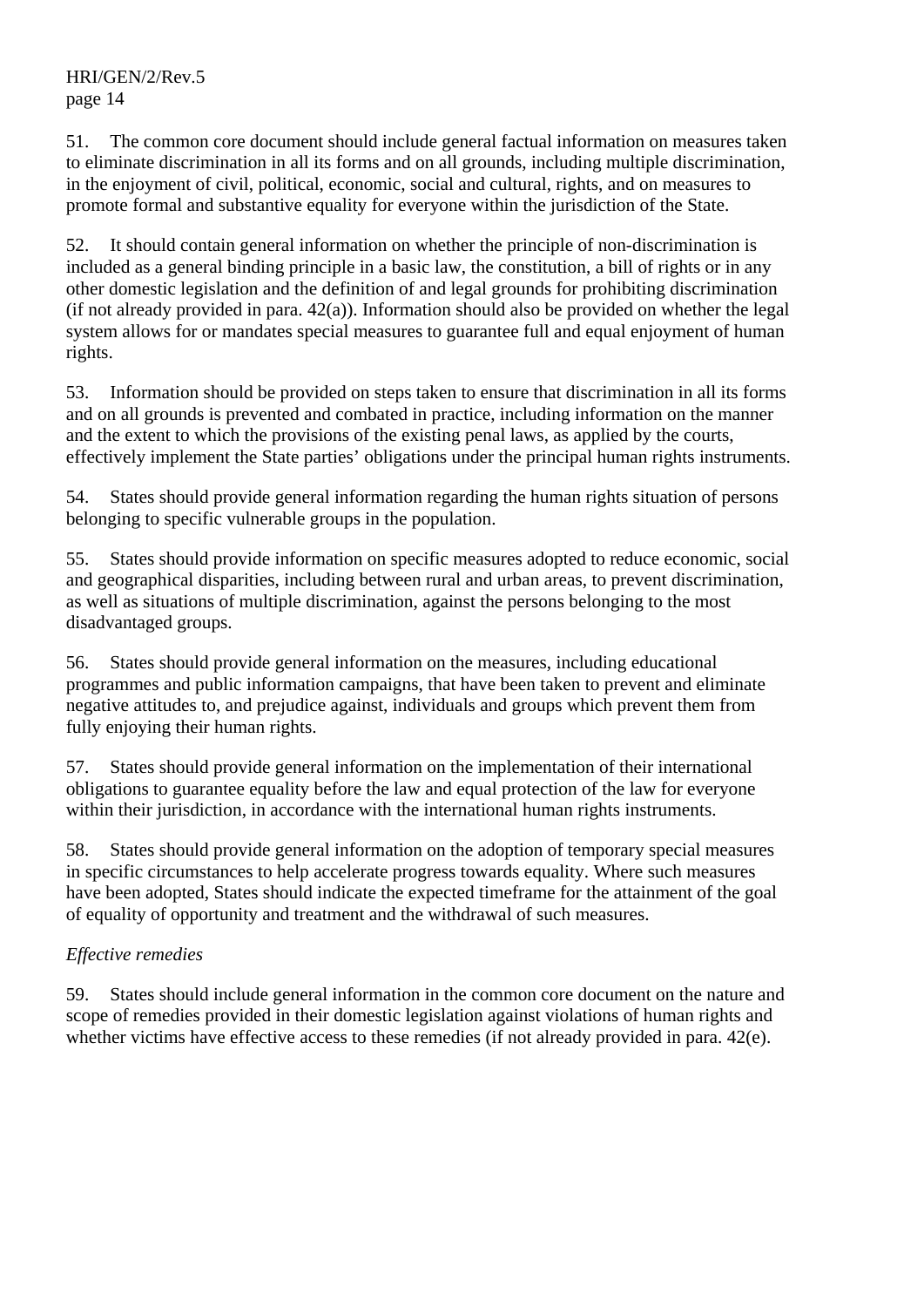51. The common core document should include general factual information on measures taken to eliminate discrimination in all its forms and on all grounds, including multiple discrimination, in the enjoyment of civil, political, economic, social and cultural, rights, and on measures to promote formal and substantive equality for everyone within the jurisdiction of the State.

52. It should contain general information on whether the principle of non-discrimination is included as a general binding principle in a basic law, the constitution, a bill of rights or in any other domestic legislation and the definition of and legal grounds for prohibiting discrimination (if not already provided in para. 42(a)). Information should also be provided on whether the legal system allows for or mandates special measures to guarantee full and equal enjoyment of human rights.

53. Information should be provided on steps taken to ensure that discrimination in all its forms and on all grounds is prevented and combated in practice, including information on the manner and the extent to which the provisions of the existing penal laws, as applied by the courts, effectively implement the State parties' obligations under the principal human rights instruments.

54. States should provide general information regarding the human rights situation of persons belonging to specific vulnerable groups in the population.

55. States should provide information on specific measures adopted to reduce economic, social and geographical disparities, including between rural and urban areas, to prevent discrimination, as well as situations of multiple discrimination, against the persons belonging to the most disadvantaged groups.

56. States should provide general information on the measures, including educational programmes and public information campaigns, that have been taken to prevent and eliminate negative attitudes to, and prejudice against, individuals and groups which prevent them from fully enjoying their human rights.

57. States should provide general information on the implementation of their international obligations to guarantee equality before the law and equal protection of the law for everyone within their jurisdiction, in accordance with the international human rights instruments.

58. States should provide general information on the adoption of temporary special measures in specific circumstances to help accelerate progress towards equality. Where such measures have been adopted, States should indicate the expected timeframe for the attainment of the goal of equality of opportunity and treatment and the withdrawal of such measures.

*Effective remedies*

59. States should include general information in the common core document on the nature and scope of remedies provided in their domestic legislation against violations of human rights and whether victims have effective access to these remedies (if not already provided in para. 42(e).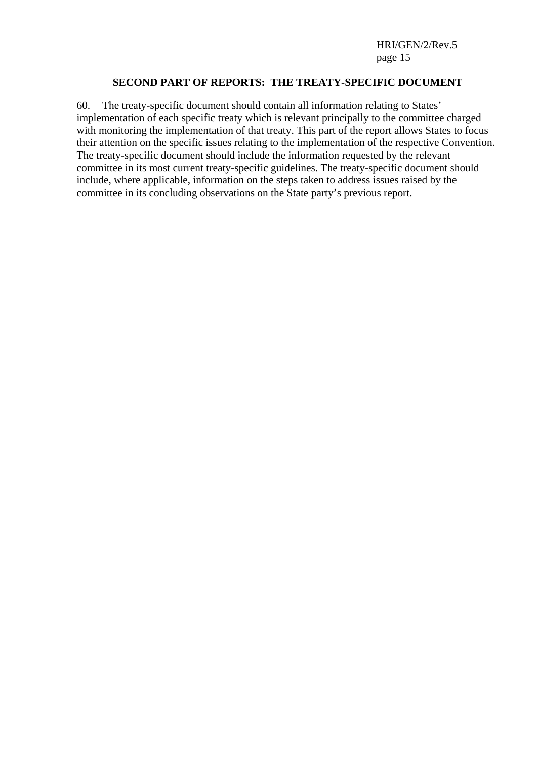## SECOND PART OF REPORTS: THE TREATY-SPECIFIC DOCUMENT

60. The treaty-specific document should contain all information relating to States' implementation of each specific treaty which is relevant principally to the committee charged with monitoring the implementation of that treaty. This part of the report allows States to focus their attention on the specific issues relating to the implementation of the respective Convention. The treaty-specific document should include the information requested by the relevant committee in its most current treaty-specific guidelines. The treaty-specific document should include, where applicable, information on the steps taken to address issues raised by the committee in its concluding observations on the State party's previous report.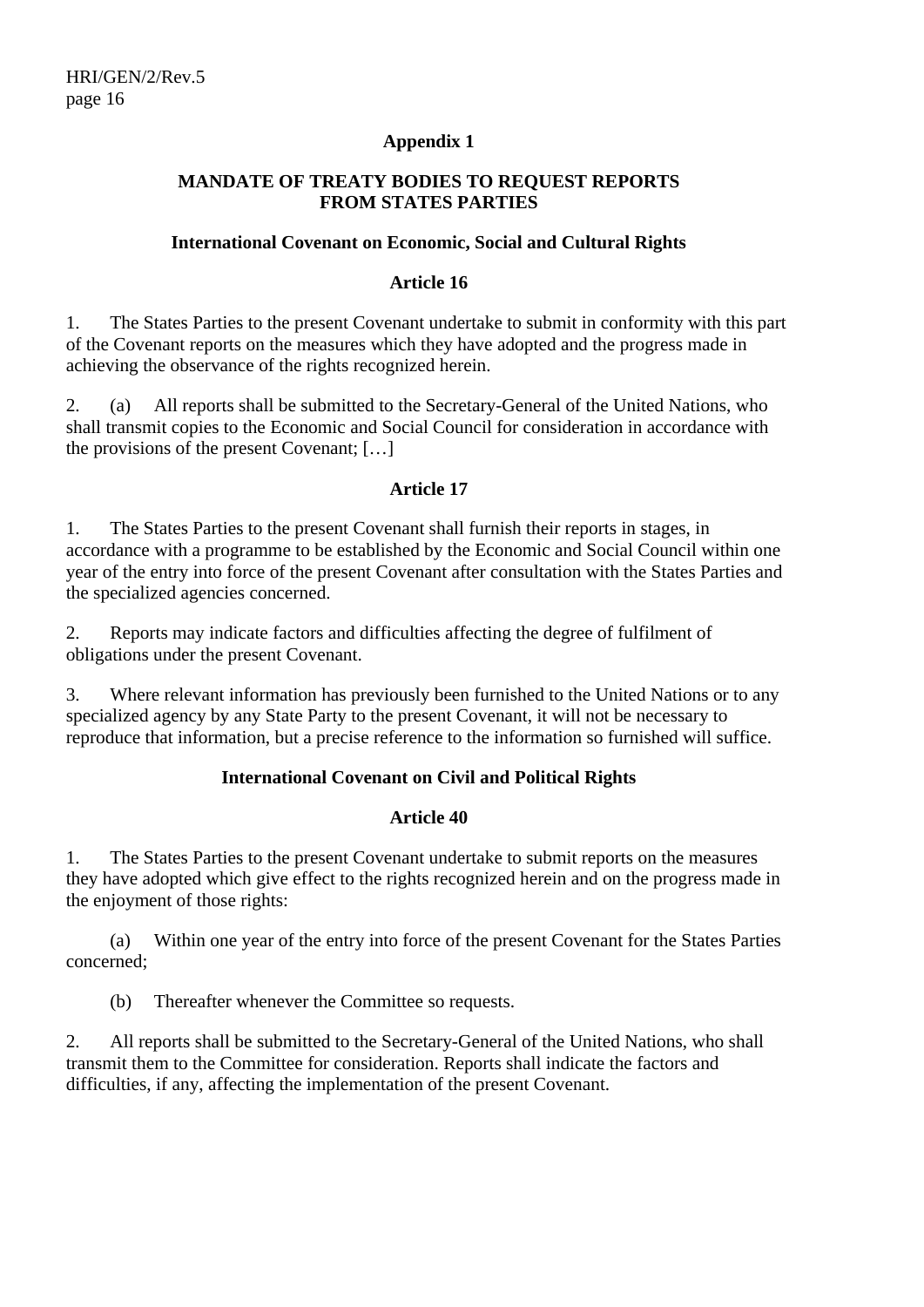## Appendix 1

## MANDATE OF TREATY BODIES TO REQUEST REPORTS FROM STATES PARTIES

### International Covenant on Economic, Social and Cultural Rights

#### Article 16

1. The States Parties to the present Covenant undertake to submit in conformity with this part of the Covenant reports on the measures which they have adopted and the progress made in achieving the observance of the rights recognized herein.

2. (a) All reports shall be submitted to the Secretary-General of the United Nations, who shall transmit copies to the Economic and Social Council for consideration in accordance with the provisions of the present Covenant; […]

#### Article 17

1. The States Parties to the present Covenant shall furnish their reports in stages, in accordance with a programme to be established by the Economic and Social Council within one year of the entry into force of the present Covenant after consultation with the States Parties and the specialized agencies concerned.

2. Reports may indicate factors and difficulties affecting the degree of fulfilment of obligations under the present Covenant.

3. Where relevant information has previously been furnished to the United Nations or to any specialized agency by any State Party to the present Covenant, it will not be necessary to reproduce that information, but a precise reference to the information so furnished will suffice.

### International Covenant on Civil and Political Rights

#### Article 40

1. The States Parties to the present Covenant undertake to submit reports on the measures they have adopted which give effect to the rights recognized herein and on the progress made in the enjoyment of those rights:

   (a) Within one year of the entry into force of the present Covenant for the States Parties concerned;

   (b) Thereafter whenever the Committee so requests.

2. All reports shall be submitted to the Secretary-General of the United Nations, who shall transmit them to the Committee for consideration. Reports shall indicate the factors and difficulties, if any, affecting the implementation of the present Covenant.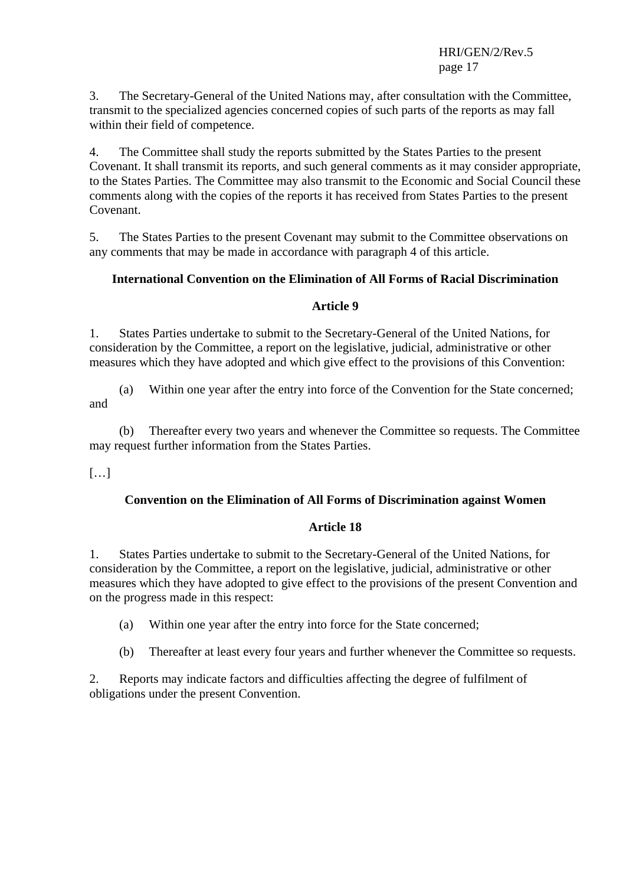3. The Secretary-General of the United Nations may, after consultation with the Committee, transmit to the specialized agencies concerned copies of such parts of the reports as may fall within their field of competence.

4. The Committee shall study the reports submitted by the States Parties to the present Covenant. It shall transmit its reports, and such general comments as it may consider appropriate, to the States Parties. The Committee may also transmit to the Economic and Social Council these comments along with the copies of the reports it has received from States Parties to the present Covenant.

5. The States Parties to the present Covenant may submit to the Committee observations on any comments that may be made in accordance with paragraph 4 of this article.

**International Convention on the Elimination of All Forms of Racial Discrimination**

**Article 9**

1. States Parties undertake to submit to the Secretary-General of the United Nations, for consideration by the Committee, a report on the legislative, judicial, administrative or other measures which they have adopted and which give effect to the provisions of this Convention:

(a) Within one year after the entry into force of the Convention for the State concerned; and

(b) Thereafter every two years and whenever the Committee so requests. The Committee may request further information from the States Parties.

[…]

**Convention on the Elimination of All Forms of Discrimination against Women**

**Article 18**

1. States Parties undertake to submit to the Secretary-General of the United Nations, for consideration by the Committee, a report on the legislative, judicial, administrative or other measures which they have adopted to give effect to the provisions of the present Convention and on the progress made in this respect:

(a) Within one year after the entry into force for the State concerned;

(b) Thereafter at least every four years and further whenever the Committee so requests.

2. Reports may indicate factors and difficulties affecting the degree of fulfilment of obligations under the present Convention.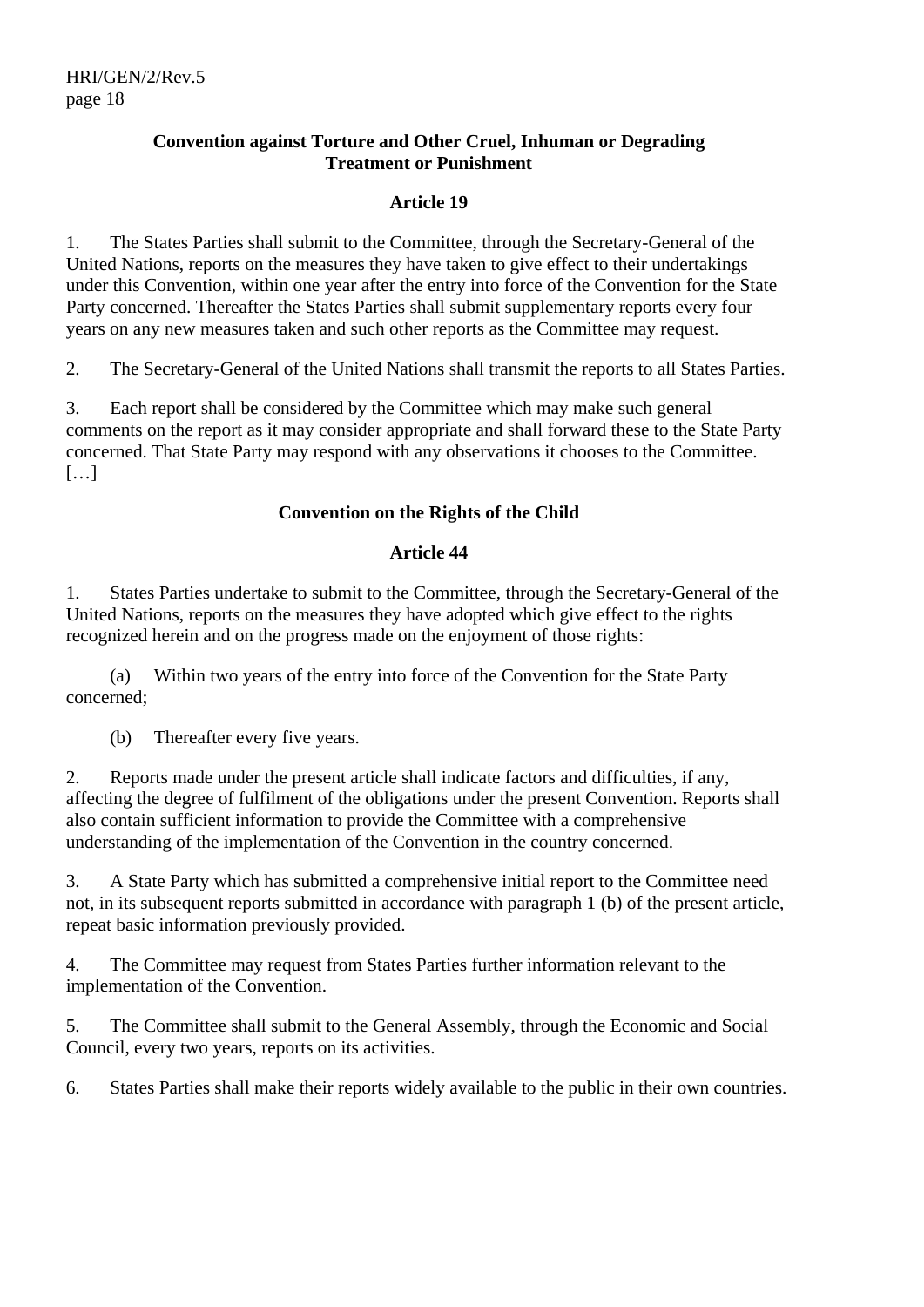**Convention against Torture and Other Cruel, Inhuman or Degrading Treatment or Punishment**

**Article 19**

1. The States Parties shall submit to the Committee, through the Secretary-General of the United Nations, reports on the measures they have taken to give effect to their undertakings under this Convention, within one year after the entry into force of the Convention for the State Party concerned. Thereafter the States Parties shall submit supplementary reports every four years on any new measures taken and such other reports as the Committee may request.

2. The Secretary-General of the United Nations shall transmit the reports to all States Parties.

3. Each report shall be considered by the Committee which may make such general comments on the report as it may consider appropriate and shall forward these to the State Party concerned. That State Party may respond with any observations it chooses to the Committee. […]

**Convention on the Rights of the Child**

**Article 44**

1. States Parties undertake to submit to the Committee, through the Secretary-General of the United Nations, reports on the measures they have adopted which give effect to the rights recognized herein and on the progress made on the enjoyment of those rights:

(a) Within two years of the entry into force of the Convention for the State Party concerned;

(b) Thereafter every five years.

2. Reports made under the present article shall indicate factors and difficulties, if any, affecting the degree of fulfilment of the obligations under the present Convention. Reports shall also contain sufficient information to provide the Committee with a comprehensive understanding of the implementation of the Convention in the country concerned.

3. A State Party which has submitted a comprehensive initial report to the Committee need not, in its subsequent reports submitted in accordance with paragraph 1 (b) of the present article, repeat basic information previously provided.

4. The Committee may request from States Parties further information relevant to the implementation of the Convention.

5. The Committee shall submit to the General Assembly, through the Economic and Social Council, every two years, reports on its activities.

6. States Parties shall make their reports widely available to the public in their own countries.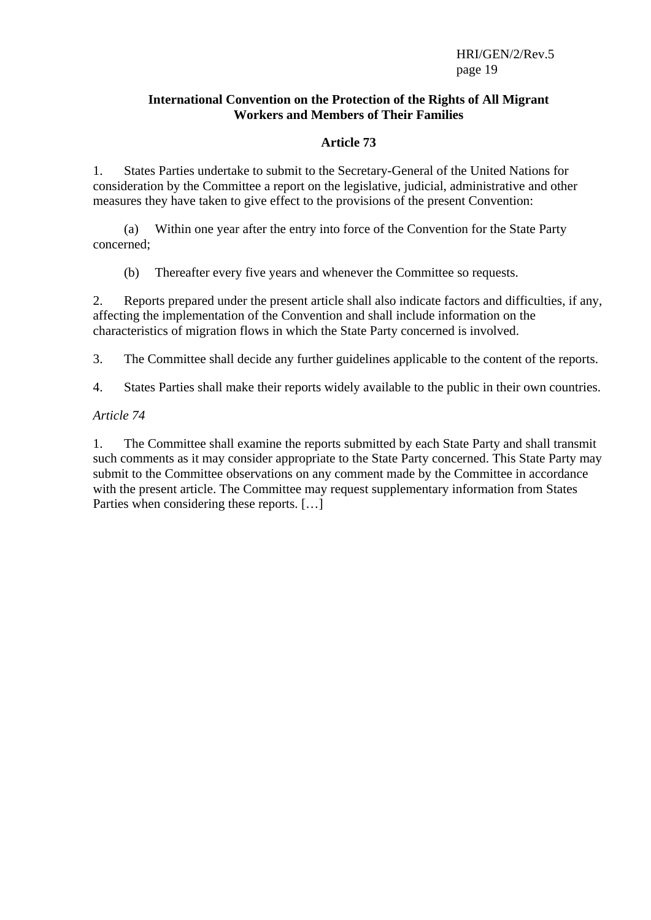**International Convention on the Protection of the Rights of All Migrant Workers and Members of Their Families**

**Article 73**

1. States Parties undertake to submit to the Secretary-General of the United Nations for consideration by the Committee a report on the legislative, judicial, administrative and other measures they have taken to give effect to the provisions of the present Convention:

(a) Within one year after the entry into force of the Convention for the State Party concerned;

(b) Thereafter every five years and whenever the Committee so requests.

2. Reports prepared under the present article shall also indicate factors and difficulties, if any, affecting the implementation of the Convention and shall include information on the characteristics of migration flows in which the State Party concerned is involved.

3. The Committee shall decide any further guidelines applicable to the content of the reports.

4. States Parties shall make their reports widely available to the public in their own countries.

*Article 74*

1. The Committee shall examine the reports submitted by each State Party and shall transmit such comments as it may consider appropriate to the State Party concerned. This State Party may submit to the Committee observations on any comment made by the Committee in accordance with the present article. The Committee may request supplementary information from States Parties when considering these reports. […]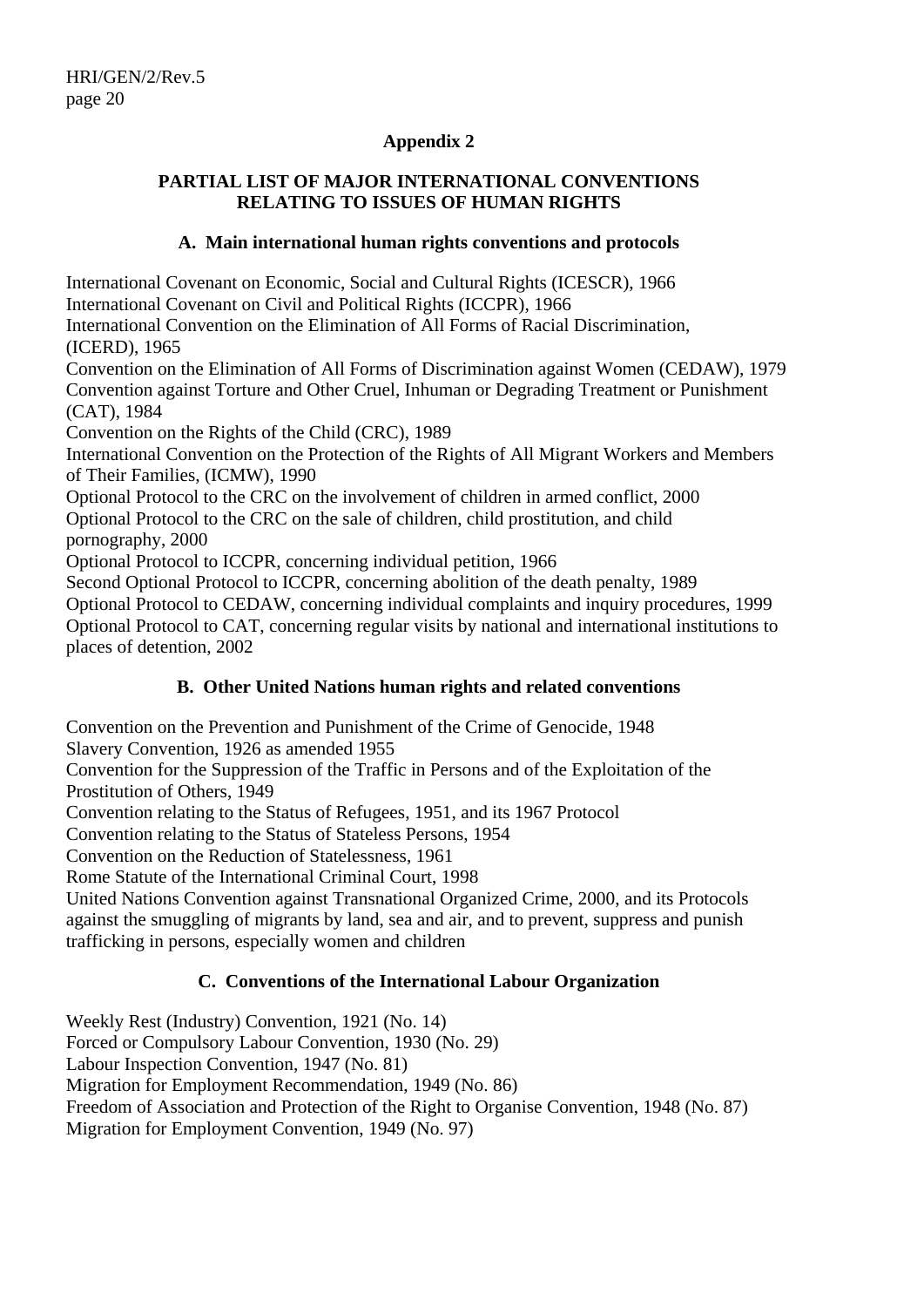## Appendix 2

## PARTIAL LIST OF MAJOR INTERNATIONAL CONVENTIONS RELATING TO ISSUES OF HUMAN RIGHTS

### A. Main international human rights conventions and protocols

International Covenant on Economic, Social and Cultural Rights (ICESCR), 1966
International Covenant on Civil and Political Rights (ICCPR), 1966
International Convention on the Elimination of All Forms of Racial Discrimination, (ICERD), 1965
Convention on the Elimination of All Forms of Discrimination against Women (CEDAW), 1979
Convention against Torture and Other Cruel, Inhuman or Degrading Treatment or Punishment (CAT), 1984
Convention on the Rights of the Child (CRC), 1989
International Convention on the Protection of the Rights of All Migrant Workers and Members of Their Families, (ICMW), 1990
Optional Protocol to the CRC on the involvement of children in armed conflict, 2000
Optional Protocol to the CRC on the sale of children, child prostitution, and child pornography, 2000
Optional Protocol to ICCPR, concerning individual petition, 1966
Second Optional Protocol to ICCPR, concerning abolition of the death penalty, 1989
Optional Protocol to CEDAW, concerning individual complaints and inquiry procedures, 1999
Optional Protocol to CAT, concerning regular visits by national and international institutions to places of detention, 2002

### B. Other United Nations human rights and related conventions

Convention on the Prevention and Punishment of the Crime of Genocide, 1948
Slavery Convention, 1926 as amended 1955
Convention for the Suppression of the Traffic in Persons and of the Exploitation of the Prostitution of Others, 1949
Convention relating to the Status of Refugees, 1951, and its 1967 Protocol
Convention relating to the Status of Stateless Persons, 1954
Convention on the Reduction of Statelessness, 1961
Rome Statute of the International Criminal Court, 1998
United Nations Convention against Transnational Organized Crime, 2000, and its Protocols against the smuggling of migrants by land, sea and air, and to prevent, suppress and punish trafficking in persons, especially women and children

### C. Conventions of the International Labour Organization

Weekly Rest (Industry) Convention, 1921 (No. 14)
Forced or Compulsory Labour Convention, 1930 (No. 29)
Labour Inspection Convention, 1947 (No. 81)
Migration for Employment Recommendation, 1949 (No. 86)
Freedom of Association and Protection of the Right to Organise Convention, 1948 (No. 87)
Migration for Employment Convention, 1949 (No. 97)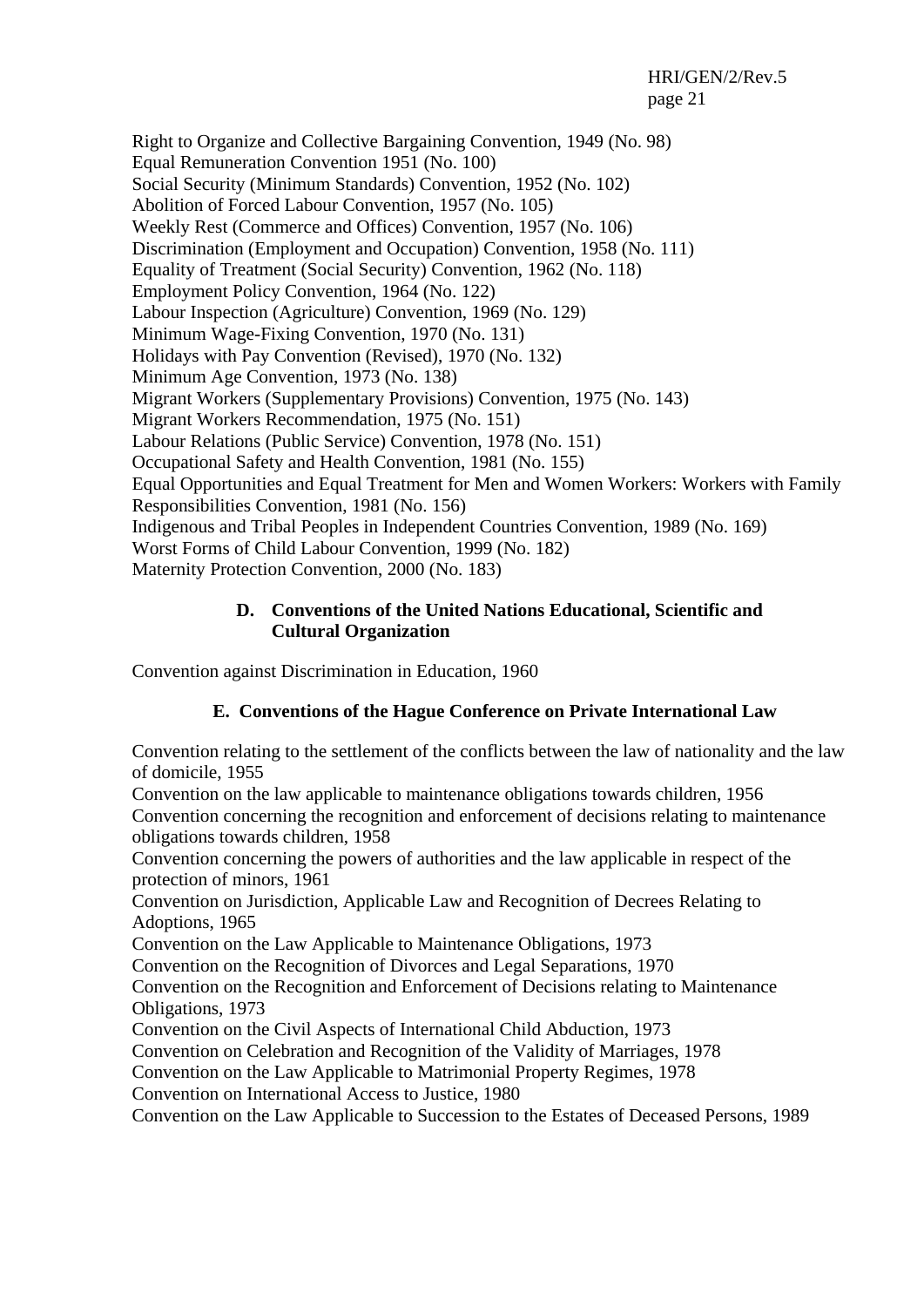Right to Organize and Collective Bargaining Convention, 1949 (No. 98)
Equal Remuneration Convention 1951 (No. 100)
Social Security (Minimum Standards) Convention, 1952 (No. 102)
Abolition of Forced Labour Convention, 1957 (No. 105)
Weekly Rest (Commerce and Offices) Convention, 1957 (No. 106)
Discrimination (Employment and Occupation) Convention, 1958 (No. 111)
Equality of Treatment (Social Security) Convention, 1962 (No. 118)
Employment Policy Convention, 1964 (No. 122)
Labour Inspection (Agriculture) Convention, 1969 (No. 129)
Minimum Wage-Fixing Convention, 1970 (No. 131)
Holidays with Pay Convention (Revised), 1970 (No. 132)
Minimum Age Convention, 1973 (No. 138)
Migrant Workers (Supplementary Provisions) Convention, 1975 (No. 143)
Migrant Workers Recommendation, 1975 (No. 151)
Labour Relations (Public Service) Convention, 1978 (No. 151)
Occupational Safety and Health Convention, 1981 (No. 155)
Equal Opportunities and Equal Treatment for Men and Women Workers: Workers with Family Responsibilities Convention, 1981 (No. 156)
Indigenous and Tribal Peoples in Independent Countries Convention, 1989 (No. 169)
Worst Forms of Child Labour Convention, 1999 (No. 182)
Maternity Protection Convention, 2000 (No. 183)

### D. Conventions of the United Nations Educational, Scientific and Cultural Organization

Convention against Discrimination in Education, 1960

### E. Conventions of the Hague Conference on Private International Law

Convention relating to the settlement of the conflicts between the law of nationality and the law of domicile, 1955
Convention on the law applicable to maintenance obligations towards children, 1956
Convention concerning the recognition and enforcement of decisions relating to maintenance obligations towards children, 1958
Convention concerning the powers of authorities and the law applicable in respect of the protection of minors, 1961
Convention on Jurisdiction, Applicable Law and Recognition of Decrees Relating to Adoptions, 1965
Convention on the Law Applicable to Maintenance Obligations, 1973
Convention on the Recognition of Divorces and Legal Separations, 1970
Convention on the Recognition and Enforcement of Decisions relating to Maintenance Obligations, 1973
Convention on the Civil Aspects of International Child Abduction, 1973
Convention on Celebration and Recognition of the Validity of Marriages, 1978
Convention on the Law Applicable to Matrimonial Property Regimes, 1978
Convention on International Access to Justice, 1980
Convention on the Law Applicable to Succession to the Estates of Deceased Persons, 1989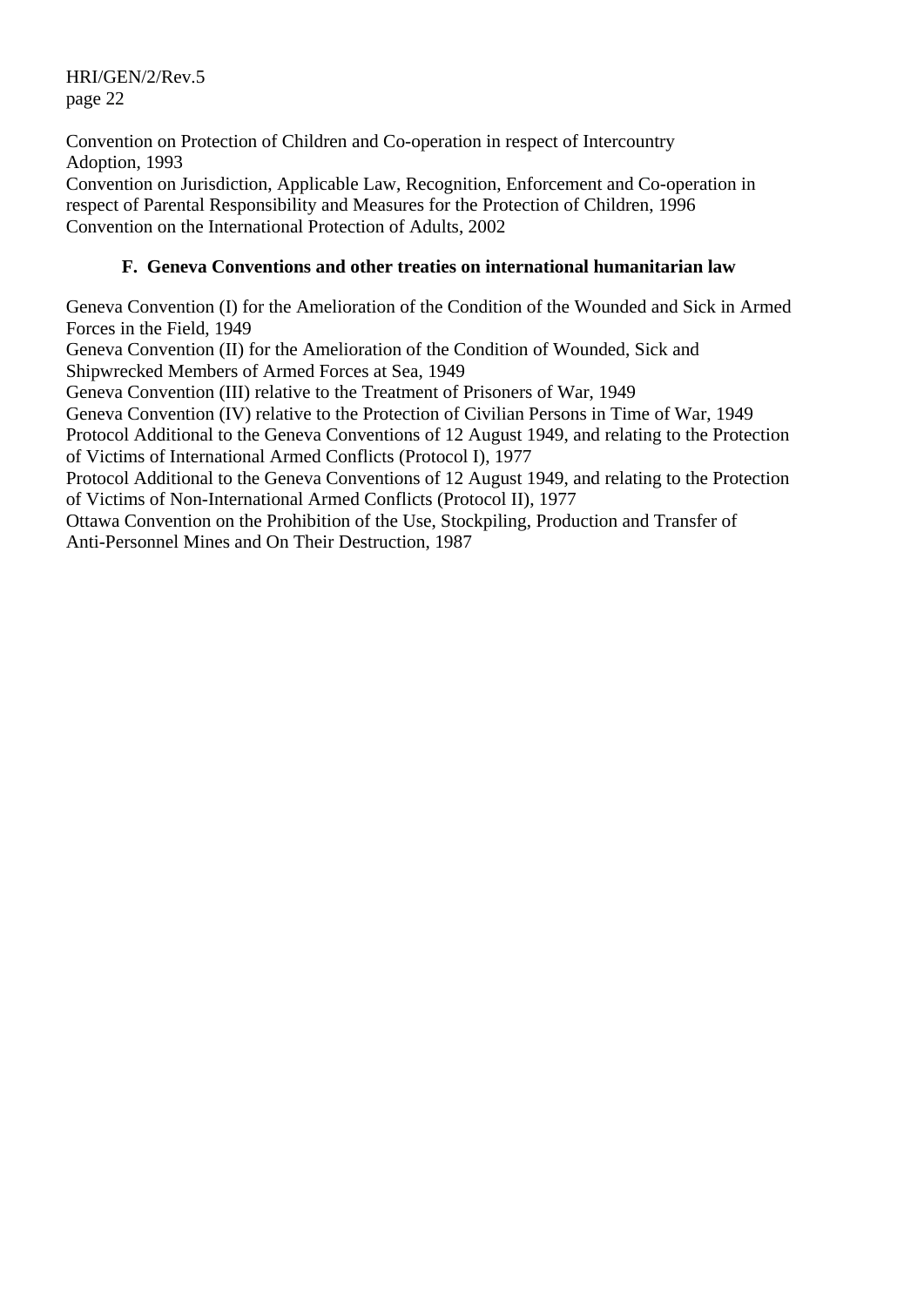Convention on Protection of Children and Co-operation in respect of Intercountry Adoption, 1993

Convention on Jurisdiction, Applicable Law, Recognition, Enforcement and Co-operation in respect of Parental Responsibility and Measures for the Protection of Children, 1996

Convention on the International Protection of Adults, 2002

### F. Geneva Conventions and other treaties on international humanitarian law

Geneva Convention (I) for the Amelioration of the Condition of the Wounded and Sick in Armed Forces in the Field, 1949

Geneva Convention (II) for the Amelioration of the Condition of Wounded, Sick and Shipwrecked Members of Armed Forces at Sea, 1949

Geneva Convention (III) relative to the Treatment of Prisoners of War, 1949

Geneva Convention (IV) relative to the Protection of Civilian Persons in Time of War, 1949

Protocol Additional to the Geneva Conventions of 12 August 1949, and relating to the Protection of Victims of International Armed Conflicts (Protocol I), 1977

Protocol Additional to the Geneva Conventions of 12 August 1949, and relating to the Protection of Victims of Non-International Armed Conflicts (Protocol II), 1977

Ottawa Convention on the Prohibition of the Use, Stockpiling, Production and Transfer of Anti-Personnel Mines and On Their Destruction, 1987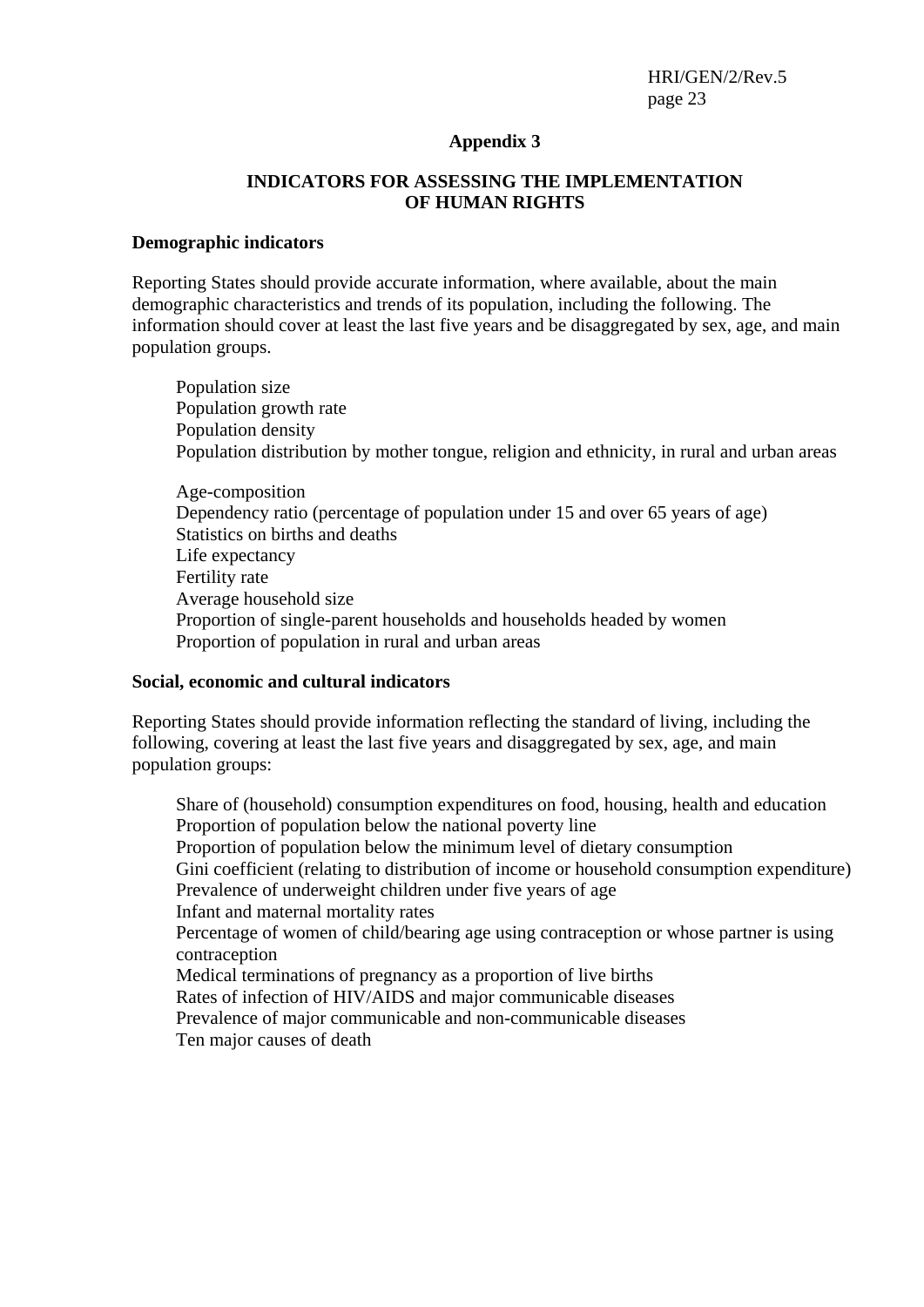## Appendix 3

## INDICATORS FOR ASSESSING THE IMPLEMENTATION OF HUMAN RIGHTS

**Demographic indicators**

Reporting States should provide accurate information, where available, about the main demographic characteristics and trends of its population, including the following. The information should cover at least the last five years and be disaggregated by sex, age, and main population groups.

Population size  
Population growth rate  
Population density  
Population distribution by mother tongue, religion and ethnicity, in rural and urban areas

Age-composition  
Dependency ratio (percentage of population under 15 and over 65 years of age)  
Statistics on births and deaths  
Life expectancy  
Fertility rate  
Average household size  
Proportion of single-parent households and households headed by women  
Proportion of population in rural and urban areas

**Social, economic and cultural indicators**

Reporting States should provide information reflecting the standard of living, including the following, covering at least the last five years and disaggregated by sex, age, and main population groups:

Share of (household) consumption expenditures on food, housing, health and education  
Proportion of population below the national poverty line  
Proportion of population below the minimum level of dietary consumption  
Gini coefficient (relating to distribution of income or household consumption expenditure)  
Prevalence of underweight children under five years of age  
Infant and maternal mortality rates  
Percentage of women of child/bearing age using contraception or whose partner is using contraception  
Medical terminations of pregnancy as a proportion of live births  
Rates of infection of HIV/AIDS and major communicable diseases  
Prevalence of major communicable and non-communicable diseases  
Ten major causes of death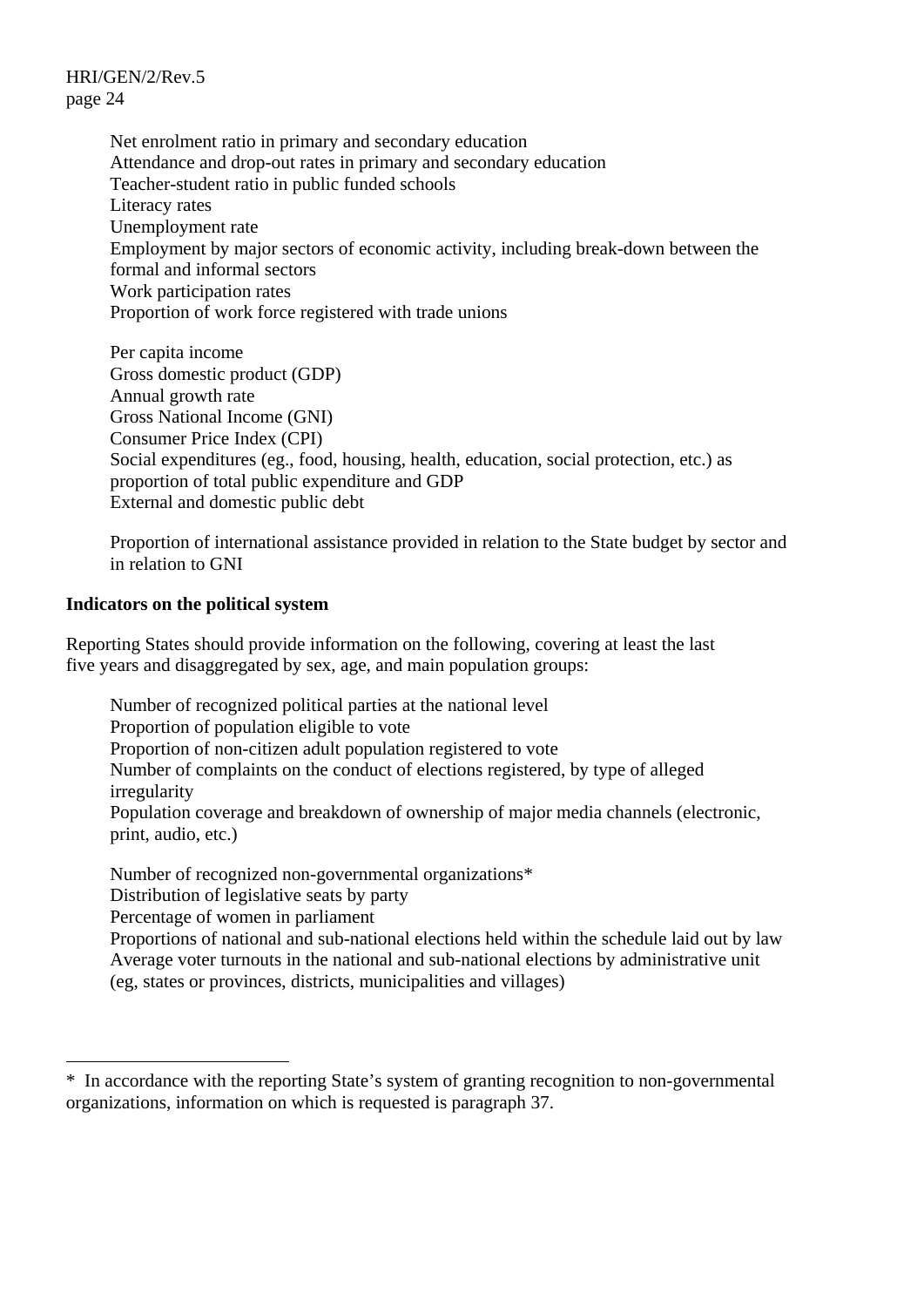Net enrolment ratio in primary and secondary education
Attendance and drop-out rates in primary and secondary education
Teacher-student ratio in public funded schools
Literacy rates
Unemployment rate
Employment by major sectors of economic activity, including break-down between the formal and informal sectors
Work participation rates
Proportion of work force registered with trade unions

Per capita income
Gross domestic product (GDP)
Annual growth rate
Gross National Income (GNI)
Consumer Price Index (CPI)
Social expenditures (eg., food, housing, health, education, social protection, etc.) as proportion of total public expenditure and GDP
External and domestic public debt

Proportion of international assistance provided in relation to the State budget by sector and in relation to GNI

**Indicators on the political system**

Reporting States should provide information on the following, covering at least the last five years and disaggregated by sex, age, and main population groups:

Number of recognized political parties at the national level
Proportion of population eligible to vote
Proportion of non-citizen adult population registered to vote
Number of complaints on the conduct of elections registered, by type of alleged irregularity
Population coverage and breakdown of ownership of major media channels (electronic, print, audio, etc.)

Number of recognized non-governmental organizations*
Distribution of legislative seats by party
Percentage of women in parliament
Proportions of national and sub-national elections held within the schedule laid out by law
Average voter turnouts in the national and sub-national elections by administrative unit (eg, states or provinces, districts, municipalities and villages)

---

* In accordance with the reporting State's system of granting recognition to non-governmental organizations, information on which is requested is paragraph 37.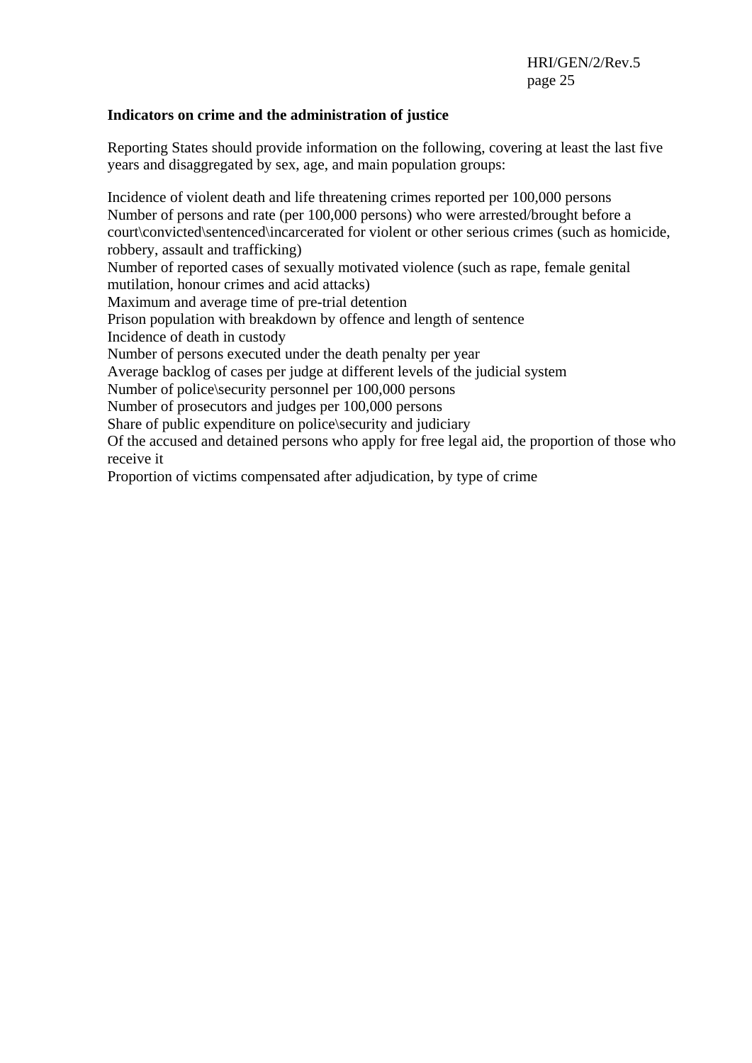**Indicators on crime and the administration of justice**

Reporting States should provide information on the following, covering at least the last five years and disaggregated by sex, age, and main population groups:

Incidence of violent death and life threatening crimes reported per 100,000 persons
Number of persons and rate (per 100,000 persons) who were arrested/brought before a court\convicted\sentenced\incarcerated for violent or other serious crimes (such as homicide, robbery, assault and trafficking)
Number of reported cases of sexually motivated violence (such as rape, female genital mutilation, honour crimes and acid attacks)
Maximum and average time of pre-trial detention
Prison population with breakdown by offence and length of sentence
Incidence of death in custody
Number of persons executed under the death penalty per year
Average backlog of cases per judge at different levels of the judicial system
Number of police\security personnel per 100,000 persons
Number of prosecutors and judges per 100,000 persons
Share of public expenditure on police\security and judiciary
Of the accused and detained persons who apply for free legal aid, the proportion of those who receive it
Proportion of victims compensated after adjudication, by type of crime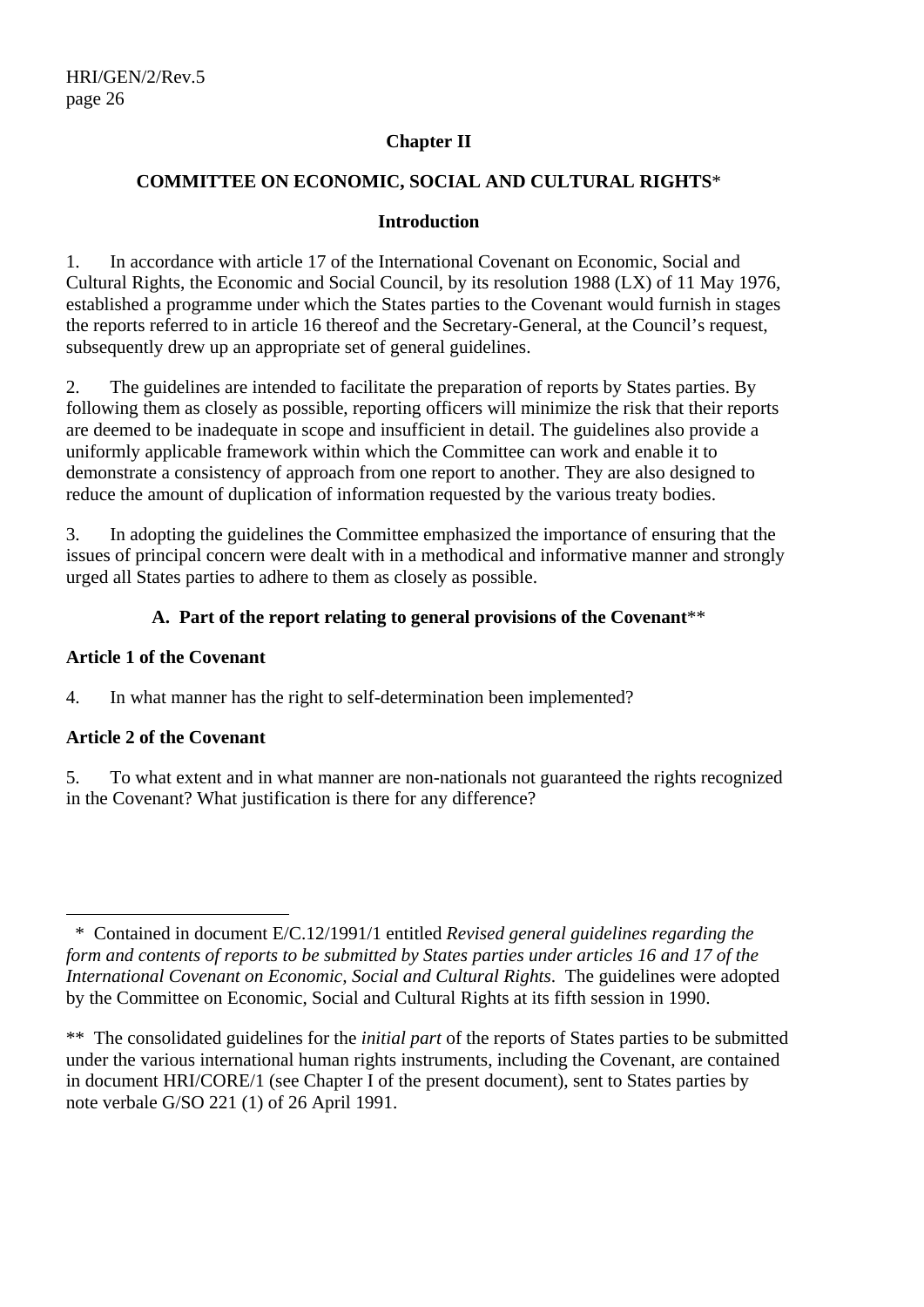## Chapter II

## COMMITTEE ON ECONOMIC, SOCIAL AND CULTURAL RIGHTS*

### Introduction

1. In accordance with article 17 of the International Covenant on Economic, Social and Cultural Rights, the Economic and Social Council, by its resolution 1988 (LX) of 11 May 1976, established a programme under which the States parties to the Covenant would furnish in stages the reports referred to in article 16 thereof and the Secretary-General, at the Council's request, subsequently drew up an appropriate set of general guidelines.

2. The guidelines are intended to facilitate the preparation of reports by States parties. By following them as closely as possible, reporting officers will minimize the risk that their reports are deemed to be inadequate in scope and insufficient in detail. The guidelines also provide a uniformly applicable framework within which the Committee can work and enable it to demonstrate a consistency of approach from one report to another. They are also designed to reduce the amount of duplication of information requested by the various treaty bodies.

3. In adopting the guidelines the Committee emphasized the importance of ensuring that the issues of principal concern were dealt with in a methodical and informative manner and strongly urged all States parties to adhere to them as closely as possible.

### A. Part of the report relating to general provisions of the Covenant**

**Article 1 of the Covenant**

4. In what manner has the right to self-determination been implemented?

**Article 2 of the Covenant**

5. To what extent and in what manner are non-nationals not guaranteed the rights recognized in the Covenant? What justification is there for any difference?

---

\* Contained in document E/C.12/1991/1 entitled *Revised general guidelines regarding the form and contents of reports to be submitted by States parties under articles 16 and 17 of the International Covenant on Economic, Social and Cultural Rights*. The guidelines were adopted by the Committee on Economic, Social and Cultural Rights at its fifth session in 1990.

\*\* The consolidated guidelines for the *initial part* of the reports of States parties to be submitted under the various international human rights instruments, including the Covenant, are contained in document HRI/CORE/1 (see Chapter I of the present document), sent to States parties by note verbale G/SO 221 (1) of 26 April 1991.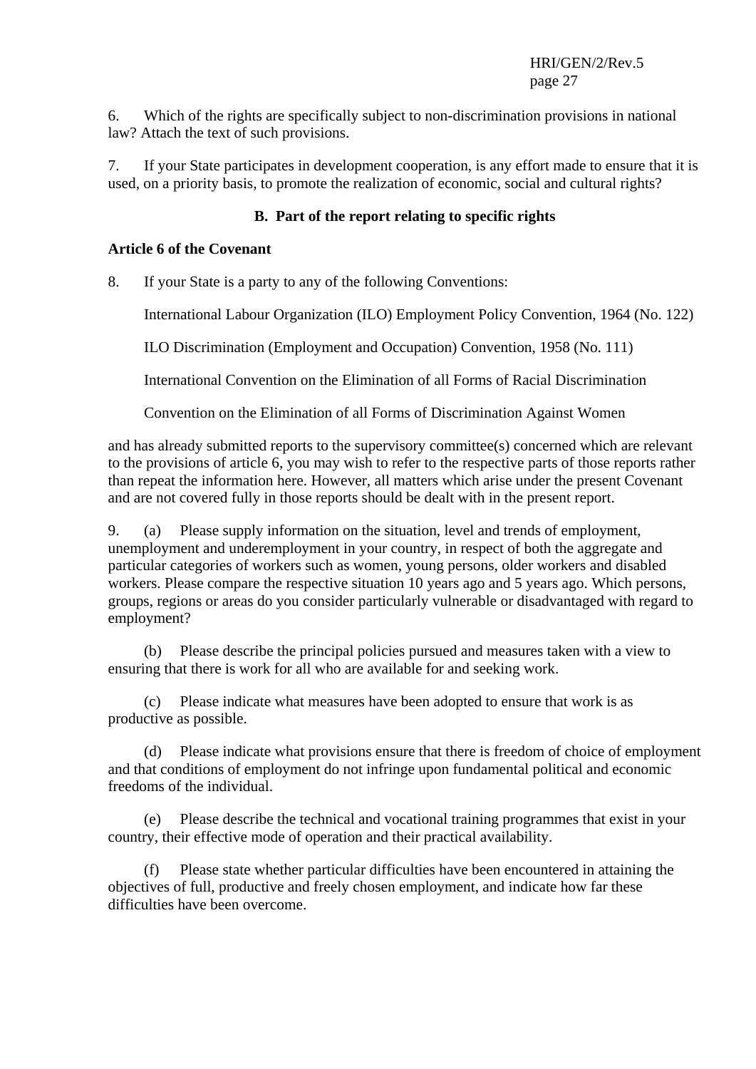6. Which of the rights are specifically subject to non-discrimination provisions in national law? Attach the text of such provisions.

7. If your State participates in development cooperation, is any effort made to ensure that it is used, on a priority basis, to promote the realization of economic, social and cultural rights?

### B. Part of the report relating to specific rights

**Article 6 of the Covenant**

8. If your State is a party to any of the following Conventions:

International Labour Organization (ILO) Employment Policy Convention, 1964 (No. 122)

ILO Discrimination (Employment and Occupation) Convention, 1958 (No. 111)

International Convention on the Elimination of all Forms of Racial Discrimination

Convention on the Elimination of all Forms of Discrimination Against Women

and has already submitted reports to the supervisory committee(s) concerned which are relevant to the provisions of article 6, you may wish to refer to the respective parts of those reports rather than repeat the information here. However, all matters which arise under the present Covenant and are not covered fully in those reports should be dealt with in the present report.

9. (a) Please supply information on the situation, level and trends of employment, unemployment and underemployment in your country, in respect of both the aggregate and particular categories of workers such as women, young persons, older workers and disabled workers. Please compare the respective situation 10 years ago and 5 years ago. Which persons, groups, regions or areas do you consider particularly vulnerable or disadvantaged with regard to employment?

(b) Please describe the principal policies pursued and measures taken with a view to ensuring that there is work for all who are available for and seeking work.

(c) Please indicate what measures have been adopted to ensure that work is as productive as possible.

(d) Please indicate what provisions ensure that there is freedom of choice of employment and that conditions of employment do not infringe upon fundamental political and economic freedoms of the individual.

(e) Please describe the technical and vocational training programmes that exist in your country, their effective mode of operation and their practical availability.

(f) Please state whether particular difficulties have been encountered in attaining the objectives of full, productive and freely chosen employment, and indicate how far these difficulties have been overcome.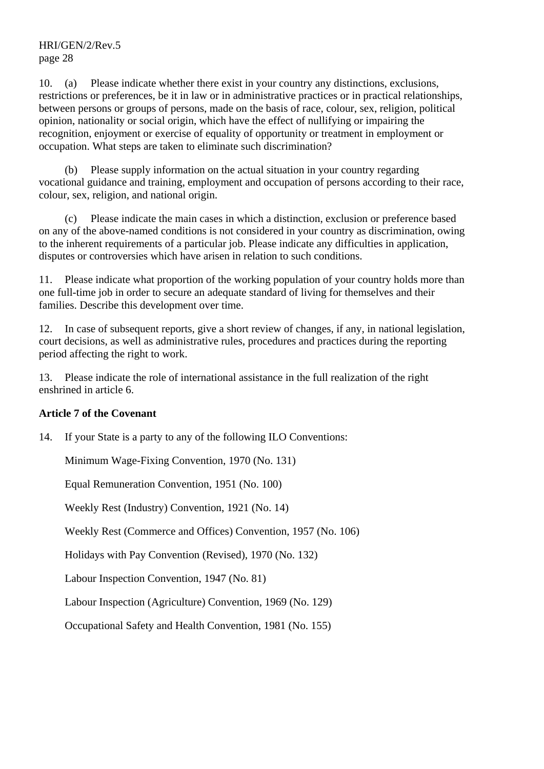10. (a) Please indicate whether there exist in your country any distinctions, exclusions, restrictions or preferences, be it in law or in administrative practices or in practical relationships, between persons or groups of persons, made on the basis of race, colour, sex, religion, political opinion, nationality or social origin, which have the effect of nullifying or impairing the recognition, enjoyment or exercise of equality of opportunity or treatment in employment or occupation. What steps are taken to eliminate such discrimination?

(b) Please supply information on the actual situation in your country regarding vocational guidance and training, employment and occupation of persons according to their race, colour, sex, religion, and national origin.

(c) Please indicate the main cases in which a distinction, exclusion or preference based on any of the above-named conditions is not considered in your country as discrimination, owing to the inherent requirements of a particular job. Please indicate any difficulties in application, disputes or controversies which have arisen in relation to such conditions.

11. Please indicate what proportion of the working population of your country holds more than one full-time job in order to secure an adequate standard of living for themselves and their families. Describe this development over time.

12. In case of subsequent reports, give a short review of changes, if any, in national legislation, court decisions, as well as administrative rules, procedures and practices during the reporting period affecting the right to work.

13. Please indicate the role of international assistance in the full realization of the right enshrined in article 6.

**Article 7 of the Covenant**

14. If your State is a party to any of the following ILO Conventions:

Minimum Wage-Fixing Convention, 1970 (No. 131)

Equal Remuneration Convention, 1951 (No. 100)

Weekly Rest (Industry) Convention, 1921 (No. 14)

Weekly Rest (Commerce and Offices) Convention, 1957 (No. 106)

Holidays with Pay Convention (Revised), 1970 (No. 132)

Labour Inspection Convention, 1947 (No. 81)

Labour Inspection (Agriculture) Convention, 1969 (No. 129)

Occupational Safety and Health Convention, 1981 (No. 155)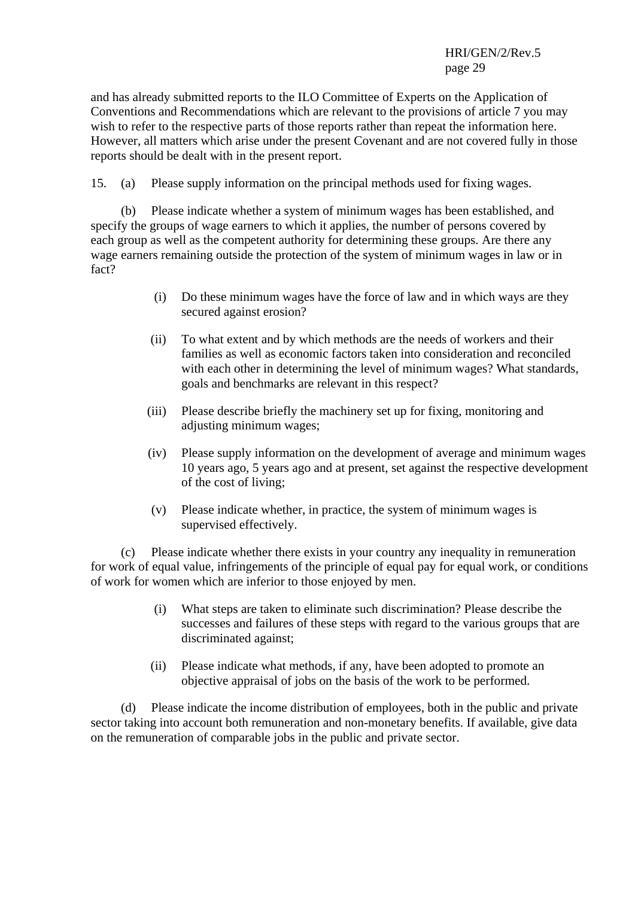and has already submitted reports to the ILO Committee of Experts on the Application of Conventions and Recommendations which are relevant to the provisions of article 7 you may wish to refer to the respective parts of those reports rather than repeat the information here. However, all matters which arise under the present Covenant and are not covered fully in those reports should be dealt with in the present report.

15. (a) Please supply information on the principal methods used for fixing wages.

(b) Please indicate whether a system of minimum wages has been established, and specify the groups of wage earners to which it applies, the number of persons covered by each group as well as the competent authority for determining these groups. Are there any wage earners remaining outside the protection of the system of minimum wages in law or in fact?

(i) Do these minimum wages have the force of law and in which ways are they secured against erosion?

(ii) To what extent and by which methods are the needs of workers and their families as well as economic factors taken into consideration and reconciled with each other in determining the level of minimum wages? What standards, goals and benchmarks are relevant in this respect?

(iii) Please describe briefly the machinery set up for fixing, monitoring and adjusting minimum wages;

(iv) Please supply information on the development of average and minimum wages 10 years ago, 5 years ago and at present, set against the respective development of the cost of living;

(v) Please indicate whether, in practice, the system of minimum wages is supervised effectively.

(c) Please indicate whether there exists in your country any inequality in remuneration for work of equal value, infringements of the principle of equal pay for equal work, or conditions of work for women which are inferior to those enjoyed by men.

(i) What steps are taken to eliminate such discrimination? Please describe the successes and failures of these steps with regard to the various groups that are discriminated against;

(ii) Please indicate what methods, if any, have been adopted to promote an objective appraisal of jobs on the basis of the work to be performed.

(d) Please indicate the income distribution of employees, both in the public and private sector taking into account both remuneration and non-monetary benefits. If available, give data on the remuneration of comparable jobs in the public and private sector.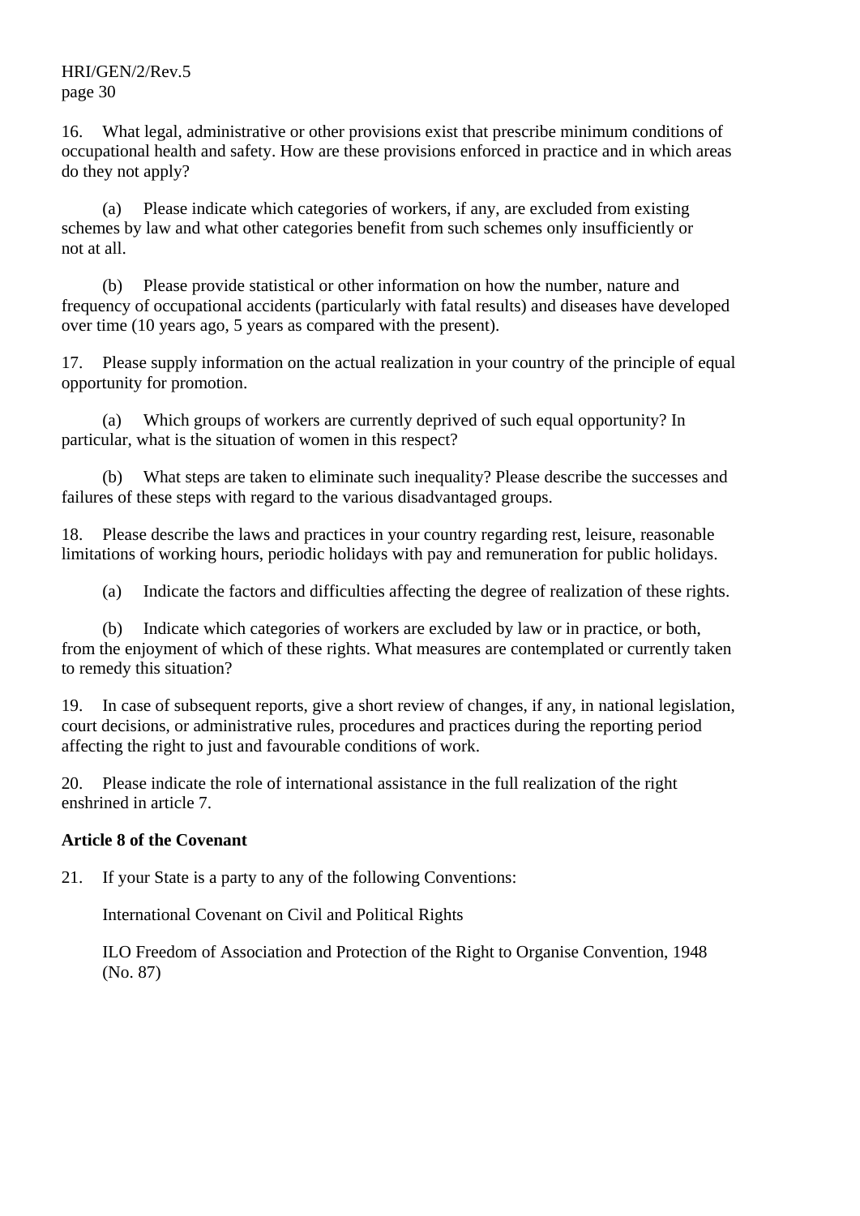16. What legal, administrative or other provisions exist that prescribe minimum conditions of occupational health and safety. How are these provisions enforced in practice and in which areas do they not apply?

(a) Please indicate which categories of workers, if any, are excluded from existing schemes by law and what other categories benefit from such schemes only insufficiently or not at all.

(b) Please provide statistical or other information on how the number, nature and frequency of occupational accidents (particularly with fatal results) and diseases have developed over time (10 years ago, 5 years as compared with the present).

17. Please supply information on the actual realization in your country of the principle of equal opportunity for promotion.

(a) Which groups of workers are currently deprived of such equal opportunity? In particular, what is the situation of women in this respect?

(b) What steps are taken to eliminate such inequality? Please describe the successes and failures of these steps with regard to the various disadvantaged groups.

18. Please describe the laws and practices in your country regarding rest, leisure, reasonable limitations of working hours, periodic holidays with pay and remuneration for public holidays.

(a) Indicate the factors and difficulties affecting the degree of realization of these rights.

(b) Indicate which categories of workers are excluded by law or in practice, or both, from the enjoyment of which of these rights. What measures are contemplated or currently taken to remedy this situation?

19. In case of subsequent reports, give a short review of changes, if any, in national legislation, court decisions, or administrative rules, procedures and practices during the reporting period affecting the right to just and favourable conditions of work.

20. Please indicate the role of international assistance in the full realization of the right enshrined in article 7.

**Article 8 of the Covenant**

21. If your State is a party to any of the following Conventions:

International Covenant on Civil and Political Rights

ILO Freedom of Association and Protection of the Right to Organise Convention, 1948 (No. 87)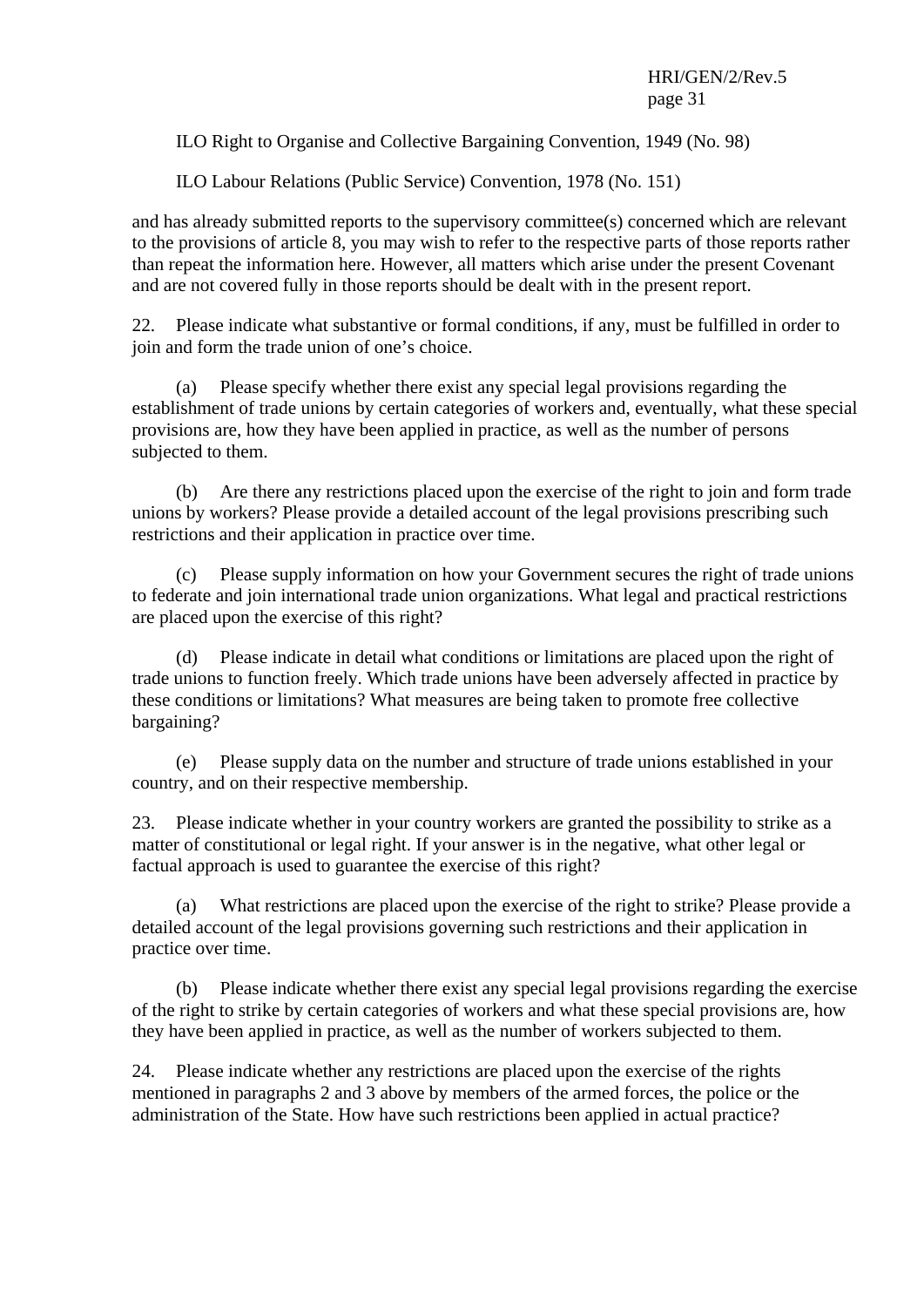ILO Right to Organise and Collective Bargaining Convention, 1949 (No. 98)

ILO Labour Relations (Public Service) Convention, 1978 (No. 151)

and has already submitted reports to the supervisory committee(s) concerned which are relevant to the provisions of article 8, you may wish to refer to the respective parts of those reports rather than repeat the information here. However, all matters which arise under the present Covenant and are not covered fully in those reports should be dealt with in the present report.

22. Please indicate what substantive or formal conditions, if any, must be fulfilled in order to join and form the trade union of one's choice.

(a) Please specify whether there exist any special legal provisions regarding the establishment of trade unions by certain categories of workers and, eventually, what these special provisions are, how they have been applied in practice, as well as the number of persons subjected to them.

(b) Are there any restrictions placed upon the exercise of the right to join and form trade unions by workers? Please provide a detailed account of the legal provisions prescribing such restrictions and their application in practice over time.

(c) Please supply information on how your Government secures the right of trade unions to federate and join international trade union organizations. What legal and practical restrictions are placed upon the exercise of this right?

(d) Please indicate in detail what conditions or limitations are placed upon the right of trade unions to function freely. Which trade unions have been adversely affected in practice by these conditions or limitations? What measures are being taken to promote free collective bargaining?

(e) Please supply data on the number and structure of trade unions established in your country, and on their respective membership.

23. Please indicate whether in your country workers are granted the possibility to strike as a matter of constitutional or legal right. If your answer is in the negative, what other legal or factual approach is used to guarantee the exercise of this right?

(a) What restrictions are placed upon the exercise of the right to strike? Please provide a detailed account of the legal provisions governing such restrictions and their application in practice over time.

(b) Please indicate whether there exist any special legal provisions regarding the exercise of the right to strike by certain categories of workers and what these special provisions are, how they have been applied in practice, as well as the number of workers subjected to them.

24. Please indicate whether any restrictions are placed upon the exercise of the rights mentioned in paragraphs 2 and 3 above by members of the armed forces, the police or the administration of the State. How have such restrictions been applied in actual practice?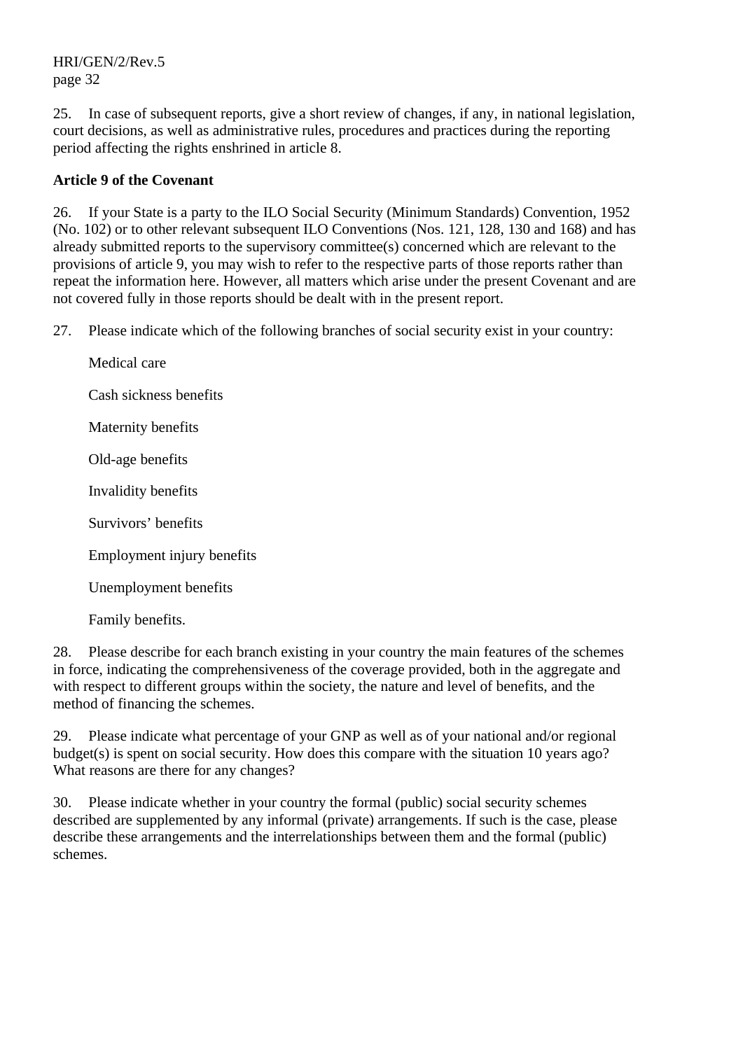25. In case of subsequent reports, give a short review of changes, if any, in national legislation, court decisions, as well as administrative rules, procedures and practices during the reporting period affecting the rights enshrined in article 8.

**Article 9 of the Covenant**

26. If your State is a party to the ILO Social Security (Minimum Standards) Convention, 1952 (No. 102) or to other relevant subsequent ILO Conventions (Nos. 121, 128, 130 and 168) and has already submitted reports to the supervisory committee(s) concerned which are relevant to the provisions of article 9, you may wish to refer to the respective parts of those reports rather than repeat the information here. However, all matters which arise under the present Covenant and are not covered fully in those reports should be dealt with in the present report.

27. Please indicate which of the following branches of social security exist in your country:

Medical care

Cash sickness benefits

Maternity benefits

Old-age benefits

Invalidity benefits

Survivors' benefits

Employment injury benefits

Unemployment benefits

Family benefits.

28. Please describe for each branch existing in your country the main features of the schemes in force, indicating the comprehensiveness of the coverage provided, both in the aggregate and with respect to different groups within the society, the nature and level of benefits, and the method of financing the schemes.

29. Please indicate what percentage of your GNP as well as of your national and/or regional budget(s) is spent on social security. How does this compare with the situation 10 years ago? What reasons are there for any changes?

30. Please indicate whether in your country the formal (public) social security schemes described are supplemented by any informal (private) arrangements. If such is the case, please describe these arrangements and the interrelationships between them and the formal (public) schemes.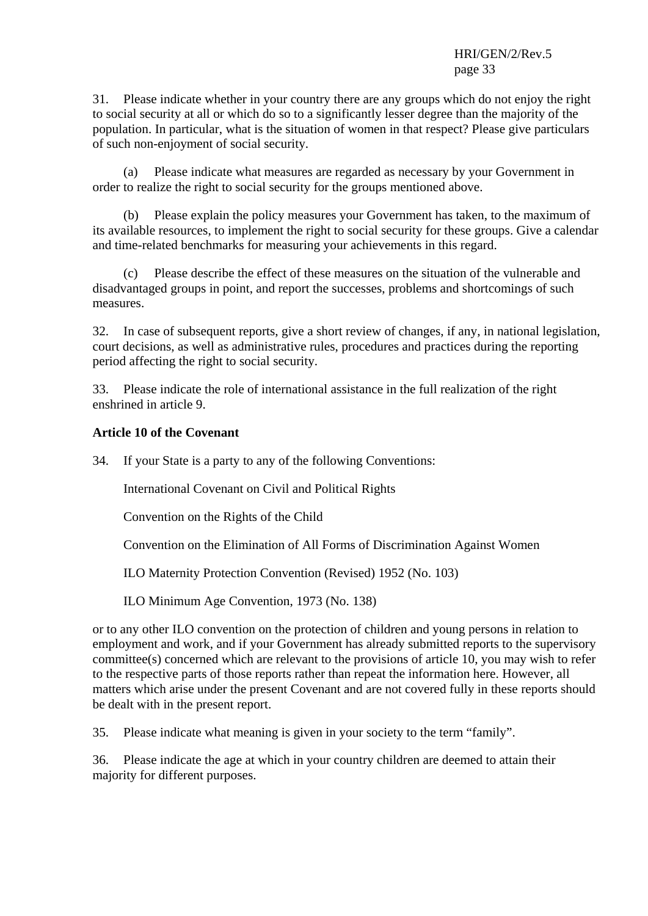31. Please indicate whether in your country there are any groups which do not enjoy the right to social security at all or which do so to a significantly lesser degree than the majority of the population. In particular, what is the situation of women in that respect? Please give particulars of such non-enjoyment of social security.

(a) Please indicate what measures are regarded as necessary by your Government in order to realize the right to social security for the groups mentioned above.

(b) Please explain the policy measures your Government has taken, to the maximum of its available resources, to implement the right to social security for these groups. Give a calendar and time-related benchmarks for measuring your achievements in this regard.

(c) Please describe the effect of these measures on the situation of the vulnerable and disadvantaged groups in point, and report the successes, problems and shortcomings of such measures.

32. In case of subsequent reports, give a short review of changes, if any, in national legislation, court decisions, as well as administrative rules, procedures and practices during the reporting period affecting the right to social security.

33. Please indicate the role of international assistance in the full realization of the right enshrined in article 9.

**Article 10 of the Covenant**

34. If your State is a party to any of the following Conventions:

International Covenant on Civil and Political Rights

Convention on the Rights of the Child

Convention on the Elimination of All Forms of Discrimination Against Women

ILO Maternity Protection Convention (Revised) 1952 (No. 103)

ILO Minimum Age Convention, 1973 (No. 138)

or to any other ILO convention on the protection of children and young persons in relation to employment and work, and if your Government has already submitted reports to the supervisory committee(s) concerned which are relevant to the provisions of article 10, you may wish to refer to the respective parts of those reports rather than repeat the information here. However, all matters which arise under the present Covenant and are not covered fully in these reports should be dealt with in the present report.

35. Please indicate what meaning is given in your society to the term “family”.

36. Please indicate the age at which in your country children are deemed to attain their majority for different purposes.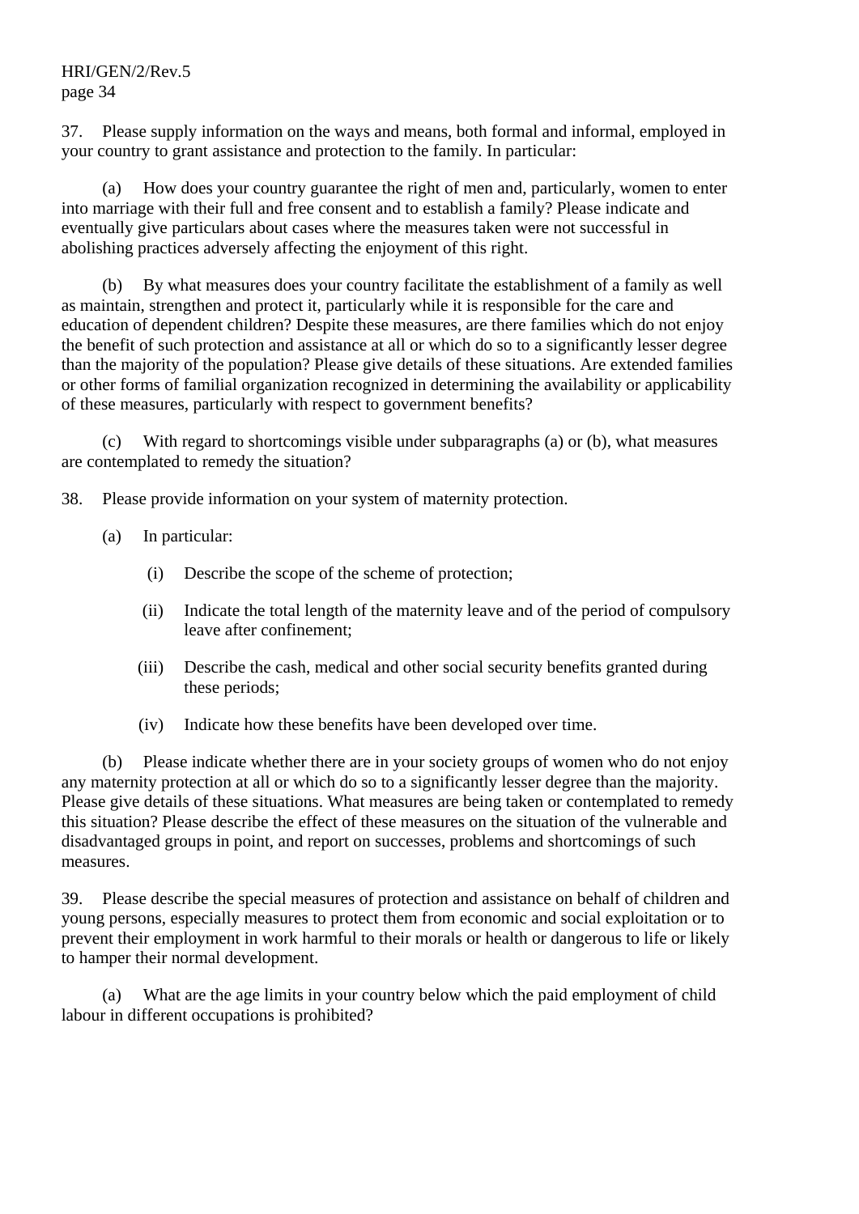37. Please supply information on the ways and means, both formal and informal, employed in your country to grant assistance and protection to the family. In particular:

(a) How does your country guarantee the right of men and, particularly, women to enter into marriage with their full and free consent and to establish a family? Please indicate and eventually give particulars about cases where the measures taken were not successful in abolishing practices adversely affecting the enjoyment of this right.

(b) By what measures does your country facilitate the establishment of a family as well as maintain, strengthen and protect it, particularly while it is responsible for the care and education of dependent children? Despite these measures, are there families which do not enjoy the benefit of such protection and assistance at all or which do so to a significantly lesser degree than the majority of the population? Please give details of these situations. Are extended families or other forms of familial organization recognized in determining the availability or applicability of these measures, particularly with respect to government benefits?

(c) With regard to shortcomings visible under subparagraphs (a) or (b), what measures are contemplated to remedy the situation?

38. Please provide information on your system of maternity protection.

(a) In particular:

(i) Describe the scope of the scheme of protection;

(ii) Indicate the total length of the maternity leave and of the period of compulsory leave after confinement;

(iii) Describe the cash, medical and other social security benefits granted during these periods;

(iv) Indicate how these benefits have been developed over time.

(b) Please indicate whether there are in your society groups of women who do not enjoy any maternity protection at all or which do so to a significantly lesser degree than the majority. Please give details of these situations. What measures are being taken or contemplated to remedy this situation? Please describe the effect of these measures on the situation of the vulnerable and disadvantaged groups in point, and report on successes, problems and shortcomings of such measures.

39. Please describe the special measures of protection and assistance on behalf of children and young persons, especially measures to protect them from economic and social exploitation or to prevent their employment in work harmful to their morals or health or dangerous to life or likely to hamper their normal development.

(a) What are the age limits in your country below which the paid employment of child labour in different occupations is prohibited?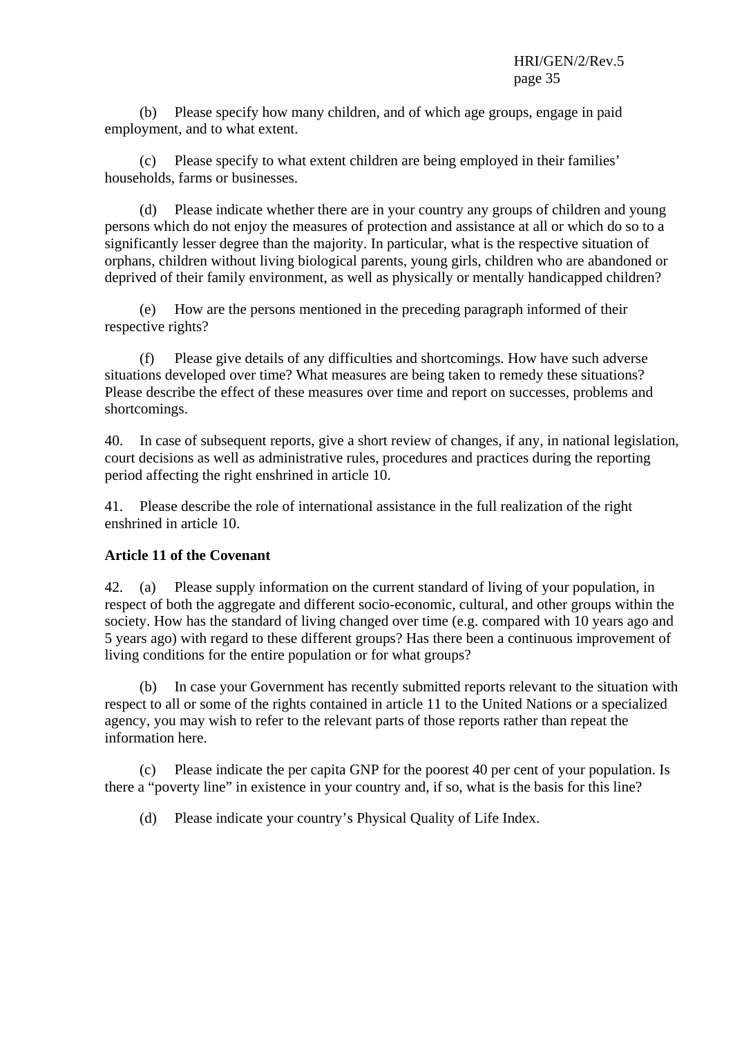(b) Please specify how many children, and of which age groups, engage in paid employment, and to what extent.

(c) Please specify to what extent children are being employed in their families' households, farms or businesses.

(d) Please indicate whether there are in your country any groups of children and young persons which do not enjoy the measures of protection and assistance at all or which do so to a significantly lesser degree than the majority. In particular, what is the respective situation of orphans, children without living biological parents, young girls, children who are abandoned or deprived of their family environment, as well as physically or mentally handicapped children?

(e) How are the persons mentioned in the preceding paragraph informed of their respective rights?

(f) Please give details of any difficulties and shortcomings. How have such adverse situations developed over time? What measures are being taken to remedy these situations? Please describe the effect of these measures over time and report on successes, problems and shortcomings.

40. In case of subsequent reports, give a short review of changes, if any, in national legislation, court decisions as well as administrative rules, procedures and practices during the reporting period affecting the right enshrined in article 10.

41. Please describe the role of international assistance in the full realization of the right enshrined in article 10.

**Article 11 of the Covenant**

42. (a) Please supply information on the current standard of living of your population, in respect of both the aggregate and different socio-economic, cultural, and other groups within the society. How has the standard of living changed over time (e.g. compared with 10 years ago and 5 years ago) with regard to these different groups? Has there been a continuous improvement of living conditions for the entire population or for what groups?

(b) In case your Government has recently submitted reports relevant to the situation with respect to all or some of the rights contained in article 11 to the United Nations or a specialized agency, you may wish to refer to the relevant parts of those reports rather than repeat the information here.

(c) Please indicate the per capita GNP for the poorest 40 per cent of your population. Is there a "poverty line" in existence in your country and, if so, what is the basis for this line?

(d) Please indicate your country's Physical Quality of Life Index.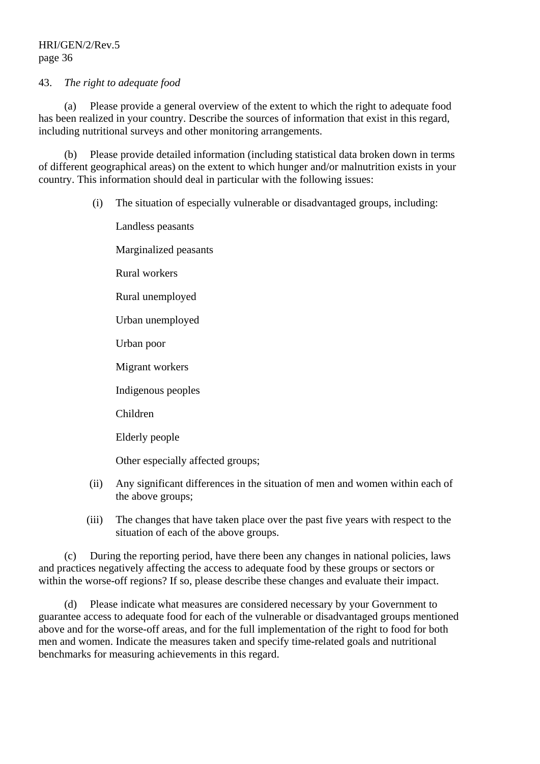43. *The right to adequate food*

(a) Please provide a general overview of the extent to which the right to adequate food has been realized in your country. Describe the sources of information that exist in this regard, including nutritional surveys and other monitoring arrangements.

(b) Please provide detailed information (including statistical data broken down in terms of different geographical areas) on the extent to which hunger and/or malnutrition exists in your country. This information should deal in particular with the following issues:

(i) The situation of especially vulnerable or disadvantaged groups, including:

Landless peasants

Marginalized peasants

Rural workers

Rural unemployed

Urban unemployed

Urban poor

Migrant workers

Indigenous peoples

Children

Elderly people

Other especially affected groups;

(ii) Any significant differences in the situation of men and women within each of the above groups;

(iii) The changes that have taken place over the past five years with respect to the situation of each of the above groups.

(c) During the reporting period, have there been any changes in national policies, laws and practices negatively affecting the access to adequate food by these groups or sectors or within the worse-off regions? If so, please describe these changes and evaluate their impact.

(d) Please indicate what measures are considered necessary by your Government to guarantee access to adequate food for each of the vulnerable or disadvantaged groups mentioned above and for the worse-off areas, and for the full implementation of the right to food for both men and women. Indicate the measures taken and specify time-related goals and nutritional benchmarks for measuring achievements in this regard.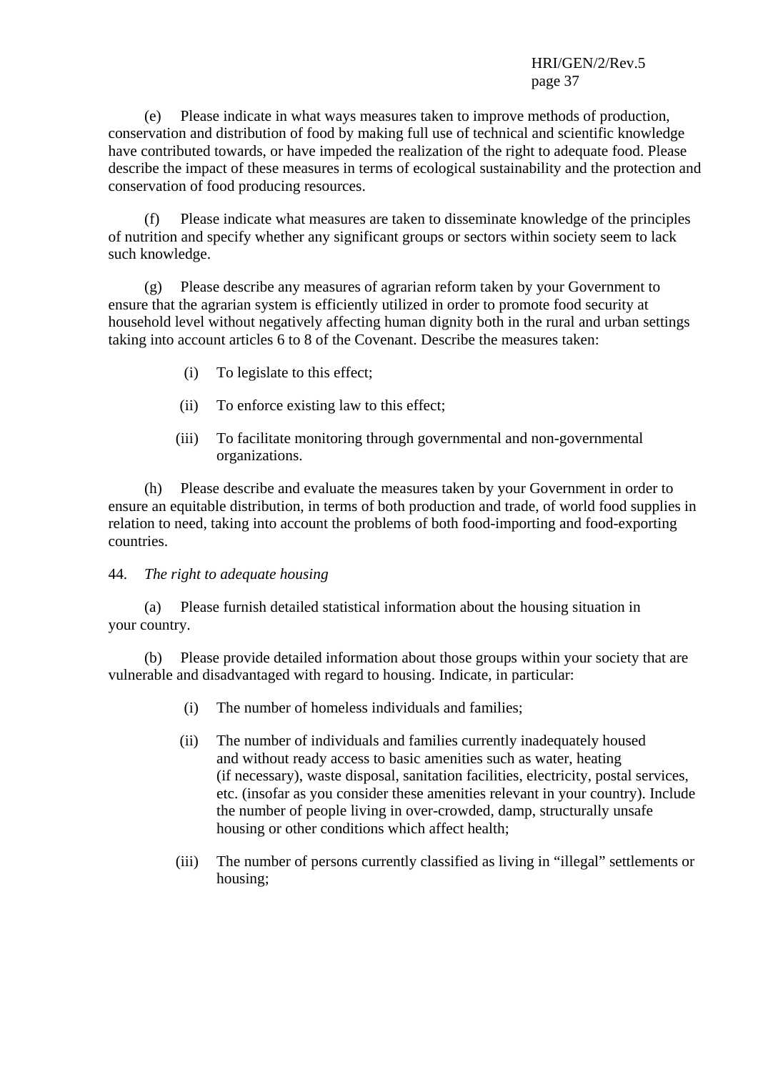(e) Please indicate in what ways measures taken to improve methods of production, conservation and distribution of food by making full use of technical and scientific knowledge have contributed towards, or have impeded the realization of the right to adequate food. Please describe the impact of these measures in terms of ecological sustainability and the protection and conservation of food producing resources.

(f) Please indicate what measures are taken to disseminate knowledge of the principles of nutrition and specify whether any significant groups or sectors within society seem to lack such knowledge.

(g) Please describe any measures of agrarian reform taken by your Government to ensure that the agrarian system is efficiently utilized in order to promote food security at household level without negatively affecting human dignity both in the rural and urban settings taking into account articles 6 to 8 of the Covenant. Describe the measures taken:

(i) To legislate to this effect;

(ii) To enforce existing law to this effect;

(iii) To facilitate monitoring through governmental and non-governmental organizations.

(h) Please describe and evaluate the measures taken by your Government in order to ensure an equitable distribution, in terms of both production and trade, of world food supplies in relation to need, taking into account the problems of both food-importing and food-exporting countries.

44. *The right to adequate housing*

(a) Please furnish detailed statistical information about the housing situation in your country.

(b) Please provide detailed information about those groups within your society that are vulnerable and disadvantaged with regard to housing. Indicate, in particular:

(i) The number of homeless individuals and families;

(ii) The number of individuals and families currently inadequately housed and without ready access to basic amenities such as water, heating (if necessary), waste disposal, sanitation facilities, electricity, postal services, etc. (insofar as you consider these amenities relevant in your country). Include the number of people living in over-crowded, damp, structurally unsafe housing or other conditions which affect health;

(iii) The number of persons currently classified as living in “illegal” settlements or housing;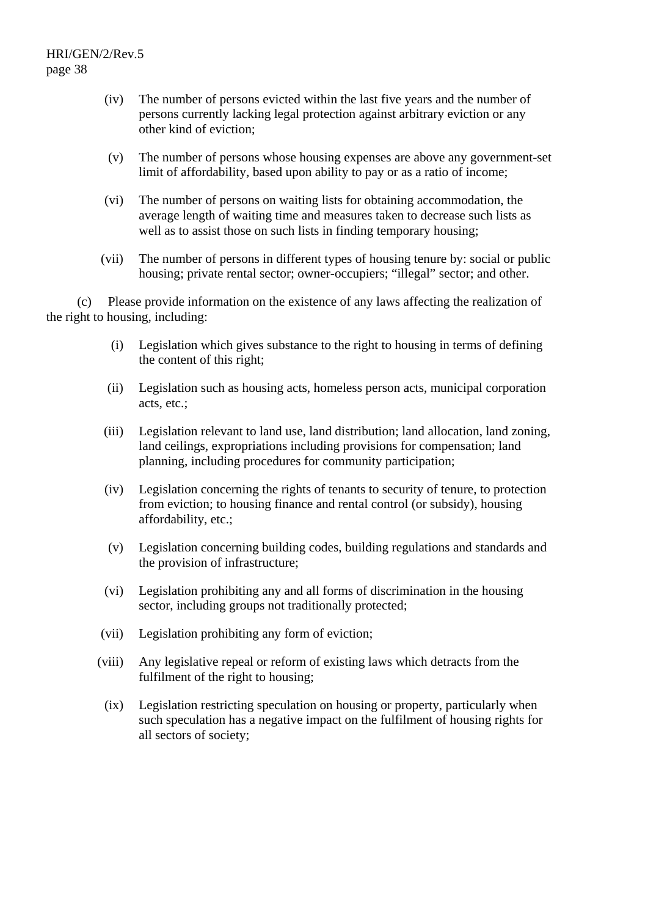(iv) The number of persons evicted within the last five years and the number of persons currently lacking legal protection against arbitrary eviction or any other kind of eviction;

(v) The number of persons whose housing expenses are above any government-set limit of affordability, based upon ability to pay or as a ratio of income;

(vi) The number of persons on waiting lists for obtaining accommodation, the average length of waiting time and measures taken to decrease such lists as well as to assist those on such lists in finding temporary housing;

(vii) The number of persons in different types of housing tenure by: social or public housing; private rental sector; owner-occupiers; "illegal" sector; and other.

(c) Please provide information on the existence of any laws affecting the realization of the right to housing, including:

(i) Legislation which gives substance to the right to housing in terms of defining the content of this right;

(ii) Legislation such as housing acts, homeless person acts, municipal corporation acts, etc.;

(iii) Legislation relevant to land use, land distribution; land allocation, land zoning, land ceilings, expropriations including provisions for compensation; land planning, including procedures for community participation;

(iv) Legislation concerning the rights of tenants to security of tenure, to protection from eviction; to housing finance and rental control (or subsidy), housing affordability, etc.;

(v) Legislation concerning building codes, building regulations and standards and the provision of infrastructure;

(vi) Legislation prohibiting any and all forms of discrimination in the housing sector, including groups not traditionally protected;

(vii) Legislation prohibiting any form of eviction;

(viii) Any legislative repeal or reform of existing laws which detracts from the fulfilment of the right to housing;

(ix) Legislation restricting speculation on housing or property, particularly when such speculation has a negative impact on the fulfilment of housing rights for all sectors of society;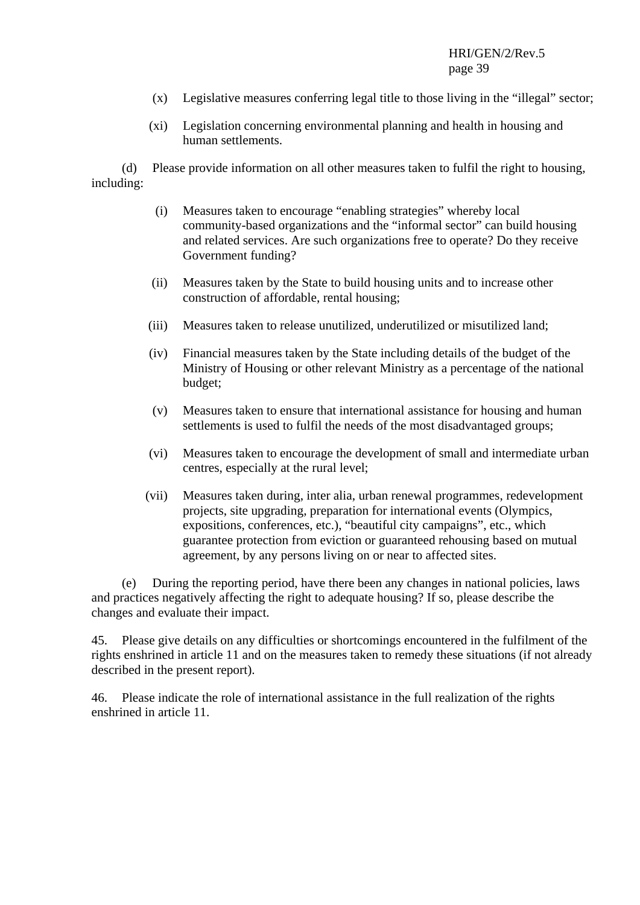(x) Legislative measures conferring legal title to those living in the "illegal" sector;

(xi) Legislation concerning environmental planning and health in housing and human settlements.

(d) Please provide information on all other measures taken to fulfil the right to housing, including:

(i) Measures taken to encourage "enabling strategies" whereby local community-based organizations and the "informal sector" can build housing and related services. Are such organizations free to operate? Do they receive Government funding?

(ii) Measures taken by the State to build housing units and to increase other construction of affordable, rental housing;

(iii) Measures taken to release unutilized, underutilized or misutilized land;

(iv) Financial measures taken by the State including details of the budget of the Ministry of Housing or other relevant Ministry as a percentage of the national budget;

(v) Measures taken to ensure that international assistance for housing and human settlements is used to fulfil the needs of the most disadvantaged groups;

(vi) Measures taken to encourage the development of small and intermediate urban centres, especially at the rural level;

(vii) Measures taken during, inter alia, urban renewal programmes, redevelopment projects, site upgrading, preparation for international events (Olympics, expositions, conferences, etc.), "beautiful city campaigns", etc., which guarantee protection from eviction or guaranteed rehousing based on mutual agreement, by any persons living on or near to affected sites.

(e) During the reporting period, have there been any changes in national policies, laws and practices negatively affecting the right to adequate housing? If so, please describe the changes and evaluate their impact.

45. Please give details on any difficulties or shortcomings encountered in the fulfilment of the rights enshrined in article 11 and on the measures taken to remedy these situations (if not already described in the present report).

46. Please indicate the role of international assistance in the full realization of the rights enshrined in article 11.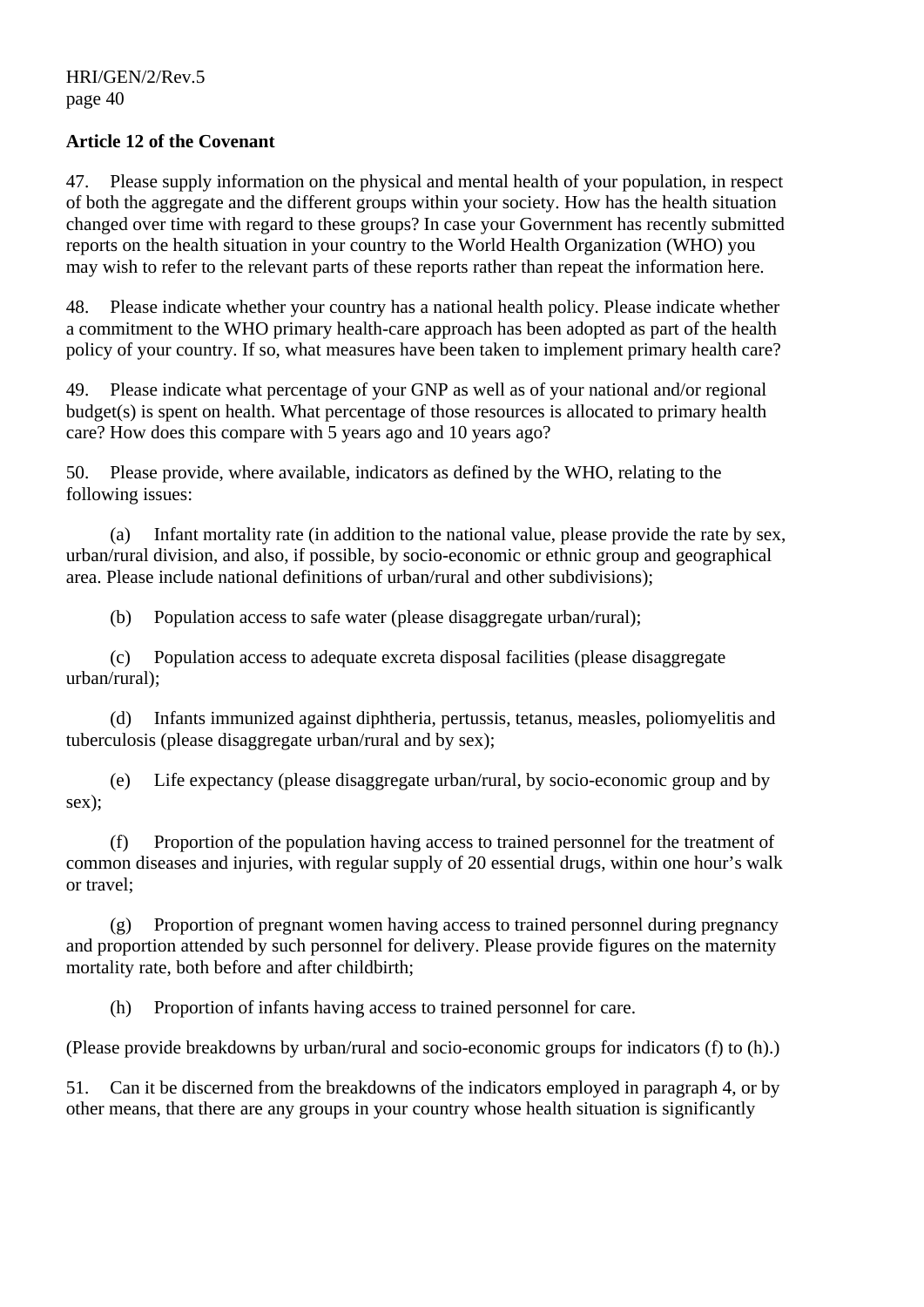**Article 12 of the Covenant**

47. Please supply information on the physical and mental health of your population, in respect of both the aggregate and the different groups within your society. How has the health situation changed over time with regard to these groups? In case your Government has recently submitted reports on the health situation in your country to the World Health Organization (WHO) you may wish to refer to the relevant parts of these reports rather than repeat the information here.

48. Please indicate whether your country has a national health policy. Please indicate whether a commitment to the WHO primary health-care approach has been adopted as part of the health policy of your country. If so, what measures have been taken to implement primary health care?

49. Please indicate what percentage of your GNP as well as of your national and/or regional budget(s) is spent on health. What percentage of those resources is allocated to primary health care? How does this compare with 5 years ago and 10 years ago?

50. Please provide, where available, indicators as defined by the WHO, relating to the following issues:

(a) Infant mortality rate (in addition to the national value, please provide the rate by sex, urban/rural division, and also, if possible, by socio-economic or ethnic group and geographical area. Please include national definitions of urban/rural and other subdivisions);

(b) Population access to safe water (please disaggregate urban/rural);

(c) Population access to adequate excreta disposal facilities (please disaggregate urban/rural);

(d) Infants immunized against diphtheria, pertussis, tetanus, measles, poliomyelitis and tuberculosis (please disaggregate urban/rural and by sex);

(e) Life expectancy (please disaggregate urban/rural, by socio-economic group and by sex);

(f) Proportion of the population having access to trained personnel for the treatment of common diseases and injuries, with regular supply of 20 essential drugs, within one hour's walk or travel;

(g) Proportion of pregnant women having access to trained personnel during pregnancy and proportion attended by such personnel for delivery. Please provide figures on the maternity mortality rate, both before and after childbirth;

(h) Proportion of infants having access to trained personnel for care.

(Please provide breakdowns by urban/rural and socio-economic groups for indicators (f) to (h).)

51. Can it be discerned from the breakdowns of the indicators employed in paragraph 4, or by other means, that there are any groups in your country whose health situation is significantly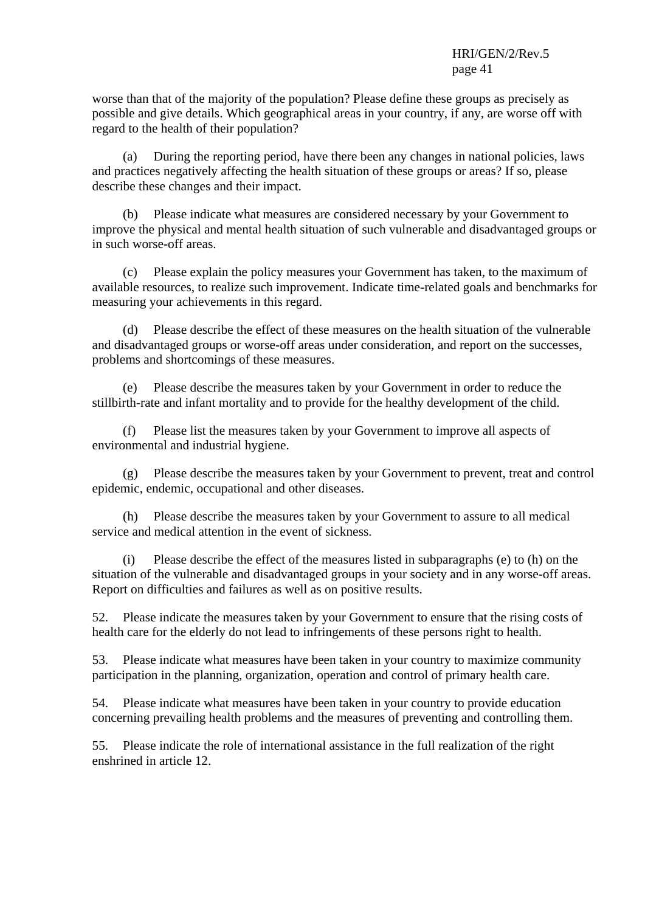worse than that of the majority of the population? Please define these groups as precisely as possible and give details. Which geographical areas in your country, if any, are worse off with regard to the health of their population?

(a) During the reporting period, have there been any changes in national policies, laws and practices negatively affecting the health situation of these groups or areas? If so, please describe these changes and their impact.

(b) Please indicate what measures are considered necessary by your Government to improve the physical and mental health situation of such vulnerable and disadvantaged groups or in such worse-off areas.

(c) Please explain the policy measures your Government has taken, to the maximum of available resources, to realize such improvement. Indicate time-related goals and benchmarks for measuring your achievements in this regard.

(d) Please describe the effect of these measures on the health situation of the vulnerable and disadvantaged groups or worse-off areas under consideration, and report on the successes, problems and shortcomings of these measures.

(e) Please describe the measures taken by your Government in order to reduce the stillbirth-rate and infant mortality and to provide for the healthy development of the child.

(f) Please list the measures taken by your Government to improve all aspects of environmental and industrial hygiene.

(g) Please describe the measures taken by your Government to prevent, treat and control epidemic, endemic, occupational and other diseases.

(h) Please describe the measures taken by your Government to assure to all medical service and medical attention in the event of sickness.

(i) Please describe the effect of the measures listed in subparagraphs (e) to (h) on the situation of the vulnerable and disadvantaged groups in your society and in any worse-off areas. Report on difficulties and failures as well as on positive results.

52. Please indicate the measures taken by your Government to ensure that the rising costs of health care for the elderly do not lead to infringements of these persons right to health.

53. Please indicate what measures have been taken in your country to maximize community participation in the planning, organization, operation and control of primary health care.

54. Please indicate what measures have been taken in your country to provide education concerning prevailing health problems and the measures of preventing and controlling them.

55. Please indicate the role of international assistance in the full realization of the right enshrined in article 12.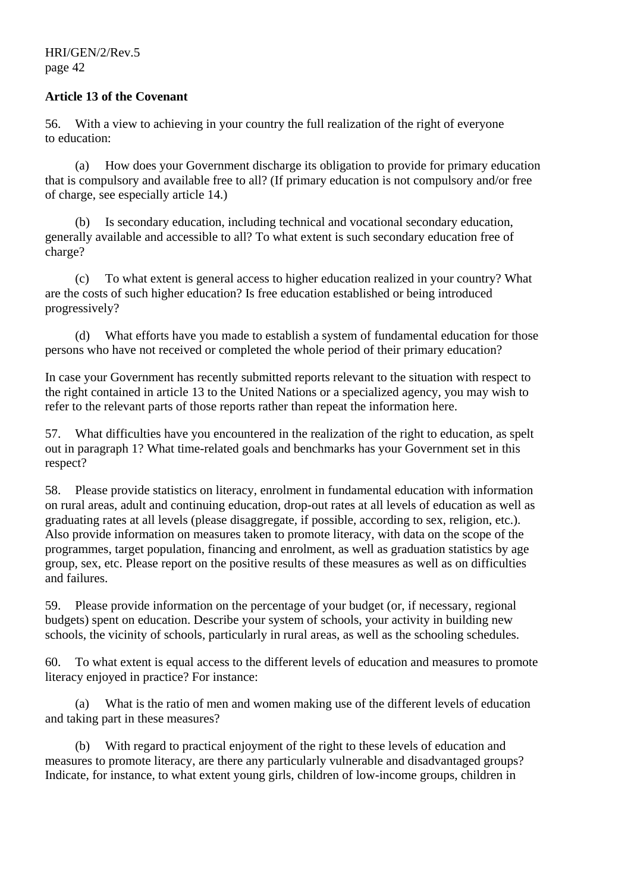**Article 13 of the Covenant**

56. With a view to achieving in your country the full realization of the right of everyone to education:

(a) How does your Government discharge its obligation to provide for primary education that is compulsory and available free to all? (If primary education is not compulsory and/or free of charge, see especially article 14.)

(b) Is secondary education, including technical and vocational secondary education, generally available and accessible to all? To what extent is such secondary education free of charge?

(c) To what extent is general access to higher education realized in your country? What are the costs of such higher education? Is free education established or being introduced progressively?

(d) What efforts have you made to establish a system of fundamental education for those persons who have not received or completed the whole period of their primary education?

In case your Government has recently submitted reports relevant to the situation with respect to the right contained in article 13 to the United Nations or a specialized agency, you may wish to refer to the relevant parts of those reports rather than repeat the information here.

57. What difficulties have you encountered in the realization of the right to education, as spelt out in paragraph 1? What time-related goals and benchmarks has your Government set in this respect?

58. Please provide statistics on literacy, enrolment in fundamental education with information on rural areas, adult and continuing education, drop-out rates at all levels of education as well as graduating rates at all levels (please disaggregate, if possible, according to sex, religion, etc.). Also provide information on measures taken to promote literacy, with data on the scope of the programmes, target population, financing and enrolment, as well as graduation statistics by age group, sex, etc. Please report on the positive results of these measures as well as on difficulties and failures.

59. Please provide information on the percentage of your budget (or, if necessary, regional budgets) spent on education. Describe your system of schools, your activity in building new schools, the vicinity of schools, particularly in rural areas, as well as the schooling schedules.

60. To what extent is equal access to the different levels of education and measures to promote literacy enjoyed in practice? For instance:

(a) What is the ratio of men and women making use of the different levels of education and taking part in these measures?

(b) With regard to practical enjoyment of the right to these levels of education and measures to promote literacy, are there any particularly vulnerable and disadvantaged groups? Indicate, for instance, to what extent young girls, children of low-income groups, children in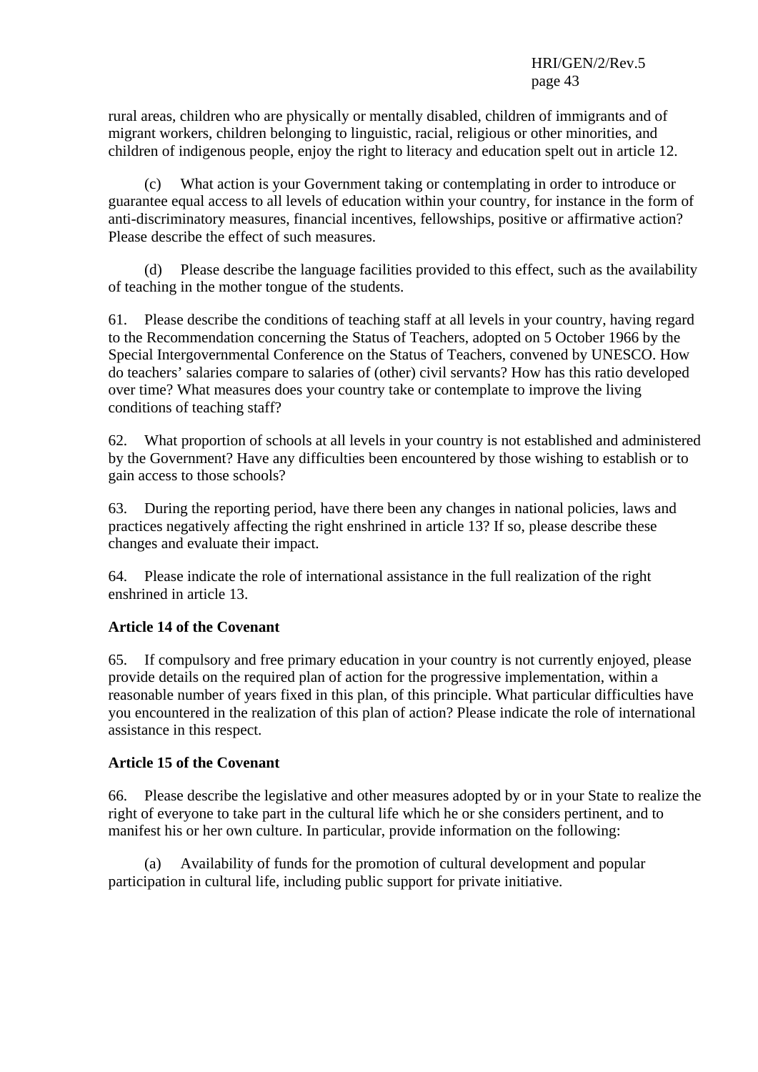rural areas, children who are physically or mentally disabled, children of immigrants and of migrant workers, children belonging to linguistic, racial, religious or other minorities, and children of indigenous people, enjoy the right to literacy and education spelt out in article 12.

(c) What action is your Government taking or contemplating in order to introduce or guarantee equal access to all levels of education within your country, for instance in the form of anti-discriminatory measures, financial incentives, fellowships, positive or affirmative action? Please describe the effect of such measures.

(d) Please describe the language facilities provided to this effect, such as the availability of teaching in the mother tongue of the students.

61. Please describe the conditions of teaching staff at all levels in your country, having regard to the Recommendation concerning the Status of Teachers, adopted on 5 October 1966 by the Special Intergovernmental Conference on the Status of Teachers, convened by UNESCO. How do teachers' salaries compare to salaries of (other) civil servants? How has this ratio developed over time? What measures does your country take or contemplate to improve the living conditions of teaching staff?

62. What proportion of schools at all levels in your country is not established and administered by the Government? Have any difficulties been encountered by those wishing to establish or to gain access to those schools?

63. During the reporting period, have there been any changes in national policies, laws and practices negatively affecting the right enshrined in article 13? If so, please describe these changes and evaluate their impact.

64. Please indicate the role of international assistance in the full realization of the right enshrined in article 13.

**Article 14 of the Covenant**

65. If compulsory and free primary education in your country is not currently enjoyed, please provide details on the required plan of action for the progressive implementation, within a reasonable number of years fixed in this plan, of this principle. What particular difficulties have you encountered in the realization of this plan of action? Please indicate the role of international assistance in this respect.

**Article 15 of the Covenant**

66. Please describe the legislative and other measures adopted by or in your State to realize the right of everyone to take part in the cultural life which he or she considers pertinent, and to manifest his or her own culture. In particular, provide information on the following:

(a) Availability of funds for the promotion of cultural development and popular participation in cultural life, including public support for private initiative.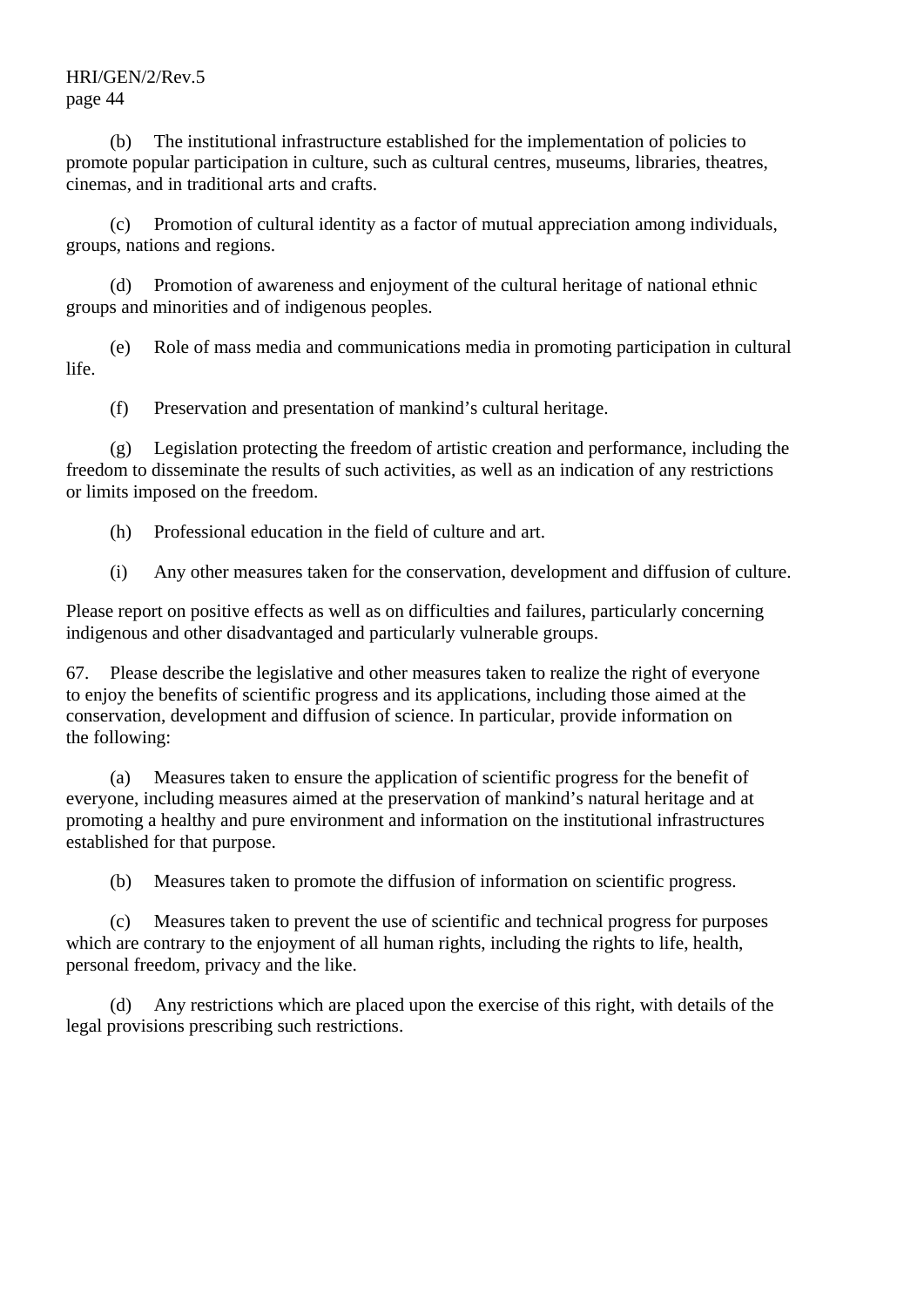(b) The institutional infrastructure established for the implementation of policies to promote popular participation in culture, such as cultural centres, museums, libraries, theatres, cinemas, and in traditional arts and crafts.

(c) Promotion of cultural identity as a factor of mutual appreciation among individuals, groups, nations and regions.

(d) Promotion of awareness and enjoyment of the cultural heritage of national ethnic groups and minorities and of indigenous peoples.

(e) Role of mass media and communications media in promoting participation in cultural life.

(f) Preservation and presentation of mankind's cultural heritage.

(g) Legislation protecting the freedom of artistic creation and performance, including the freedom to disseminate the results of such activities, as well as an indication of any restrictions or limits imposed on the freedom.

(h) Professional education in the field of culture and art.

(i) Any other measures taken for the conservation, development and diffusion of culture.

Please report on positive effects as well as on difficulties and failures, particularly concerning indigenous and other disadvantaged and particularly vulnerable groups.

67. Please describe the legislative and other measures taken to realize the right of everyone to enjoy the benefits of scientific progress and its applications, including those aimed at the conservation, development and diffusion of science. In particular, provide information on the following:

(a) Measures taken to ensure the application of scientific progress for the benefit of everyone, including measures aimed at the preservation of mankind's natural heritage and at promoting a healthy and pure environment and information on the institutional infrastructures established for that purpose.

(b) Measures taken to promote the diffusion of information on scientific progress.

(c) Measures taken to prevent the use of scientific and technical progress for purposes which are contrary to the enjoyment of all human rights, including the rights to life, health, personal freedom, privacy and the like.

(d) Any restrictions which are placed upon the exercise of this right, with details of the legal provisions prescribing such restrictions.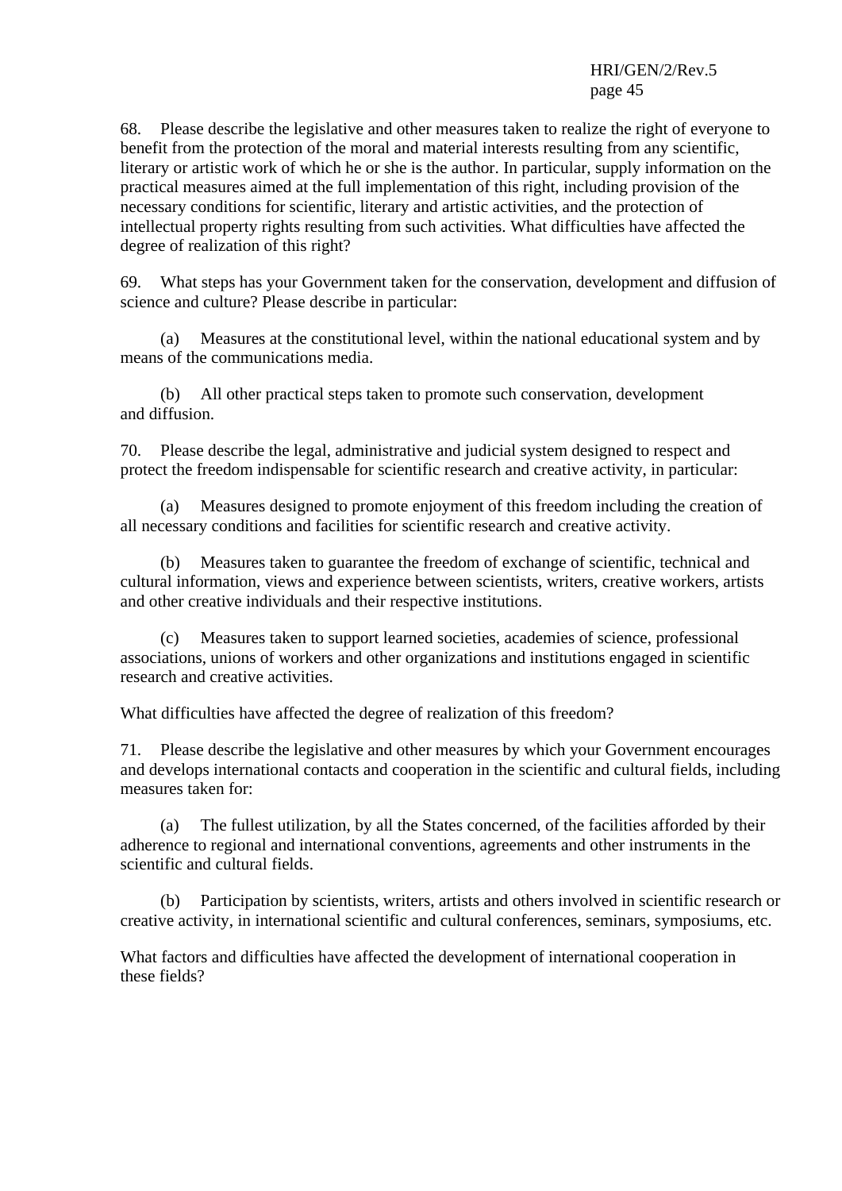68. Please describe the legislative and other measures taken to realize the right of everyone to benefit from the protection of the moral and material interests resulting from any scientific, literary or artistic work of which he or she is the author. In particular, supply information on the practical measures aimed at the full implementation of this right, including provision of the necessary conditions for scientific, literary and artistic activities, and the protection of intellectual property rights resulting from such activities. What difficulties have affected the degree of realization of this right?

69. What steps has your Government taken for the conservation, development and diffusion of science and culture? Please describe in particular:

(a) Measures at the constitutional level, within the national educational system and by means of the communications media.

(b) All other practical steps taken to promote such conservation, development and diffusion.

70. Please describe the legal, administrative and judicial system designed to respect and protect the freedom indispensable for scientific research and creative activity, in particular:

(a) Measures designed to promote enjoyment of this freedom including the creation of all necessary conditions and facilities for scientific research and creative activity.

(b) Measures taken to guarantee the freedom of exchange of scientific, technical and cultural information, views and experience between scientists, writers, creative workers, artists and other creative individuals and their respective institutions.

(c) Measures taken to support learned societies, academies of science, professional associations, unions of workers and other organizations and institutions engaged in scientific research and creative activities.

What difficulties have affected the degree of realization of this freedom?

71. Please describe the legislative and other measures by which your Government encourages and develops international contacts and cooperation in the scientific and cultural fields, including measures taken for:

(a) The fullest utilization, by all the States concerned, of the facilities afforded by their adherence to regional and international conventions, agreements and other instruments in the scientific and cultural fields.

(b) Participation by scientists, writers, artists and others involved in scientific research or creative activity, in international scientific and cultural conferences, seminars, symposiums, etc.

What factors and difficulties have affected the development of international cooperation in these fields?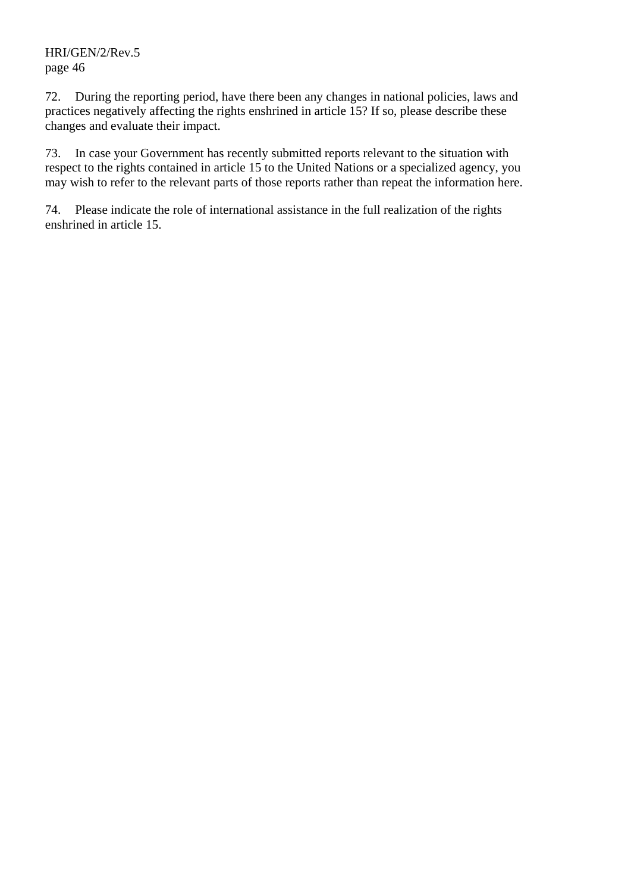72. During the reporting period, have there been any changes in national policies, laws and practices negatively affecting the rights enshrined in article 15? If so, please describe these changes and evaluate their impact.

73. In case your Government has recently submitted reports relevant to the situation with respect to the rights contained in article 15 to the United Nations or a specialized agency, you may wish to refer to the relevant parts of those reports rather than repeat the information here.

74. Please indicate the role of international assistance in the full realization of the rights enshrined in article 15.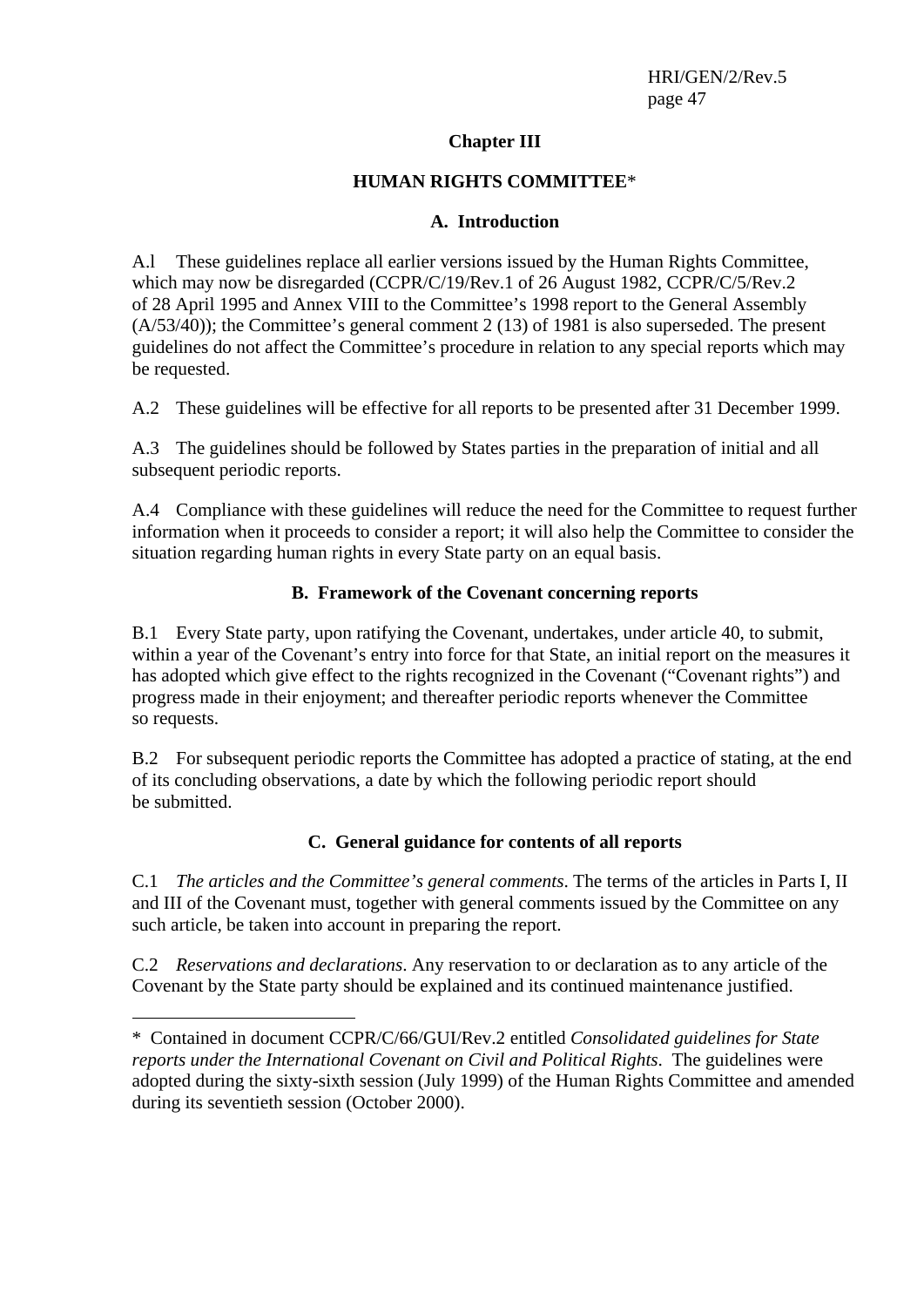## Chapter III

## HUMAN RIGHTS COMMITTEE*

### A. Introduction

A.l These guidelines replace all earlier versions issued by the Human Rights Committee, which may now be disregarded (CCPR/C/19/Rev.1 of 26 August 1982, CCPR/C/5/Rev.2 of 28 April 1995 and Annex VIII to the Committee's 1998 report to the General Assembly (A/53/40)); the Committee's general comment 2 (13) of 1981 is also superseded. The present guidelines do not affect the Committee's procedure in relation to any special reports which may be requested.

A.2 These guidelines will be effective for all reports to be presented after 31 December 1999.

A.3 The guidelines should be followed by States parties in the preparation of initial and all subsequent periodic reports.

A.4 Compliance with these guidelines will reduce the need for the Committee to request further information when it proceeds to consider a report; it will also help the Committee to consider the situation regarding human rights in every State party on an equal basis.

### B. Framework of the Covenant concerning reports

B.1 Every State party, upon ratifying the Covenant, undertakes, under article 40, to submit, within a year of the Covenant's entry into force for that State, an initial report on the measures it has adopted which give effect to the rights recognized in the Covenant ("Covenant rights") and progress made in their enjoyment; and thereafter periodic reports whenever the Committee so requests.

B.2 For subsequent periodic reports the Committee has adopted a practice of stating, at the end of its concluding observations, a date by which the following periodic report should be submitted.

### C. General guidance for contents of all reports

C.1 *The articles and the Committee's general comments*. The terms of the articles in Parts I, II and III of the Covenant must, together with general comments issued by the Committee on any such article, be taken into account in preparing the report.

C.2 *Reservations and declarations*. Any reservation to or declaration as to any article of the Covenant by the State party should be explained and its continued maintenance justified.

---

\* Contained in document CCPR/C/66/GUI/Rev.2 entitled *Consolidated guidelines for State reports under the International Covenant on Civil and Political Rights*. The guidelines were adopted during the sixty-sixth session (July 1999) of the Human Rights Committee and amended during its seventieth session (October 2000).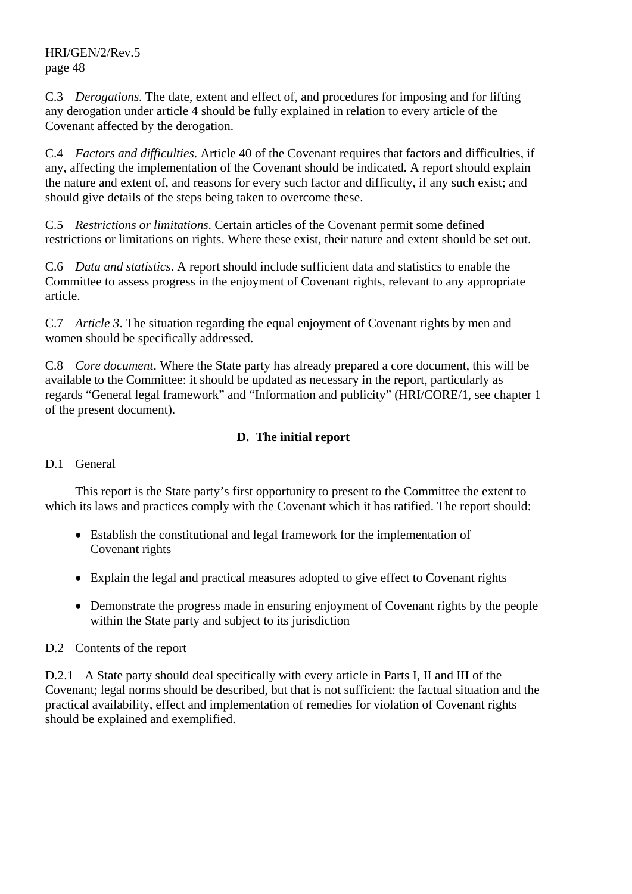C.3 *Derogations*. The date, extent and effect of, and procedures for imposing and for lifting any derogation under article 4 should be fully explained in relation to every article of the Covenant affected by the derogation.

C.4 *Factors and difficulties*. Article 40 of the Covenant requires that factors and difficulties, if any, affecting the implementation of the Covenant should be indicated. A report should explain the nature and extent of, and reasons for every such factor and difficulty, if any such exist; and should give details of the steps being taken to overcome these.

C.5 *Restrictions or limitations*. Certain articles of the Covenant permit some defined restrictions or limitations on rights. Where these exist, their nature and extent should be set out.

C.6 *Data and statistics*. A report should include sufficient data and statistics to enable the Committee to assess progress in the enjoyment of Covenant rights, relevant to any appropriate article.

C.7 *Article 3*. The situation regarding the equal enjoyment of Covenant rights by men and women should be specifically addressed.

C.8 *Core document*. Where the State party has already prepared a core document, this will be available to the Committee: it should be updated as necessary in the report, particularly as regards "General legal framework" and "Information and publicity" (HRI/CORE/1, see chapter 1 of the present document).

## D. The initial report

D.1 General

This report is the State party's first opportunity to present to the Committee the extent to which its laws and practices comply with the Covenant which it has ratified. The report should:

- Establish the constitutional and legal framework for the implementation of Covenant rights
- Explain the legal and practical measures adopted to give effect to Covenant rights
- Demonstrate the progress made in ensuring enjoyment of Covenant rights by the people within the State party and subject to its jurisdiction

D.2 Contents of the report

D.2.1 A State party should deal specifically with every article in Parts I, II and III of the Covenant; legal norms should be described, but that is not sufficient: the factual situation and the practical availability, effect and implementation of remedies for violation of Covenant rights should be explained and exemplified.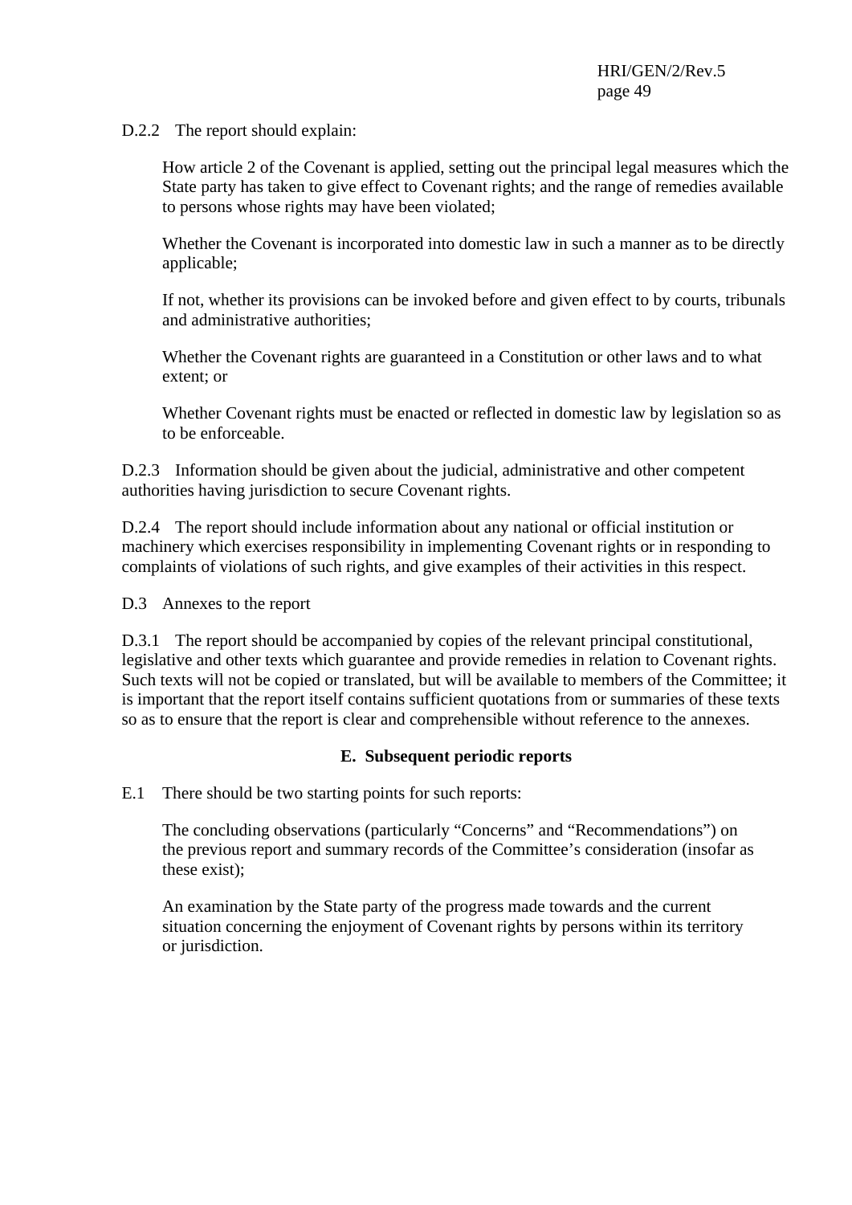D.2.2 The report should explain:

> How article 2 of the Covenant is applied, setting out the principal legal measures which the State party has taken to give effect to Covenant rights; and the range of remedies available to persons whose rights may have been violated;
>
> Whether the Covenant is incorporated into domestic law in such a manner as to be directly applicable;
>
> If not, whether its provisions can be invoked before and given effect to by courts, tribunals and administrative authorities;
>
> Whether the Covenant rights are guaranteed in a Constitution or other laws and to what extent; or
>
> Whether Covenant rights must be enacted or reflected in domestic law by legislation so as to be enforceable.

D.2.3 Information should be given about the judicial, administrative and other competent authorities having jurisdiction to secure Covenant rights.

D.2.4 The report should include information about any national or official institution or machinery which exercises responsibility in implementing Covenant rights or in responding to complaints of violations of such rights, and give examples of their activities in this respect.

D.3 Annexes to the report

D.3.1 The report should be accompanied by copies of the relevant principal constitutional, legislative and other texts which guarantee and provide remedies in relation to Covenant rights. Such texts will not be copied or translated, but will be available to members of the Committee; it is important that the report itself contains sufficient quotations from or summaries of these texts so as to ensure that the report is clear and comprehensible without reference to the annexes.

## E. Subsequent periodic reports

E.1 There should be two starting points for such reports:

> The concluding observations (particularly "Concerns" and "Recommendations") on the previous report and summary records of the Committee's consideration (insofar as these exist);
>
> An examination by the State party of the progress made towards and the current situation concerning the enjoyment of Covenant rights by persons within its territory or jurisdiction.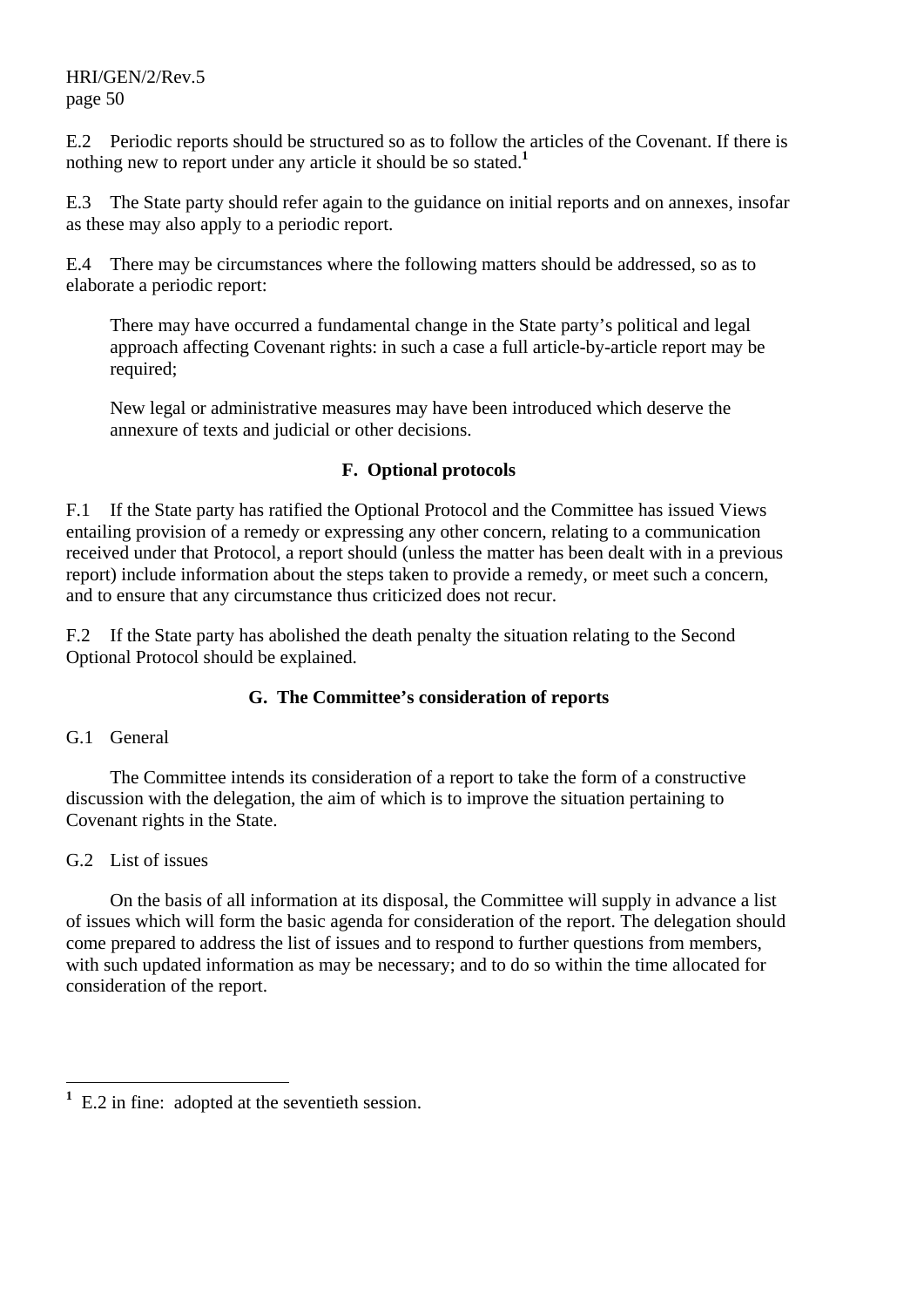E.2 Periodic reports should be structured so as to follow the articles of the Covenant. If there is nothing new to report under any article it should be so stated.[1]

E.3 The State party should refer again to the guidance on initial reports and on annexes, insofar as these may also apply to a periodic report.

E.4 There may be circumstances where the following matters should be addressed, so as to elaborate a periodic report:

> There may have occurred a fundamental change in the State party's political and legal approach affecting Covenant rights: in such a case a full article-by-article report may be required;
>
> New legal or administrative measures may have been introduced which deserve the annexure of texts and judicial or other decisions.

## F. Optional protocols

F.1 If the State party has ratified the Optional Protocol and the Committee has issued Views entailing provision of a remedy or expressing any other concern, relating to a communication received under that Protocol, a report should (unless the matter has been dealt with in a previous report) include information about the steps taken to provide a remedy, or meet such a concern, and to ensure that any circumstance thus criticized does not recur.

F.2 If the State party has abolished the death penalty the situation relating to the Second Optional Protocol should be explained.

## G. The Committee's consideration of reports

G.1 General

The Committee intends its consideration of a report to take the form of a constructive discussion with the delegation, the aim of which is to improve the situation pertaining to Covenant rights in the State.

G.2 List of issues

On the basis of all information at its disposal, the Committee will supply in advance a list of issues which will form the basic agenda for consideration of the report. The delegation should come prepared to address the list of issues and to respond to further questions from members, with such updated information as may be necessary; and to do so within the time allocated for consideration of the report.

---

[1] E.2 in fine: adopted at the seventieth session.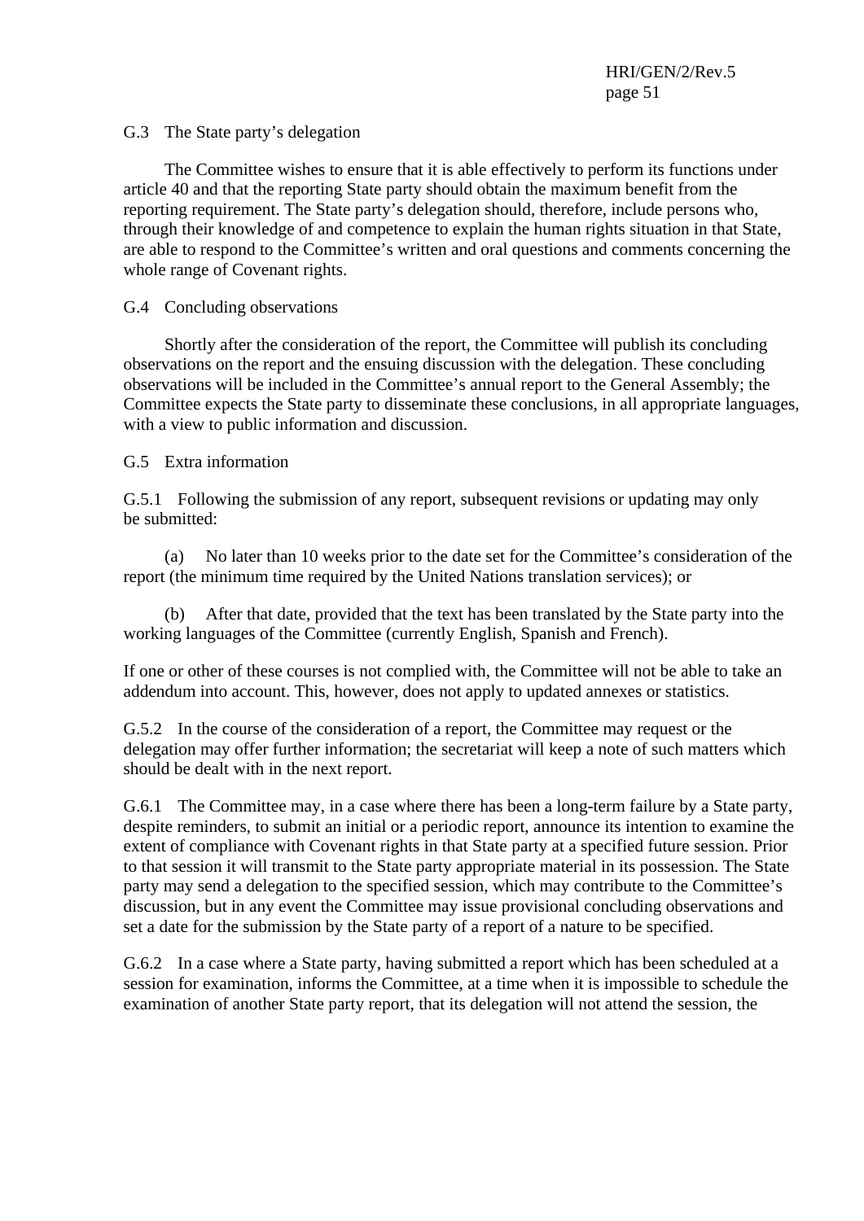G.3 The State party's delegation

The Committee wishes to ensure that it is able effectively to perform its functions under article 40 and that the reporting State party should obtain the maximum benefit from the reporting requirement. The State party's delegation should, therefore, include persons who, through their knowledge of and competence to explain the human rights situation in that State, are able to respond to the Committee's written and oral questions and comments concerning the whole range of Covenant rights.

G.4 Concluding observations

Shortly after the consideration of the report, the Committee will publish its concluding observations on the report and the ensuing discussion with the delegation. These concluding observations will be included in the Committee's annual report to the General Assembly; the Committee expects the State party to disseminate these conclusions, in all appropriate languages, with a view to public information and discussion.

G.5 Extra information

G.5.1 Following the submission of any report, subsequent revisions or updating may only be submitted:

(a) No later than 10 weeks prior to the date set for the Committee's consideration of the report (the minimum time required by the United Nations translation services); or

(b) After that date, provided that the text has been translated by the State party into the working languages of the Committee (currently English, Spanish and French).

If one or other of these courses is not complied with, the Committee will not be able to take an addendum into account. This, however, does not apply to updated annexes or statistics.

G.5.2 In the course of the consideration of a report, the Committee may request or the delegation may offer further information; the secretariat will keep a note of such matters which should be dealt with in the next report.

G.6.1 The Committee may, in a case where there has been a long-term failure by a State party, despite reminders, to submit an initial or a periodic report, announce its intention to examine the extent of compliance with Covenant rights in that State party at a specified future session. Prior to that session it will transmit to the State party appropriate material in its possession. The State party may send a delegation to the specified session, which may contribute to the Committee's discussion, but in any event the Committee may issue provisional concluding observations and set a date for the submission by the State party of a report of a nature to be specified.

G.6.2 In a case where a State party, having submitted a report which has been scheduled at a session for examination, informs the Committee, at a time when it is impossible to schedule the examination of another State party report, that its delegation will not attend the session, the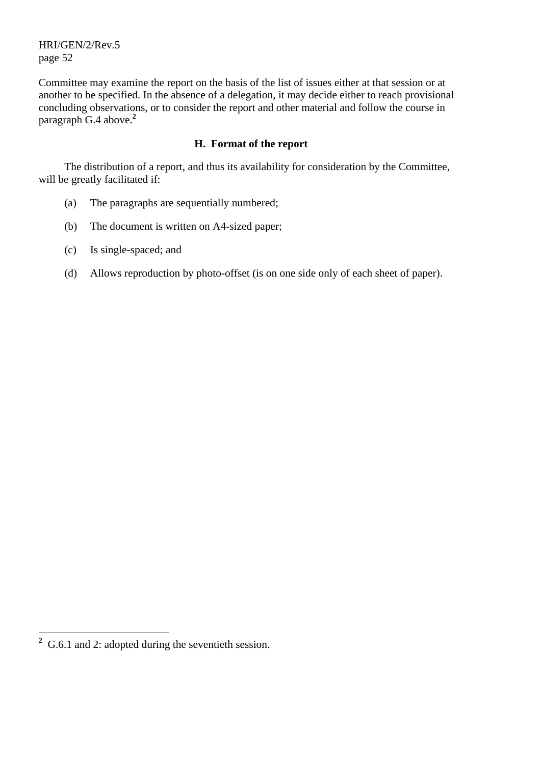Committee may examine the report on the basis of the list of issues either at that session or at another to be specified. In the absence of a delegation, it may decide either to reach provisional concluding observations, or to consider the report and other material and follow the course in paragraph G.4 above.[2]

## H. Format of the report

The distribution of a report, and thus its availability for consideration by the Committee, will be greatly facilitated if:

(a) The paragraphs are sequentially numbered;

(b) The document is written on A4-sized paper;

(c) Is single-spaced; and

(d) Allows reproduction by photo-offset (is on one side only of each sheet of paper).

---

[2] G.6.1 and 2: adopted during the seventieth session.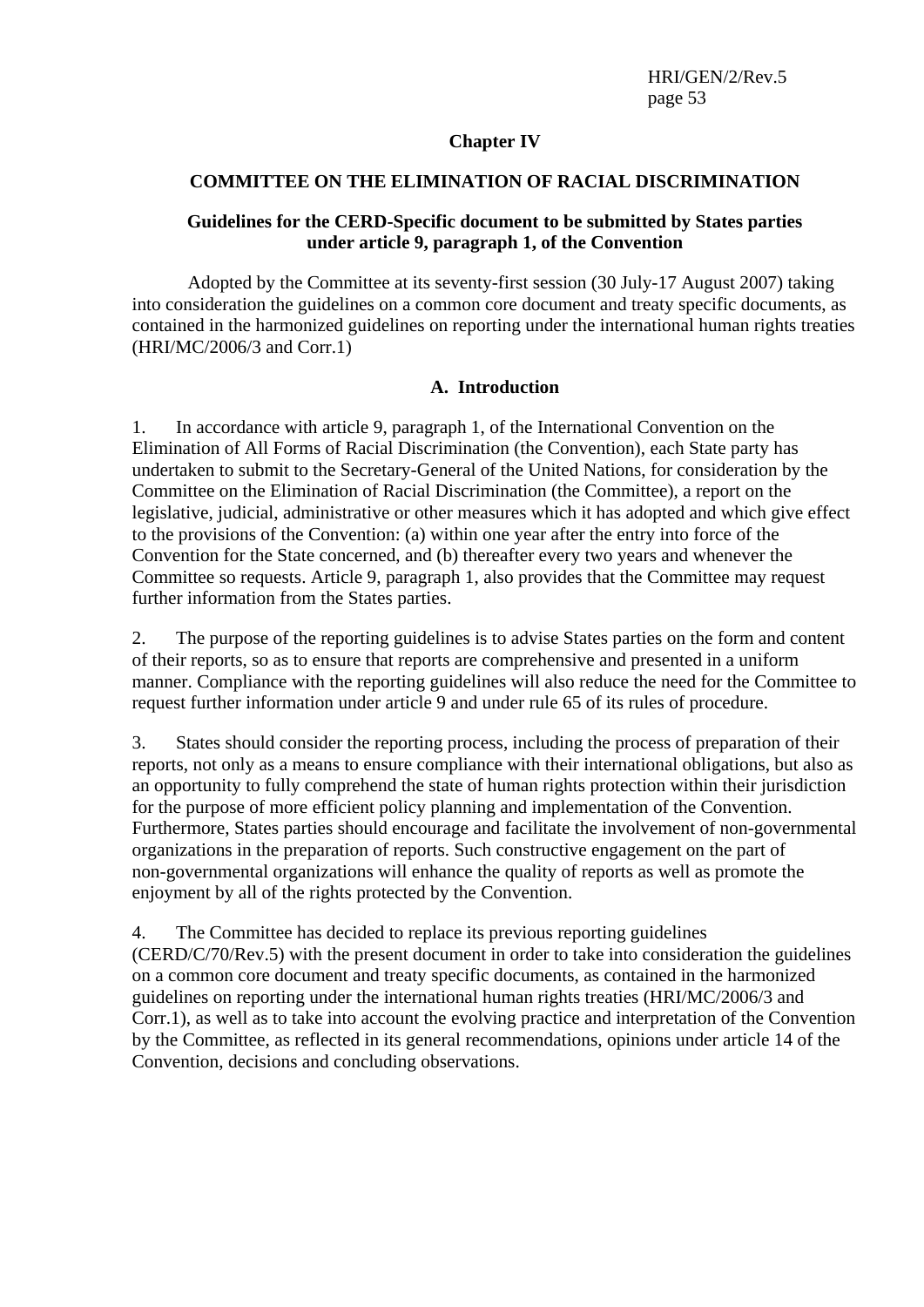# Chapter IV

## COMMITTEE ON THE ELIMINATION OF RACIAL DISCRIMINATION

### Guidelines for the CERD-Specific document to be submitted by States parties under article 9, paragraph 1, of the Convention

Adopted by the Committee at its seventy-first session (30 July-17 August 2007) taking into consideration the guidelines on a common core document and treaty specific documents, as contained in the harmonized guidelines on reporting under the international human rights treaties (HRI/MC/2006/3 and Corr.1)

### A. Introduction

1. In accordance with article 9, paragraph 1, of the International Convention on the Elimination of All Forms of Racial Discrimination (the Convention), each State party has undertaken to submit to the Secretary-General of the United Nations, for consideration by the Committee on the Elimination of Racial Discrimination (the Committee), a report on the legislative, judicial, administrative or other measures which it has adopted and which give effect to the provisions of the Convention: (a) within one year after the entry into force of the Convention for the State concerned, and (b) thereafter every two years and whenever the Committee so requests. Article 9, paragraph 1, also provides that the Committee may request further information from the States parties.

2. The purpose of the reporting guidelines is to advise States parties on the form and content of their reports, so as to ensure that reports are comprehensive and presented in a uniform manner. Compliance with the reporting guidelines will also reduce the need for the Committee to request further information under article 9 and under rule 65 of its rules of procedure.

3. States should consider the reporting process, including the process of preparation of their reports, not only as a means to ensure compliance with their international obligations, but also as an opportunity to fully comprehend the state of human rights protection within their jurisdiction for the purpose of more efficient policy planning and implementation of the Convention. Furthermore, States parties should encourage and facilitate the involvement of non-governmental organizations in the preparation of reports. Such constructive engagement on the part of non-governmental organizations will enhance the quality of reports as well as promote the enjoyment by all of the rights protected by the Convention.

4. The Committee has decided to replace its previous reporting guidelines (CERD/C/70/Rev.5) with the present document in order to take into consideration the guidelines on a common core document and treaty specific documents, as contained in the harmonized guidelines on reporting under the international human rights treaties (HRI/MC/2006/3 and Corr.1), as well as to take into account the evolving practice and interpretation of the Convention by the Committee, as reflected in its general recommendations, opinions under article 14 of the Convention, decisions and concluding observations.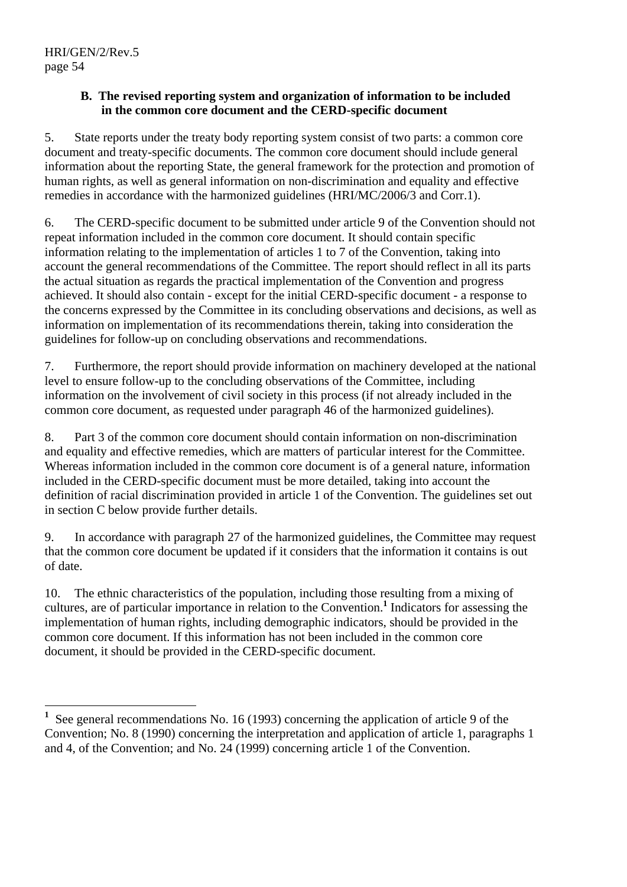### B. The revised reporting system and organization of information to be included in the common core document and the CERD-specific document

5. State reports under the treaty body reporting system consist of two parts: a common core document and treaty-specific documents. The common core document should include general information about the reporting State, the general framework for the protection and promotion of human rights, as well as general information on non-discrimination and equality and effective remedies in accordance with the harmonized guidelines (HRI/MC/2006/3 and Corr.1).

6. The CERD-specific document to be submitted under article 9 of the Convention should not repeat information included in the common core document. It should contain specific information relating to the implementation of articles 1 to 7 of the Convention, taking into account the general recommendations of the Committee. The report should reflect in all its parts the actual situation as regards the practical implementation of the Convention and progress achieved. It should also contain - except for the initial CERD-specific document - a response to the concerns expressed by the Committee in its concluding observations and decisions, as well as information on implementation of its recommendations therein, taking into consideration the guidelines for follow-up on concluding observations and recommendations.

7. Furthermore, the report should provide information on machinery developed at the national level to ensure follow-up to the concluding observations of the Committee, including information on the involvement of civil society in this process (if not already included in the common core document, as requested under paragraph 46 of the harmonized guidelines).

8. Part 3 of the common core document should contain information on non-discrimination and equality and effective remedies, which are matters of particular interest for the Committee. Whereas information included in the common core document is of a general nature, information included in the CERD-specific document must be more detailed, taking into account the definition of racial discrimination provided in article 1 of the Convention. The guidelines set out in section C below provide further details.

9. In accordance with paragraph 27 of the harmonized guidelines, the Committee may request that the common core document be updated if it considers that the information it contains is out of date.

10. The ethnic characteristics of the population, including those resulting from a mixing of cultures, are of particular importance in relation to the Convention.[1] Indicators for assessing the implementation of human rights, including demographic indicators, should be provided in the common core document. If this information has not been included in the common core document, it should be provided in the CERD-specific document.

---

[1] See general recommendations No. 16 (1993) concerning the application of article 9 of the Convention; No. 8 (1990) concerning the interpretation and application of article 1, paragraphs 1 and 4, of the Convention; and No. 24 (1999) concerning article 1 of the Convention.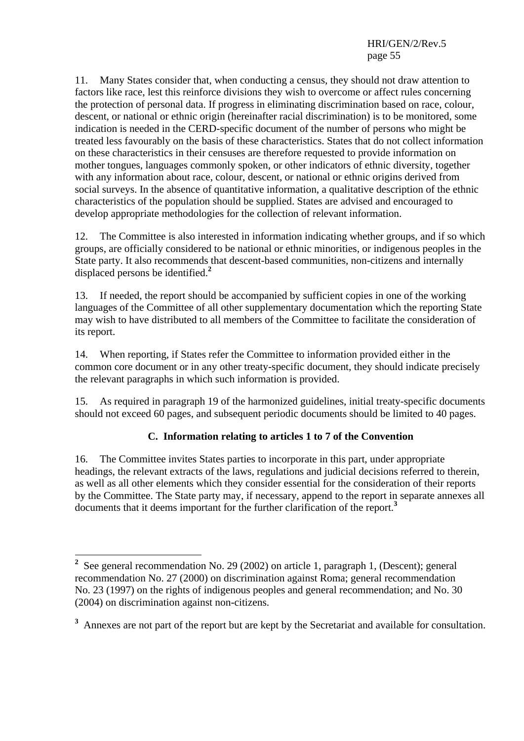11. Many States consider that, when conducting a census, they should not draw attention to factors like race, lest this reinforce divisions they wish to overcome or affect rules concerning the protection of personal data. If progress in eliminating discrimination based on race, colour, descent, or national or ethnic origin (hereinafter racial discrimination) is to be monitored, some indication is needed in the CERD-specific document of the number of persons who might be treated less favourably on the basis of these characteristics. States that do not collect information on these characteristics in their censuses are therefore requested to provide information on mother tongues, languages commonly spoken, or other indicators of ethnic diversity, together with any information about race, colour, descent, or national or ethnic origins derived from social surveys. In the absence of quantitative information, a qualitative description of the ethnic characteristics of the population should be supplied. States are advised and encouraged to develop appropriate methodologies for the collection of relevant information.

12. The Committee is also interested in information indicating whether groups, and if so which groups, are officially considered to be national or ethnic minorities, or indigenous peoples in the State party. It also recommends that descent-based communities, non-citizens and internally displaced persons be identified.[2]

13. If needed, the report should be accompanied by sufficient copies in one of the working languages of the Committee of all other supplementary documentation which the reporting State may wish to have distributed to all members of the Committee to facilitate the consideration of its report.

14. When reporting, if States refer the Committee to information provided either in the common core document or in any other treaty-specific document, they should indicate precisely the relevant paragraphs in which such information is provided.

15. As required in paragraph 19 of the harmonized guidelines, initial treaty-specific documents should not exceed 60 pages, and subsequent periodic documents should be limited to 40 pages.

### C. Information relating to articles 1 to 7 of the Convention

16. The Committee invites States parties to incorporate in this part, under appropriate headings, the relevant extracts of the laws, regulations and judicial decisions referred to therein, as well as all other elements which they consider essential for the consideration of their reports by the Committee. The State party may, if necessary, append to the report in separate annexes all documents that it deems important for the further clarification of the report.[3]

---

[2] See general recommendation No. 29 (2002) on article 1, paragraph 1, (Descent); general recommendation No. 27 (2000) on discrimination against Roma; general recommendation No. 23 (1997) on the rights of indigenous peoples and general recommendation; and No. 30 (2004) on discrimination against non-citizens.

[3] Annexes are not part of the report but are kept by the Secretariat and available for consultation.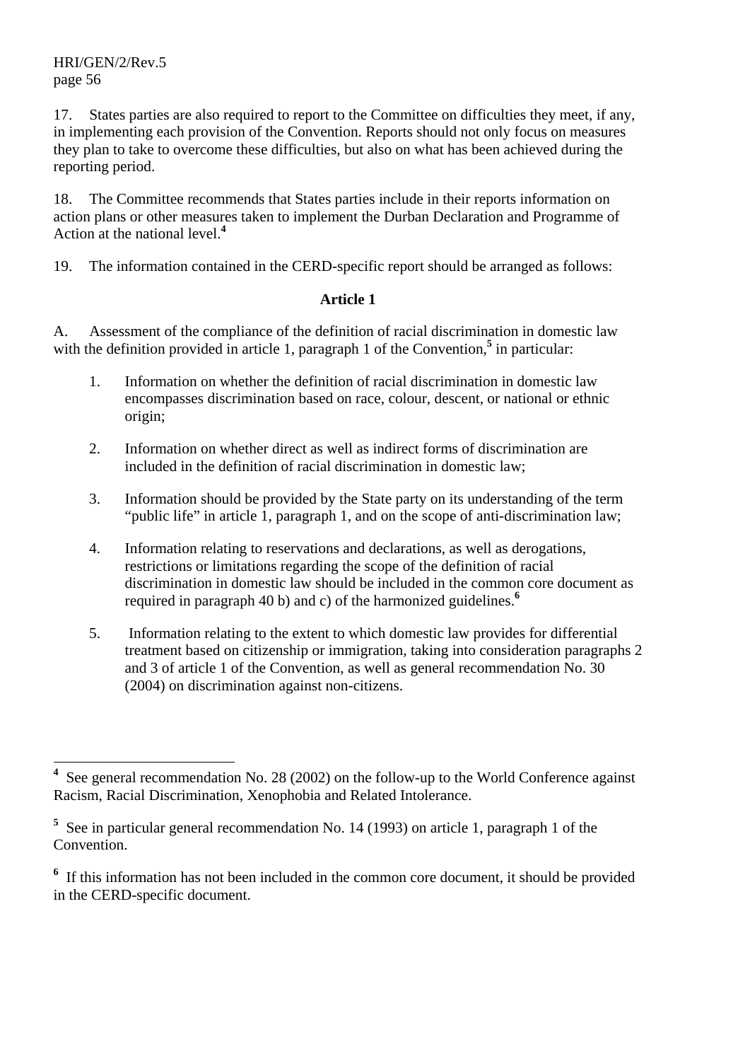17. States parties are also required to report to the Committee on difficulties they meet, if any, in implementing each provision of the Convention. Reports should not only focus on measures they plan to take to overcome these difficulties, but also on what has been achieved during the reporting period.

18. The Committee recommends that States parties include in their reports information on action plans or other measures taken to implement the Durban Declaration and Programme of Action at the national level.[4]

19. The information contained in the CERD-specific report should be arranged as follows:

### Article 1

A. Assessment of the compliance of the definition of racial discrimination in domestic law with the definition provided in article 1, paragraph 1 of the Convention,[5] in particular:

1. Information on whether the definition of racial discrimination in domestic law encompasses discrimination based on race, colour, descent, or national or ethnic origin;

2. Information on whether direct as well as indirect forms of discrimination are included in the definition of racial discrimination in domestic law;

3. Information should be provided by the State party on its understanding of the term "public life" in article 1, paragraph 1, and on the scope of anti-discrimination law;

4. Information relating to reservations and declarations, as well as derogations, restrictions or limitations regarding the scope of the definition of racial discrimination in domestic law should be included in the common core document as required in paragraph 40 b) and c) of the harmonized guidelines.[6]

5. Information relating to the extent to which domestic law provides for differential treatment based on citizenship or immigration, taking into consideration paragraphs 2 and 3 of article 1 of the Convention, as well as general recommendation No. 30 (2004) on discrimination against non-citizens.

---

[4] See general recommendation No. 28 (2002) on the follow-up to the World Conference against Racism, Racial Discrimination, Xenophobia and Related Intolerance.

[5] See in particular general recommendation No. 14 (1993) on article 1, paragraph 1 of the Convention.

[6] If this information has not been included in the common core document, it should be provided in the CERD-specific document.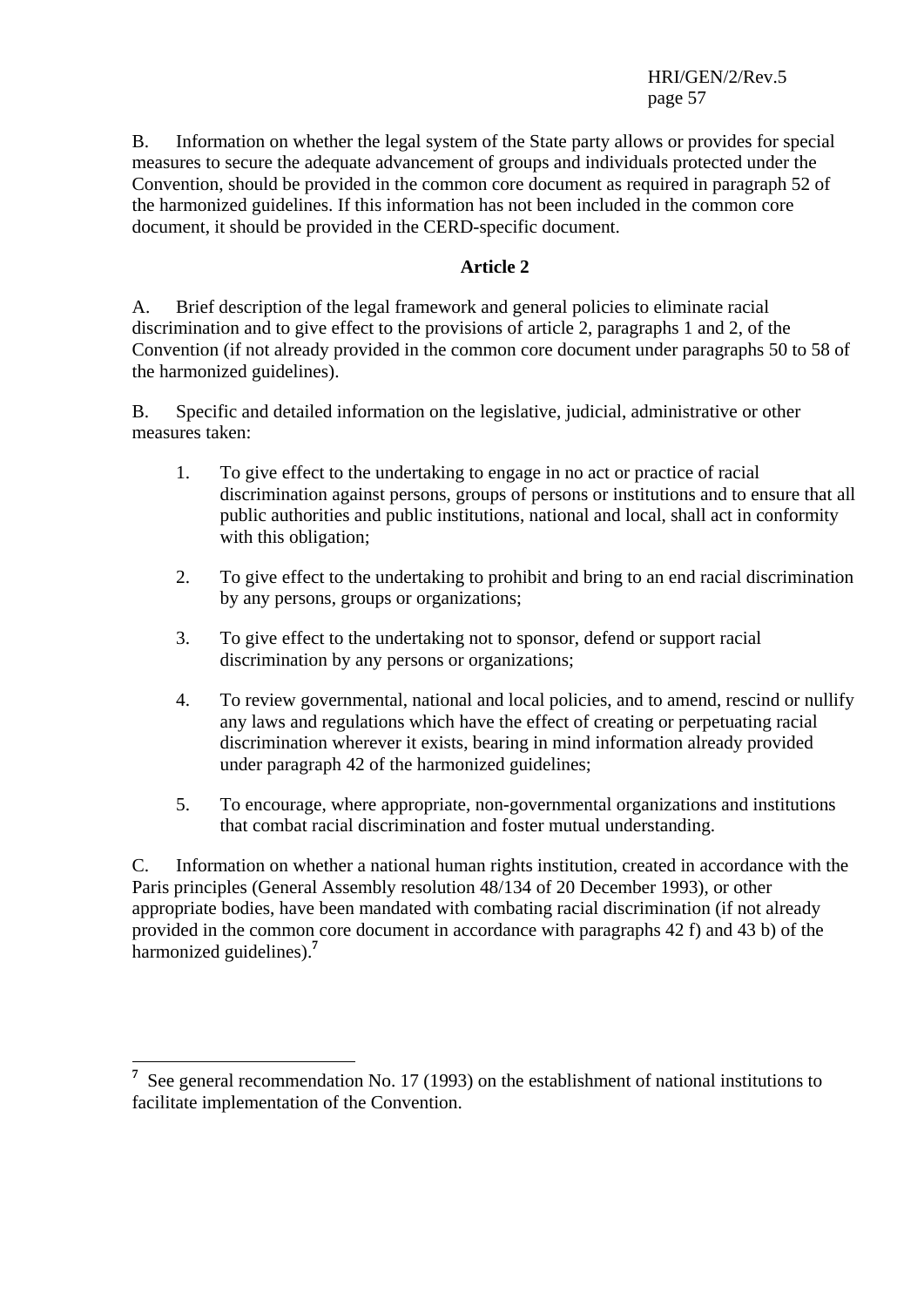B. Information on whether the legal system of the State party allows or provides for special measures to secure the adequate advancement of groups and individuals protected under the Convention, should be provided in the common core document as required in paragraph 52 of the harmonized guidelines. If this information has not been included in the common core document, it should be provided in the CERD-specific document.

**Article 2**

A. Brief description of the legal framework and general policies to eliminate racial discrimination and to give effect to the provisions of article 2, paragraphs 1 and 2, of the Convention (if not already provided in the common core document under paragraphs 50 to 58 of the harmonized guidelines).

B. Specific and detailed information on the legislative, judicial, administrative or other measures taken:

1. To give effect to the undertaking to engage in no act or practice of racial discrimination against persons, groups of persons or institutions and to ensure that all public authorities and public institutions, national and local, shall act in conformity with this obligation;

2. To give effect to the undertaking to prohibit and bring to an end racial discrimination by any persons, groups or organizations;

3. To give effect to the undertaking not to sponsor, defend or support racial discrimination by any persons or organizations;

4. To review governmental, national and local policies, and to amend, rescind or nullify any laws and regulations which have the effect of creating or perpetuating racial discrimination wherever it exists, bearing in mind information already provided under paragraph 42 of the harmonized guidelines;

5. To encourage, where appropriate, non-governmental organizations and institutions that combat racial discrimination and foster mutual understanding.

C. Information on whether a national human rights institution, created in accordance with the Paris principles (General Assembly resolution 48/134 of 20 December 1993), or other appropriate bodies, have been mandated with combating racial discrimination (if not already provided in the common core document in accordance with paragraphs 42 f) and 43 b) of the harmonized guidelines).[7]

---

[7] See general recommendation No. 17 (1993) on the establishment of national institutions to facilitate implementation of the Convention.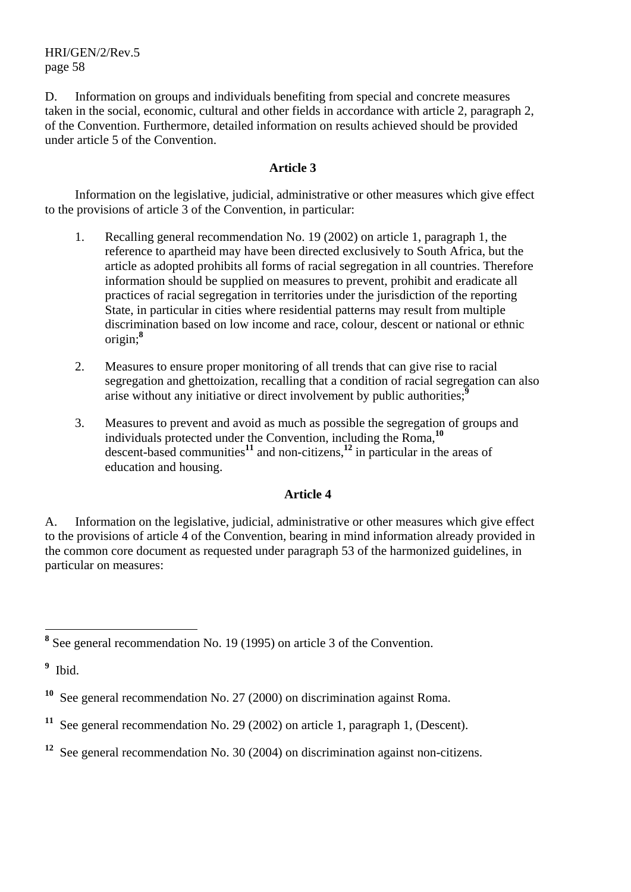D. Information on groups and individuals benefiting from special and concrete measures taken in the social, economic, cultural and other fields in accordance with article 2, paragraph 2, of the Convention. Furthermore, detailed information on results achieved should be provided under article 5 of the Convention.

## Article 3

Information on the legislative, judicial, administrative or other measures which give effect to the provisions of article 3 of the Convention, in particular:

1. Recalling general recommendation No. 19 (2002) on article 1, paragraph 1, the reference to apartheid may have been directed exclusively to South Africa, but the article as adopted prohibits all forms of racial segregation in all countries. Therefore information should be supplied on measures to prevent, prohibit and eradicate all practices of racial segregation in territories under the jurisdiction of the reporting State, in particular in cities where residential patterns may result from multiple discrimination based on low income and race, colour, descent or national or ethnic origin;[8]

2. Measures to ensure proper monitoring of all trends that can give rise to racial segregation and ghettoization, recalling that a condition of racial segregation can also arise without any initiative or direct involvement by public authorities;[9]

3. Measures to prevent and avoid as much as possible the segregation of groups and individuals protected under the Convention, including the Roma,[10] descent-based communities[11] and non-citizens,[12] in particular in the areas of education and housing.

## Article 4

A. Information on the legislative, judicial, administrative or other measures which give effect to the provisions of article 4 of the Convention, bearing in mind information already provided in the common core document as requested under paragraph 53 of the harmonized guidelines, in particular on measures:

---

[8] See general recommendation No. 19 (1995) on article 3 of the Convention.

[9] Ibid.

[10] See general recommendation No. 27 (2000) on discrimination against Roma.

[11] See general recommendation No. 29 (2002) on article 1, paragraph 1, (Descent).

[12] See general recommendation No. 30 (2004) on discrimination against non-citizens.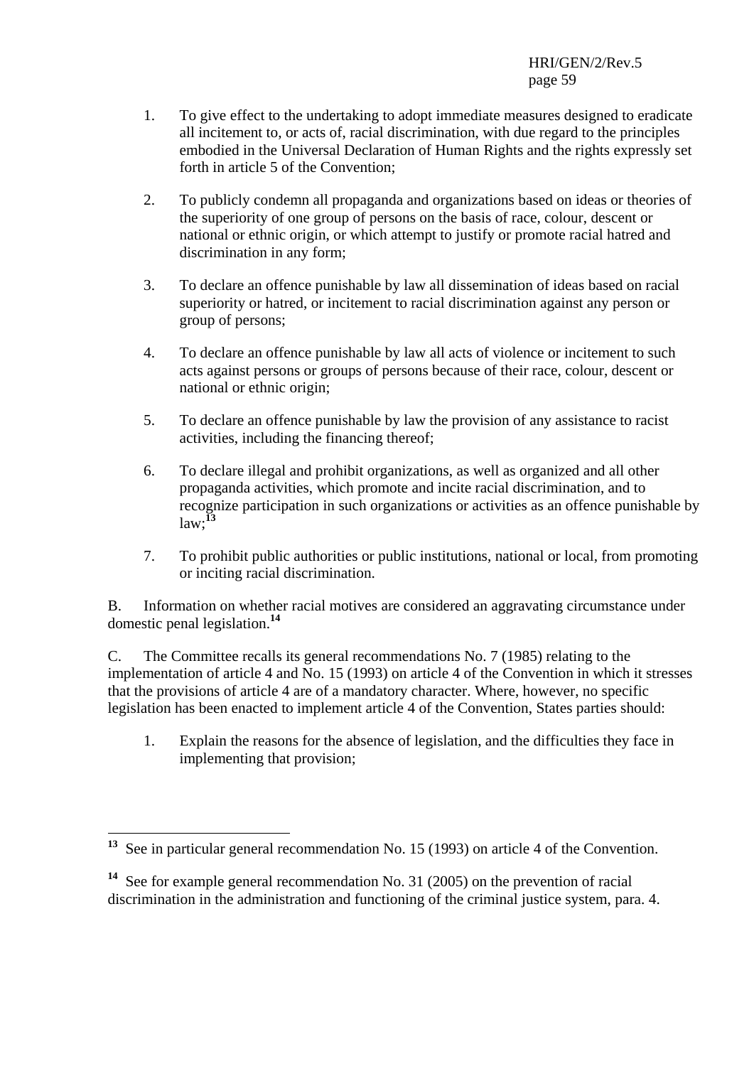1. To give effect to the undertaking to adopt immediate measures designed to eradicate all incitement to, or acts of, racial discrimination, with due regard to the principles embodied in the Universal Declaration of Human Rights and the rights expressly set forth in article 5 of the Convention;

2. To publicly condemn all propaganda and organizations based on ideas or theories of the superiority of one group of persons on the basis of race, colour, descent or national or ethnic origin, or which attempt to justify or promote racial hatred and discrimination in any form;

3. To declare an offence punishable by law all dissemination of ideas based on racial superiority or hatred, or incitement to racial discrimination against any person or group of persons;

4. To declare an offence punishable by law all acts of violence or incitement to such acts against persons or groups of persons because of their race, colour, descent or national or ethnic origin;

5. To declare an offence punishable by law the provision of any assistance to racist activities, including the financing thereof;

6. To declare illegal and prohibit organizations, as well as organized and all other propaganda activities, which promote and incite racial discrimination, and to recognize participation in such organizations or activities as an offence punishable by law;[13]

7. To prohibit public authorities or public institutions, national or local, from promoting or inciting racial discrimination.

B. Information on whether racial motives are considered an aggravating circumstance under domestic penal legislation.[14]

C. The Committee recalls its general recommendations No. 7 (1985) relating to the implementation of article 4 and No. 15 (1993) on article 4 of the Convention in which it stresses that the provisions of article 4 are of a mandatory character. Where, however, no specific legislation has been enacted to implement article 4 of the Convention, States parties should:

1. Explain the reasons for the absence of legislation, and the difficulties they face in implementing that provision;

---

[13] See in particular general recommendation No. 15 (1993) on article 4 of the Convention.

[14] See for example general recommendation No. 31 (2005) on the prevention of racial discrimination in the administration and functioning of the criminal justice system, para. 4.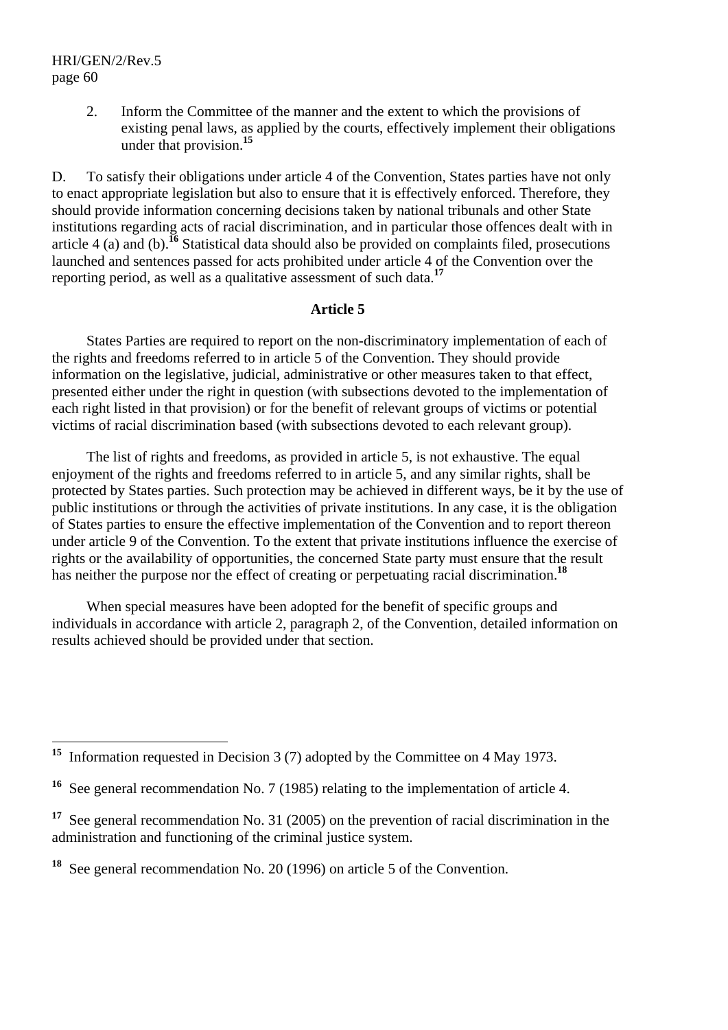2. Inform the Committee of the manner and the extent to which the provisions of existing penal laws, as applied by the courts, effectively implement their obligations under that provision.[15]

D. To satisfy their obligations under article 4 of the Convention, States parties have not only to enact appropriate legislation but also to ensure that it is effectively enforced. Therefore, they should provide information concerning decisions taken by national tribunals and other State institutions regarding acts of racial discrimination, and in particular those offences dealt with in article 4 (a) and (b).[16] Statistical data should also be provided on complaints filed, prosecutions launched and sentences passed for acts prohibited under article 4 of the Convention over the reporting period, as well as a qualitative assessment of such data.[17]

### Article 5

States Parties are required to report on the non-discriminatory implementation of each of the rights and freedoms referred to in article 5 of the Convention. They should provide information on the legislative, judicial, administrative or other measures taken to that effect, presented either under the right in question (with subsections devoted to the implementation of each right listed in that provision) or for the benefit of relevant groups of victims or potential victims of racial discrimination based (with subsections devoted to each relevant group).

The list of rights and freedoms, as provided in article 5, is not exhaustive. The equal enjoyment of the rights and freedoms referred to in article 5, and any similar rights, shall be protected by States parties. Such protection may be achieved in different ways, be it by the use of public institutions or through the activities of private institutions. In any case, it is the obligation of States parties to ensure the effective implementation of the Convention and to report thereon under article 9 of the Convention. To the extent that private institutions influence the exercise of rights or the availability of opportunities, the concerned State party must ensure that the result has neither the purpose nor the effect of creating or perpetuating racial discrimination.[18]

When special measures have been adopted for the benefit of specific groups and individuals in accordance with article 2, paragraph 2, of the Convention, detailed information on results achieved should be provided under that section.

---

[15] Information requested in Decision 3 (7) adopted by the Committee on 4 May 1973.

[16] See general recommendation No. 7 (1985) relating to the implementation of article 4.

[17] See general recommendation No. 31 (2005) on the prevention of racial discrimination in the administration and functioning of the criminal justice system.

[18] See general recommendation No. 20 (1996) on article 5 of the Convention.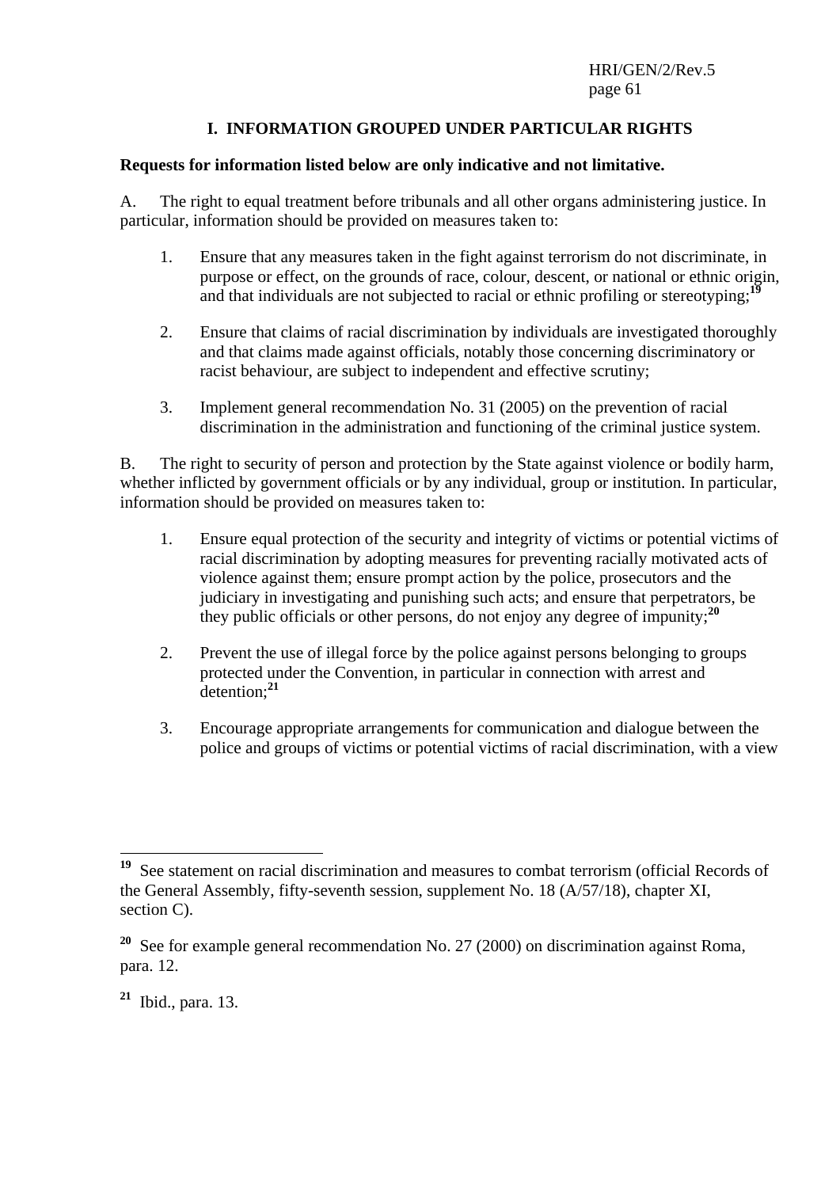## I. INFORMATION GROUPED UNDER PARTICULAR RIGHTS

**Requests for information listed below are only indicative and not limitative.**

A. The right to equal treatment before tribunals and all other organs administering justice. In particular, information should be provided on measures taken to:

1. Ensure that any measures taken in the fight against terrorism do not discriminate, in purpose or effect, on the grounds of race, colour, descent, or national or ethnic origin, and that individuals are not subjected to racial or ethnic profiling or stereotyping;[19]

2. Ensure that claims of racial discrimination by individuals are investigated thoroughly and that claims made against officials, notably those concerning discriminatory or racist behaviour, are subject to independent and effective scrutiny;

3. Implement general recommendation No. 31 (2005) on the prevention of racial discrimination in the administration and functioning of the criminal justice system.

B. The right to security of person and protection by the State against violence or bodily harm, whether inflicted by government officials or by any individual, group or institution. In particular, information should be provided on measures taken to:

1. Ensure equal protection of the security and integrity of victims or potential victims of racial discrimination by adopting measures for preventing racially motivated acts of violence against them; ensure prompt action by the police, prosecutors and the judiciary in investigating and punishing such acts; and ensure that perpetrators, be they public officials or other persons, do not enjoy any degree of impunity;[20]

2. Prevent the use of illegal force by the police against persons belonging to groups protected under the Convention, in particular in connection with arrest and detention;[21]

3. Encourage appropriate arrangements for communication and dialogue between the police and groups of victims or potential victims of racial discrimination, with a view

---

[19] See statement on racial discrimination and measures to combat terrorism (official Records of the General Assembly, fifty-seventh session, supplement No. 18 (A/57/18), chapter XI, section C).

[20] See for example general recommendation No. 27 (2000) on discrimination against Roma, para. 12.

[21] Ibid., para. 13.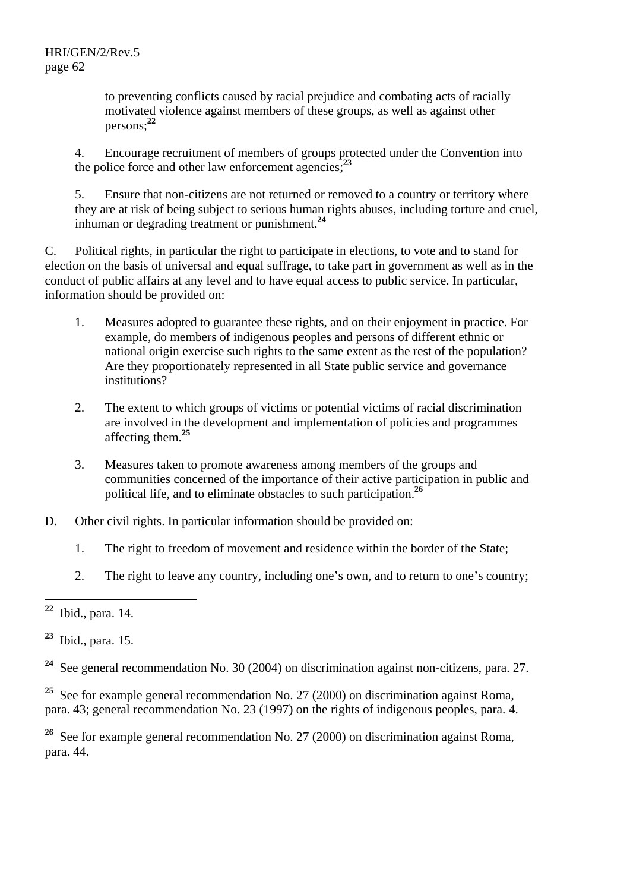to preventing conflicts caused by racial prejudice and combating acts of racially motivated violence against members of these groups, as well as against other persons;[22]

4. Encourage recruitment of members of groups protected under the Convention into the police force and other law enforcement agencies;[23]

5. Ensure that non-citizens are not returned or removed to a country or territory where they are at risk of being subject to serious human rights abuses, including torture and cruel, inhuman or degrading treatment or punishment.[24]

C. Political rights, in particular the right to participate in elections, to vote and to stand for election on the basis of universal and equal suffrage, to take part in government as well as in the conduct of public affairs at any level and to have equal access to public service. In particular, information should be provided on:

1. Measures adopted to guarantee these rights, and on their enjoyment in practice. For example, do members of indigenous peoples and persons of different ethnic or national origin exercise such rights to the same extent as the rest of the population? Are they proportionately represented in all State public service and governance institutions?

2. The extent to which groups of victims or potential victims of racial discrimination are involved in the development and implementation of policies and programmes affecting them.[25]

3. Measures taken to promote awareness among members of the groups and communities concerned of the importance of their active participation in public and political life, and to eliminate obstacles to such participation.[26]

D. Other civil rights. In particular information should be provided on:

1. The right to freedom of movement and residence within the border of the State;

2. The right to leave any country, including one's own, and to return to one's country;

---

[22] Ibid., para. 14.

[23] Ibid., para. 15.

[24] See general recommendation No. 30 (2004) on discrimination against non-citizens, para. 27.

[25] See for example general recommendation No. 27 (2000) on discrimination against Roma, para. 43; general recommendation No. 23 (1997) on the rights of indigenous peoples, para. 4.

[26] See for example general recommendation No. 27 (2000) on discrimination against Roma, para. 44.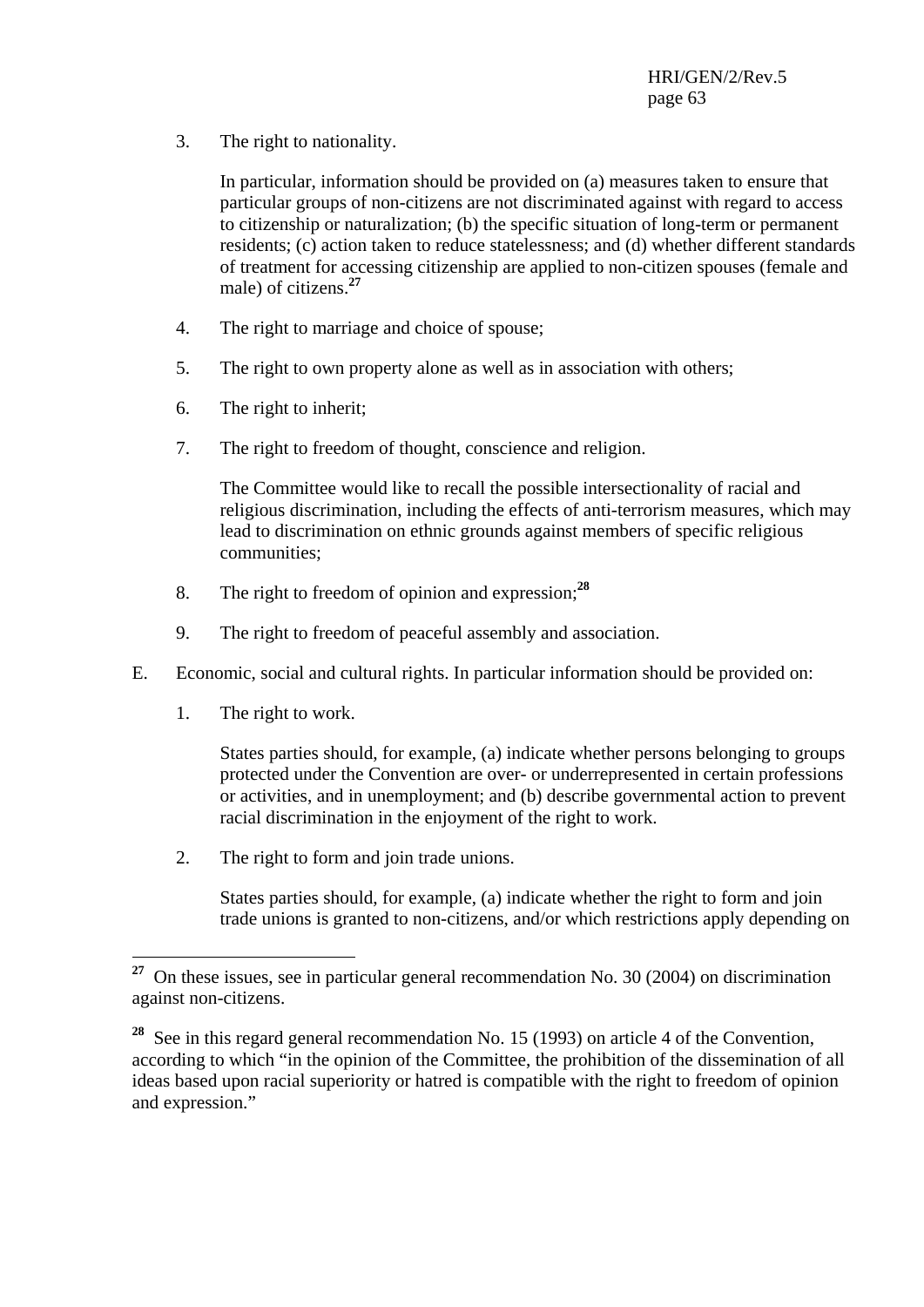3. The right to nationality.

   In particular, information should be provided on (a) measures taken to ensure that particular groups of non-citizens are not discriminated against with regard to access to citizenship or naturalization; (b) the specific situation of long-term or permanent residents; (c) action taken to reduce statelessness; and (d) whether different standards of treatment for accessing citizenship are applied to non-citizen spouses (female and male) of citizens.[27]

4. The right to marriage and choice of spouse;

5. The right to own property alone as well as in association with others;

6. The right to inherit;

7. The right to freedom of thought, conscience and religion.

   The Committee would like to recall the possible intersectionality of racial and religious discrimination, including the effects of anti-terrorism measures, which may lead to discrimination on ethnic grounds against members of specific religious communities;

8. The right to freedom of opinion and expression;[28]

9. The right to freedom of peaceful assembly and association.

E. Economic, social and cultural rights. In particular information should be provided on:

1. The right to work.

   States parties should, for example, (a) indicate whether persons belonging to groups protected under the Convention are over- or underrepresented in certain professions or activities, and in unemployment; and (b) describe governmental action to prevent racial discrimination in the enjoyment of the right to work.

2. The right to form and join trade unions.

   States parties should, for example, (a) indicate whether the right to form and join trade unions is granted to non-citizens, and/or which restrictions apply depending on

---

[27] On these issues, see in particular general recommendation No. 30 (2004) on discrimination against non-citizens.

[28] See in this regard general recommendation No. 15 (1993) on article 4 of the Convention, according to which "in the opinion of the Committee, the prohibition of the dissemination of all ideas based upon racial superiority or hatred is compatible with the right to freedom of opinion and expression."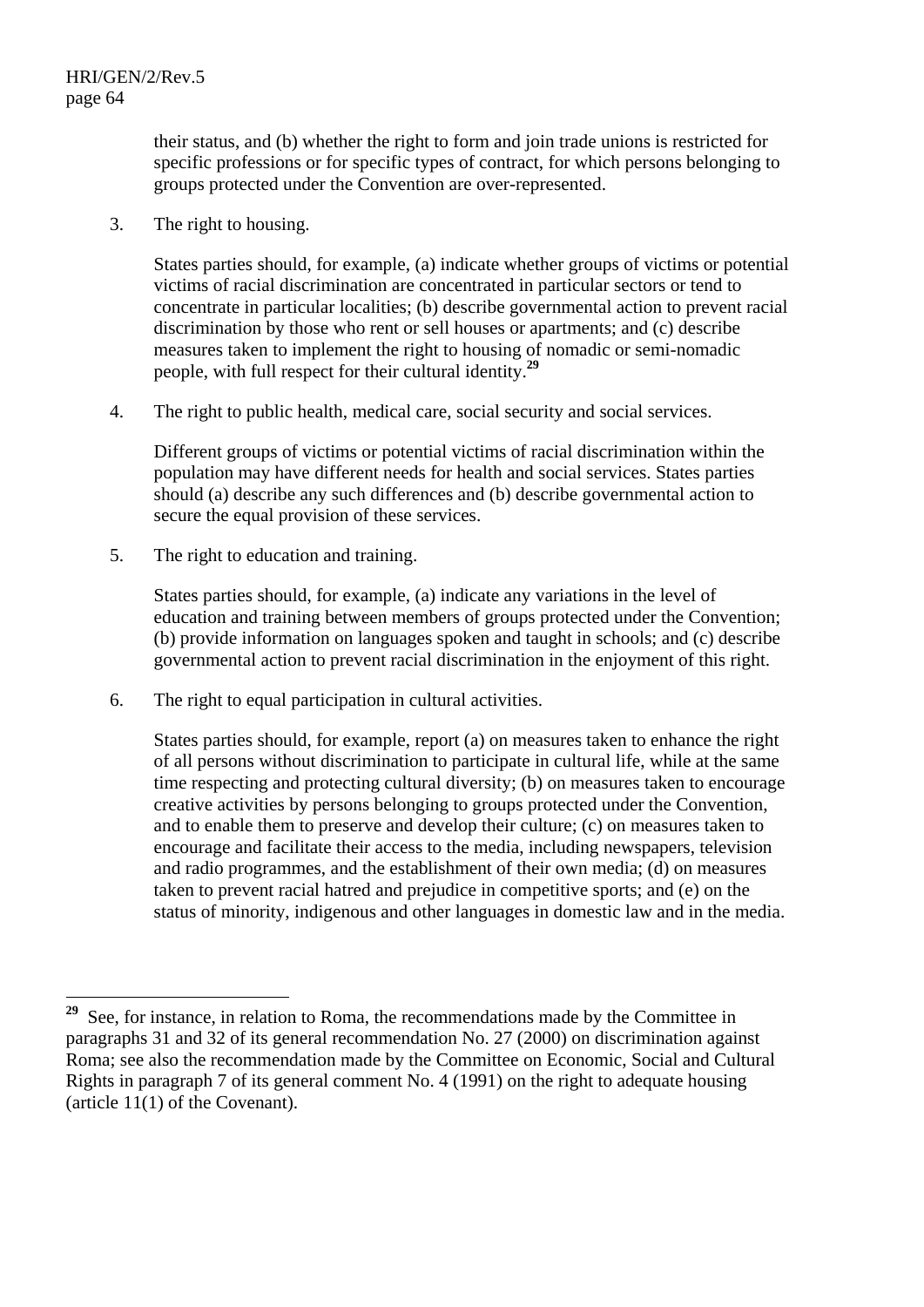their status, and (b) whether the right to form and join trade unions is restricted for specific professions or for specific types of contract, for which persons belonging to groups protected under the Convention are over-represented.

3. The right to housing.

States parties should, for example, (a) indicate whether groups of victims or potential victims of racial discrimination are concentrated in particular sectors or tend to concentrate in particular localities; (b) describe governmental action to prevent racial discrimination by those who rent or sell houses or apartments; and (c) describe measures taken to implement the right to housing of nomadic or semi-nomadic people, with full respect for their cultural identity.[29]

4. The right to public health, medical care, social security and social services.

Different groups of victims or potential victims of racial discrimination within the population may have different needs for health and social services. States parties should (a) describe any such differences and (b) describe governmental action to secure the equal provision of these services.

5. The right to education and training.

States parties should, for example, (a) indicate any variations in the level of education and training between members of groups protected under the Convention; (b) provide information on languages spoken and taught in schools; and (c) describe governmental action to prevent racial discrimination in the enjoyment of this right.

6. The right to equal participation in cultural activities.

States parties should, for example, report (a) on measures taken to enhance the right of all persons without discrimination to participate in cultural life, while at the same time respecting and protecting cultural diversity; (b) on measures taken to encourage creative activities by persons belonging to groups protected under the Convention, and to enable them to preserve and develop their culture; (c) on measures taken to encourage and facilitate their access to the media, including newspapers, television and radio programmes, and the establishment of their own media; (d) on measures taken to prevent racial hatred and prejudice in competitive sports; and (e) on the status of minority, indigenous and other languages in domestic law and in the media.

---

[29] See, for instance, in relation to Roma, the recommendations made by the Committee in paragraphs 31 and 32 of its general recommendation No. 27 (2000) on discrimination against Roma; see also the recommendation made by the Committee on Economic, Social and Cultural Rights in paragraph 7 of its general comment No. 4 (1991) on the right to adequate housing (article 11(1) of the Covenant).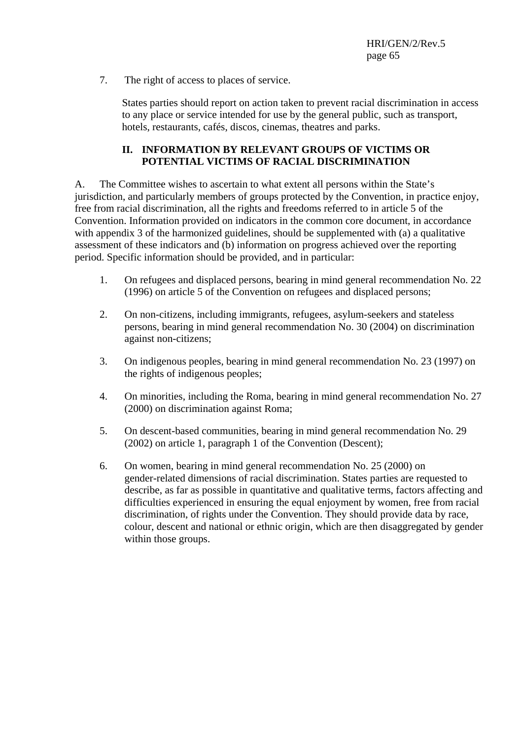7. The right of access to places of service.

   States parties should report on action taken to prevent racial discrimination in access to any place or service intended for use by the general public, such as transport, hotels, restaurants, cafés, discos, cinemas, theatres and parks.

## II. INFORMATION BY RELEVANT GROUPS OF VICTIMS OR POTENTIAL VICTIMS OF RACIAL DISCRIMINATION

A. The Committee wishes to ascertain to what extent all persons within the State's jurisdiction, and particularly members of groups protected by the Convention, in practice enjoy, free from racial discrimination, all the rights and freedoms referred to in article 5 of the Convention. Information provided on indicators in the common core document, in accordance with appendix 3 of the harmonized guidelines, should be supplemented with (a) a qualitative assessment of these indicators and (b) information on progress achieved over the reporting period. Specific information should be provided, and in particular:

1. On refugees and displaced persons, bearing in mind general recommendation No. 22 (1996) on article 5 of the Convention on refugees and displaced persons;

2. On non-citizens, including immigrants, refugees, asylum-seekers and stateless persons, bearing in mind general recommendation No. 30 (2004) on discrimination against non-citizens;

3. On indigenous peoples, bearing in mind general recommendation No. 23 (1997) on the rights of indigenous peoples;

4. On minorities, including the Roma, bearing in mind general recommendation No. 27 (2000) on discrimination against Roma;

5. On descent-based communities, bearing in mind general recommendation No. 29 (2002) on article 1, paragraph 1 of the Convention (Descent);

6. On women, bearing in mind general recommendation No. 25 (2000) on gender-related dimensions of racial discrimination. States parties are requested to describe, as far as possible in quantitative and qualitative terms, factors affecting and difficulties experienced in ensuring the equal enjoyment by women, free from racial discrimination, of rights under the Convention. They should provide data by race, colour, descent and national or ethnic origin, which are then disaggregated by gender within those groups.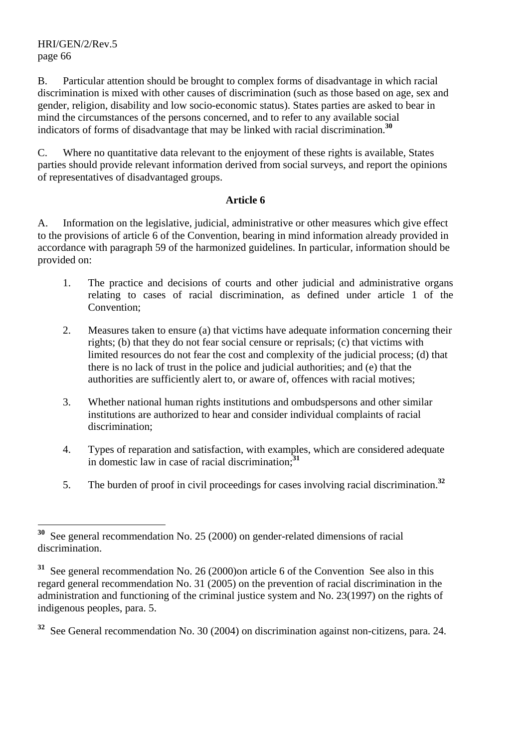B. Particular attention should be brought to complex forms of disadvantage in which racial discrimination is mixed with other causes of discrimination (such as those based on age, sex and gender, religion, disability and low socio-economic status). States parties are asked to bear in mind the circumstances of the persons concerned, and to refer to any available social indicators of forms of disadvantage that may be linked with racial discrimination.[30]

C. Where no quantitative data relevant to the enjoyment of these rights is available, States parties should provide relevant information derived from social surveys, and report the opinions of representatives of disadvantaged groups.

**Article 6**

A. Information on the legislative, judicial, administrative or other measures which give effect to the provisions of article 6 of the Convention, bearing in mind information already provided in accordance with paragraph 59 of the harmonized guidelines. In particular, information should be provided on:

1. The practice and decisions of courts and other judicial and administrative organs relating to cases of racial discrimination, as defined under article 1 of the Convention;

2. Measures taken to ensure (a) that victims have adequate information concerning their rights; (b) that they do not fear social censure or reprisals; (c) that victims with limited resources do not fear the cost and complexity of the judicial process; (d) that there is no lack of trust in the police and judicial authorities; and (e) that the authorities are sufficiently alert to, or aware of, offences with racial motives;

3. Whether national human rights institutions and ombudspersons and other similar institutions are authorized to hear and consider individual complaints of racial discrimination;

4. Types of reparation and satisfaction, with examples, which are considered adequate in domestic law in case of racial discrimination;[31]

5. The burden of proof in civil proceedings for cases involving racial discrimination.[32]

---

[30] See general recommendation No. 25 (2000) on gender-related dimensions of racial discrimination.

[31] See general recommendation No. 26 (2000)on article 6 of the Convention See also in this regard general recommendation No. 31 (2005) on the prevention of racial discrimination in the administration and functioning of the criminal justice system and No. 23(1997) on the rights of indigenous peoples, para. 5.

[32] See General recommendation No. 30 (2004) on discrimination against non-citizens, para. 24.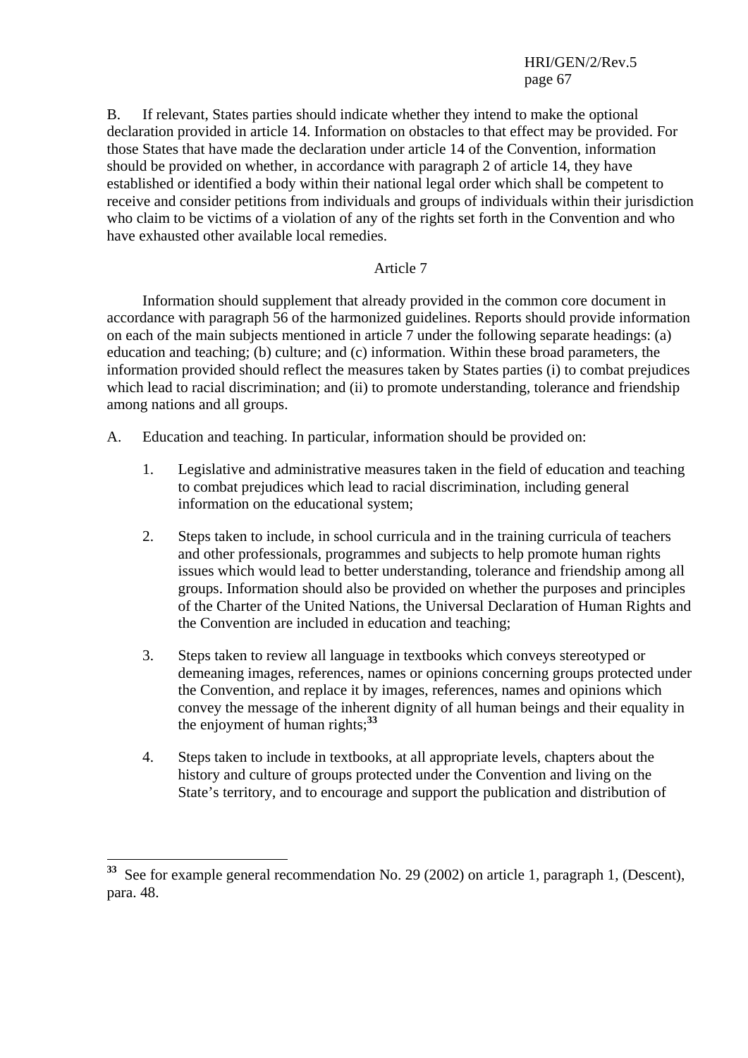B. If relevant, States parties should indicate whether they intend to make the optional declaration provided in article 14. Information on obstacles to that effect may be provided. For those States that have made the declaration under article 14 of the Convention, information should be provided on whether, in accordance with paragraph 2 of article 14, they have established or identified a body within their national legal order which shall be competent to receive and consider petitions from individuals and groups of individuals within their jurisdiction who claim to be victims of a violation of any of the rights set forth in the Convention and who have exhausted other available local remedies.

### Article 7

Information should supplement that already provided in the common core document in accordance with paragraph 56 of the harmonized guidelines. Reports should provide information on each of the main subjects mentioned in article 7 under the following separate headings: (a) education and teaching; (b) culture; and (c) information. Within these broad parameters, the information provided should reflect the measures taken by States parties (i) to combat prejudices which lead to racial discrimination; and (ii) to promote understanding, tolerance and friendship among nations and all groups.

A. Education and teaching. In particular, information should be provided on:

1. Legislative and administrative measures taken in the field of education and teaching to combat prejudices which lead to racial discrimination, including general information on the educational system;

2. Steps taken to include, in school curricula and in the training curricula of teachers and other professionals, programmes and subjects to help promote human rights issues which would lead to better understanding, tolerance and friendship among all groups. Information should also be provided on whether the purposes and principles of the Charter of the United Nations, the Universal Declaration of Human Rights and the Convention are included in education and teaching;

3. Steps taken to review all language in textbooks which conveys stereotyped or demeaning images, references, names or opinions concerning groups protected under the Convention, and replace it by images, references, names and opinions which convey the message of the inherent dignity of all human beings and their equality in the enjoyment of human rights;[33]

4. Steps taken to include in textbooks, at all appropriate levels, chapters about the history and culture of groups protected under the Convention and living on the State's territory, and to encourage and support the publication and distribution of

---

[33] See for example general recommendation No. 29 (2002) on article 1, paragraph 1, (Descent), para. 48.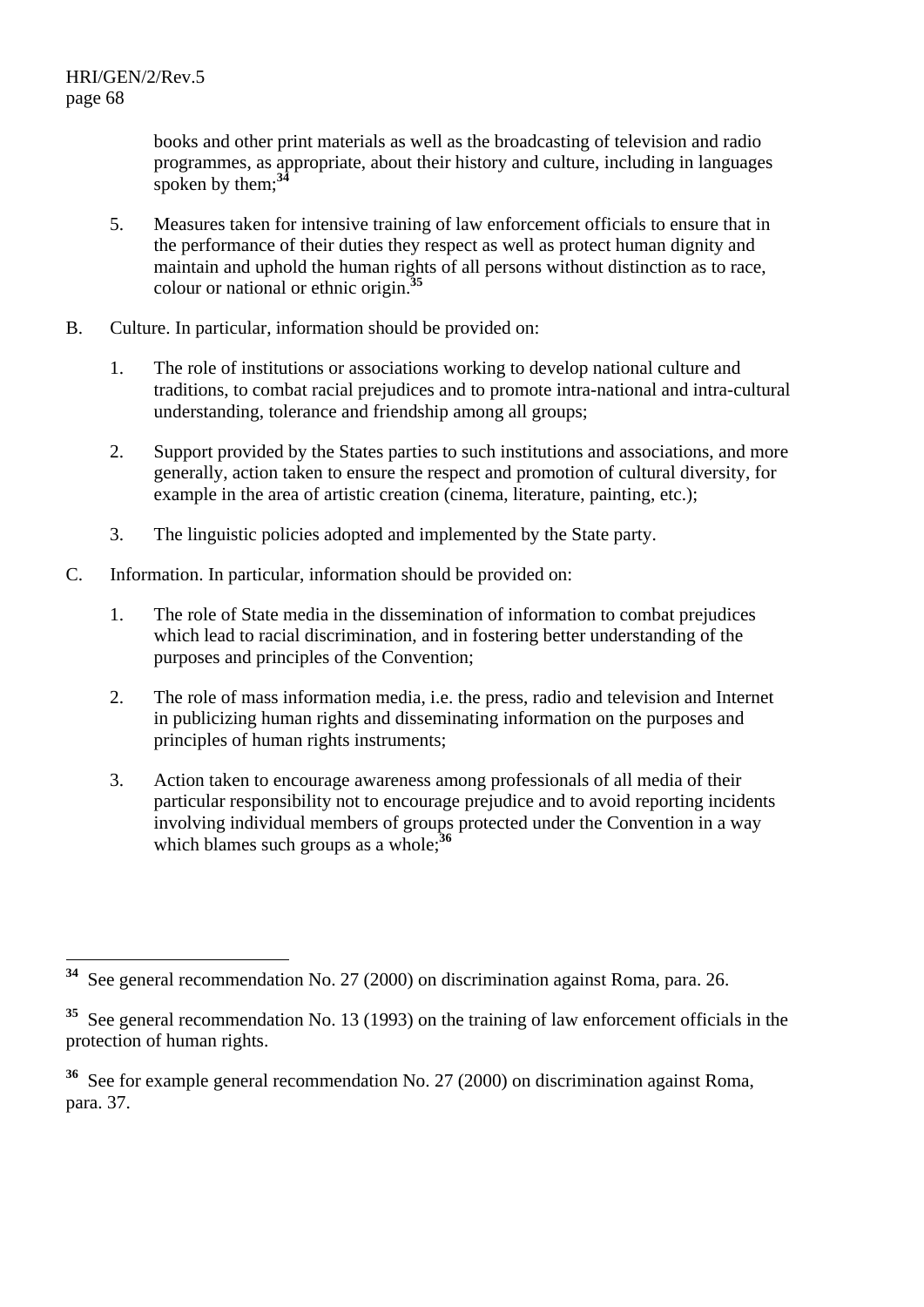books and other print materials as well as the broadcasting of television and radio programmes, as appropriate, about their history and culture, including in languages spoken by them;[34]

5. Measures taken for intensive training of law enforcement officials to ensure that in the performance of their duties they respect as well as protect human dignity and maintain and uphold the human rights of all persons without distinction as to race, colour or national or ethnic origin.[35]

B. Culture. In particular, information should be provided on:

1. The role of institutions or associations working to develop national culture and traditions, to combat racial prejudices and to promote intra-national and intra-cultural understanding, tolerance and friendship among all groups;

2. Support provided by the States parties to such institutions and associations, and more generally, action taken to ensure the respect and promotion of cultural diversity, for example in the area of artistic creation (cinema, literature, painting, etc.);

3. The linguistic policies adopted and implemented by the State party.

C. Information. In particular, information should be provided on:

1. The role of State media in the dissemination of information to combat prejudices which lead to racial discrimination, and in fostering better understanding of the purposes and principles of the Convention;

2. The role of mass information media, i.e. the press, radio and television and Internet in publicizing human rights and disseminating information on the purposes and principles of human rights instruments;

3. Action taken to encourage awareness among professionals of all media of their particular responsibility not to encourage prejudice and to avoid reporting incidents involving individual members of groups protected under the Convention in a way which blames such groups as a whole;[36]

---

[34] See general recommendation No. 27 (2000) on discrimination against Roma, para. 26.

[35] See general recommendation No. 13 (1993) on the training of law enforcement officials in the protection of human rights.

[36] See for example general recommendation No. 27 (2000) on discrimination against Roma, para. 37.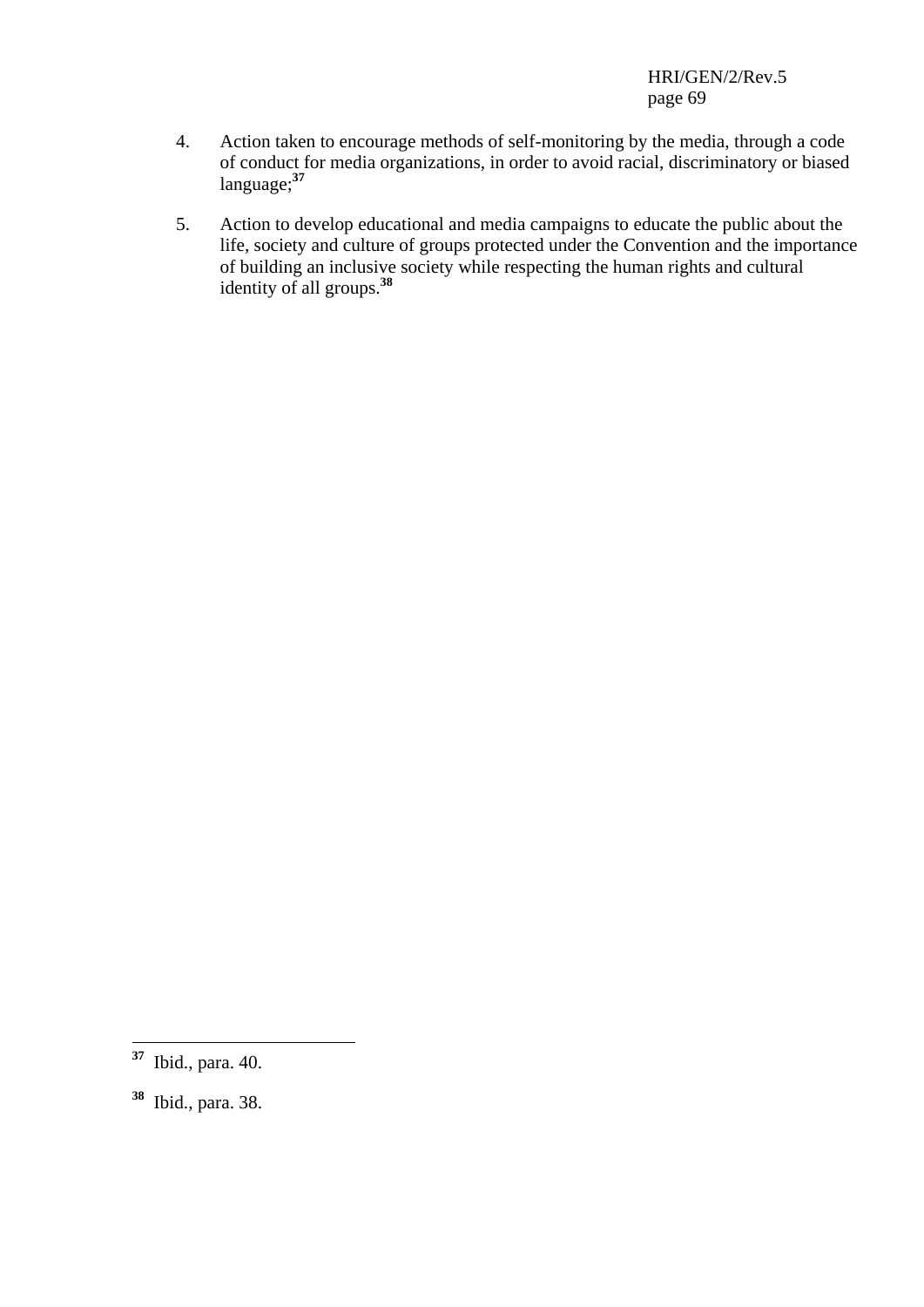4. Action taken to encourage methods of self-monitoring by the media, through a code of conduct for media organizations, in order to avoid racial, discriminatory or biased language;[37]

5. Action to develop educational and media campaigns to educate the public about the life, society and culture of groups protected under the Convention and the importance of building an inclusive society while respecting the human rights and cultural identity of all groups.[38]

---

[37] Ibid., para. 40.

[38] Ibid., para. 38.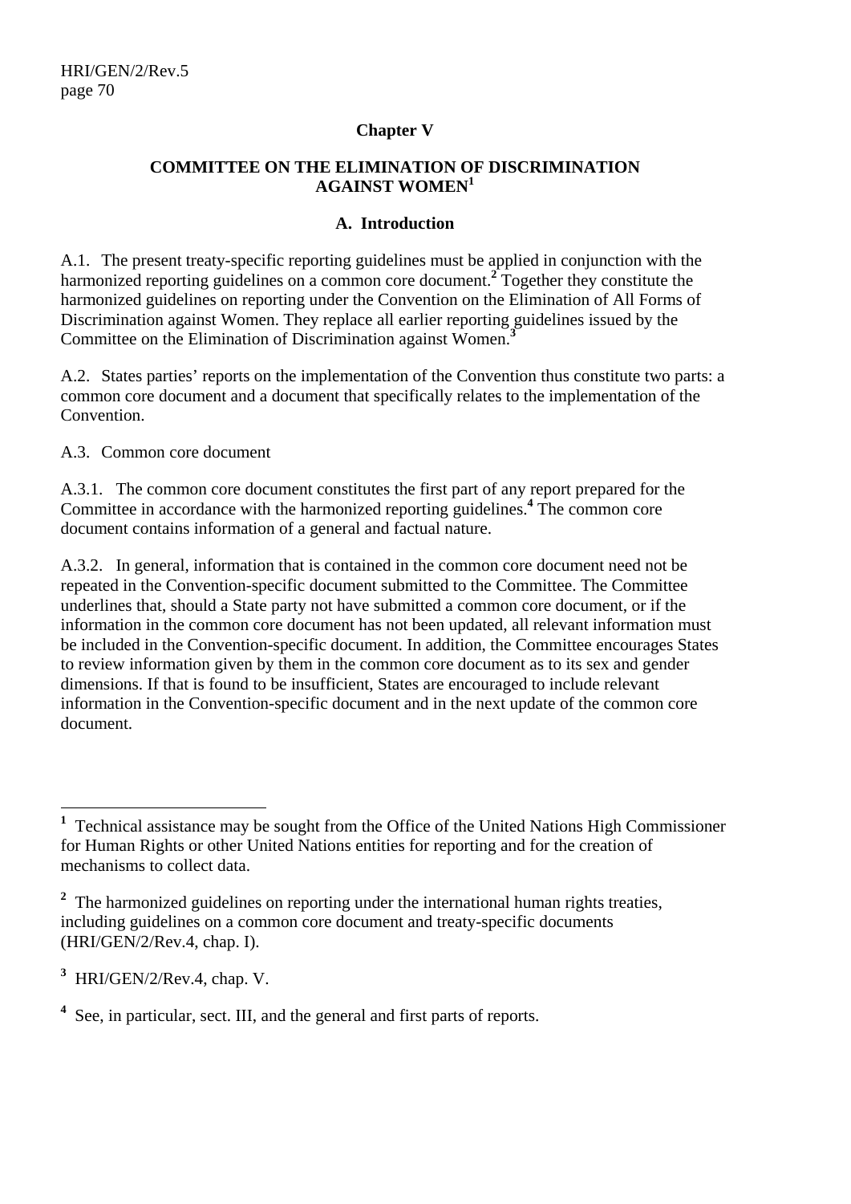## Chapter V

## COMMITTEE ON THE ELIMINATION OF DISCRIMINATION AGAINST WOMEN[1]

### A. Introduction

A.1. The present treaty-specific reporting guidelines must be applied in conjunction with the harmonized reporting guidelines on a common core document.[2] Together they constitute the harmonized guidelines on reporting under the Convention on the Elimination of All Forms of Discrimination against Women. They replace all earlier reporting guidelines issued by the Committee on the Elimination of Discrimination against Women.[3]

A.2. States parties' reports on the implementation of the Convention thus constitute two parts: a common core document and a document that specifically relates to the implementation of the Convention.

A.3. Common core document

A.3.1. The common core document constitutes the first part of any report prepared for the Committee in accordance with the harmonized reporting guidelines.[4] The common core document contains information of a general and factual nature.

A.3.2. In general, information that is contained in the common core document need not be repeated in the Convention-specific document submitted to the Committee. The Committee underlines that, should a State party not have submitted a common core document, or if the information in the common core document has not been updated, all relevant information must be included in the Convention-specific document. In addition, the Committee encourages States to review information given by them in the common core document as to its sex and gender dimensions. If that is found to be insufficient, States are encouraged to include relevant information in the Convention-specific document and in the next update of the common core document.

---

[1] Technical assistance may be sought from the Office of the United Nations High Commissioner for Human Rights or other United Nations entities for reporting and for the creation of mechanisms to collect data.

[2] The harmonized guidelines on reporting under the international human rights treaties, including guidelines on a common core document and treaty-specific documents (HRI/GEN/2/Rev.4, chap. I).

[3] HRI/GEN/2/Rev.4, chap. V.

[4] See, in particular, sect. III, and the general and first parts of reports.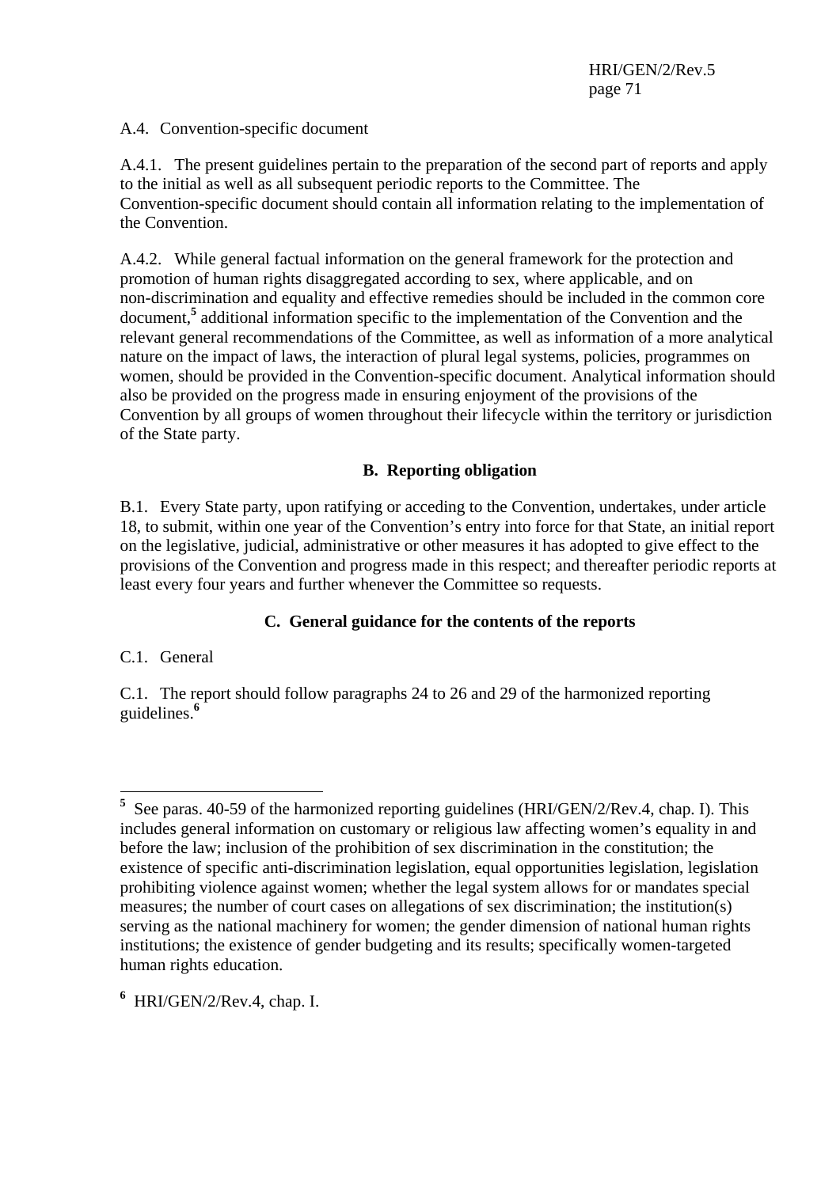A.4. Convention-specific document

A.4.1. The present guidelines pertain to the preparation of the second part of reports and apply to the initial as well as all subsequent periodic reports to the Committee. The Convention-specific document should contain all information relating to the implementation of the Convention.

A.4.2. While general factual information on the general framework for the protection and promotion of human rights disaggregated according to sex, where applicable, and on non-discrimination and equality and effective remedies should be included in the common core document,[5] additional information specific to the implementation of the Convention and the relevant general recommendations of the Committee, as well as information of a more analytical nature on the impact of laws, the interaction of plural legal systems, policies, programmes on women, should be provided in the Convention-specific document. Analytical information should also be provided on the progress made in ensuring enjoyment of the provisions of the Convention by all groups of women throughout their lifecycle within the territory or jurisdiction of the State party.

## B. Reporting obligation

B.1. Every State party, upon ratifying or acceding to the Convention, undertakes, under article 18, to submit, within one year of the Convention's entry into force for that State, an initial report on the legislative, judicial, administrative or other measures it has adopted to give effect to the provisions of the Convention and progress made in this respect; and thereafter periodic reports at least every four years and further whenever the Committee so requests.

## C. General guidance for the contents of the reports

C.1. General

C.1. The report should follow paragraphs 24 to 26 and 29 of the harmonized reporting guidelines.[6]

---

[5] See paras. 40-59 of the harmonized reporting guidelines (HRI/GEN/2/Rev.4, chap. I). This includes general information on customary or religious law affecting women's equality in and before the law; inclusion of the prohibition of sex discrimination in the constitution; the existence of specific anti-discrimination legislation, equal opportunities legislation, legislation prohibiting violence against women; whether the legal system allows for or mandates special measures; the number of court cases on allegations of sex discrimination; the institution(s) serving as the national machinery for women; the gender dimension of national human rights institutions; the existence of gender budgeting and its results; specifically women-targeted human rights education.

[6] HRI/GEN/2/Rev.4, chap. I.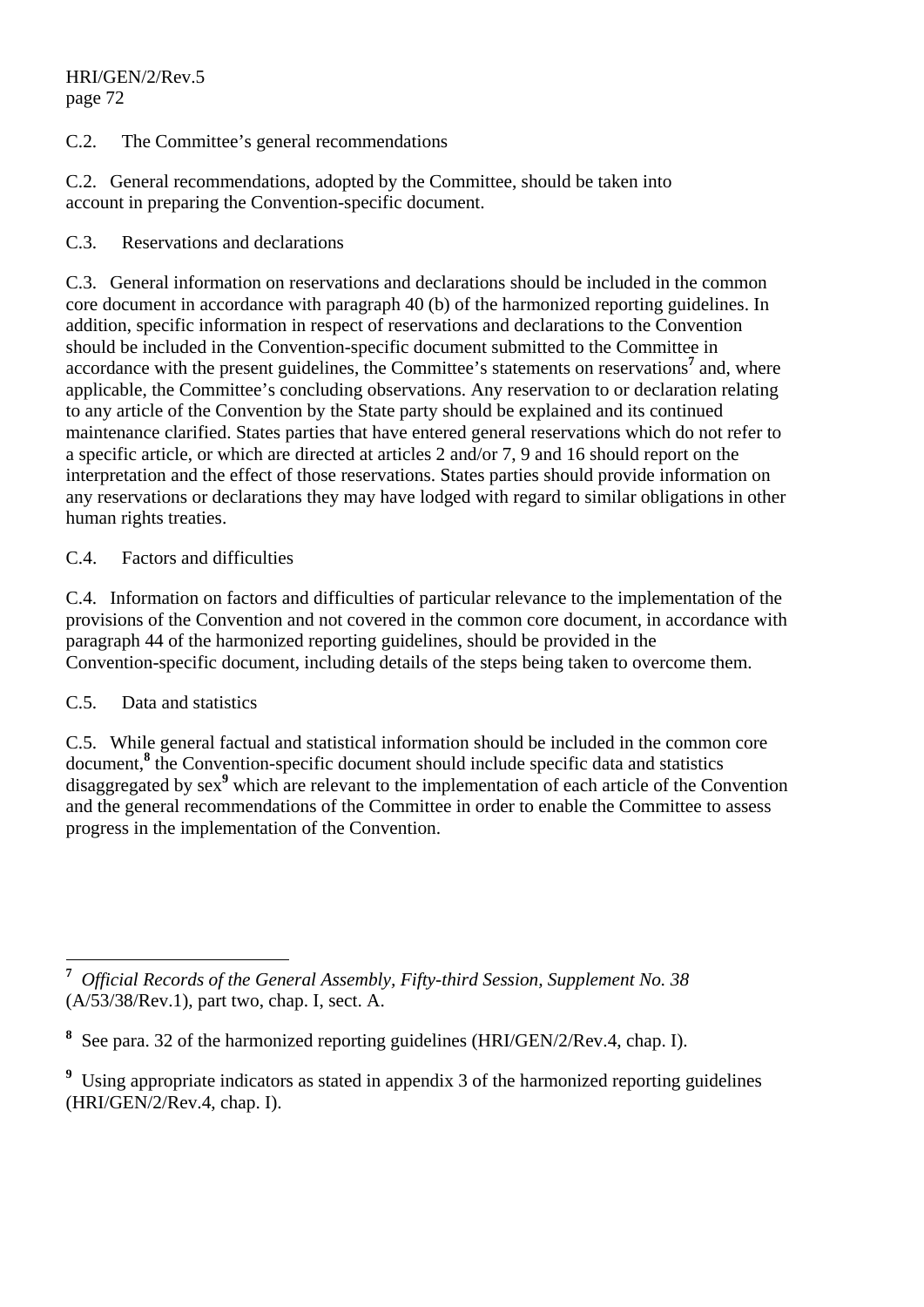C.2. The Committee's general recommendations

C.2. General recommendations, adopted by the Committee, should be taken into account in preparing the Convention-specific document.

C.3. Reservations and declarations

C.3. General information on reservations and declarations should be included in the common core document in accordance with paragraph 40 (b) of the harmonized reporting guidelines. In addition, specific information in respect of reservations and declarations to the Convention should be included in the Convention-specific document submitted to the Committee in accordance with the present guidelines, the Committee's statements on reservations[7] and, where applicable, the Committee's concluding observations. Any reservation to or declaration relating to any article of the Convention by the State party should be explained and its continued maintenance clarified. States parties that have entered general reservations which do not refer to a specific article, or which are directed at articles 2 and/or 7, 9 and 16 should report on the interpretation and the effect of those reservations. States parties should provide information on any reservations or declarations they may have lodged with regard to similar obligations in other human rights treaties.

C.4. Factors and difficulties

C.4. Information on factors and difficulties of particular relevance to the implementation of the provisions of the Convention and not covered in the common core document, in accordance with paragraph 44 of the harmonized reporting guidelines, should be provided in the Convention-specific document, including details of the steps being taken to overcome them.

C.5. Data and statistics

C.5. While general factual and statistical information should be included in the common core document,[8] the Convention-specific document should include specific data and statistics disaggregated by sex[9] which are relevant to the implementation of each article of the Convention and the general recommendations of the Committee in order to enable the Committee to assess progress in the implementation of the Convention.

---

[7] *Official Records of the General Assembly, Fifty-third Session, Supplement No. 38* (A/53/38/Rev.1), part two, chap. I, sect. A.

[8] See para. 32 of the harmonized reporting guidelines (HRI/GEN/2/Rev.4, chap. I).

[9] Using appropriate indicators as stated in appendix 3 of the harmonized reporting guidelines (HRI/GEN/2/Rev.4, chap. I).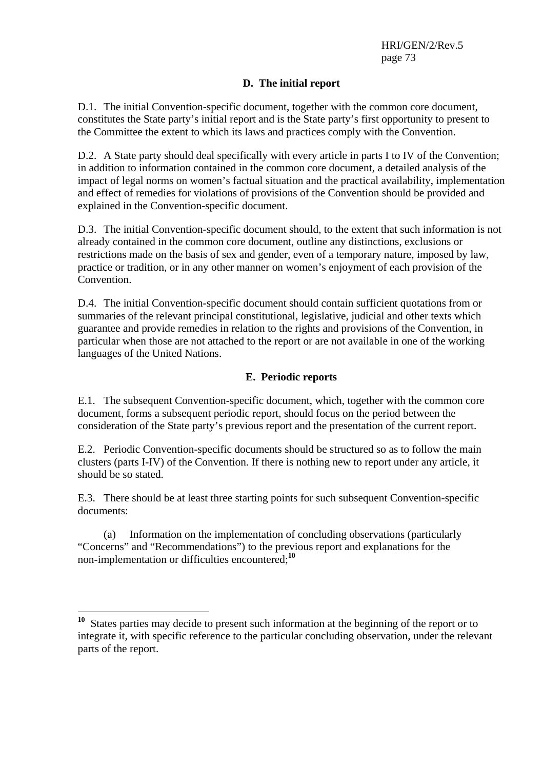### D. The initial report

D.1. The initial Convention-specific document, together with the common core document, constitutes the State party's initial report and is the State party's first opportunity to present to the Committee the extent to which its laws and practices comply with the Convention.

D.2. A State party should deal specifically with every article in parts I to IV of the Convention; in addition to information contained in the common core document, a detailed analysis of the impact of legal norms on women's factual situation and the practical availability, implementation and effect of remedies for violations of provisions of the Convention should be provided and explained in the Convention-specific document.

D.3. The initial Convention-specific document should, to the extent that such information is not already contained in the common core document, outline any distinctions, exclusions or restrictions made on the basis of sex and gender, even of a temporary nature, imposed by law, practice or tradition, or in any other manner on women's enjoyment of each provision of the Convention.

D.4. The initial Convention-specific document should contain sufficient quotations from or summaries of the relevant principal constitutional, legislative, judicial and other texts which guarantee and provide remedies in relation to the rights and provisions of the Convention, in particular when those are not attached to the report or are not available in one of the working languages of the United Nations.

### E. Periodic reports

E.1. The subsequent Convention-specific document, which, together with the common core document, forms a subsequent periodic report, should focus on the period between the consideration of the State party's previous report and the presentation of the current report.

E.2. Periodic Convention-specific documents should be structured so as to follow the main clusters (parts I-IV) of the Convention. If there is nothing new to report under any article, it should be so stated.

E.3. There should be at least three starting points for such subsequent Convention-specific documents:

(a) Information on the implementation of concluding observations (particularly "Concerns" and "Recommendations") to the previous report and explanations for the non-implementation or difficulties encountered;[10]

---

[10] States parties may decide to present such information at the beginning of the report or to integrate it, with specific reference to the particular concluding observation, under the relevant parts of the report.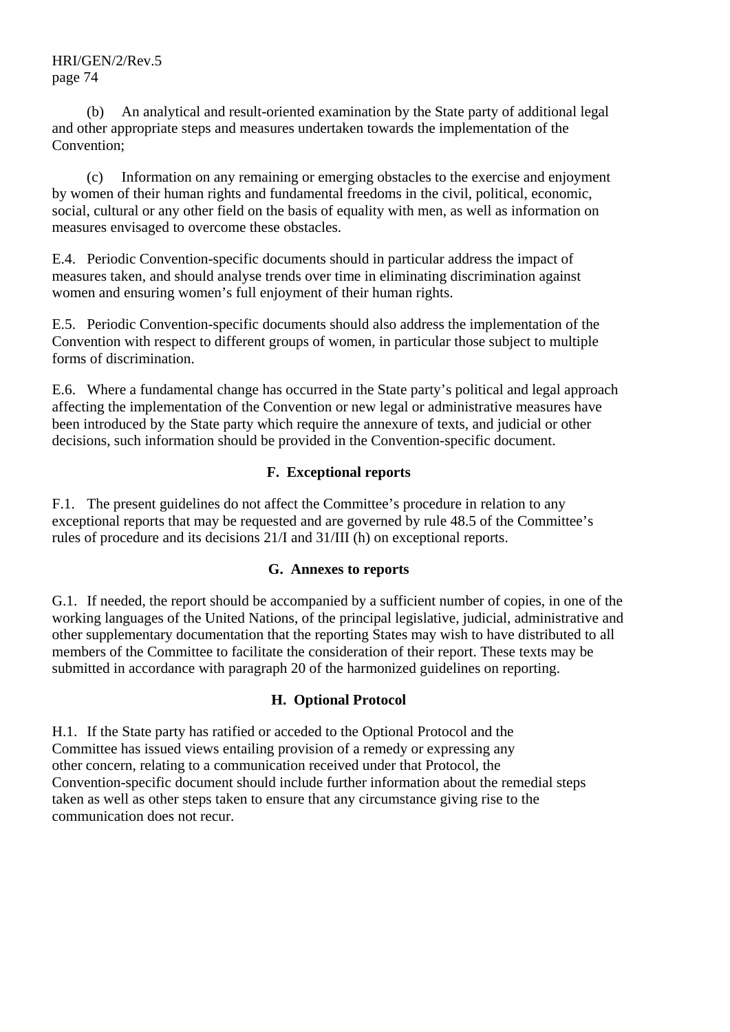(b) An analytical and result-oriented examination by the State party of additional legal and other appropriate steps and measures undertaken towards the implementation of the Convention;

(c) Information on any remaining or emerging obstacles to the exercise and enjoyment by women of their human rights and fundamental freedoms in the civil, political, economic, social, cultural or any other field on the basis of equality with men, as well as information on measures envisaged to overcome these obstacles.

E.4. Periodic Convention-specific documents should in particular address the impact of measures taken, and should analyse trends over time in eliminating discrimination against women and ensuring women's full enjoyment of their human rights.

E.5. Periodic Convention-specific documents should also address the implementation of the Convention with respect to different groups of women, in particular those subject to multiple forms of discrimination.

E.6. Where a fundamental change has occurred in the State party's political and legal approach affecting the implementation of the Convention or new legal or administrative measures have been introduced by the State party which require the annexure of texts, and judicial or other decisions, such information should be provided in the Convention-specific document.

## F. Exceptional reports

F.1. The present guidelines do not affect the Committee's procedure in relation to any exceptional reports that may be requested and are governed by rule 48.5 of the Committee's rules of procedure and its decisions 21/I and 31/III (h) on exceptional reports.

## G. Annexes to reports

G.1. If needed, the report should be accompanied by a sufficient number of copies, in one of the working languages of the United Nations, of the principal legislative, judicial, administrative and other supplementary documentation that the reporting States may wish to have distributed to all members of the Committee to facilitate the consideration of their report. These texts may be submitted in accordance with paragraph 20 of the harmonized guidelines on reporting.

## H. Optional Protocol

H.1. If the State party has ratified or acceded to the Optional Protocol and the Committee has issued views entailing provision of a remedy or expressing any other concern, relating to a communication received under that Protocol, the Convention-specific document should include further information about the remedial steps taken as well as other steps taken to ensure that any circumstance giving rise to the communication does not recur.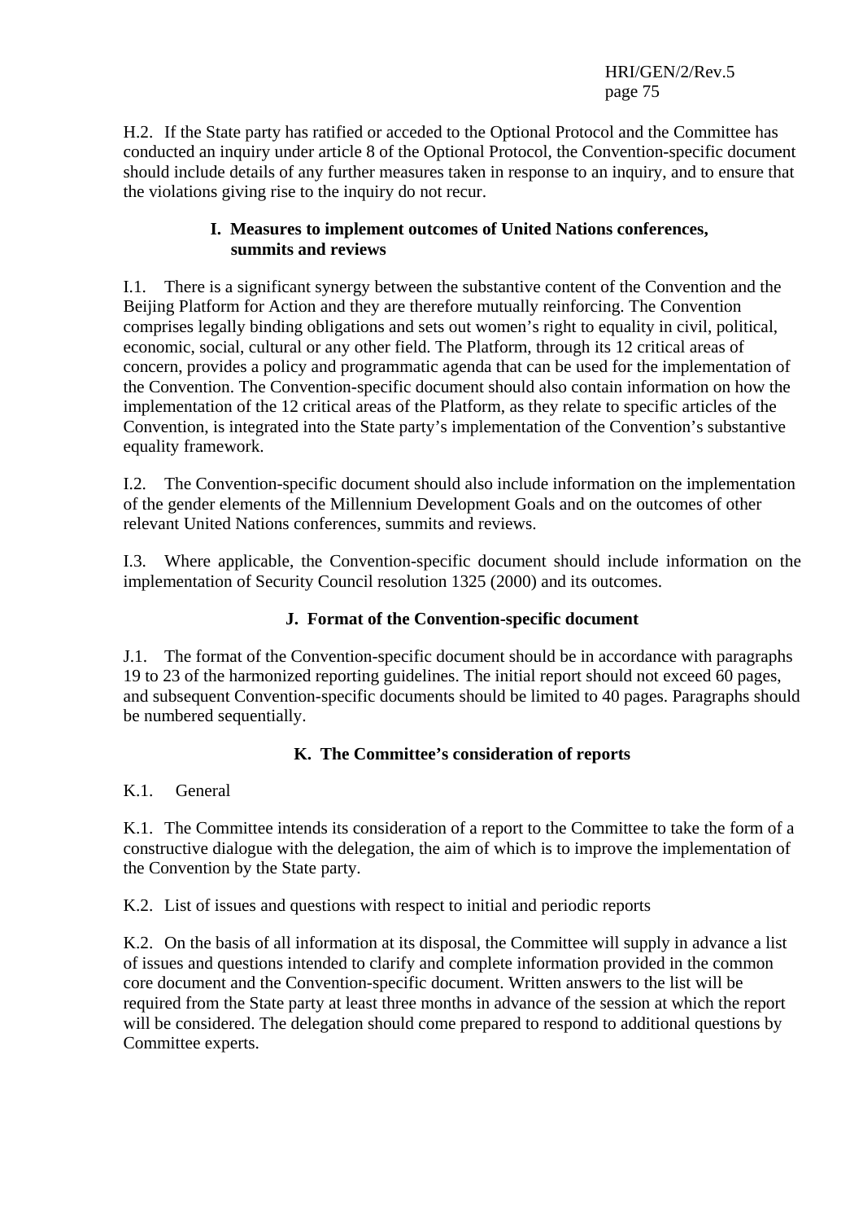H.2. If the State party has ratified or acceded to the Optional Protocol and the Committee has conducted an inquiry under article 8 of the Optional Protocol, the Convention-specific document should include details of any further measures taken in response to an inquiry, and to ensure that the violations giving rise to the inquiry do not recur.

### I. Measures to implement outcomes of United Nations conferences, summits and reviews

I.1. There is a significant synergy between the substantive content of the Convention and the Beijing Platform for Action and they are therefore mutually reinforcing. The Convention comprises legally binding obligations and sets out women's right to equality in civil, political, economic, social, cultural or any other field. The Platform, through its 12 critical areas of concern, provides a policy and programmatic agenda that can be used for the implementation of the Convention. The Convention-specific document should also contain information on how the implementation of the 12 critical areas of the Platform, as they relate to specific articles of the Convention, is integrated into the State party's implementation of the Convention's substantive equality framework.

I.2. The Convention-specific document should also include information on the implementation of the gender elements of the Millennium Development Goals and on the outcomes of other relevant United Nations conferences, summits and reviews.

I.3. Where applicable, the Convention-specific document should include information on the implementation of Security Council resolution 1325 (2000) and its outcomes.

### J. Format of the Convention-specific document

J.1. The format of the Convention-specific document should be in accordance with paragraphs 19 to 23 of the harmonized reporting guidelines. The initial report should not exceed 60 pages, and subsequent Convention-specific documents should be limited to 40 pages. Paragraphs should be numbered sequentially.

### K. The Committee's consideration of reports

K.1. General

K.1. The Committee intends its consideration of a report to the Committee to take the form of a constructive dialogue with the delegation, the aim of which is to improve the implementation of the Convention by the State party.

K.2. List of issues and questions with respect to initial and periodic reports

K.2. On the basis of all information at its disposal, the Committee will supply in advance a list of issues and questions intended to clarify and complete information provided in the common core document and the Convention-specific document. Written answers to the list will be required from the State party at least three months in advance of the session at which the report will be considered. The delegation should come prepared to respond to additional questions by Committee experts.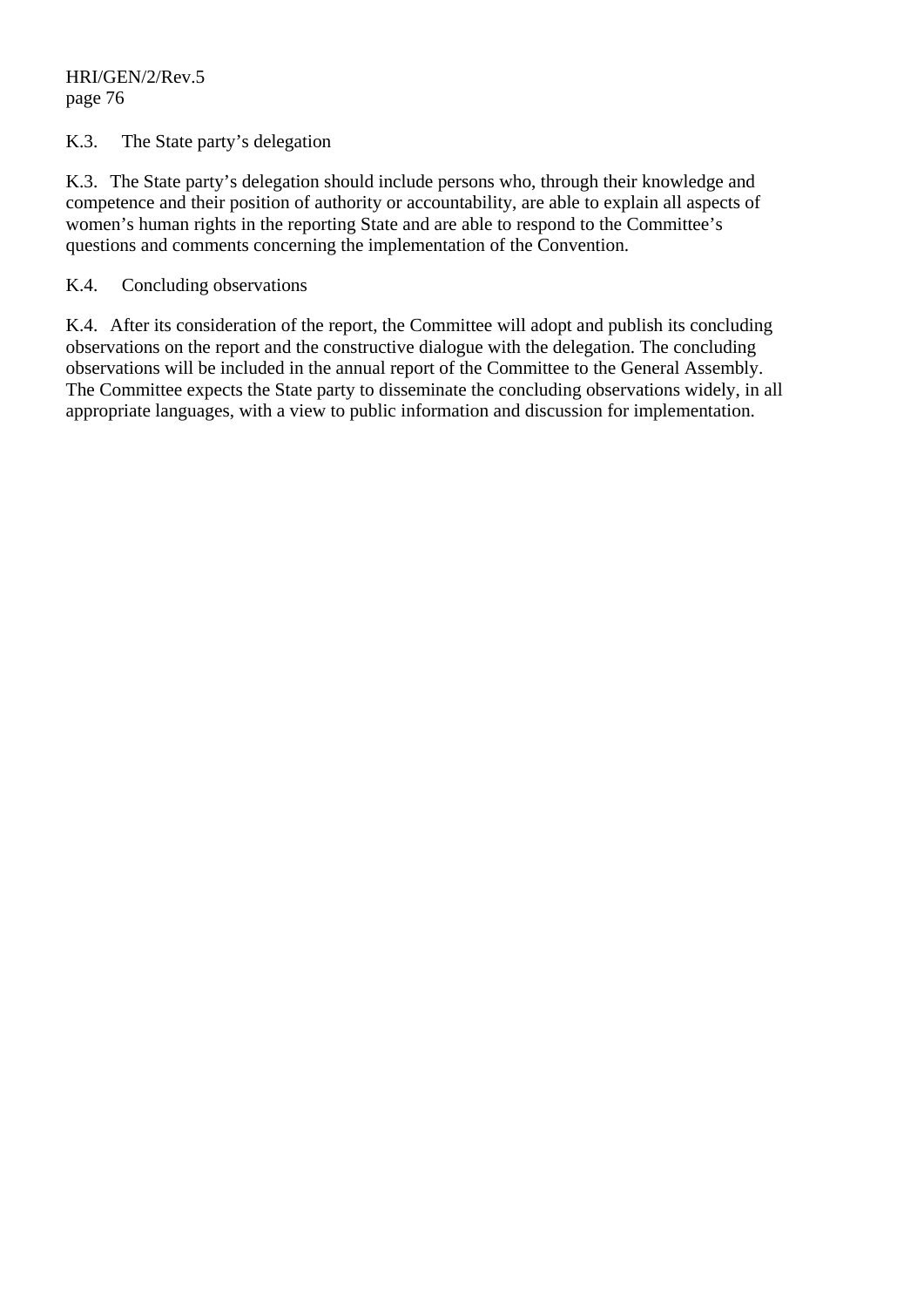K.3. The State party's delegation

K.3. The State party's delegation should include persons who, through their knowledge and competence and their position of authority or accountability, are able to explain all aspects of women's human rights in the reporting State and are able to respond to the Committee's questions and comments concerning the implementation of the Convention.

K.4. Concluding observations

K.4. After its consideration of the report, the Committee will adopt and publish its concluding observations on the report and the constructive dialogue with the delegation. The concluding observations will be included in the annual report of the Committee to the General Assembly. The Committee expects the State party to disseminate the concluding observations widely, in all appropriate languages, with a view to public information and discussion for implementation.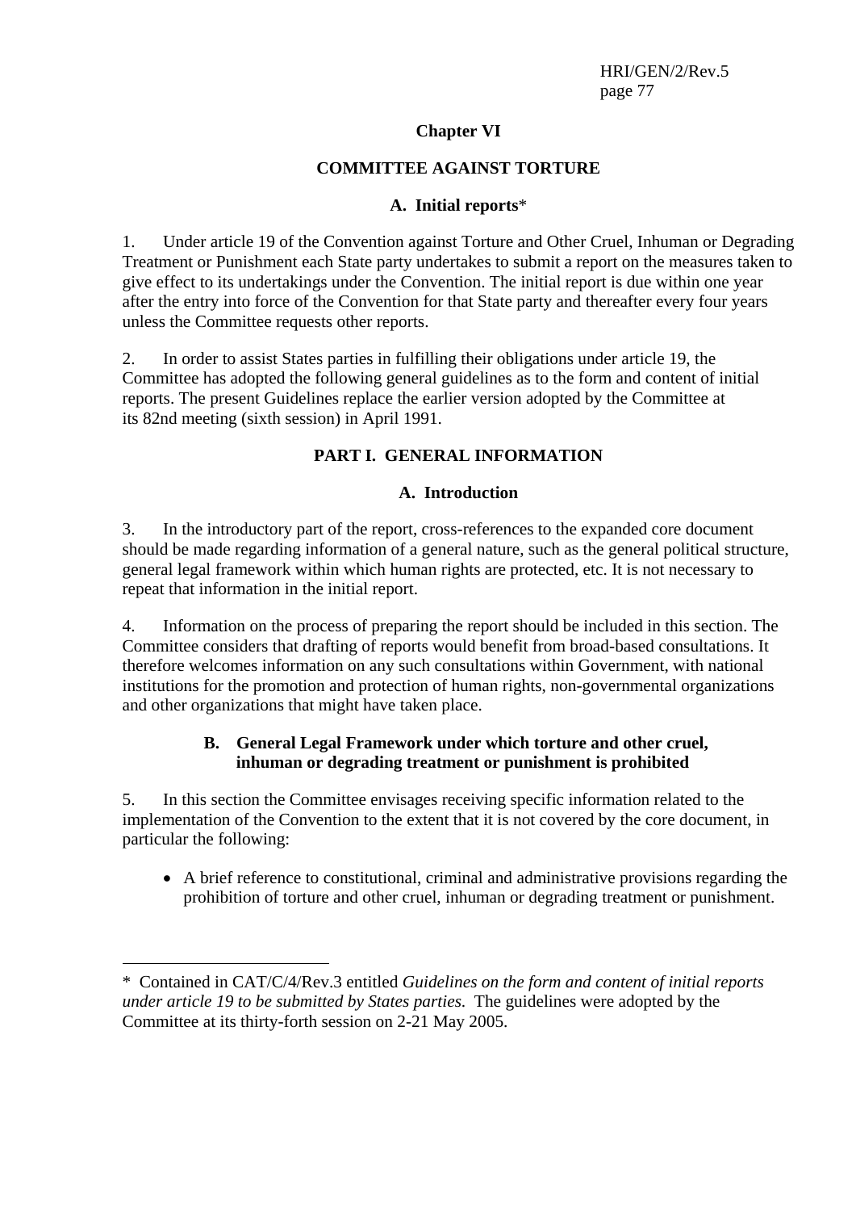## Chapter VI

## COMMITTEE AGAINST TORTURE

### A. Initial reports*

1. Under article 19 of the Convention against Torture and Other Cruel, Inhuman or Degrading Treatment or Punishment each State party undertakes to submit a report on the measures taken to give effect to its undertakings under the Convention. The initial report is due within one year after the entry into force of the Convention for that State party and thereafter every four years unless the Committee requests other reports.

2. In order to assist States parties in fulfilling their obligations under article 19, the Committee has adopted the following general guidelines as to the form and content of initial reports. The present Guidelines replace the earlier version adopted by the Committee at its 82nd meeting (sixth session) in April 1991.

### PART I. GENERAL INFORMATION

#### A. Introduction

3. In the introductory part of the report, cross-references to the expanded core document should be made regarding information of a general nature, such as the general political structure, general legal framework within which human rights are protected, etc. It is not necessary to repeat that information in the initial report.

4. Information on the process of preparing the report should be included in this section. The Committee considers that drafting of reports would benefit from broad-based consultations. It therefore welcomes information on any such consultations within Government, with national institutions for the promotion and protection of human rights, non-governmental organizations and other organizations that might have taken place.

#### B. General Legal Framework under which torture and other cruel, inhuman or degrading treatment or punishment is prohibited

5. In this section the Committee envisages receiving specific information related to the implementation of the Convention to the extent that it is not covered by the core document, in particular the following:

- A brief reference to constitutional, criminal and administrative provisions regarding the prohibition of torture and other cruel, inhuman or degrading treatment or punishment.

---

\* Contained in CAT/C/4/Rev.3 entitled *Guidelines on the form and content of initial reports under article 19 to be submitted by States parties.* The guidelines were adopted by the Committee at its thirty-forth session on 2-21 May 2005.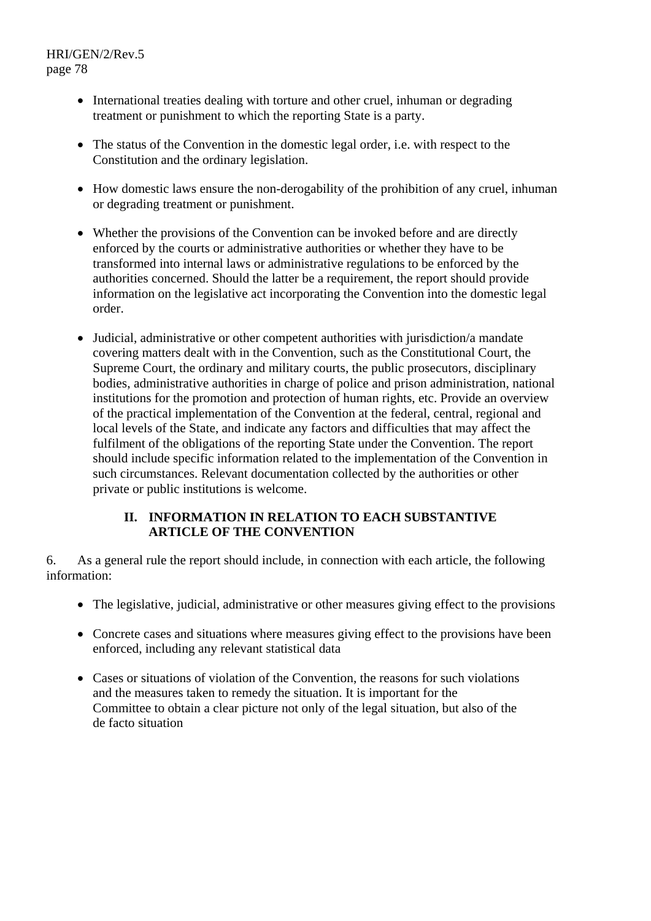- International treaties dealing with torture and other cruel, inhuman or degrading treatment or punishment to which the reporting State is a party.

- The status of the Convention in the domestic legal order, i.e. with respect to the Constitution and the ordinary legislation.

- How domestic laws ensure the non-derogability of the prohibition of any cruel, inhuman or degrading treatment or punishment.

- Whether the provisions of the Convention can be invoked before and are directly enforced by the courts or administrative authorities or whether they have to be transformed into internal laws or administrative regulations to be enforced by the authorities concerned. Should the latter be a requirement, the report should provide information on the legislative act incorporating the Convention into the domestic legal order.

- Judicial, administrative or other competent authorities with jurisdiction/a mandate covering matters dealt with in the Convention, such as the Constitutional Court, the Supreme Court, the ordinary and military courts, the public prosecutors, disciplinary bodies, administrative authorities in charge of police and prison administration, national institutions for the promotion and protection of human rights, etc. Provide an overview of the practical implementation of the Convention at the federal, central, regional and local levels of the State, and indicate any factors and difficulties that may affect the fulfilment of the obligations of the reporting State under the Convention. The report should include specific information related to the implementation of the Convention in such circumstances. Relevant documentation collected by the authorities or other private or public institutions is welcome.

## II. INFORMATION IN RELATION TO EACH SUBSTANTIVE ARTICLE OF THE CONVENTION

6. As a general rule the report should include, in connection with each article, the following information:

- The legislative, judicial, administrative or other measures giving effect to the provisions

- Concrete cases and situations where measures giving effect to the provisions have been enforced, including any relevant statistical data

- Cases or situations of violation of the Convention, the reasons for such violations and the measures taken to remedy the situation. It is important for the Committee to obtain a clear picture not only of the legal situation, but also of the de facto situation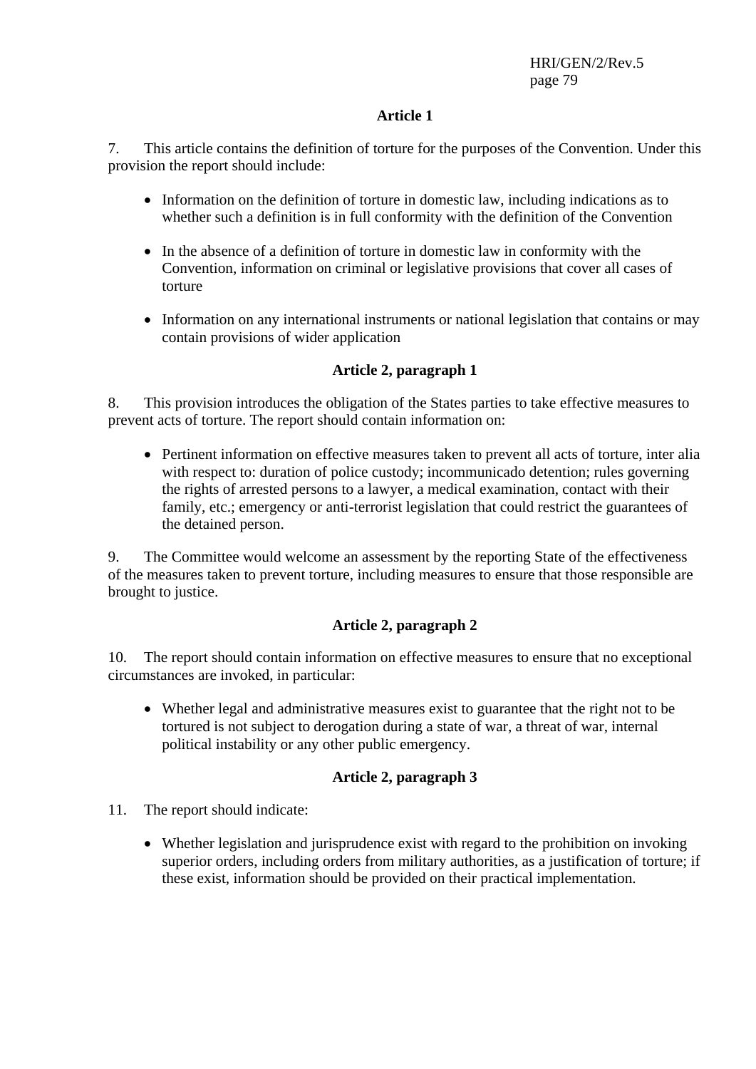### Article 1

7. This article contains the definition of torture for the purposes of the Convention. Under this provision the report should include:

- Information on the definition of torture in domestic law, including indications as to whether such a definition is in full conformity with the definition of the Convention
- In the absence of a definition of torture in domestic law in conformity with the Convention, information on criminal or legislative provisions that cover all cases of torture
- Information on any international instruments or national legislation that contains or may contain provisions of wider application

### Article 2, paragraph 1

8. This provision introduces the obligation of the States parties to take effective measures to prevent acts of torture. The report should contain information on:

- Pertinent information on effective measures taken to prevent all acts of torture, inter alia with respect to: duration of police custody; incommunicado detention; rules governing the rights of arrested persons to a lawyer, a medical examination, contact with their family, etc.; emergency or anti-terrorist legislation that could restrict the guarantees of the detained person.

9. The Committee would welcome an assessment by the reporting State of the effectiveness of the measures taken to prevent torture, including measures to ensure that those responsible are brought to justice.

### Article 2, paragraph 2

10. The report should contain information on effective measures to ensure that no exceptional circumstances are invoked, in particular:

- Whether legal and administrative measures exist to guarantee that the right not to be tortured is not subject to derogation during a state of war, a threat of war, internal political instability or any other public emergency.

### Article 2, paragraph 3

11. The report should indicate:

- Whether legislation and jurisprudence exist with regard to the prohibition on invoking superior orders, including orders from military authorities, as a justification of torture; if these exist, information should be provided on their practical implementation.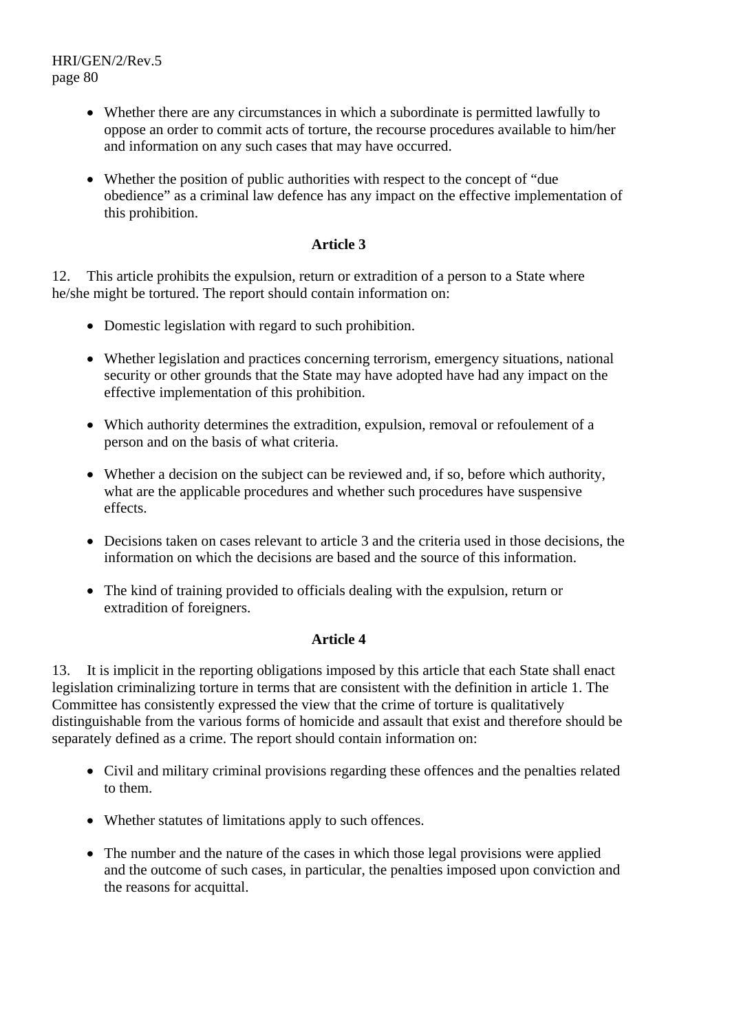- Whether there are any circumstances in which a subordinate is permitted lawfully to oppose an order to commit acts of torture, the recourse procedures available to him/her and information on any such cases that may have occurred.

- Whether the position of public authorities with respect to the concept of "due obedience" as a criminal law defence has any impact on the effective implementation of this prohibition.

**Article 3**

12. This article prohibits the expulsion, return or extradition of a person to a State where he/she might be tortured. The report should contain information on:

- Domestic legislation with regard to such prohibition.

- Whether legislation and practices concerning terrorism, emergency situations, national security or other grounds that the State may have adopted have had any impact on the effective implementation of this prohibition.

- Which authority determines the extradition, expulsion, removal or refoulement of a person and on the basis of what criteria.

- Whether a decision on the subject can be reviewed and, if so, before which authority, what are the applicable procedures and whether such procedures have suspensive effects.

- Decisions taken on cases relevant to article 3 and the criteria used in those decisions, the information on which the decisions are based and the source of this information.

- The kind of training provided to officials dealing with the expulsion, return or extradition of foreigners.

**Article 4**

13. It is implicit in the reporting obligations imposed by this article that each State shall enact legislation criminalizing torture in terms that are consistent with the definition in article 1. The Committee has consistently expressed the view that the crime of torture is qualitatively distinguishable from the various forms of homicide and assault that exist and therefore should be separately defined as a crime. The report should contain information on:

- Civil and military criminal provisions regarding these offences and the penalties related to them.

- Whether statutes of limitations apply to such offences.

- The number and the nature of the cases in which those legal provisions were applied and the outcome of such cases, in particular, the penalties imposed upon conviction and the reasons for acquittal.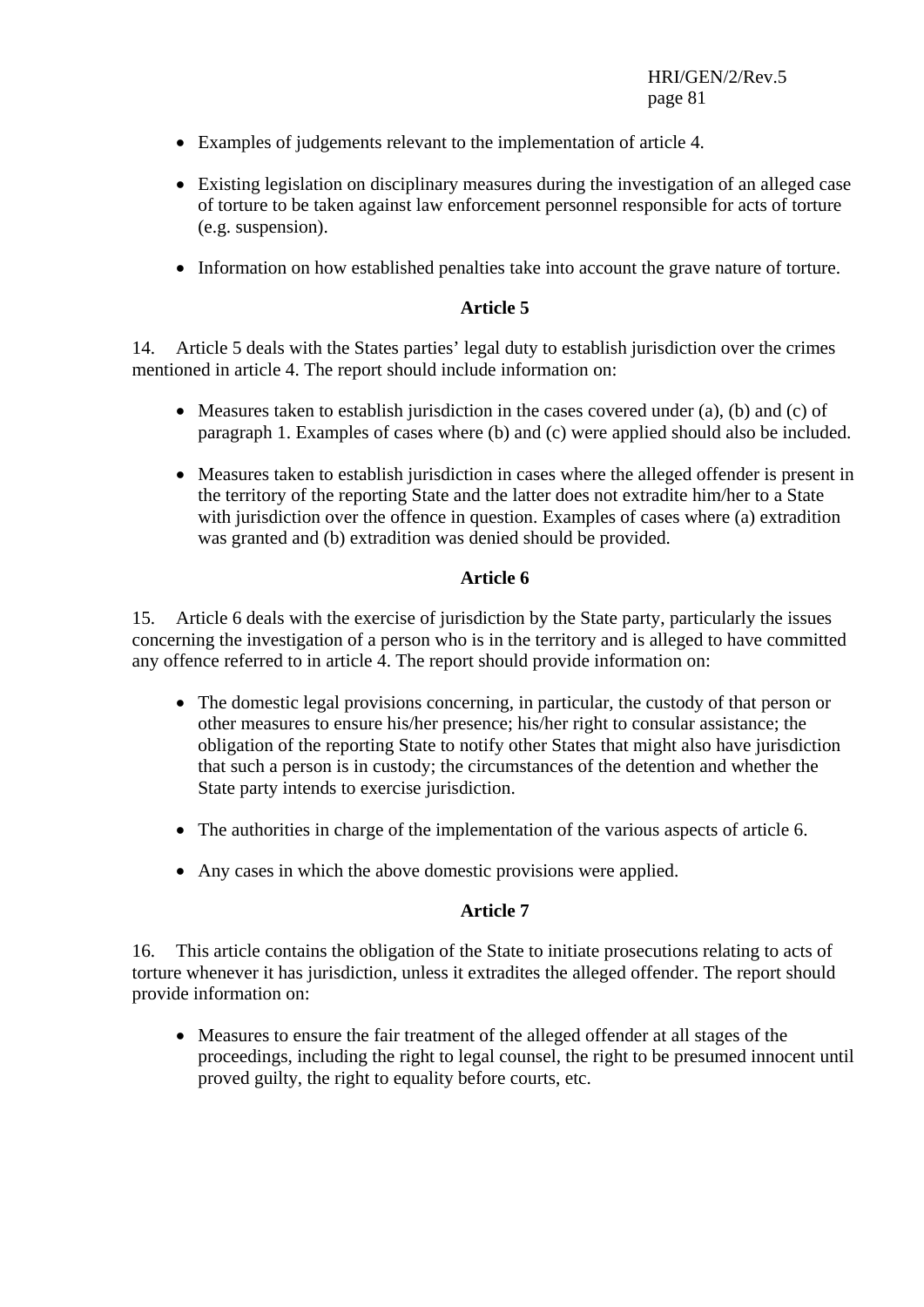- Examples of judgements relevant to the implementation of article 4.

- Existing legislation on disciplinary measures during the investigation of an alleged case of torture to be taken against law enforcement personnel responsible for acts of torture (e.g. suspension).

- Information on how established penalties take into account the grave nature of torture.

**Article 5**

14. Article 5 deals with the States parties' legal duty to establish jurisdiction over the crimes mentioned in article 4. The report should include information on:

- Measures taken to establish jurisdiction in the cases covered under (a), (b) and (c) of paragraph 1. Examples of cases where (b) and (c) were applied should also be included.

- Measures taken to establish jurisdiction in cases where the alleged offender is present in the territory of the reporting State and the latter does not extradite him/her to a State with jurisdiction over the offence in question. Examples of cases where (a) extradition was granted and (b) extradition was denied should be provided.

**Article 6**

15. Article 6 deals with the exercise of jurisdiction by the State party, particularly the issues concerning the investigation of a person who is in the territory and is alleged to have committed any offence referred to in article 4. The report should provide information on:

- The domestic legal provisions concerning, in particular, the custody of that person or other measures to ensure his/her presence; his/her right to consular assistance; the obligation of the reporting State to notify other States that might also have jurisdiction that such a person is in custody; the circumstances of the detention and whether the State party intends to exercise jurisdiction.

- The authorities in charge of the implementation of the various aspects of article 6.

- Any cases in which the above domestic provisions were applied.

**Article 7**

16. This article contains the obligation of the State to initiate prosecutions relating to acts of torture whenever it has jurisdiction, unless it extradites the alleged offender. The report should provide information on:

- Measures to ensure the fair treatment of the alleged offender at all stages of the proceedings, including the right to legal counsel, the right to be presumed innocent until proved guilty, the right to equality before courts, etc.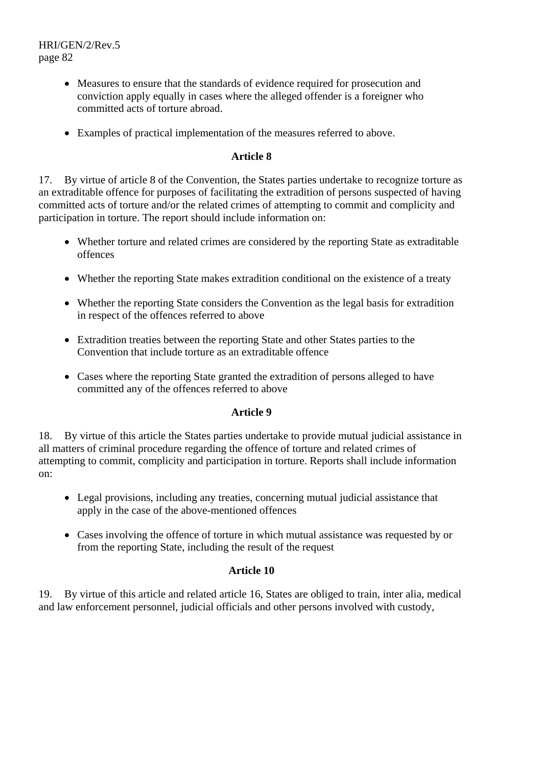- Measures to ensure that the standards of evidence required for prosecution and conviction apply equally in cases where the alleged offender is a foreigner who committed acts of torture abroad.

- Examples of practical implementation of the measures referred to above.

### Article 8

17. By virtue of article 8 of the Convention, the States parties undertake to recognize torture as an extraditable offence for purposes of facilitating the extradition of persons suspected of having committed acts of torture and/or the related crimes of attempting to commit and complicity and participation in torture. The report should include information on:

- Whether torture and related crimes are considered by the reporting State as extraditable offences

- Whether the reporting State makes extradition conditional on the existence of a treaty

- Whether the reporting State considers the Convention as the legal basis for extradition in respect of the offences referred to above

- Extradition treaties between the reporting State and other States parties to the Convention that include torture as an extraditable offence

- Cases where the reporting State granted the extradition of persons alleged to have committed any of the offences referred to above

### Article 9

18. By virtue of this article the States parties undertake to provide mutual judicial assistance in all matters of criminal procedure regarding the offence of torture and related crimes of attempting to commit, complicity and participation in torture. Reports shall include information on:

- Legal provisions, including any treaties, concerning mutual judicial assistance that apply in the case of the above-mentioned offences

- Cases involving the offence of torture in which mutual assistance was requested by or from the reporting State, including the result of the request

### Article 10

19. By virtue of this article and related article 16, States are obliged to train, inter alia, medical and law enforcement personnel, judicial officials and other persons involved with custody,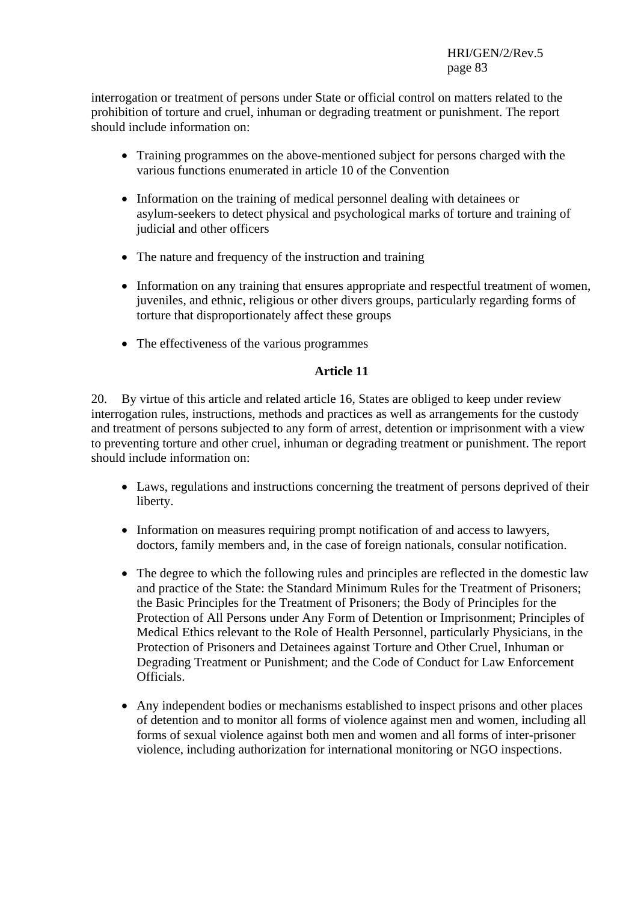interrogation or treatment of persons under State or official control on matters related to the prohibition of torture and cruel, inhuman or degrading treatment or punishment. The report should include information on:

- Training programmes on the above-mentioned subject for persons charged with the various functions enumerated in article 10 of the Convention

- Information on the training of medical personnel dealing with detainees or asylum-seekers to detect physical and psychological marks of torture and training of judicial and other officers

- The nature and frequency of the instruction and training

- Information on any training that ensures appropriate and respectful treatment of women, juveniles, and ethnic, religious or other divers groups, particularly regarding forms of torture that disproportionately affect these groups

- The effectiveness of the various programmes

### Article 11

20. By virtue of this article and related article 16, States are obliged to keep under review interrogation rules, instructions, methods and practices as well as arrangements for the custody and treatment of persons subjected to any form of arrest, detention or imprisonment with a view to preventing torture and other cruel, inhuman or degrading treatment or punishment. The report should include information on:

- Laws, regulations and instructions concerning the treatment of persons deprived of their liberty.

- Information on measures requiring prompt notification of and access to lawyers, doctors, family members and, in the case of foreign nationals, consular notification.

- The degree to which the following rules and principles are reflected in the domestic law and practice of the State: the Standard Minimum Rules for the Treatment of Prisoners; the Basic Principles for the Treatment of Prisoners; the Body of Principles for the Protection of All Persons under Any Form of Detention or Imprisonment; Principles of Medical Ethics relevant to the Role of Health Personnel, particularly Physicians, in the Protection of Prisoners and Detainees against Torture and Other Cruel, Inhuman or Degrading Treatment or Punishment; and the Code of Conduct for Law Enforcement Officials.

- Any independent bodies or mechanisms established to inspect prisons and other places of detention and to monitor all forms of violence against men and women, including all forms of sexual violence against both men and women and all forms of inter-prisoner violence, including authorization for international monitoring or NGO inspections.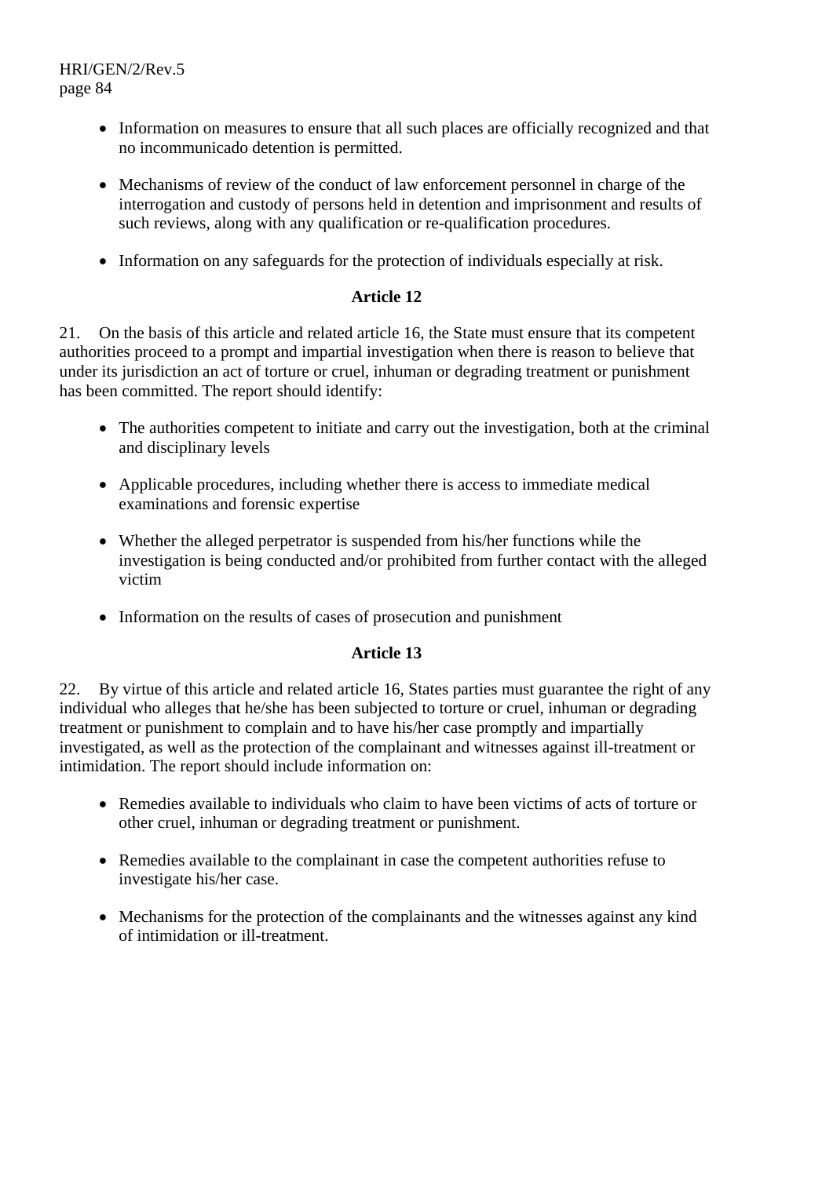- Information on measures to ensure that all such places are officially recognized and that no incommunicado detention is permitted.

- Mechanisms of review of the conduct of law enforcement personnel in charge of the interrogation and custody of persons held in detention and imprisonment and results of such reviews, along with any qualification or re-qualification procedures.

- Information on any safeguards for the protection of individuals especially at risk.

### Article 12

21. On the basis of this article and related article 16, the State must ensure that its competent authorities proceed to a prompt and impartial investigation when there is reason to believe that under its jurisdiction an act of torture or cruel, inhuman or degrading treatment or punishment has been committed. The report should identify:

- The authorities competent to initiate and carry out the investigation, both at the criminal and disciplinary levels

- Applicable procedures, including whether there is access to immediate medical examinations and forensic expertise

- Whether the alleged perpetrator is suspended from his/her functions while the investigation is being conducted and/or prohibited from further contact with the alleged victim

- Information on the results of cases of prosecution and punishment

### Article 13

22. By virtue of this article and related article 16, States parties must guarantee the right of any individual who alleges that he/she has been subjected to torture or cruel, inhuman or degrading treatment or punishment to complain and to have his/her case promptly and impartially investigated, as well as the protection of the complainant and witnesses against ill-treatment or intimidation. The report should include information on:

- Remedies available to individuals who claim to have been victims of acts of torture or other cruel, inhuman or degrading treatment or punishment.

- Remedies available to the complainant in case the competent authorities refuse to investigate his/her case.

- Mechanisms for the protection of the complainants and the witnesses against any kind of intimidation or ill-treatment.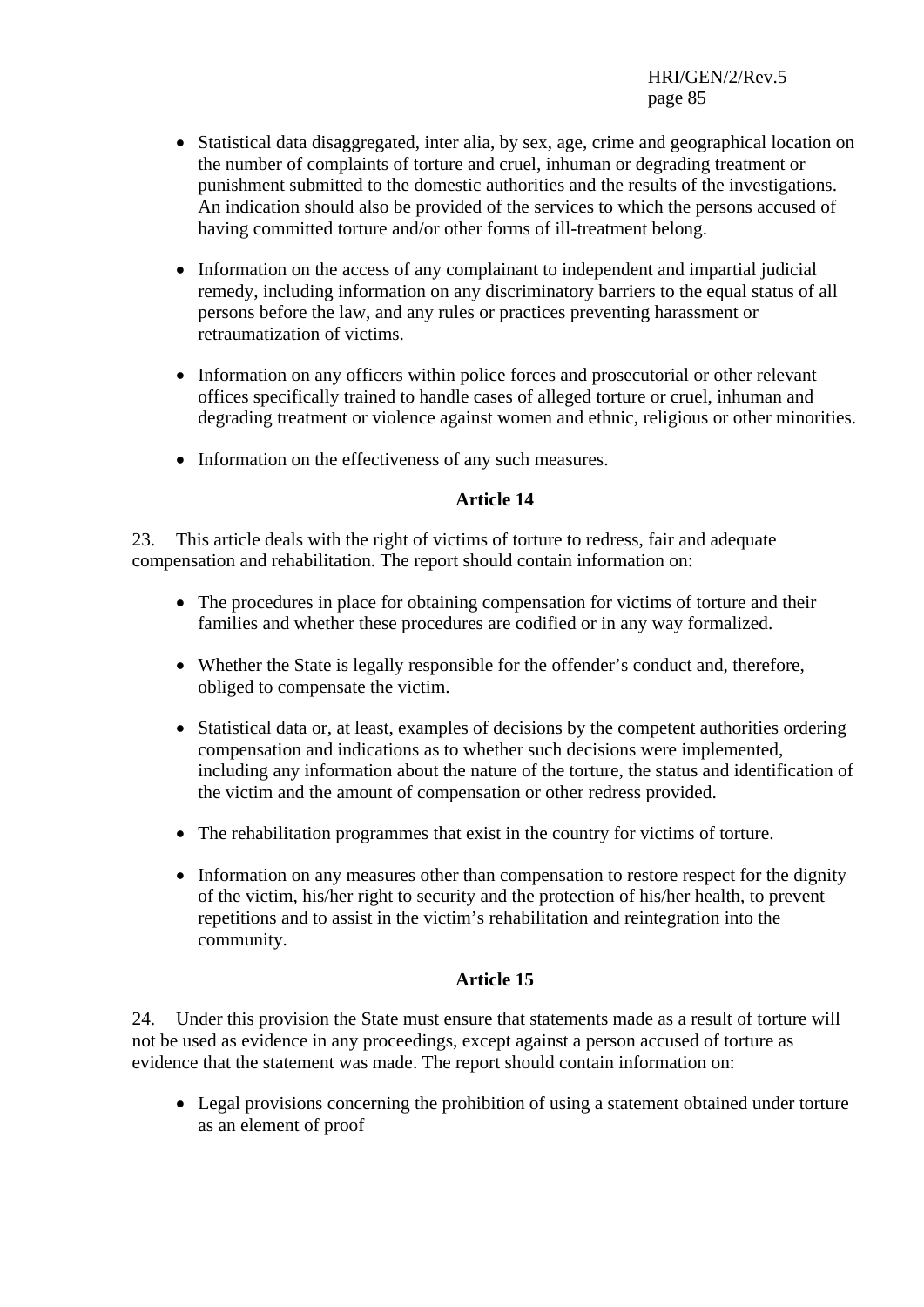- Statistical data disaggregated, inter alia, by sex, age, crime and geographical location on the number of complaints of torture and cruel, inhuman or degrading treatment or punishment submitted to the domestic authorities and the results of the investigations. An indication should also be provided of the services to which the persons accused of having committed torture and/or other forms of ill-treatment belong.

- Information on the access of any complainant to independent and impartial judicial remedy, including information on any discriminatory barriers to the equal status of all persons before the law, and any rules or practices preventing harassment or retraumatization of victims.

- Information on any officers within police forces and prosecutorial or other relevant offices specifically trained to handle cases of alleged torture or cruel, inhuman and degrading treatment or violence against women and ethnic, religious or other minorities.

- Information on the effectiveness of any such measures.

**Article 14**

23. This article deals with the right of victims of torture to redress, fair and adequate compensation and rehabilitation. The report should contain information on:

- The procedures in place for obtaining compensation for victims of torture and their families and whether these procedures are codified or in any way formalized.

- Whether the State is legally responsible for the offender's conduct and, therefore, obliged to compensate the victim.

- Statistical data or, at least, examples of decisions by the competent authorities ordering compensation and indications as to whether such decisions were implemented, including any information about the nature of the torture, the status and identification of the victim and the amount of compensation or other redress provided.

- The rehabilitation programmes that exist in the country for victims of torture.

- Information on any measures other than compensation to restore respect for the dignity of the victim, his/her right to security and the protection of his/her health, to prevent repetitions and to assist in the victim's rehabilitation and reintegration into the community.

**Article 15**

24. Under this provision the State must ensure that statements made as a result of torture will not be used as evidence in any proceedings, except against a person accused of torture as evidence that the statement was made. The report should contain information on:

- Legal provisions concerning the prohibition of using a statement obtained under torture as an element of proof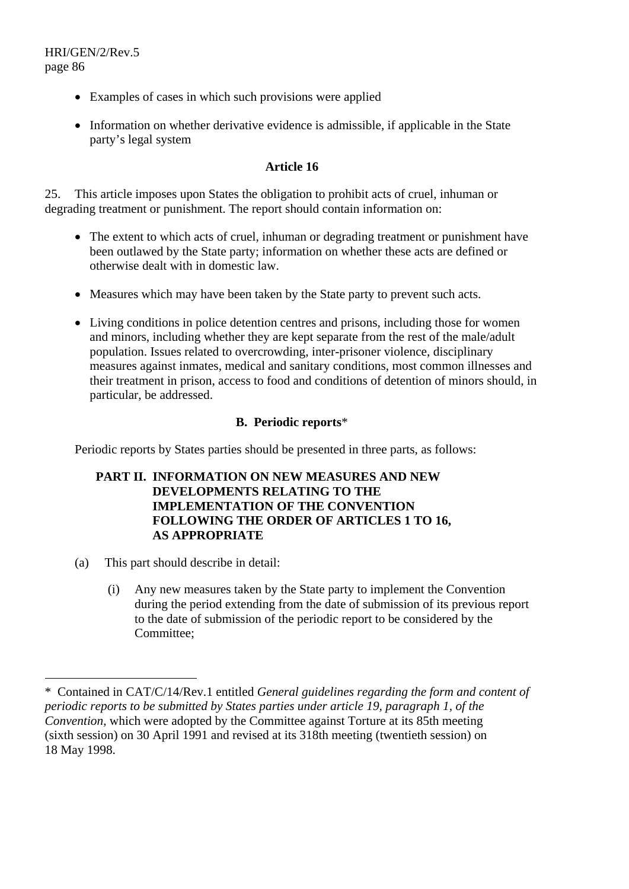- Examples of cases in which such provisions were applied

- Information on whether derivative evidence is admissible, if applicable in the State party's legal system

**Article 16**

25. This article imposes upon States the obligation to prohibit acts of cruel, inhuman or degrading treatment or punishment. The report should contain information on:

- The extent to which acts of cruel, inhuman or degrading treatment or punishment have been outlawed by the State party; information on whether these acts are defined or otherwise dealt with in domestic law.

- Measures which may have been taken by the State party to prevent such acts.

- Living conditions in police detention centres and prisons, including those for women and minors, including whether they are kept separate from the rest of the male/adult population. Issues related to overcrowding, inter-prisoner violence, disciplinary measures against inmates, medical and sanitary conditions, most common illnesses and their treatment in prison, access to food and conditions of detention of minors should, in particular, be addressed.

## B. Periodic reports*

Periodic reports by States parties should be presented in three parts, as follows:

### PART II. INFORMATION ON NEW MEASURES AND NEW DEVELOPMENTS RELATING TO THE IMPLEMENTATION OF THE CONVENTION FOLLOWING THE ORDER OF ARTICLES 1 TO 16, AS APPROPRIATE

(a) This part should describe in detail:

(i) Any new measures taken by the State party to implement the Convention during the period extending from the date of submission of its previous report to the date of submission of the periodic report to be considered by the Committee;

---

\* Contained in CAT/C/14/Rev.1 entitled *General guidelines regarding the form and content of periodic reports to be submitted by States parties under article 19, paragraph 1, of the Convention*, which were adopted by the Committee against Torture at its 85th meeting (sixth session) on 30 April 1991 and revised at its 318th meeting (twentieth session) on 18 May 1998.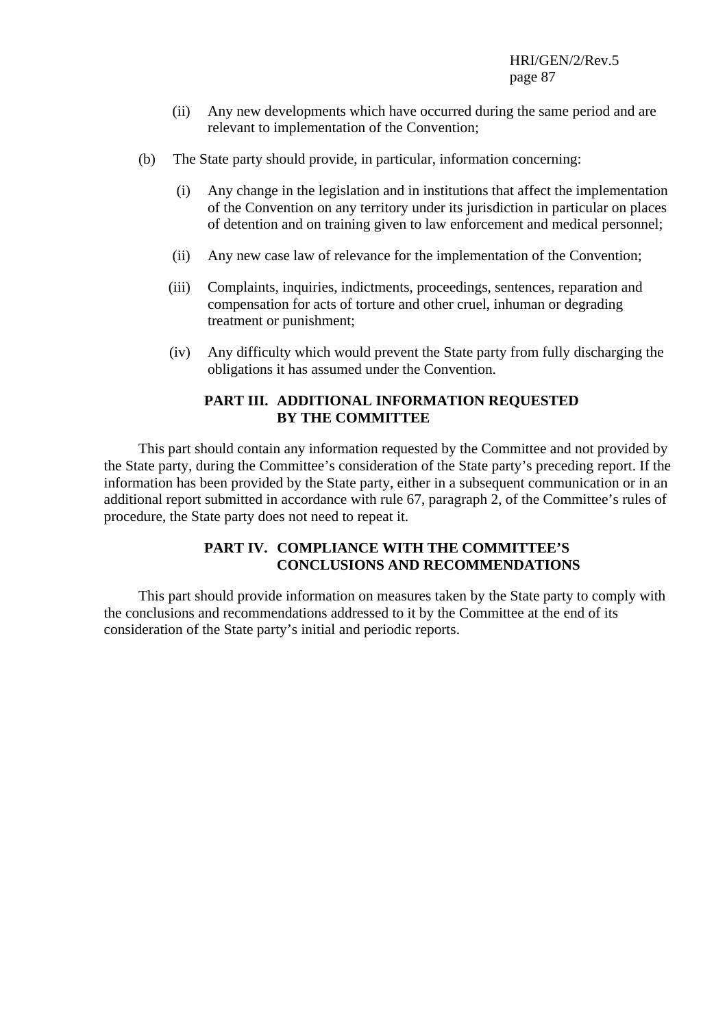(ii) Any new developments which have occurred during the same period and are relevant to implementation of the Convention;

(b) The State party should provide, in particular, information concerning:

(i) Any change in the legislation and in institutions that affect the implementation of the Convention on any territory under its jurisdiction in particular on places of detention and on training given to law enforcement and medical personnel;

(ii) Any new case law of relevance for the implementation of the Convention;

(iii) Complaints, inquiries, indictments, proceedings, sentences, reparation and compensation for acts of torture and other cruel, inhuman or degrading treatment or punishment;

(iv) Any difficulty which would prevent the State party from fully discharging the obligations it has assumed under the Convention.

## PART III. ADDITIONAL INFORMATION REQUESTED BY THE COMMITTEE

This part should contain any information requested by the Committee and not provided by the State party, during the Committee's consideration of the State party's preceding report. If the information has been provided by the State party, either in a subsequent communication or in an additional report submitted in accordance with rule 67, paragraph 2, of the Committee's rules of procedure, the State party does not need to repeat it.

## PART IV. COMPLIANCE WITH THE COMMITTEE'S CONCLUSIONS AND RECOMMENDATIONS

This part should provide information on measures taken by the State party to comply with the conclusions and recommendations addressed to it by the Committee at the end of its consideration of the State party's initial and periodic reports.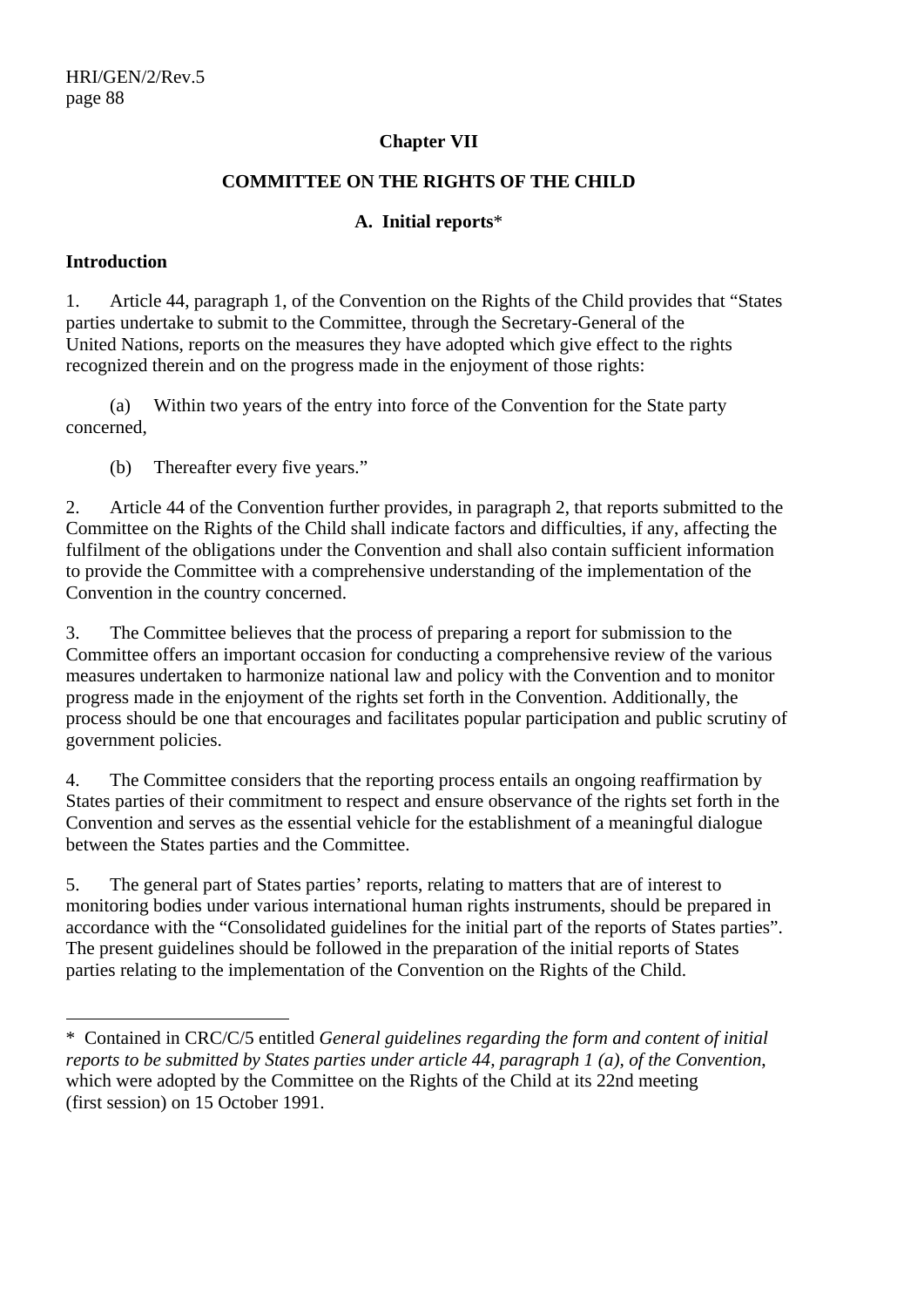## Chapter VII

## COMMITTEE ON THE RIGHTS OF THE CHILD

### A. Initial reports*

**Introduction**

1. Article 44, paragraph 1, of the Convention on the Rights of the Child provides that "States parties undertake to submit to the Committee, through the Secretary-General of the United Nations, reports on the measures they have adopted which give effect to the rights recognized therein and on the progress made in the enjoyment of those rights:

(a) Within two years of the entry into force of the Convention for the State party concerned,

(b) Thereafter every five years."

2. Article 44 of the Convention further provides, in paragraph 2, that reports submitted to the Committee on the Rights of the Child shall indicate factors and difficulties, if any, affecting the fulfilment of the obligations under the Convention and shall also contain sufficient information to provide the Committee with a comprehensive understanding of the implementation of the Convention in the country concerned.

3. The Committee believes that the process of preparing a report for submission to the Committee offers an important occasion for conducting a comprehensive review of the various measures undertaken to harmonize national law and policy with the Convention and to monitor progress made in the enjoyment of the rights set forth in the Convention. Additionally, the process should be one that encourages and facilitates popular participation and public scrutiny of government policies.

4. The Committee considers that the reporting process entails an ongoing reaffirmation by States parties of their commitment to respect and ensure observance of the rights set forth in the Convention and serves as the essential vehicle for the establishment of a meaningful dialogue between the States parties and the Committee.

5. The general part of States parties' reports, relating to matters that are of interest to monitoring bodies under various international human rights instruments, should be prepared in accordance with the "Consolidated guidelines for the initial part of the reports of States parties". The present guidelines should be followed in the preparation of the initial reports of States parties relating to the implementation of the Convention on the Rights of the Child.

---

* Contained in CRC/C/5 entitled *General guidelines regarding the form and content of initial reports to be submitted by States parties under article 44, paragraph 1 (a), of the Convention*, which were adopted by the Committee on the Rights of the Child at its 22nd meeting (first session) on 15 October 1991.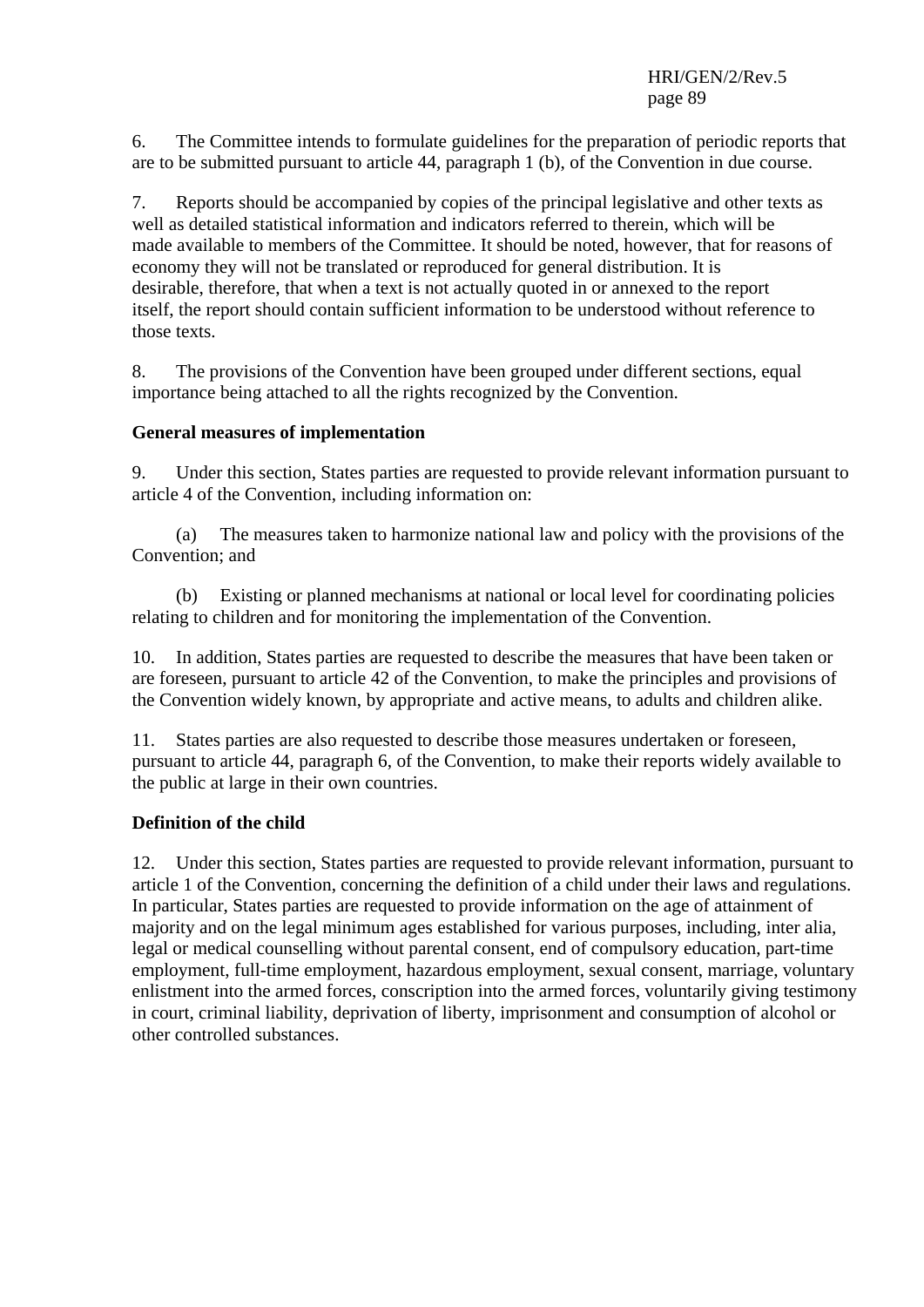6. The Committee intends to formulate guidelines for the preparation of periodic reports that are to be submitted pursuant to article 44, paragraph 1 (b), of the Convention in due course.

7. Reports should be accompanied by copies of the principal legislative and other texts as well as detailed statistical information and indicators referred to therein, which will be made available to members of the Committee. It should be noted, however, that for reasons of economy they will not be translated or reproduced for general distribution. It is desirable, therefore, that when a text is not actually quoted in or annexed to the report itself, the report should contain sufficient information to be understood without reference to those texts.

8. The provisions of the Convention have been grouped under different sections, equal importance being attached to all the rights recognized by the Convention.

**General measures of implementation**

9. Under this section, States parties are requested to provide relevant information pursuant to article 4 of the Convention, including information on:

(a) The measures taken to harmonize national law and policy with the provisions of the Convention; and

(b) Existing or planned mechanisms at national or local level for coordinating policies relating to children and for monitoring the implementation of the Convention.

10. In addition, States parties are requested to describe the measures that have been taken or are foreseen, pursuant to article 42 of the Convention, to make the principles and provisions of the Convention widely known, by appropriate and active means, to adults and children alike.

11. States parties are also requested to describe those measures undertaken or foreseen, pursuant to article 44, paragraph 6, of the Convention, to make their reports widely available to the public at large in their own countries.

**Definition of the child**

12. Under this section, States parties are requested to provide relevant information, pursuant to article 1 of the Convention, concerning the definition of a child under their laws and regulations. In particular, States parties are requested to provide information on the age of attainment of majority and on the legal minimum ages established for various purposes, including, inter alia, legal or medical counselling without parental consent, end of compulsory education, part-time employment, full-time employment, hazardous employment, sexual consent, marriage, voluntary enlistment into the armed forces, conscription into the armed forces, voluntarily giving testimony in court, criminal liability, deprivation of liberty, imprisonment and consumption of alcohol or other controlled substances.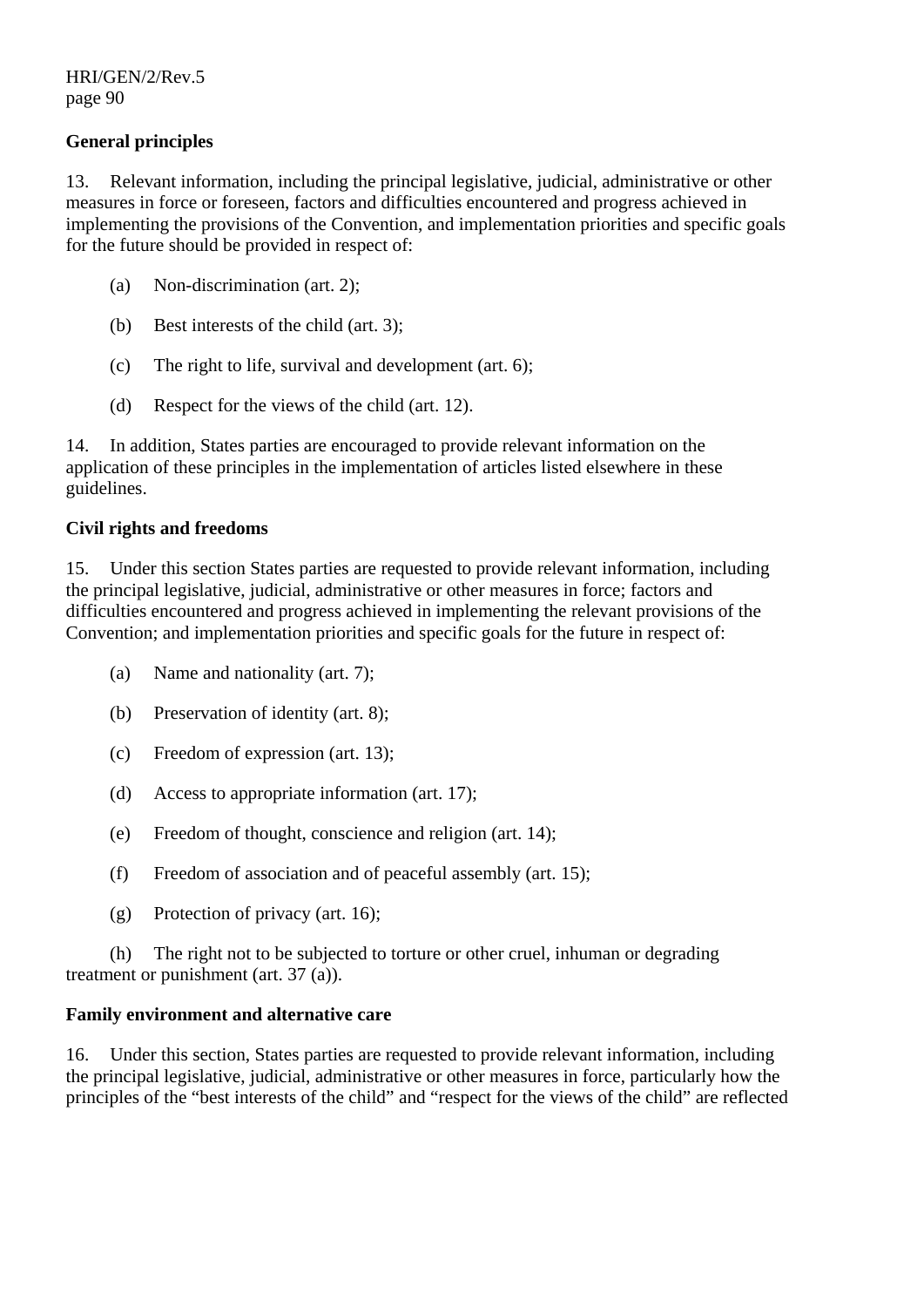**General principles**

13. Relevant information, including the principal legislative, judicial, administrative or other measures in force or foreseen, factors and difficulties encountered and progress achieved in implementing the provisions of the Convention, and implementation priorities and specific goals for the future should be provided in respect of:

(a) Non-discrimination (art. 2);

(b) Best interests of the child (art. 3);

(c) The right to life, survival and development (art. 6);

(d) Respect for the views of the child (art. 12).

14. In addition, States parties are encouraged to provide relevant information on the application of these principles in the implementation of articles listed elsewhere in these guidelines.

**Civil rights and freedoms**

15. Under this section States parties are requested to provide relevant information, including the principal legislative, judicial, administrative or other measures in force; factors and difficulties encountered and progress achieved in implementing the relevant provisions of the Convention; and implementation priorities and specific goals for the future in respect of:

(a) Name and nationality (art. 7);

(b) Preservation of identity (art. 8);

(c) Freedom of expression (art. 13);

(d) Access to appropriate information (art. 17);

(e) Freedom of thought, conscience and religion (art. 14);

(f) Freedom of association and of peaceful assembly (art. 15);

(g) Protection of privacy (art. 16);

(h) The right not to be subjected to torture or other cruel, inhuman or degrading treatment or punishment (art. 37 (a)).

**Family environment and alternative care**

16. Under this section, States parties are requested to provide relevant information, including the principal legislative, judicial, administrative or other measures in force, particularly how the principles of the "best interests of the child" and "respect for the views of the child" are reflected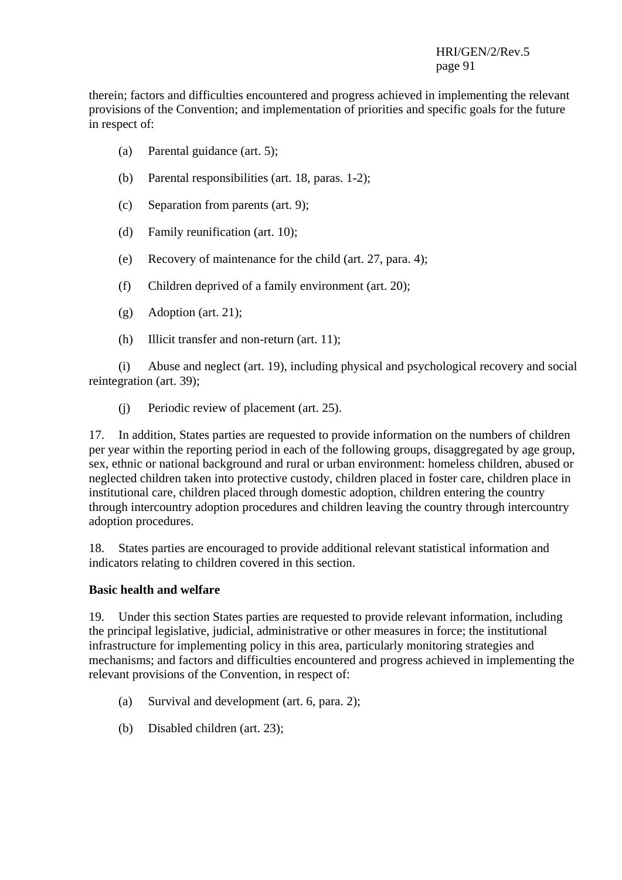therein; factors and difficulties encountered and progress achieved in implementing the relevant provisions of the Convention; and implementation of priorities and specific goals for the future in respect of:

(a) Parental guidance (art. 5);

(b) Parental responsibilities (art. 18, paras. 1-2);

(c) Separation from parents (art. 9);

(d) Family reunification (art. 10);

(e) Recovery of maintenance for the child (art. 27, para. 4);

(f) Children deprived of a family environment (art. 20);

(g) Adoption (art. 21);

(h) Illicit transfer and non-return (art. 11);

(i) Abuse and neglect (art. 19), including physical and psychological recovery and social reintegration (art. 39);

(j) Periodic review of placement (art. 25).

17. In addition, States parties are requested to provide information on the numbers of children per year within the reporting period in each of the following groups, disaggregated by age group, sex, ethnic or national background and rural or urban environment: homeless children, abused or neglected children taken into protective custody, children placed in foster care, children place in institutional care, children placed through domestic adoption, children entering the country through intercountry adoption procedures and children leaving the country through intercountry adoption procedures.

18. States parties are encouraged to provide additional relevant statistical information and indicators relating to children covered in this section.

**Basic health and welfare**

19. Under this section States parties are requested to provide relevant information, including the principal legislative, judicial, administrative or other measures in force; the institutional infrastructure for implementing policy in this area, particularly monitoring strategies and mechanisms; and factors and difficulties encountered and progress achieved in implementing the relevant provisions of the Convention, in respect of:

(a) Survival and development (art. 6, para. 2);

(b) Disabled children (art. 23);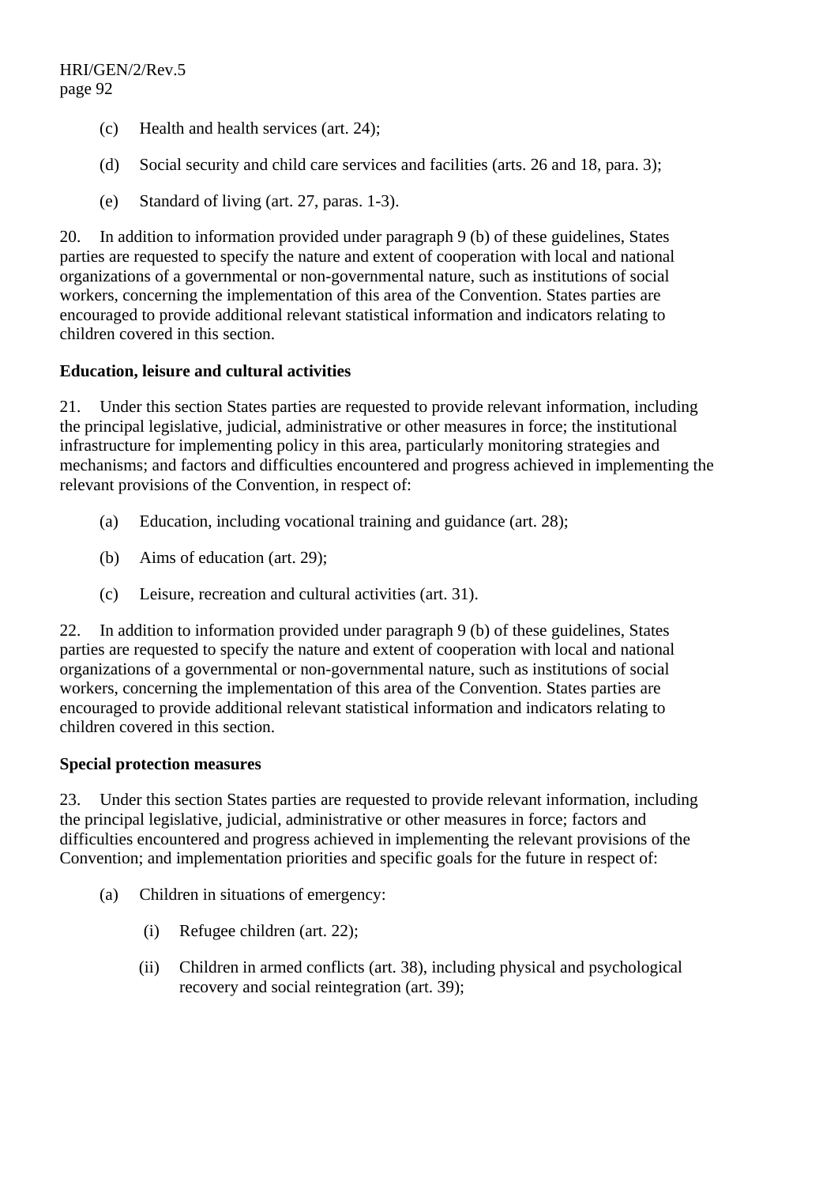(c) Health and health services (art. 24);

(d) Social security and child care services and facilities (arts. 26 and 18, para. 3);

(e) Standard of living (art. 27, paras. 1-3).

20. In addition to information provided under paragraph 9 (b) of these guidelines, States parties are requested to specify the nature and extent of cooperation with local and national organizations of a governmental or non-governmental nature, such as institutions of social workers, concerning the implementation of this area of the Convention. States parties are encouraged to provide additional relevant statistical information and indicators relating to children covered in this section.

**Education, leisure and cultural activities**

21. Under this section States parties are requested to provide relevant information, including the principal legislative, judicial, administrative or other measures in force; the institutional infrastructure for implementing policy in this area, particularly monitoring strategies and mechanisms; and factors and difficulties encountered and progress achieved in implementing the relevant provisions of the Convention, in respect of:

(a) Education, including vocational training and guidance (art. 28);

(b) Aims of education (art. 29);

(c) Leisure, recreation and cultural activities (art. 31).

22. In addition to information provided under paragraph 9 (b) of these guidelines, States parties are requested to specify the nature and extent of cooperation with local and national organizations of a governmental or non-governmental nature, such as institutions of social workers, concerning the implementation of this area of the Convention. States parties are encouraged to provide additional relevant statistical information and indicators relating to children covered in this section.

**Special protection measures**

23. Under this section States parties are requested to provide relevant information, including the principal legislative, judicial, administrative or other measures in force; factors and difficulties encountered and progress achieved in implementing the relevant provisions of the Convention; and implementation priorities and specific goals for the future in respect of:

(a) Children in situations of emergency:

(i) Refugee children (art. 22);

(ii) Children in armed conflicts (art. 38), including physical and psychological recovery and social reintegration (art. 39);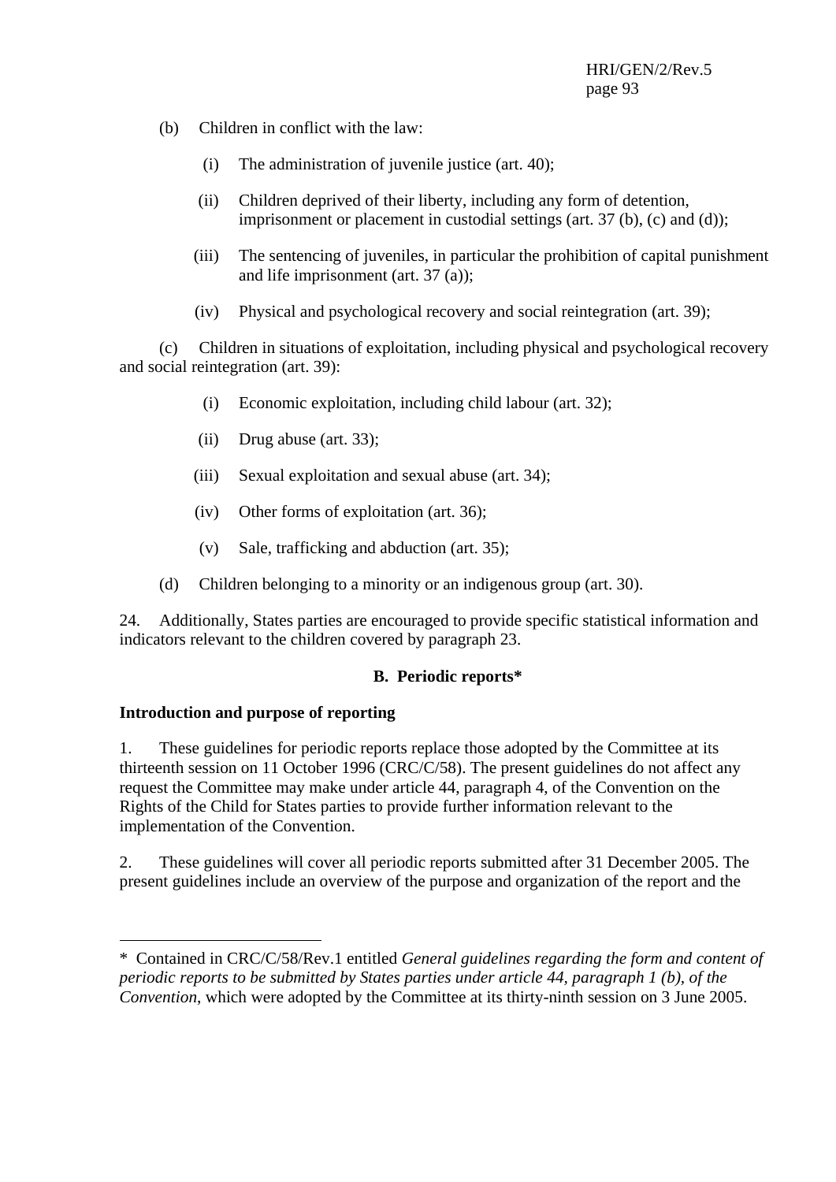(b) Children in conflict with the law:

(i) The administration of juvenile justice (art. 40);

(ii) Children deprived of their liberty, including any form of detention, imprisonment or placement in custodial settings (art. 37 (b), (c) and (d));

(iii) The sentencing of juveniles, in particular the prohibition of capital punishment and life imprisonment (art. 37 (a));

(iv) Physical and psychological recovery and social reintegration (art. 39);

(c) Children in situations of exploitation, including physical and psychological recovery and social reintegration (art. 39):

(i) Economic exploitation, including child labour (art. 32);

(ii) Drug abuse (art. 33);

(iii) Sexual exploitation and sexual abuse (art. 34);

(iv) Other forms of exploitation (art. 36);

(v) Sale, trafficking and abduction (art. 35);

(d) Children belonging to a minority or an indigenous group (art. 30).

24. Additionally, States parties are encouraged to provide specific statistical information and indicators relevant to the children covered by paragraph 23.

## B. Periodic reports*

### Introduction and purpose of reporting

1. These guidelines for periodic reports replace those adopted by the Committee at its thirteenth session on 11 October 1996 (CRC/C/58). The present guidelines do not affect any request the Committee may make under article 44, paragraph 4, of the Convention on the Rights of the Child for States parties to provide further information relevant to the implementation of the Convention.

2. These guidelines will cover all periodic reports submitted after 31 December 2005. The present guidelines include an overview of the purpose and organization of the report and the

---

\* Contained in CRC/C/58/Rev.1 entitled *General guidelines regarding the form and content of periodic reports to be submitted by States parties under article 44, paragraph 1 (b), of the Convention*, which were adopted by the Committee at its thirty-ninth session on 3 June 2005.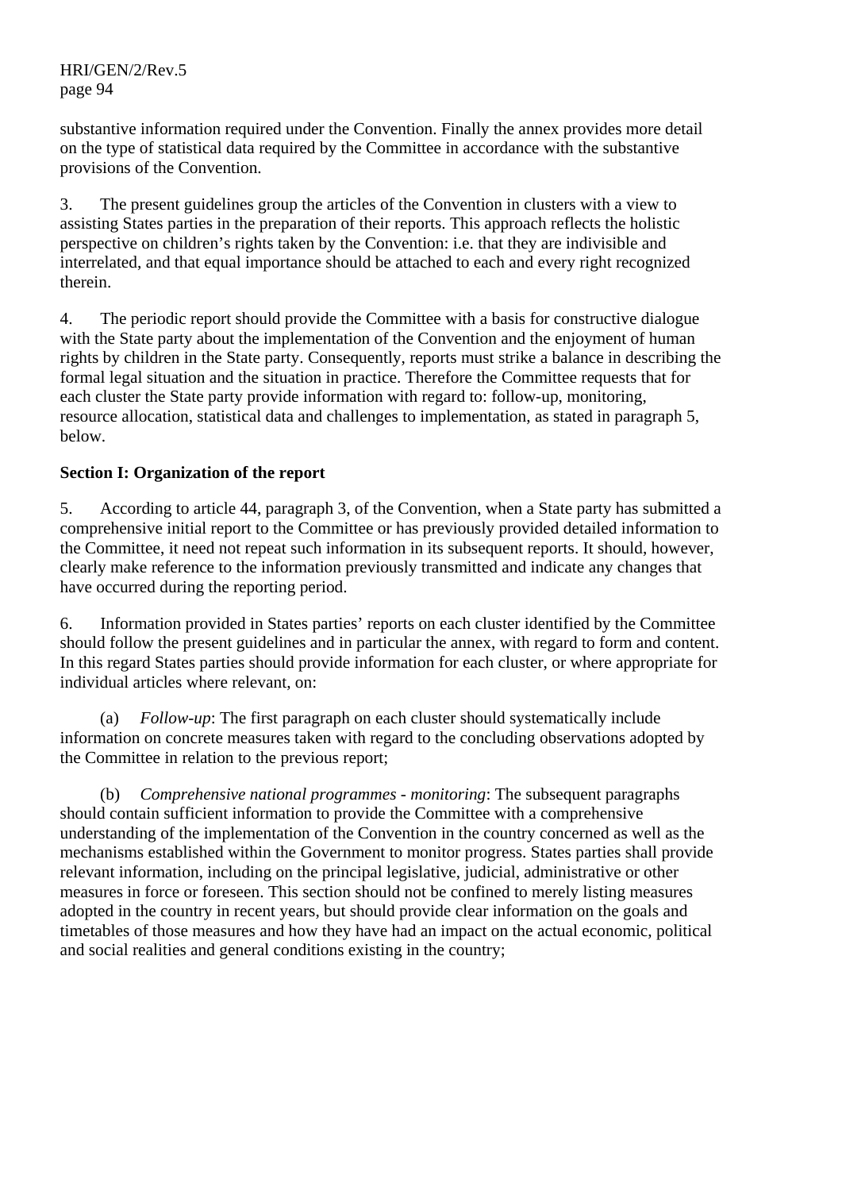substantive information required under the Convention. Finally the annex provides more detail on the type of statistical data required by the Committee in accordance with the substantive provisions of the Convention.

3. The present guidelines group the articles of the Convention in clusters with a view to assisting States parties in the preparation of their reports. This approach reflects the holistic perspective on children's rights taken by the Convention: i.e. that they are indivisible and interrelated, and that equal importance should be attached to each and every right recognized therein.

4. The periodic report should provide the Committee with a basis for constructive dialogue with the State party about the implementation of the Convention and the enjoyment of human rights by children in the State party. Consequently, reports must strike a balance in describing the formal legal situation and the situation in practice. Therefore the Committee requests that for each cluster the State party provide information with regard to: follow-up, monitoring, resource allocation, statistical data and challenges to implementation, as stated in paragraph 5, below.

**Section I: Organization of the report**

5. According to article 44, paragraph 3, of the Convention, when a State party has submitted a comprehensive initial report to the Committee or has previously provided detailed information to the Committee, it need not repeat such information in its subsequent reports. It should, however, clearly make reference to the information previously transmitted and indicate any changes that have occurred during the reporting period.

6. Information provided in States parties' reports on each cluster identified by the Committee should follow the present guidelines and in particular the annex, with regard to form and content. In this regard States parties should provide information for each cluster, or where appropriate for individual articles where relevant, on:

(a) *Follow-up*: The first paragraph on each cluster should systematically include information on concrete measures taken with regard to the concluding observations adopted by the Committee in relation to the previous report;

(b) *Comprehensive national programmes - monitoring*: The subsequent paragraphs should contain sufficient information to provide the Committee with a comprehensive understanding of the implementation of the Convention in the country concerned as well as the mechanisms established within the Government to monitor progress. States parties shall provide relevant information, including on the principal legislative, judicial, administrative or other measures in force or foreseen. This section should not be confined to merely listing measures adopted in the country in recent years, but should provide clear information on the goals and timetables of those measures and how they have had an impact on the actual economic, political and social realities and general conditions existing in the country;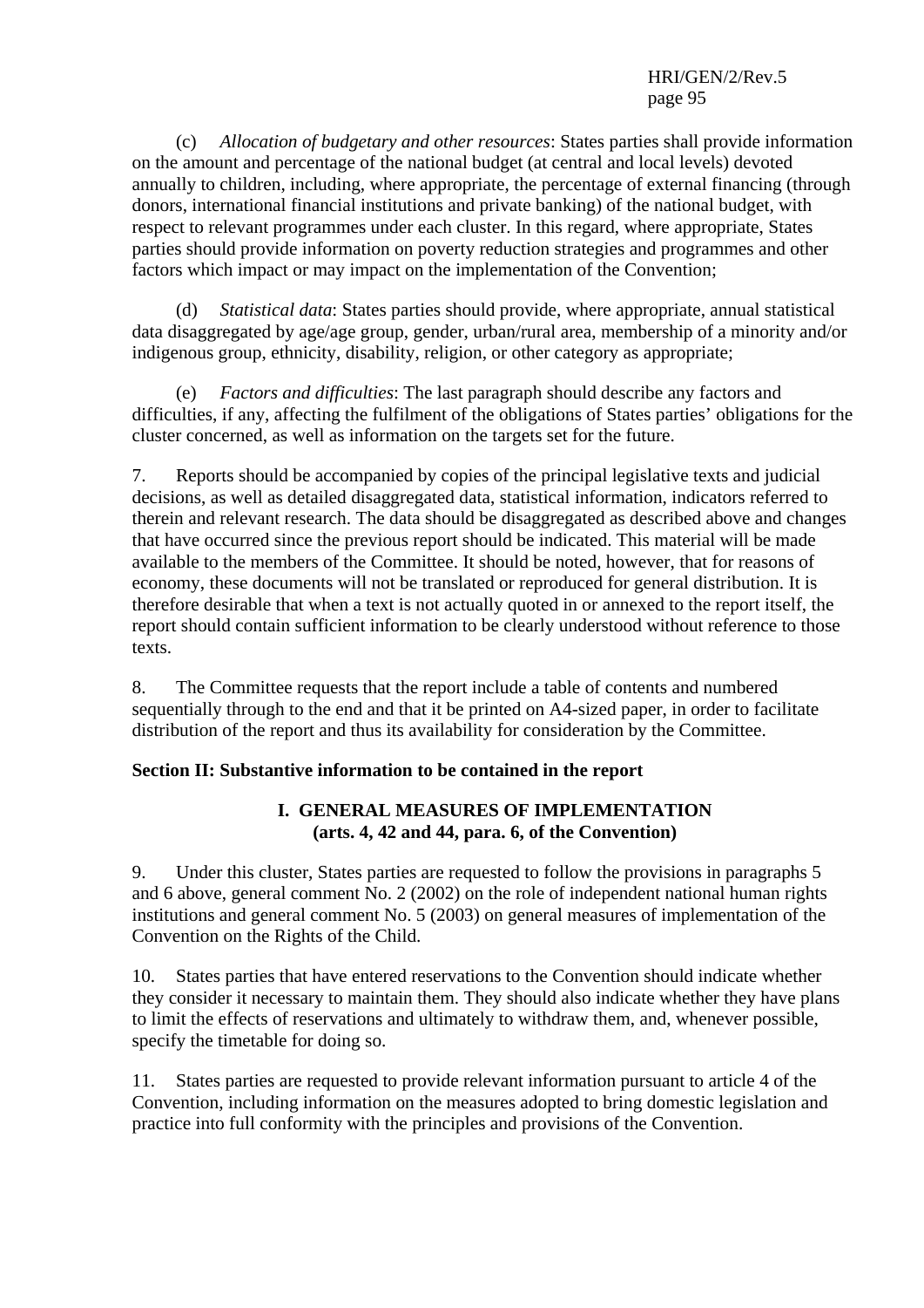(c) *Allocation of budgetary and other resources*: States parties shall provide information on the amount and percentage of the national budget (at central and local levels) devoted annually to children, including, where appropriate, the percentage of external financing (through donors, international financial institutions and private banking) of the national budget, with respect to relevant programmes under each cluster. In this regard, where appropriate, States parties should provide information on poverty reduction strategies and programmes and other factors which impact or may impact on the implementation of the Convention;

(d) *Statistical data*: States parties should provide, where appropriate, annual statistical data disaggregated by age/age group, gender, urban/rural area, membership of a minority and/or indigenous group, ethnicity, disability, religion, or other category as appropriate;

(e) *Factors and difficulties*: The last paragraph should describe any factors and difficulties, if any, affecting the fulfilment of the obligations of States parties' obligations for the cluster concerned, as well as information on the targets set for the future.

7. Reports should be accompanied by copies of the principal legislative texts and judicial decisions, as well as detailed disaggregated data, statistical information, indicators referred to therein and relevant research. The data should be disaggregated as described above and changes that have occurred since the previous report should be indicated. This material will be made available to the members of the Committee. It should be noted, however, that for reasons of economy, these documents will not be translated or reproduced for general distribution. It is therefore desirable that when a text is not actually quoted in or annexed to the report itself, the report should contain sufficient information to be clearly understood without reference to those texts.

8. The Committee requests that the report include a table of contents and numbered sequentially through to the end and that it be printed on A4-sized paper, in order to facilitate distribution of the report and thus its availability for consideration by the Committee.

**Section II: Substantive information to be contained in the report**

## I. GENERAL MEASURES OF IMPLEMENTATION (arts. 4, 42 and 44, para. 6, of the Convention)

9. Under this cluster, States parties are requested to follow the provisions in paragraphs 5 and 6 above, general comment No. 2 (2002) on the role of independent national human rights institutions and general comment No. 5 (2003) on general measures of implementation of the Convention on the Rights of the Child.

10. States parties that have entered reservations to the Convention should indicate whether they consider it necessary to maintain them. They should also indicate whether they have plans to limit the effects of reservations and ultimately to withdraw them, and, whenever possible, specify the timetable for doing so.

11. States parties are requested to provide relevant information pursuant to article 4 of the Convention, including information on the measures adopted to bring domestic legislation and practice into full conformity with the principles and provisions of the Convention.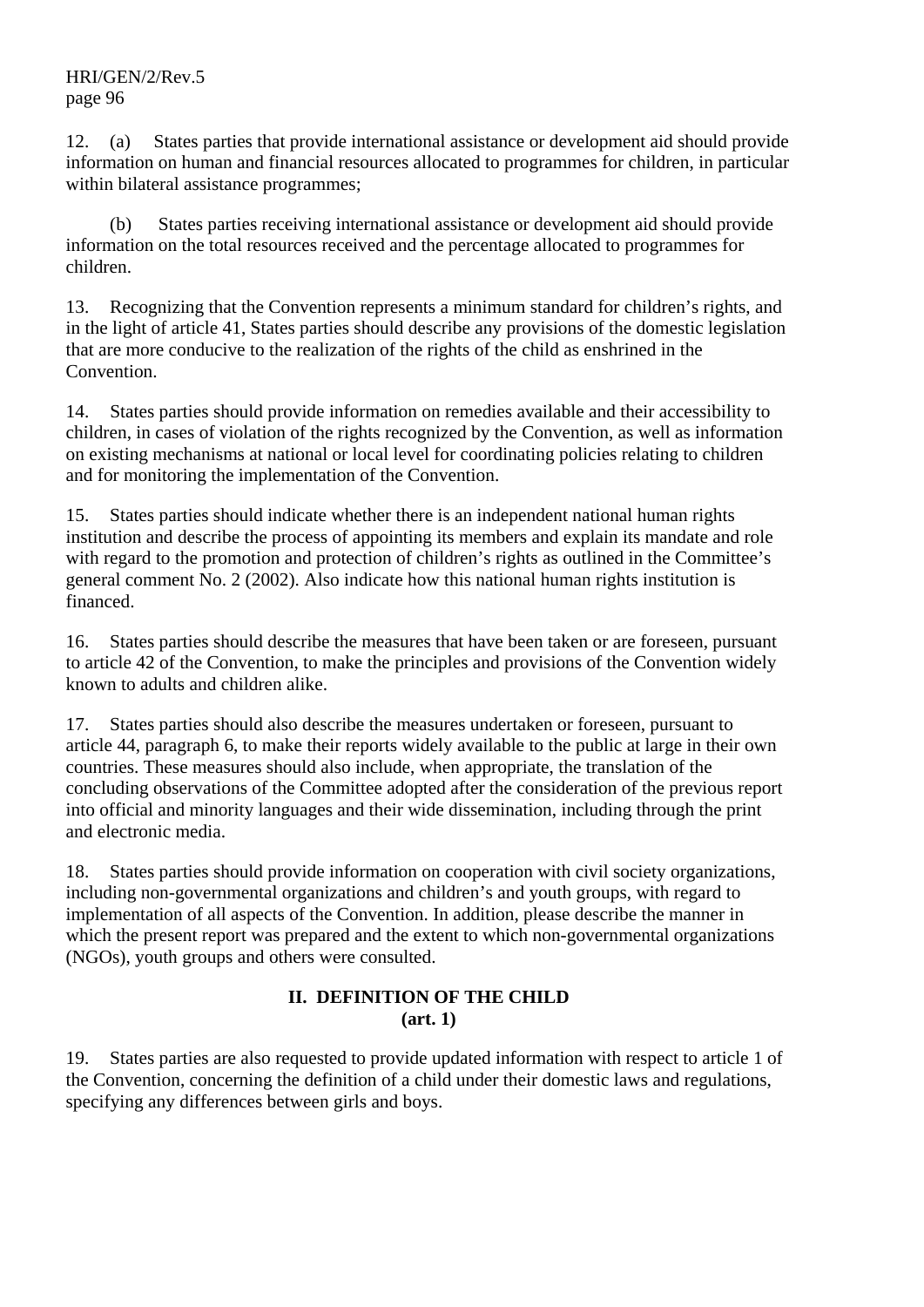12. (a) States parties that provide international assistance or development aid should provide information on human and financial resources allocated to programmes for children, in particular within bilateral assistance programmes;

(b) States parties receiving international assistance or development aid should provide information on the total resources received and the percentage allocated to programmes for children.

13. Recognizing that the Convention represents a minimum standard for children's rights, and in the light of article 41, States parties should describe any provisions of the domestic legislation that are more conducive to the realization of the rights of the child as enshrined in the Convention.

14. States parties should provide information on remedies available and their accessibility to children, in cases of violation of the rights recognized by the Convention, as well as information on existing mechanisms at national or local level for coordinating policies relating to children and for monitoring the implementation of the Convention.

15. States parties should indicate whether there is an independent national human rights institution and describe the process of appointing its members and explain its mandate and role with regard to the promotion and protection of children's rights as outlined in the Committee's general comment No. 2 (2002). Also indicate how this national human rights institution is financed.

16. States parties should describe the measures that have been taken or are foreseen, pursuant to article 42 of the Convention, to make the principles and provisions of the Convention widely known to adults and children alike.

17. States parties should also describe the measures undertaken or foreseen, pursuant to article 44, paragraph 6, to make their reports widely available to the public at large in their own countries. These measures should also include, when appropriate, the translation of the concluding observations of the Committee adopted after the consideration of the previous report into official and minority languages and their wide dissemination, including through the print and electronic media.

18. States parties should provide information on cooperation with civil society organizations, including non-governmental organizations and children's and youth groups, with regard to implementation of all aspects of the Convention. In addition, please describe the manner in which the present report was prepared and the extent to which non-governmental organizations (NGOs), youth groups and others were consulted.

## II. DEFINITION OF THE CHILD (art. 1)

19. States parties are also requested to provide updated information with respect to article 1 of the Convention, concerning the definition of a child under their domestic laws and regulations, specifying any differences between girls and boys.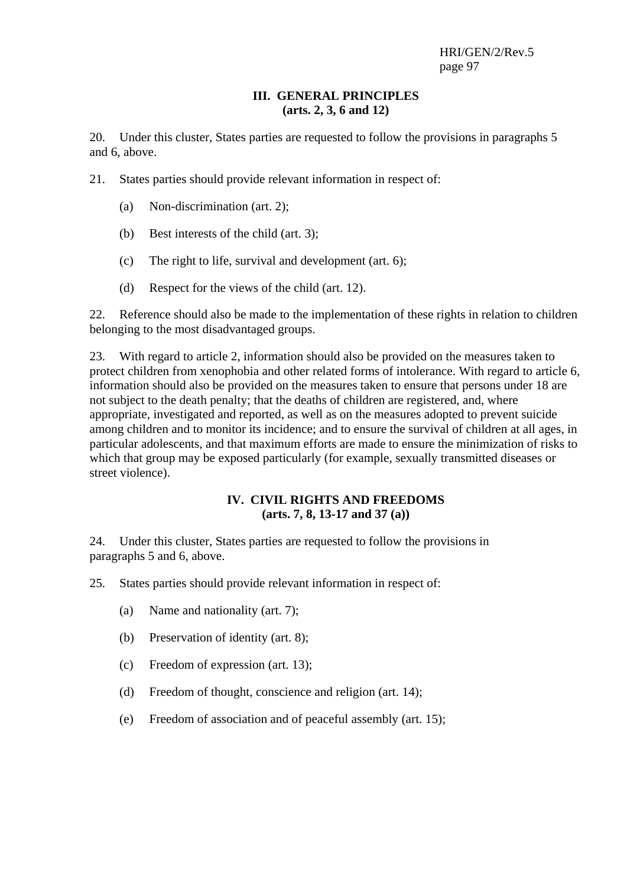## III. GENERAL PRINCIPLES
## (arts. 2, 3, 6 and 12)

20. Under this cluster, States parties are requested to follow the provisions in paragraphs 5 and 6, above.

21. States parties should provide relevant information in respect of:

(a) Non-discrimination (art. 2);

(b) Best interests of the child (art. 3);

(c) The right to life, survival and development (art. 6);

(d) Respect for the views of the child (art. 12).

22. Reference should also be made to the implementation of these rights in relation to children belonging to the most disadvantaged groups.

23. With regard to article 2, information should also be provided on the measures taken to protect children from xenophobia and other related forms of intolerance. With regard to article 6, information should also be provided on the measures taken to ensure that persons under 18 are not subject to the death penalty; that the deaths of children are registered, and, where appropriate, investigated and reported, as well as on the measures adopted to prevent suicide among children and to monitor its incidence; and to ensure the survival of children at all ages, in particular adolescents, and that maximum efforts are made to ensure the minimization of risks to which that group may be exposed particularly (for example, sexually transmitted diseases or street violence).

## IV. CIVIL RIGHTS AND FREEDOMS
## (arts. 7, 8, 13-17 and 37 (a))

24. Under this cluster, States parties are requested to follow the provisions in paragraphs 5 and 6, above.

25. States parties should provide relevant information in respect of:

(a) Name and nationality (art. 7);

(b) Preservation of identity (art. 8);

(c) Freedom of expression (art. 13);

(d) Freedom of thought, conscience and religion (art. 14);

(e) Freedom of association and of peaceful assembly (art. 15);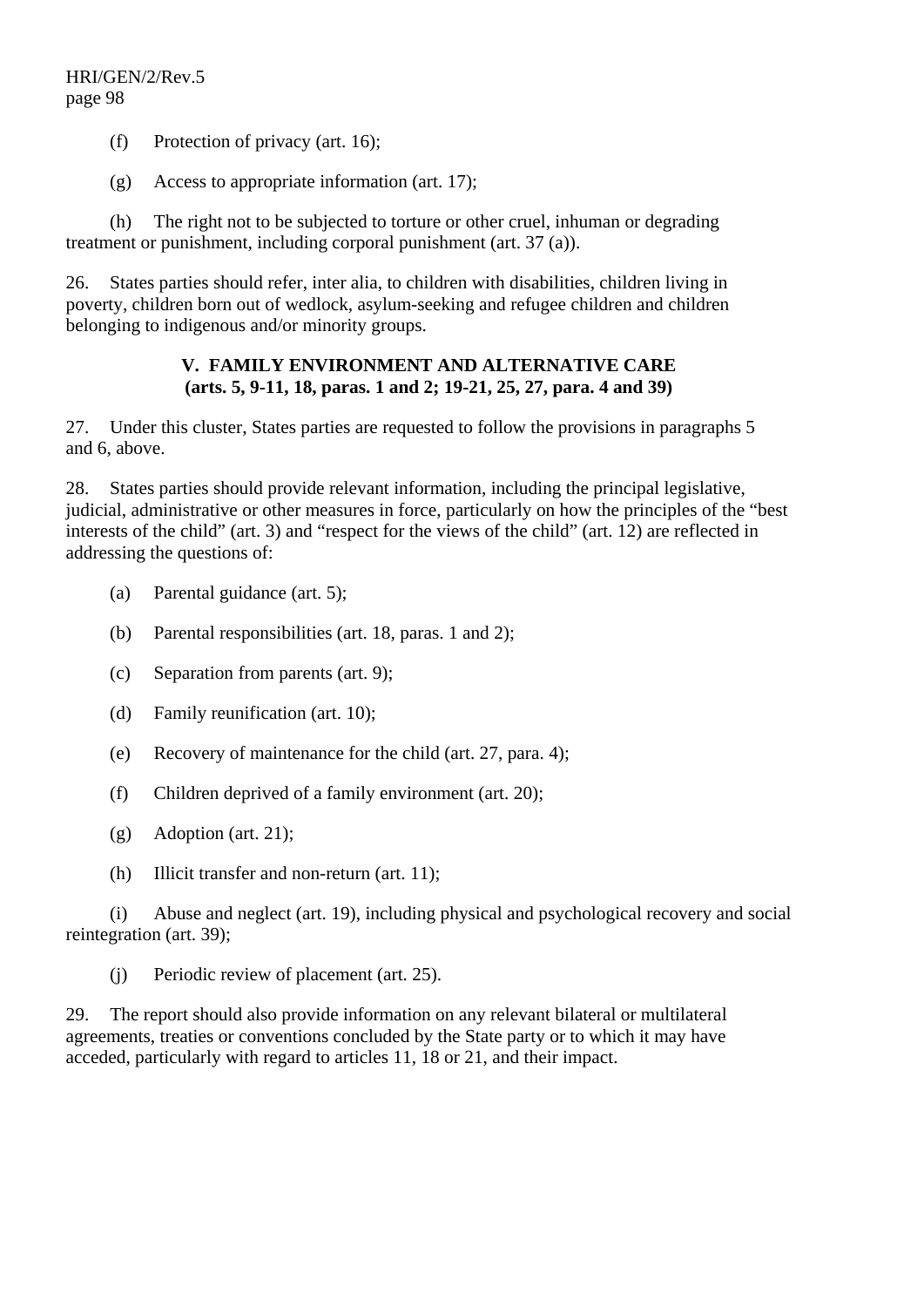(f) Protection of privacy (art. 16);

(g) Access to appropriate information (art. 17);

(h) The right not to be subjected to torture or other cruel, inhuman or degrading treatment or punishment, including corporal punishment (art. 37 (a)).

26. States parties should refer, inter alia, to children with disabilities, children living in poverty, children born out of wedlock, asylum-seeking and refugee children and children belonging to indigenous and/or minority groups.

## V. FAMILY ENVIRONMENT AND ALTERNATIVE CARE (arts. 5, 9-11, 18, paras. 1 and 2; 19-21, 25, 27, para. 4 and 39)

27. Under this cluster, States parties are requested to follow the provisions in paragraphs 5 and 6, above.

28. States parties should provide relevant information, including the principal legislative, judicial, administrative or other measures in force, particularly on how the principles of the "best interests of the child" (art. 3) and "respect for the views of the child" (art. 12) are reflected in addressing the questions of:

(a) Parental guidance (art. 5);

(b) Parental responsibilities (art. 18, paras. 1 and 2);

(c) Separation from parents (art. 9);

(d) Family reunification (art. 10);

(e) Recovery of maintenance for the child (art. 27, para. 4);

(f) Children deprived of a family environment (art. 20);

(g) Adoption (art. 21);

(h) Illicit transfer and non-return (art. 11);

(i) Abuse and neglect (art. 19), including physical and psychological recovery and social reintegration (art. 39);

(j) Periodic review of placement (art. 25).

29. The report should also provide information on any relevant bilateral or multilateral agreements, treaties or conventions concluded by the State party or to which it may have acceded, particularly with regard to articles 11, 18 or 21, and their impact.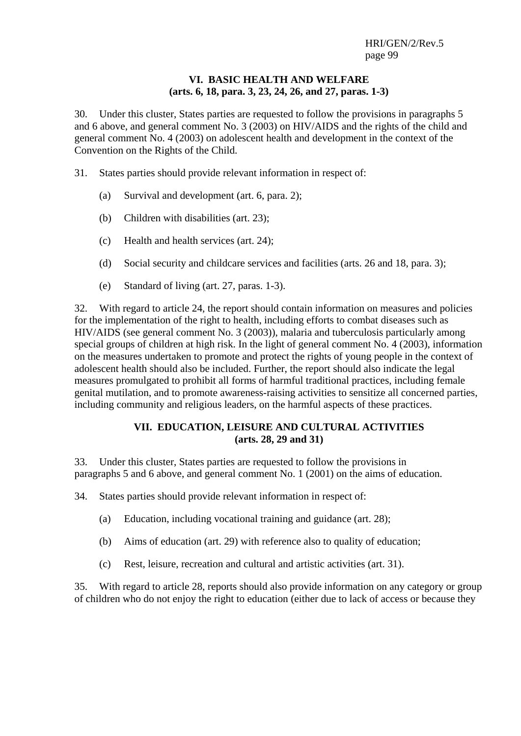## VI. BASIC HEALTH AND WELFARE (arts. 6, 18, para. 3, 23, 24, 26, and 27, paras. 1-3)

30. Under this cluster, States parties are requested to follow the provisions in paragraphs 5 and 6 above, and general comment No. 3 (2003) on HIV/AIDS and the rights of the child and general comment No. 4 (2003) on adolescent health and development in the context of the Convention on the Rights of the Child.

31. States parties should provide relevant information in respect of:

(a) Survival and development (art. 6, para. 2);

(b) Children with disabilities (art. 23);

(c) Health and health services (art. 24);

(d) Social security and childcare services and facilities (arts. 26 and 18, para. 3);

(e) Standard of living (art. 27, paras. 1-3).

32. With regard to article 24, the report should contain information on measures and policies for the implementation of the right to health, including efforts to combat diseases such as HIV/AIDS (see general comment No. 3 (2003)), malaria and tuberculosis particularly among special groups of children at high risk. In the light of general comment No. 4 (2003), information on the measures undertaken to promote and protect the rights of young people in the context of adolescent health should also be included. Further, the report should also indicate the legal measures promulgated to prohibit all forms of harmful traditional practices, including female genital mutilation, and to promote awareness-raising activities to sensitize all concerned parties, including community and religious leaders, on the harmful aspects of these practices.

## VII. EDUCATION, LEISURE AND CULTURAL ACTIVITIES (arts. 28, 29 and 31)

33. Under this cluster, States parties are requested to follow the provisions in paragraphs 5 and 6 above, and general comment No. 1 (2001) on the aims of education.

34. States parties should provide relevant information in respect of:

(a) Education, including vocational training and guidance (art. 28);

(b) Aims of education (art. 29) with reference also to quality of education;

(c) Rest, leisure, recreation and cultural and artistic activities (art. 31).

35. With regard to article 28, reports should also provide information on any category or group of children who do not enjoy the right to education (either due to lack of access or because they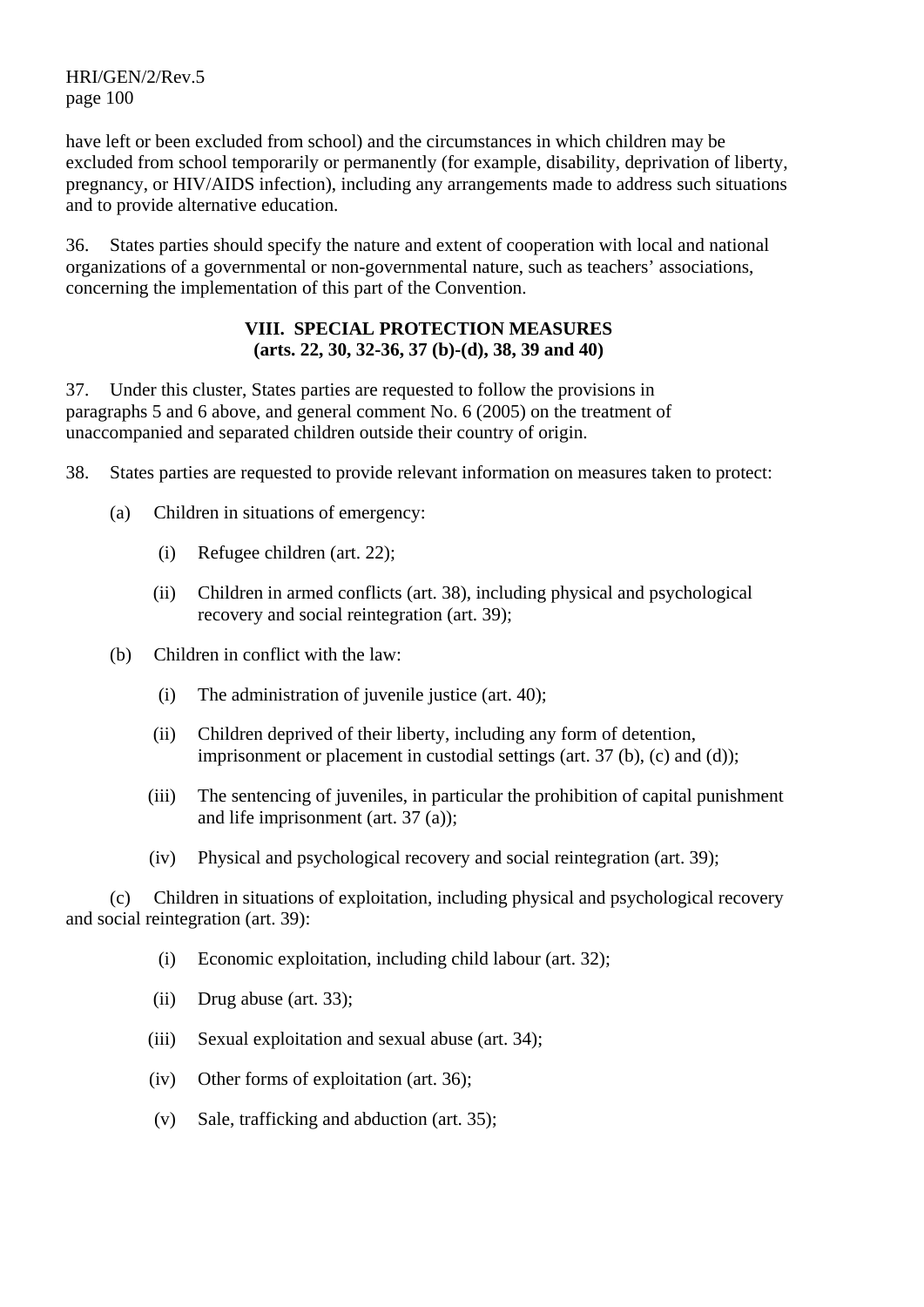have left or been excluded from school) and the circumstances in which children may be excluded from school temporarily or permanently (for example, disability, deprivation of liberty, pregnancy, or HIV/AIDS infection), including any arrangements made to address such situations and to provide alternative education.

36. States parties should specify the nature and extent of cooperation with local and national organizations of a governmental or non-governmental nature, such as teachers' associations, concerning the implementation of this part of the Convention.

## VIII. SPECIAL PROTECTION MEASURES (arts. 22, 30, 32-36, 37 (b)-(d), 38, 39 and 40)

37. Under this cluster, States parties are requested to follow the provisions in paragraphs 5 and 6 above, and general comment No. 6 (2005) on the treatment of unaccompanied and separated children outside their country of origin.

38. States parties are requested to provide relevant information on measures taken to protect:

(a) Children in situations of emergency:

- (i) Refugee children (art. 22);
- (ii) Children in armed conflicts (art. 38), including physical and psychological recovery and social reintegration (art. 39);

(b) Children in conflict with the law:

- (i) The administration of juvenile justice (art. 40);
- (ii) Children deprived of their liberty, including any form of detention, imprisonment or placement in custodial settings (art. 37 (b), (c) and (d));
- (iii) The sentencing of juveniles, in particular the prohibition of capital punishment and life imprisonment (art. 37 (a));
- (iv) Physical and psychological recovery and social reintegration (art. 39);

(c) Children in situations of exploitation, including physical and psychological recovery and social reintegration (art. 39):

- (i) Economic exploitation, including child labour (art. 32);
- (ii) Drug abuse (art. 33);
- (iii) Sexual exploitation and sexual abuse (art. 34);
- (iv) Other forms of exploitation (art. 36);
- (v) Sale, trafficking and abduction (art. 35);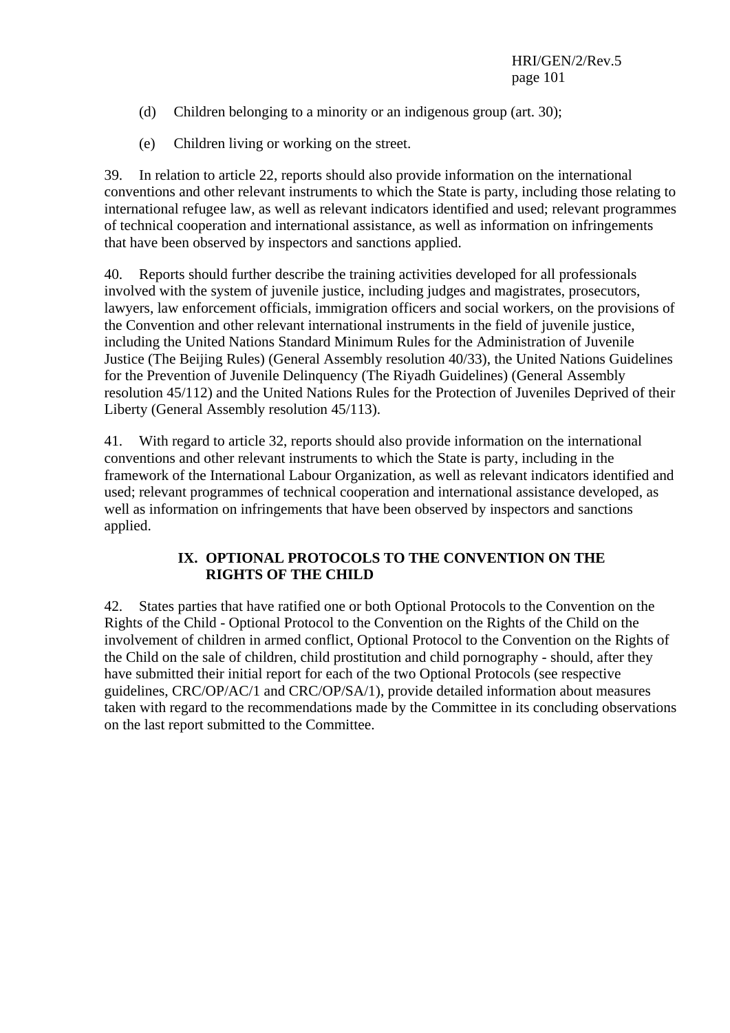(d) Children belonging to a minority or an indigenous group (art. 30);

(e) Children living or working on the street.

39. In relation to article 22, reports should also provide information on the international conventions and other relevant instruments to which the State is party, including those relating to international refugee law, as well as relevant indicators identified and used; relevant programmes of technical cooperation and international assistance, as well as information on infringements that have been observed by inspectors and sanctions applied.

40. Reports should further describe the training activities developed for all professionals involved with the system of juvenile justice, including judges and magistrates, prosecutors, lawyers, law enforcement officials, immigration officers and social workers, on the provisions of the Convention and other relevant international instruments in the field of juvenile justice, including the United Nations Standard Minimum Rules for the Administration of Juvenile Justice (The Beijing Rules) (General Assembly resolution 40/33), the United Nations Guidelines for the Prevention of Juvenile Delinquency (The Riyadh Guidelines) (General Assembly resolution 45/112) and the United Nations Rules for the Protection of Juveniles Deprived of their Liberty (General Assembly resolution 45/113).

41. With regard to article 32, reports should also provide information on the international conventions and other relevant instruments to which the State is party, including in the framework of the International Labour Organization, as well as relevant indicators identified and used; relevant programmes of technical cooperation and international assistance developed, as well as information on infringements that have been observed by inspectors and sanctions applied.

## IX. OPTIONAL PROTOCOLS TO THE CONVENTION ON THE RIGHTS OF THE CHILD

42. States parties that have ratified one or both Optional Protocols to the Convention on the Rights of the Child - Optional Protocol to the Convention on the Rights of the Child on the involvement of children in armed conflict, Optional Protocol to the Convention on the Rights of the Child on the sale of children, child prostitution and child pornography - should, after they have submitted their initial report for each of the two Optional Protocols (see respective guidelines, CRC/OP/AC/1 and CRC/OP/SA/1), provide detailed information about measures taken with regard to the recommendations made by the Committee in its concluding observations on the last report submitted to the Committee.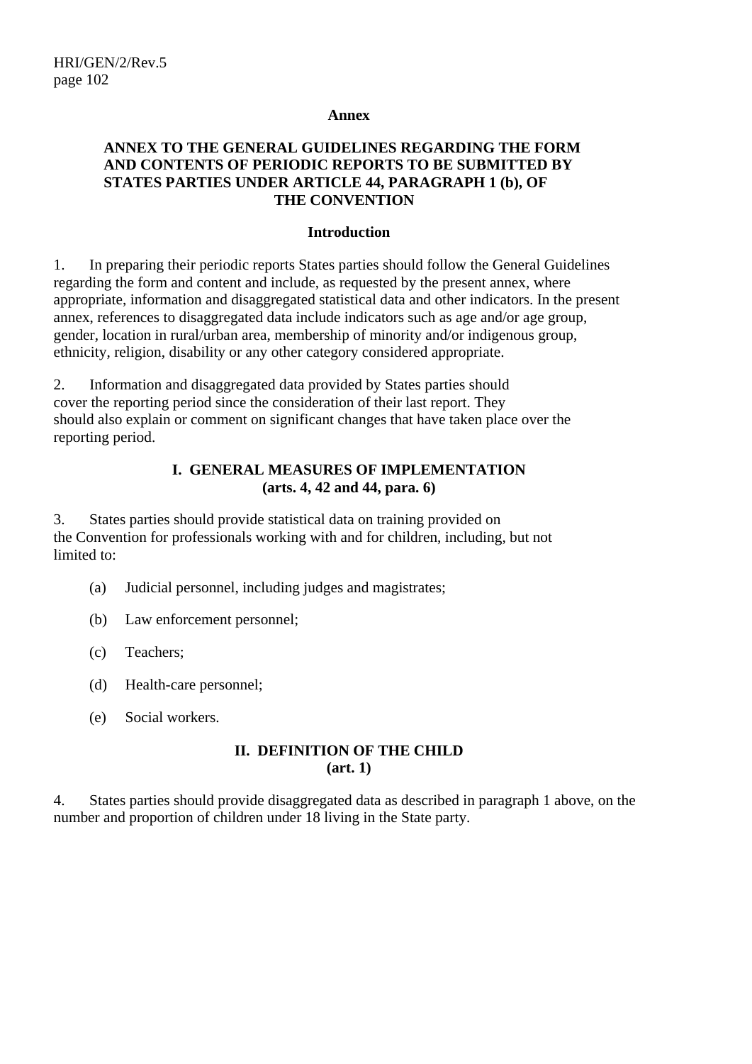**Annex**

## ANNEX TO THE GENERAL GUIDELINES REGARDING THE FORM AND CONTENTS OF PERIODIC REPORTS TO BE SUBMITTED BY STATES PARTIES UNDER ARTICLE 44, PARAGRAPH 1 (b), OF THE CONVENTION

### Introduction

1. In preparing their periodic reports States parties should follow the General Guidelines regarding the form and content and include, as requested by the present annex, where appropriate, information and disaggregated statistical data and other indicators. In the present annex, references to disaggregated data include indicators such as age and/or age group, gender, location in rural/urban area, membership of minority and/or indigenous group, ethnicity, religion, disability or any other category considered appropriate.

2. Information and disaggregated data provided by States parties should cover the reporting period since the consideration of their last report. They should also explain or comment on significant changes that have taken place over the reporting period.

### I. GENERAL MEASURES OF IMPLEMENTATION (arts. 4, 42 and 44, para. 6)

3. States parties should provide statistical data on training provided on the Convention for professionals working with and for children, including, but not limited to:

(a) Judicial personnel, including judges and magistrates;

(b) Law enforcement personnel;

(c) Teachers;

(d) Health-care personnel;

(e) Social workers.

### II. DEFINITION OF THE CHILD (art. 1)

4. States parties should provide disaggregated data as described in paragraph 1 above, on the number and proportion of children under 18 living in the State party.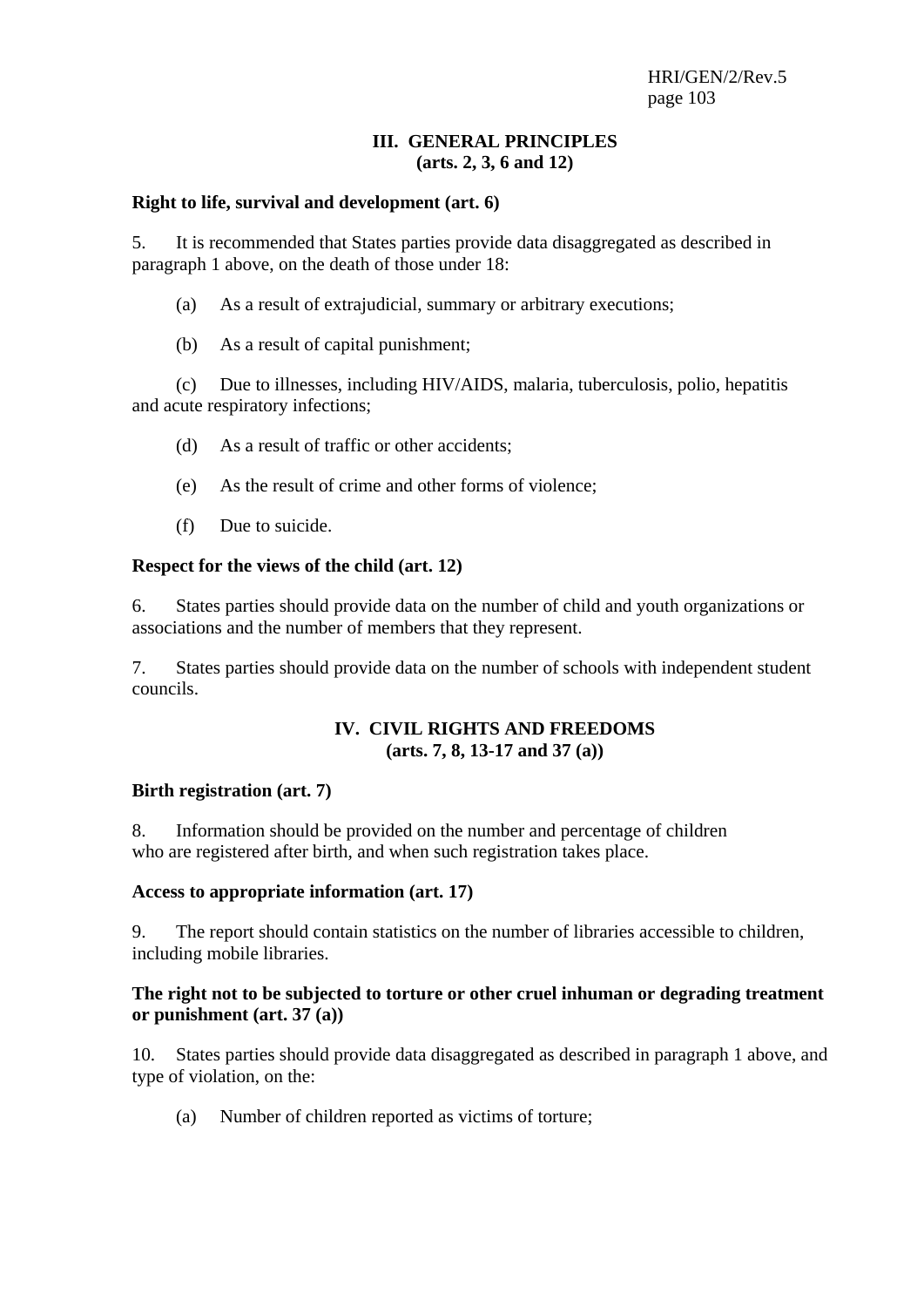## III. GENERAL PRINCIPLES (arts. 2, 3, 6 and 12)

**Right to life, survival and development (art. 6)**

5. It is recommended that States parties provide data disaggregated as described in paragraph 1 above, on the death of those under 18:

(a) As a result of extrajudicial, summary or arbitrary executions;

(b) As a result of capital punishment;

(c) Due to illnesses, including HIV/AIDS, malaria, tuberculosis, polio, hepatitis and acute respiratory infections;

(d) As a result of traffic or other accidents;

(e) As the result of crime and other forms of violence;

(f) Due to suicide.

**Respect for the views of the child (art. 12)**

6. States parties should provide data on the number of child and youth organizations or associations and the number of members that they represent.

7. States parties should provide data on the number of schools with independent student councils.

## IV. CIVIL RIGHTS AND FREEDOMS (arts. 7, 8, 13-17 and 37 (a))

**Birth registration (art. 7)**

8. Information should be provided on the number and percentage of children who are registered after birth, and when such registration takes place.

**Access to appropriate information (art. 17)**

9. The report should contain statistics on the number of libraries accessible to children, including mobile libraries.

**The right not to be subjected to torture or other cruel inhuman or degrading treatment or punishment (art. 37 (a))**

10. States parties should provide data disaggregated as described in paragraph 1 above, and type of violation, on the:

(a) Number of children reported as victims of torture;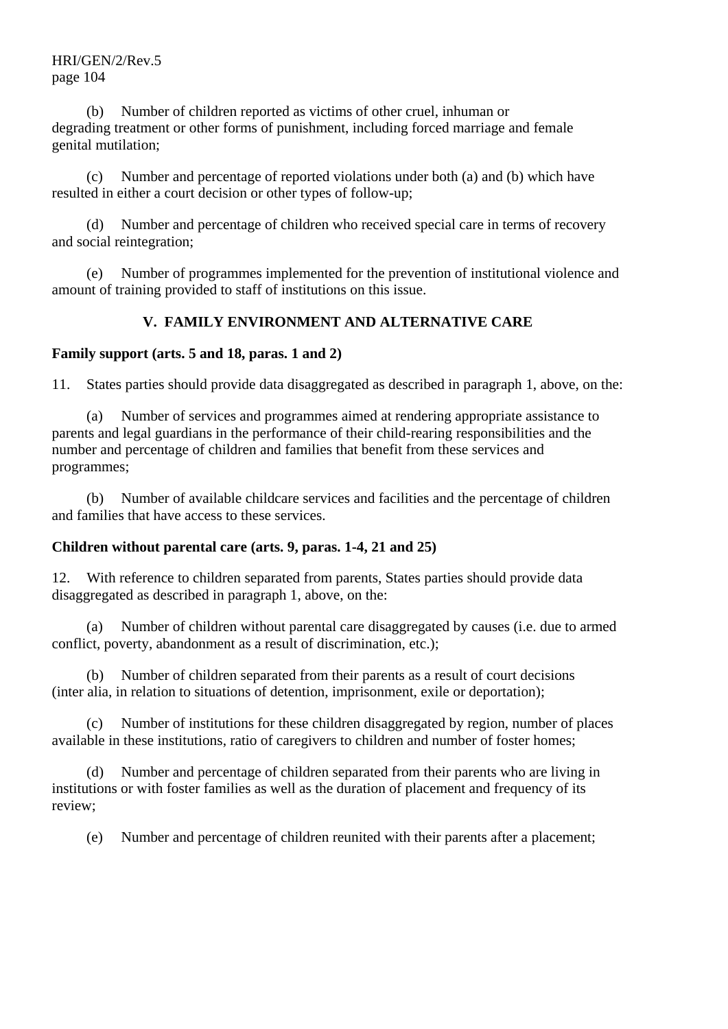(b) Number of children reported as victims of other cruel, inhuman or degrading treatment or other forms of punishment, including forced marriage and female genital mutilation;

(c) Number and percentage of reported violations under both (a) and (b) which have resulted in either a court decision or other types of follow-up;

(d) Number and percentage of children who received special care in terms of recovery and social reintegration;

(e) Number of programmes implemented for the prevention of institutional violence and amount of training provided to staff of institutions on this issue.

## V. FAMILY ENVIRONMENT AND ALTERNATIVE CARE

### Family support (arts. 5 and 18, paras. 1 and 2)

11. States parties should provide data disaggregated as described in paragraph 1, above, on the:

(a) Number of services and programmes aimed at rendering appropriate assistance to parents and legal guardians in the performance of their child-rearing responsibilities and the number and percentage of children and families that benefit from these services and programmes;

(b) Number of available childcare services and facilities and the percentage of children and families that have access to these services.

### Children without parental care (arts. 9, paras. 1-4, 21 and 25)

12. With reference to children separated from parents, States parties should provide data disaggregated as described in paragraph 1, above, on the:

(a) Number of children without parental care disaggregated by causes (i.e. due to armed conflict, poverty, abandonment as a result of discrimination, etc.);

(b) Number of children separated from their parents as a result of court decisions (inter alia, in relation to situations of detention, imprisonment, exile or deportation);

(c) Number of institutions for these children disaggregated by region, number of places available in these institutions, ratio of caregivers to children and number of foster homes;

(d) Number and percentage of children separated from their parents who are living in institutions or with foster families as well as the duration of placement and frequency of its review;

(e) Number and percentage of children reunited with their parents after a placement;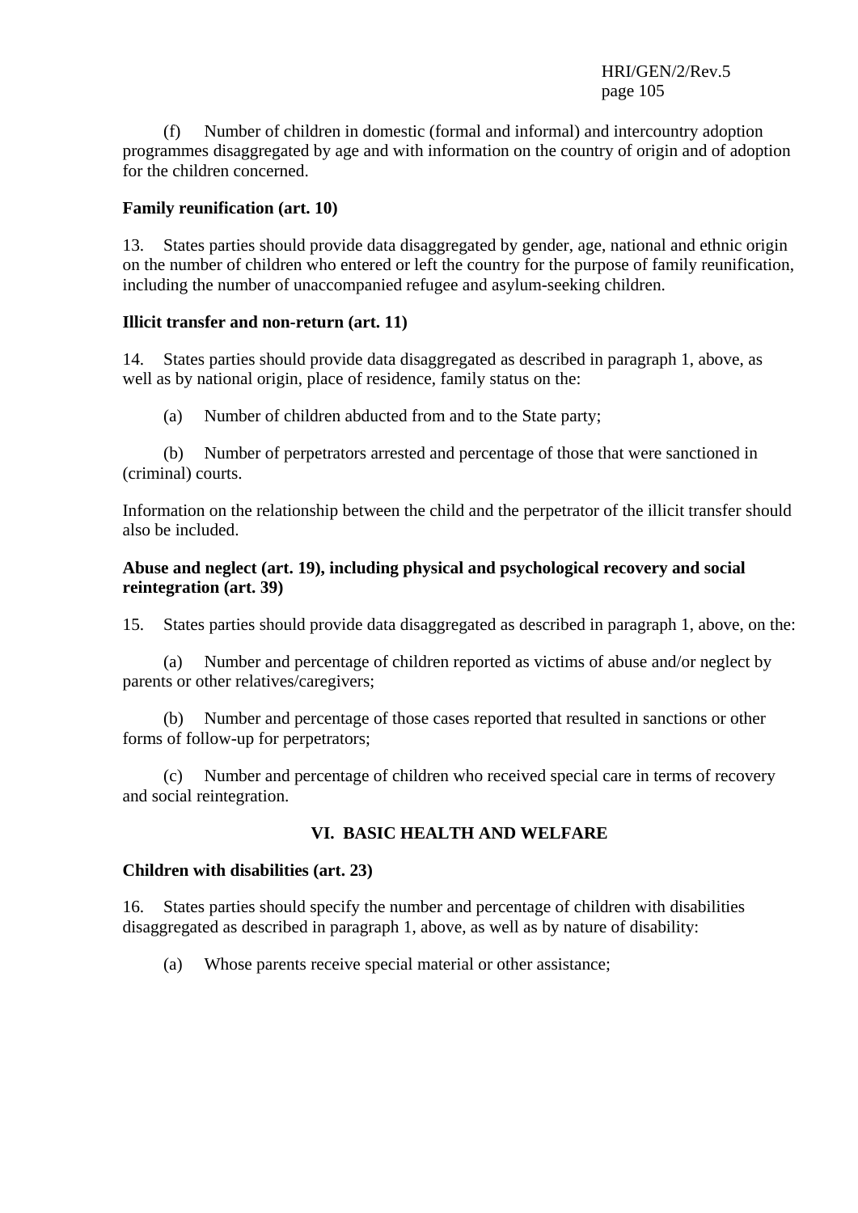(f) Number of children in domestic (formal and informal) and intercountry adoption programmes disaggregated by age and with information on the country of origin and of adoption for the children concerned.

**Family reunification (art. 10)**

13. States parties should provide data disaggregated by gender, age, national and ethnic origin on the number of children who entered or left the country for the purpose of family reunification, including the number of unaccompanied refugee and asylum-seeking children.

**Illicit transfer and non-return (art. 11)**

14. States parties should provide data disaggregated as described in paragraph 1, above, as well as by national origin, place of residence, family status on the:

(a) Number of children abducted from and to the State party;

(b) Number of perpetrators arrested and percentage of those that were sanctioned in (criminal) courts.

Information on the relationship between the child and the perpetrator of the illicit transfer should also be included.

**Abuse and neglect (art. 19), including physical and psychological recovery and social reintegration (art. 39)**

15. States parties should provide data disaggregated as described in paragraph 1, above, on the:

(a) Number and percentage of children reported as victims of abuse and/or neglect by parents or other relatives/caregivers;

(b) Number and percentage of those cases reported that resulted in sanctions or other forms of follow-up for perpetrators;

(c) Number and percentage of children who received special care in terms of recovery and social reintegration.

## VI. BASIC HEALTH AND WELFARE

**Children with disabilities (art. 23)**

16. States parties should specify the number and percentage of children with disabilities disaggregated as described in paragraph 1, above, as well as by nature of disability:

(a) Whose parents receive special material or other assistance;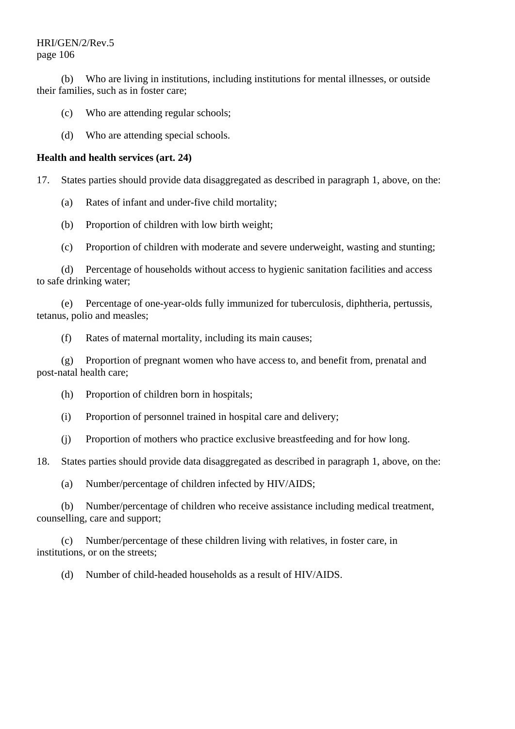(b) Who are living in institutions, including institutions for mental illnesses, or outside their families, such as in foster care;

(c) Who are attending regular schools;

(d) Who are attending special schools.

**Health and health services (art. 24)**

17. States parties should provide data disaggregated as described in paragraph 1, above, on the:

(a) Rates of infant and under-five child mortality;

(b) Proportion of children with low birth weight;

(c) Proportion of children with moderate and severe underweight, wasting and stunting;

(d) Percentage of households without access to hygienic sanitation facilities and access to safe drinking water;

(e) Percentage of one-year-olds fully immunized for tuberculosis, diphtheria, pertussis, tetanus, polio and measles;

(f) Rates of maternal mortality, including its main causes;

(g) Proportion of pregnant women who have access to, and benefit from, prenatal and post-natal health care;

(h) Proportion of children born in hospitals;

(i) Proportion of personnel trained in hospital care and delivery;

(j) Proportion of mothers who practice exclusive breastfeeding and for how long.

18. States parties should provide data disaggregated as described in paragraph 1, above, on the:

(a) Number/percentage of children infected by HIV/AIDS;

(b) Number/percentage of children who receive assistance including medical treatment, counselling, care and support;

(c) Number/percentage of these children living with relatives, in foster care, in institutions, or on the streets;

(d) Number of child-headed households as a result of HIV/AIDS.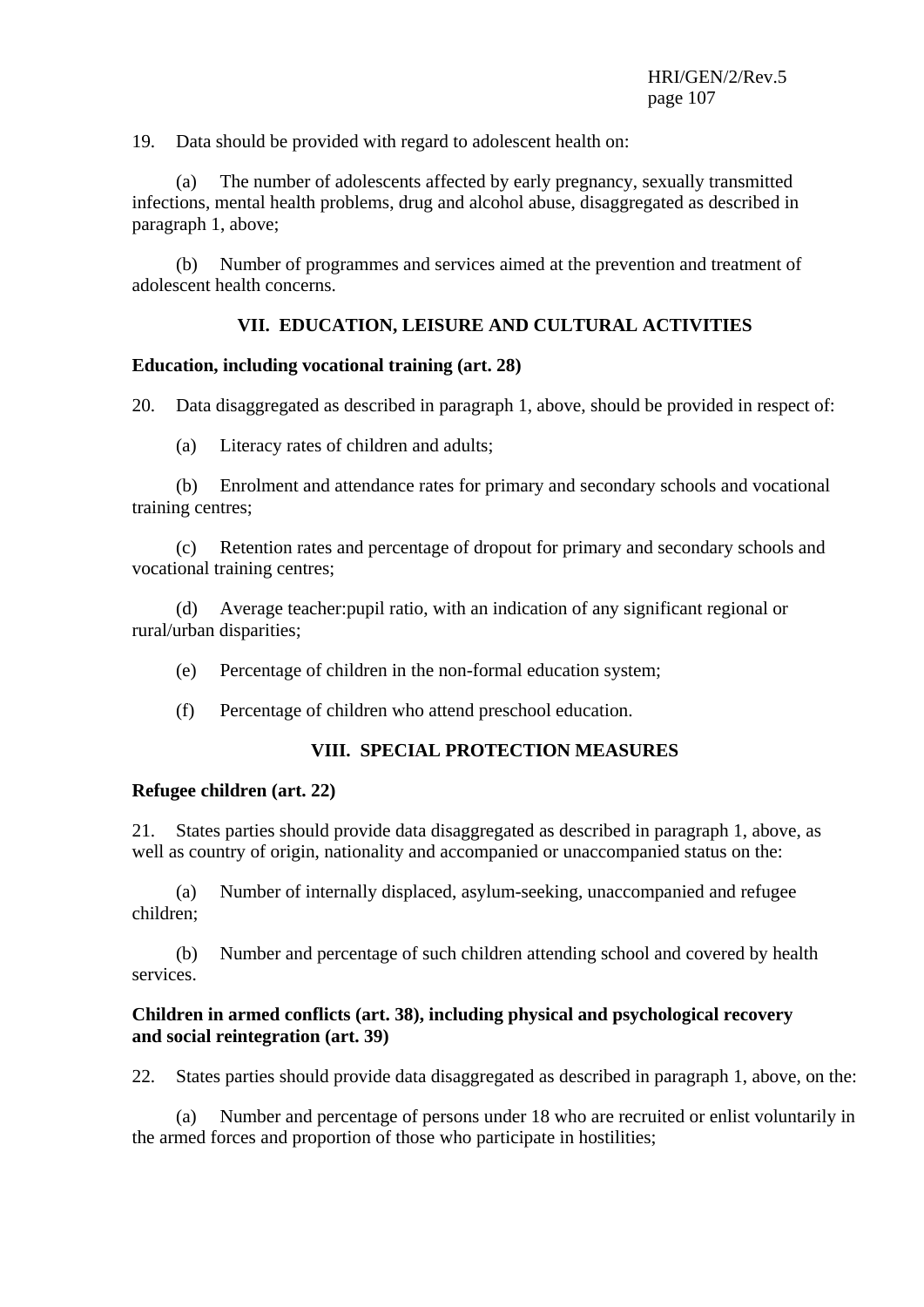19. Data should be provided with regard to adolescent health on:

(a) The number of adolescents affected by early pregnancy, sexually transmitted infections, mental health problems, drug and alcohol abuse, disaggregated as described in paragraph 1, above;

(b) Number of programmes and services aimed at the prevention and treatment of adolescent health concerns.

## VII. EDUCATION, LEISURE AND CULTURAL ACTIVITIES

**Education, including vocational training (art. 28)**

20. Data disaggregated as described in paragraph 1, above, should be provided in respect of:

(a) Literacy rates of children and adults;

(b) Enrolment and attendance rates for primary and secondary schools and vocational training centres;

(c) Retention rates and percentage of dropout for primary and secondary schools and vocational training centres;

(d) Average teacher:pupil ratio, with an indication of any significant regional or rural/urban disparities;

(e) Percentage of children in the non-formal education system;

(f) Percentage of children who attend preschool education.

## VIII. SPECIAL PROTECTION MEASURES

**Refugee children (art. 22)**

21. States parties should provide data disaggregated as described in paragraph 1, above, as well as country of origin, nationality and accompanied or unaccompanied status on the:

(a) Number of internally displaced, asylum-seeking, unaccompanied and refugee children;

(b) Number and percentage of such children attending school and covered by health services.

**Children in armed conflicts (art. 38), including physical and psychological recovery and social reintegration (art. 39)**

22. States parties should provide data disaggregated as described in paragraph 1, above, on the:

(a) Number and percentage of persons under 18 who are recruited or enlist voluntarily in the armed forces and proportion of those who participate in hostilities;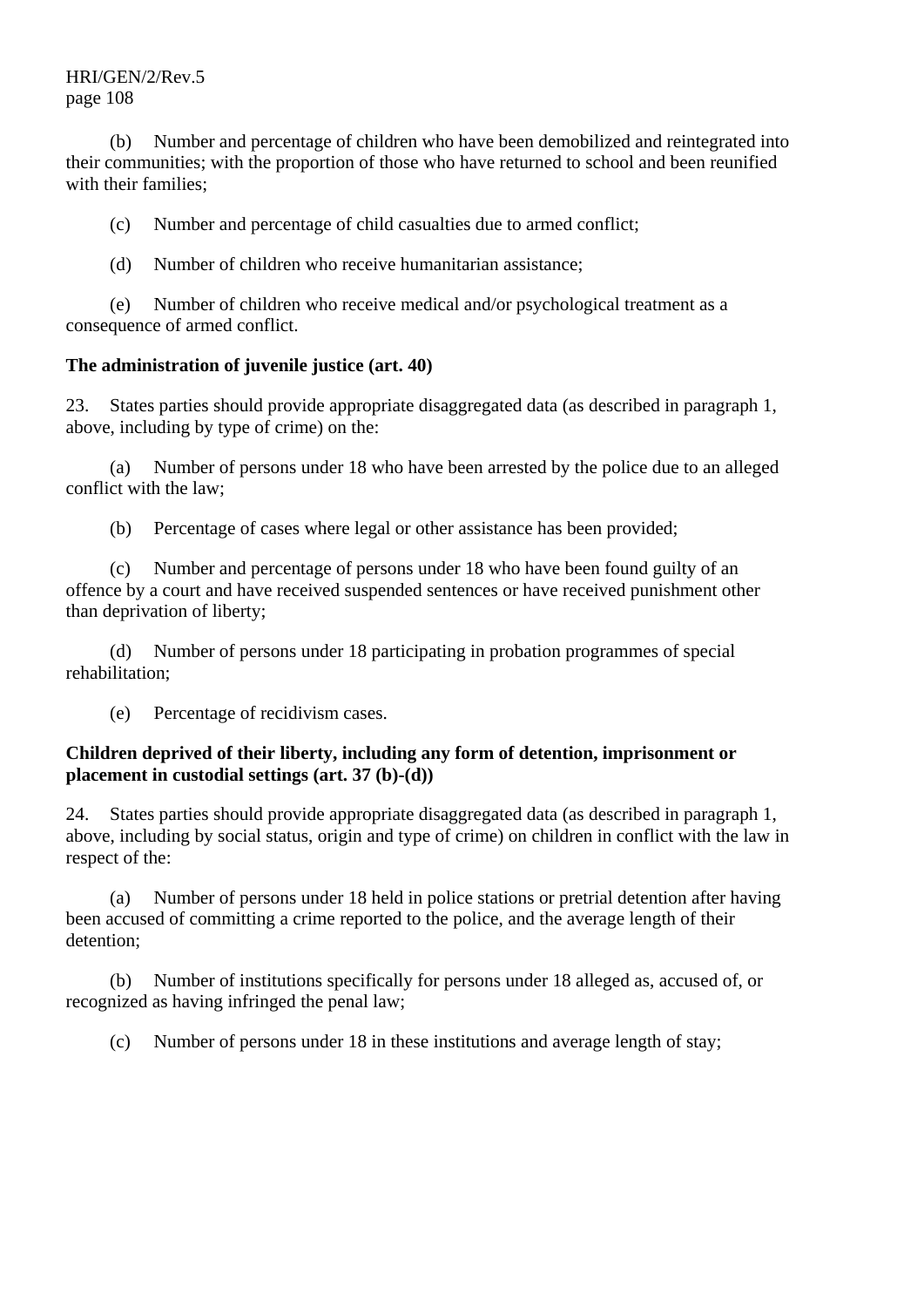(b) Number and percentage of children who have been demobilized and reintegrated into their communities; with the proportion of those who have returned to school and been reunified with their families;

(c) Number and percentage of child casualties due to armed conflict;

(d) Number of children who receive humanitarian assistance;

(e) Number of children who receive medical and/or psychological treatment as a consequence of armed conflict.

**The administration of juvenile justice (art. 40)**

23. States parties should provide appropriate disaggregated data (as described in paragraph 1, above, including by type of crime) on the:

(a) Number of persons under 18 who have been arrested by the police due to an alleged conflict with the law;

(b) Percentage of cases where legal or other assistance has been provided;

(c) Number and percentage of persons under 18 who have been found guilty of an offence by a court and have received suspended sentences or have received punishment other than deprivation of liberty;

(d) Number of persons under 18 participating in probation programmes of special rehabilitation;

(e) Percentage of recidivism cases.

**Children deprived of their liberty, including any form of detention, imprisonment or placement in custodial settings (art. 37 (b)-(d))**

24. States parties should provide appropriate disaggregated data (as described in paragraph 1, above, including by social status, origin and type of crime) on children in conflict with the law in respect of the:

(a) Number of persons under 18 held in police stations or pretrial detention after having been accused of committing a crime reported to the police, and the average length of their detention;

(b) Number of institutions specifically for persons under 18 alleged as, accused of, or recognized as having infringed the penal law;

(c) Number of persons under 18 in these institutions and average length of stay;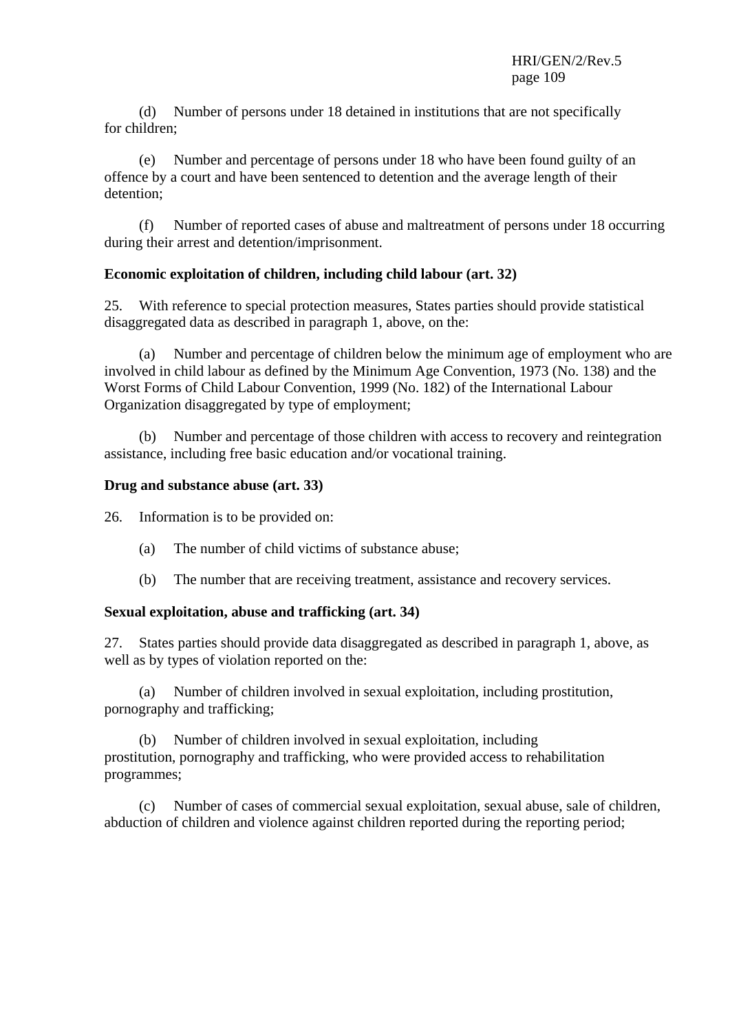(d) Number of persons under 18 detained in institutions that are not specifically for children;

(e) Number and percentage of persons under 18 who have been found guilty of an offence by a court and have been sentenced to detention and the average length of their detention;

(f) Number of reported cases of abuse and maltreatment of persons under 18 occurring during their arrest and detention/imprisonment.

**Economic exploitation of children, including child labour (art. 32)**

25. With reference to special protection measures, States parties should provide statistical disaggregated data as described in paragraph 1, above, on the:

(a) Number and percentage of children below the minimum age of employment who are involved in child labour as defined by the Minimum Age Convention, 1973 (No. 138) and the Worst Forms of Child Labour Convention, 1999 (No. 182) of the International Labour Organization disaggregated by type of employment;

(b) Number and percentage of those children with access to recovery and reintegration assistance, including free basic education and/or vocational training.

**Drug and substance abuse (art. 33)**

26. Information is to be provided on:

(a) The number of child victims of substance abuse;

(b) The number that are receiving treatment, assistance and recovery services.

**Sexual exploitation, abuse and trafficking (art. 34)**

27. States parties should provide data disaggregated as described in paragraph 1, above, as well as by types of violation reported on the:

(a) Number of children involved in sexual exploitation, including prostitution, pornography and trafficking;

(b) Number of children involved in sexual exploitation, including prostitution, pornography and trafficking, who were provided access to rehabilitation programmes;

(c) Number of cases of commercial sexual exploitation, sexual abuse, sale of children, abduction of children and violence against children reported during the reporting period;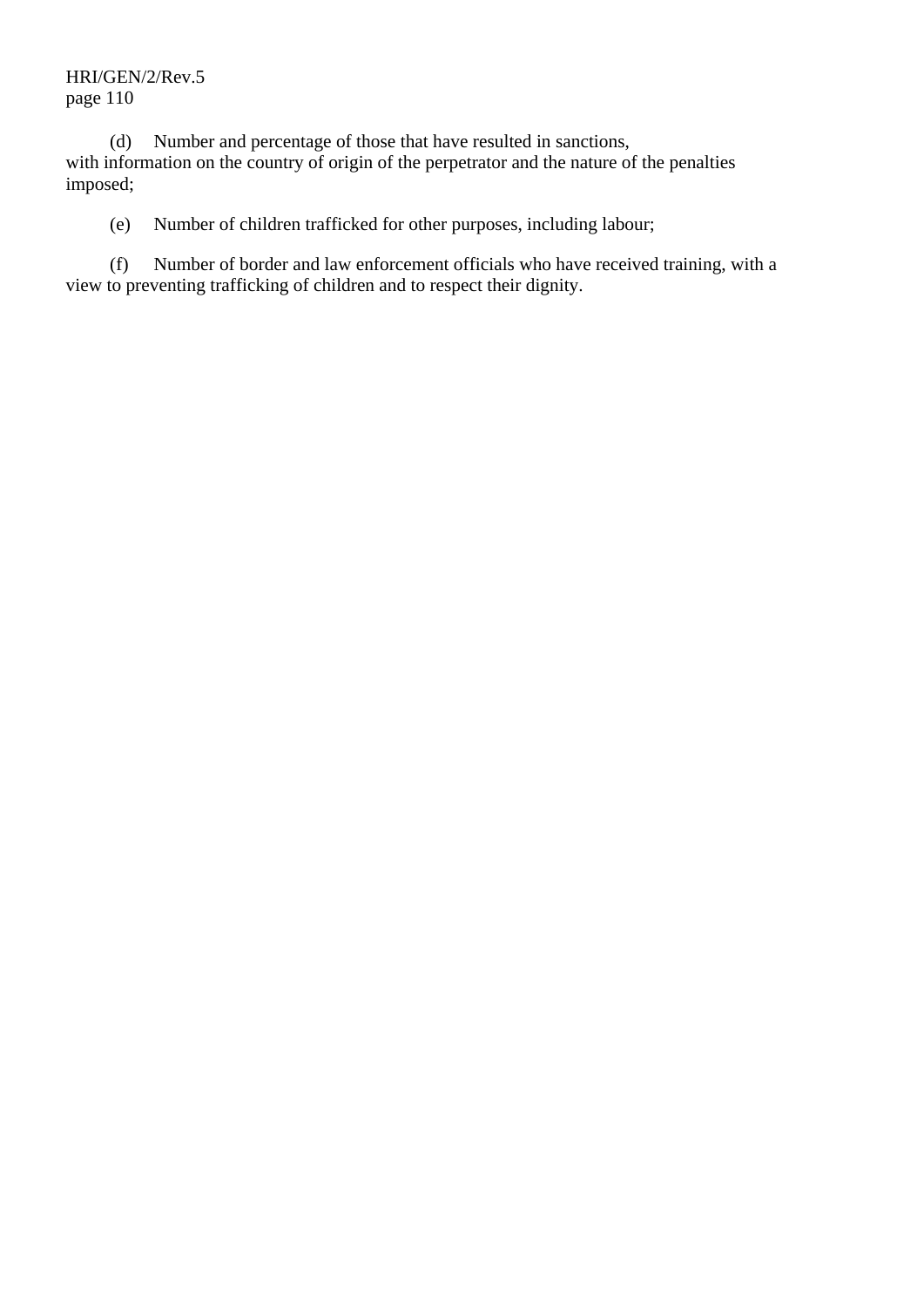(d) Number and percentage of those that have resulted in sanctions, with information on the country of origin of the perpetrator and the nature of the penalties imposed;

(e) Number of children trafficked for other purposes, including labour;

(f) Number of border and law enforcement officials who have received training, with a view to preventing trafficking of children and to respect their dignity.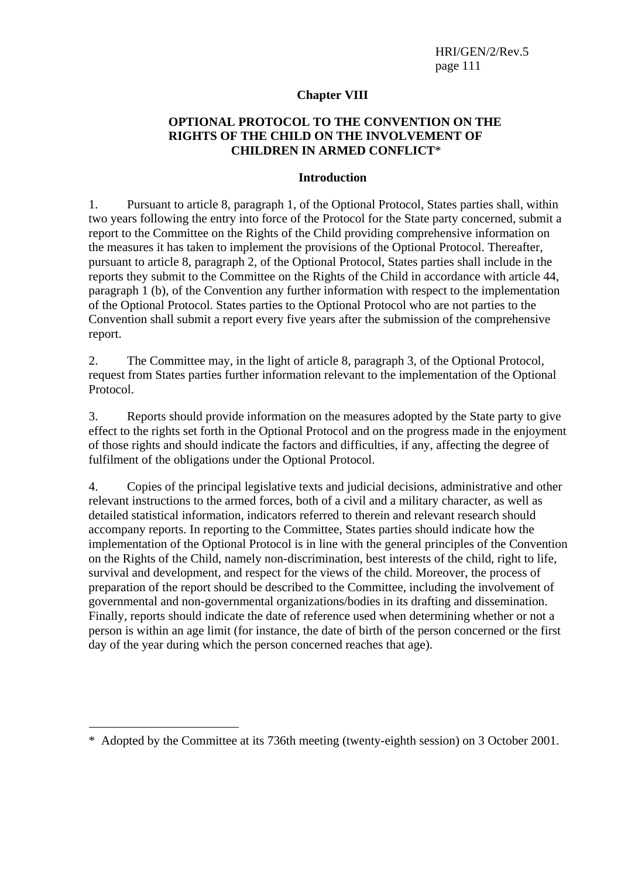## Chapter VIII

## OPTIONAL PROTOCOL TO THE CONVENTION ON THE RIGHTS OF THE CHILD ON THE INVOLVEMENT OF CHILDREN IN ARMED CONFLICT*

### Introduction

1. Pursuant to article 8, paragraph 1, of the Optional Protocol, States parties shall, within two years following the entry into force of the Protocol for the State party concerned, submit a report to the Committee on the Rights of the Child providing comprehensive information on the measures it has taken to implement the provisions of the Optional Protocol. Thereafter, pursuant to article 8, paragraph 2, of the Optional Protocol, States parties shall include in the reports they submit to the Committee on the Rights of the Child in accordance with article 44, paragraph 1 (b), of the Convention any further information with respect to the implementation of the Optional Protocol. States parties to the Optional Protocol who are not parties to the Convention shall submit a report every five years after the submission of the comprehensive report.

2. The Committee may, in the light of article 8, paragraph 3, of the Optional Protocol, request from States parties further information relevant to the implementation of the Optional Protocol.

3. Reports should provide information on the measures adopted by the State party to give effect to the rights set forth in the Optional Protocol and on the progress made in the enjoyment of those rights and should indicate the factors and difficulties, if any, affecting the degree of fulfilment of the obligations under the Optional Protocol.

4. Copies of the principal legislative texts and judicial decisions, administrative and other relevant instructions to the armed forces, both of a civil and a military character, as well as detailed statistical information, indicators referred to therein and relevant research should accompany reports. In reporting to the Committee, States parties should indicate how the implementation of the Optional Protocol is in line with the general principles of the Convention on the Rights of the Child, namely non-discrimination, best interests of the child, right to life, survival and development, and respect for the views of the child. Moreover, the process of preparation of the report should be described to the Committee, including the involvement of governmental and non-governmental organizations/bodies in its drafting and dissemination. Finally, reports should indicate the date of reference used when determining whether or not a person is within an age limit (for instance, the date of birth of the person concerned or the first day of the year during which the person concerned reaches that age).

---

* Adopted by the Committee at its 736th meeting (twenty-eighth session) on 3 October 2001.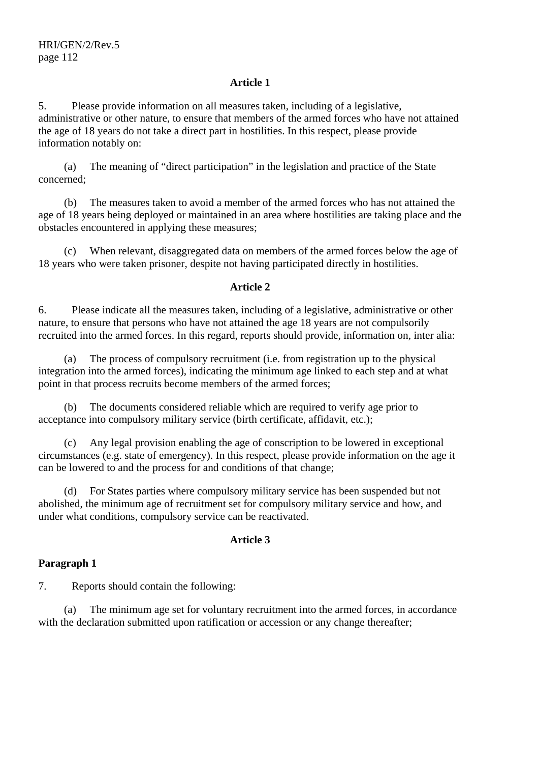**Article 1**

5. Please provide information on all measures taken, including of a legislative, administrative or other nature, to ensure that members of the armed forces who have not attained the age of 18 years do not take a direct part in hostilities. In this respect, please provide information notably on:

(a) The meaning of "direct participation" in the legislation and practice of the State concerned;

(b) The measures taken to avoid a member of the armed forces who has not attained the age of 18 years being deployed or maintained in an area where hostilities are taking place and the obstacles encountered in applying these measures;

(c) When relevant, disaggregated data on members of the armed forces below the age of 18 years who were taken prisoner, despite not having participated directly in hostilities.

**Article 2**

6. Please indicate all the measures taken, including of a legislative, administrative or other nature, to ensure that persons who have not attained the age 18 years are not compulsorily recruited into the armed forces. In this regard, reports should provide, information on, inter alia:

(a) The process of compulsory recruitment (i.e. from registration up to the physical integration into the armed forces), indicating the minimum age linked to each step and at what point in that process recruits become members of the armed forces;

(b) The documents considered reliable which are required to verify age prior to acceptance into compulsory military service (birth certificate, affidavit, etc.);

(c) Any legal provision enabling the age of conscription to be lowered in exceptional circumstances (e.g. state of emergency). In this respect, please provide information on the age it can be lowered to and the process for and conditions of that change;

(d) For States parties where compulsory military service has been suspended but not abolished, the minimum age of recruitment set for compulsory military service and how, and under what conditions, compulsory service can be reactivated.

**Article 3**

**Paragraph 1**

7. Reports should contain the following:

(a) The minimum age set for voluntary recruitment into the armed forces, in accordance with the declaration submitted upon ratification or accession or any change thereafter;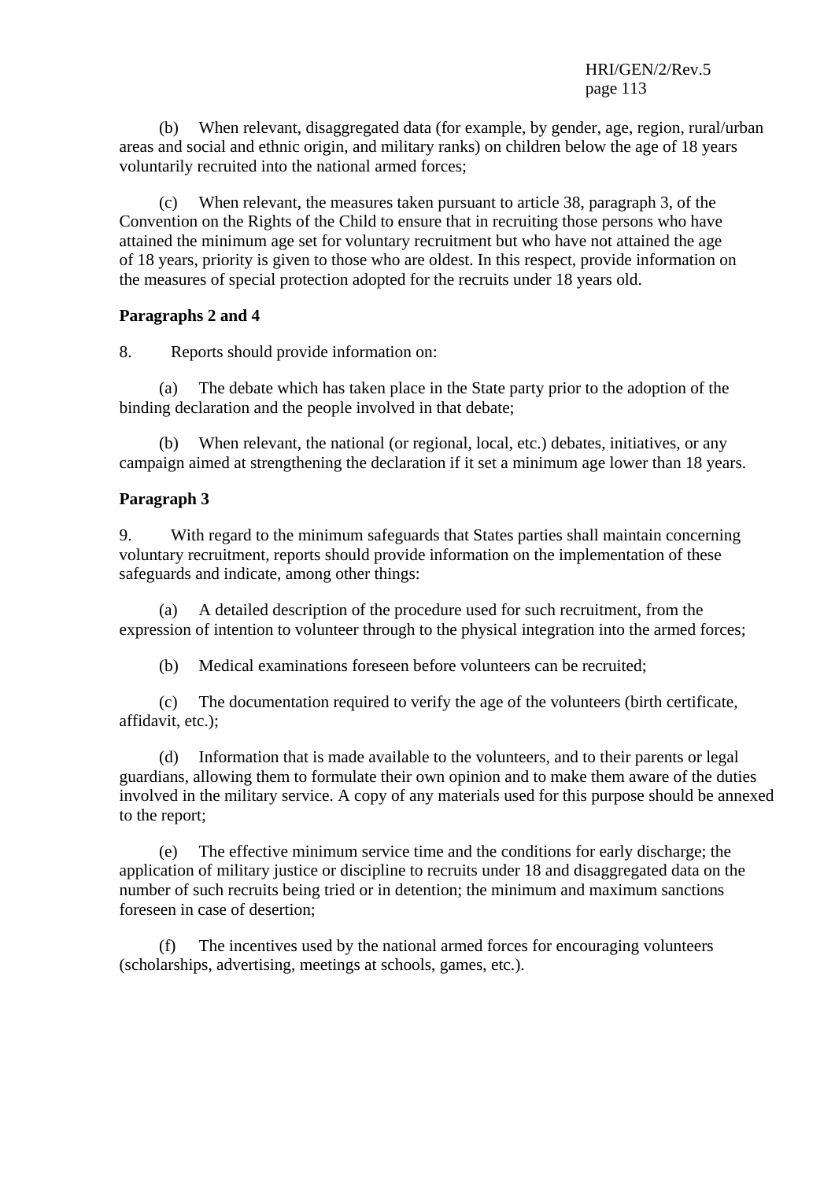(b) When relevant, disaggregated data (for example, by gender, age, region, rural/urban areas and social and ethnic origin, and military ranks) on children below the age of 18 years voluntarily recruited into the national armed forces;

(c) When relevant, the measures taken pursuant to article 38, paragraph 3, of the Convention on the Rights of the Child to ensure that in recruiting those persons who have attained the minimum age set for voluntary recruitment but who have not attained the age of 18 years, priority is given to those who are oldest. In this respect, provide information on the measures of special protection adopted for the recruits under 18 years old.

**Paragraphs 2 and 4**

8. Reports should provide information on:

(a) The debate which has taken place in the State party prior to the adoption of the binding declaration and the people involved in that debate;

(b) When relevant, the national (or regional, local, etc.) debates, initiatives, or any campaign aimed at strengthening the declaration if it set a minimum age lower than 18 years.

**Paragraph 3**

9. With regard to the minimum safeguards that States parties shall maintain concerning voluntary recruitment, reports should provide information on the implementation of these safeguards and indicate, among other things:

(a) A detailed description of the procedure used for such recruitment, from the expression of intention to volunteer through to the physical integration into the armed forces;

(b) Medical examinations foreseen before volunteers can be recruited;

(c) The documentation required to verify the age of the volunteers (birth certificate, affidavit, etc.);

(d) Information that is made available to the volunteers, and to their parents or legal guardians, allowing them to formulate their own opinion and to make them aware of the duties involved in the military service. A copy of any materials used for this purpose should be annexed to the report;

(e) The effective minimum service time and the conditions for early discharge; the application of military justice or discipline to recruits under 18 and disaggregated data on the number of such recruits being tried or in detention; the minimum and maximum sanctions foreseen in case of desertion;

(f) The incentives used by the national armed forces for encouraging volunteers (scholarships, advertising, meetings at schools, games, etc.).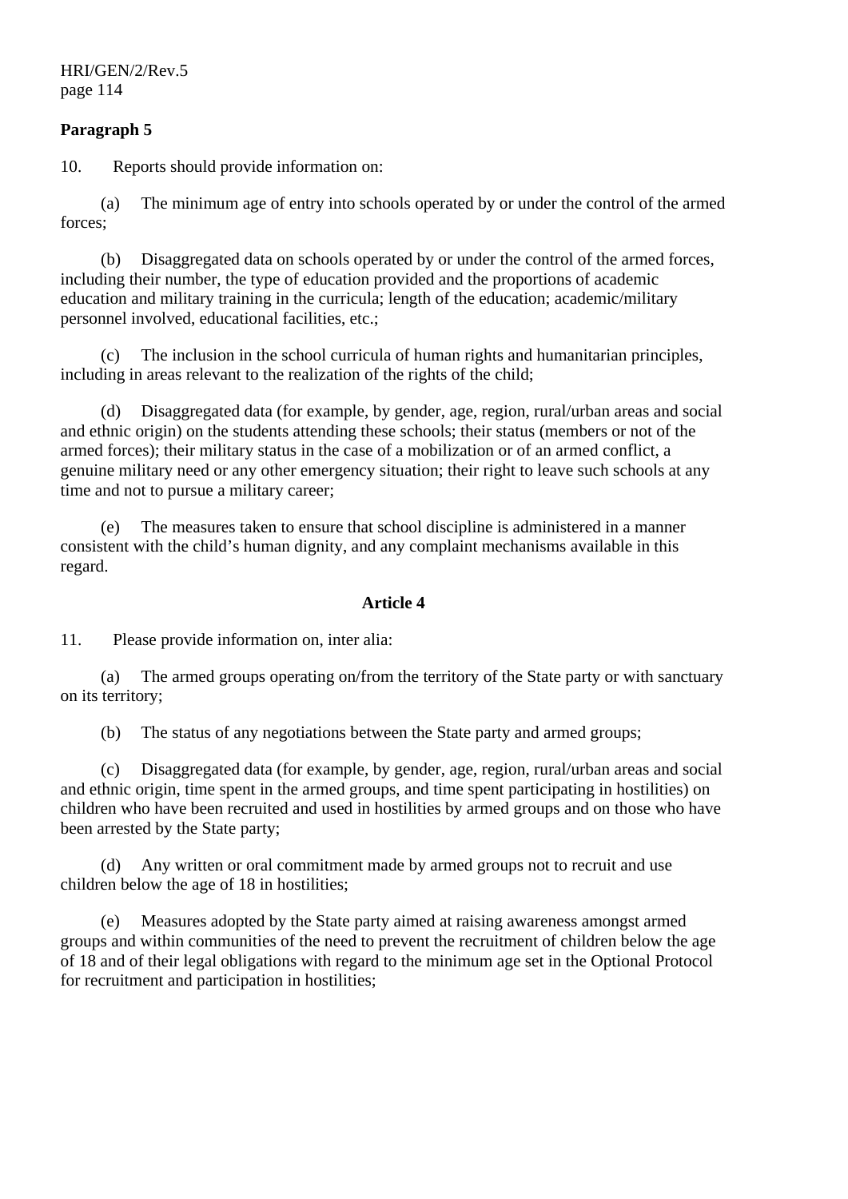**Paragraph 5**

10. Reports should provide information on:

(a) The minimum age of entry into schools operated by or under the control of the armed forces;

(b) Disaggregated data on schools operated by or under the control of the armed forces, including their number, the type of education provided and the proportions of academic education and military training in the curricula; length of the education; academic/military personnel involved, educational facilities, etc.;

(c) The inclusion in the school curricula of human rights and humanitarian principles, including in areas relevant to the realization of the rights of the child;

(d) Disaggregated data (for example, by gender, age, region, rural/urban areas and social and ethnic origin) on the students attending these schools; their status (members or not of the armed forces); their military status in the case of a mobilization or of an armed conflict, a genuine military need or any other emergency situation; their right to leave such schools at any time and not to pursue a military career;

(e) The measures taken to ensure that school discipline is administered in a manner consistent with the child's human dignity, and any complaint mechanisms available in this regard.

## Article 4

11. Please provide information on, inter alia:

(a) The armed groups operating on/from the territory of the State party or with sanctuary on its territory;

(b) The status of any negotiations between the State party and armed groups;

(c) Disaggregated data (for example, by gender, age, region, rural/urban areas and social and ethnic origin, time spent in the armed groups, and time spent participating in hostilities) on children who have been recruited and used in hostilities by armed groups and on those who have been arrested by the State party;

(d) Any written or oral commitment made by armed groups not to recruit and use children below the age of 18 in hostilities;

(e) Measures adopted by the State party aimed at raising awareness amongst armed groups and within communities of the need to prevent the recruitment of children below the age of 18 and of their legal obligations with regard to the minimum age set in the Optional Protocol for recruitment and participation in hostilities;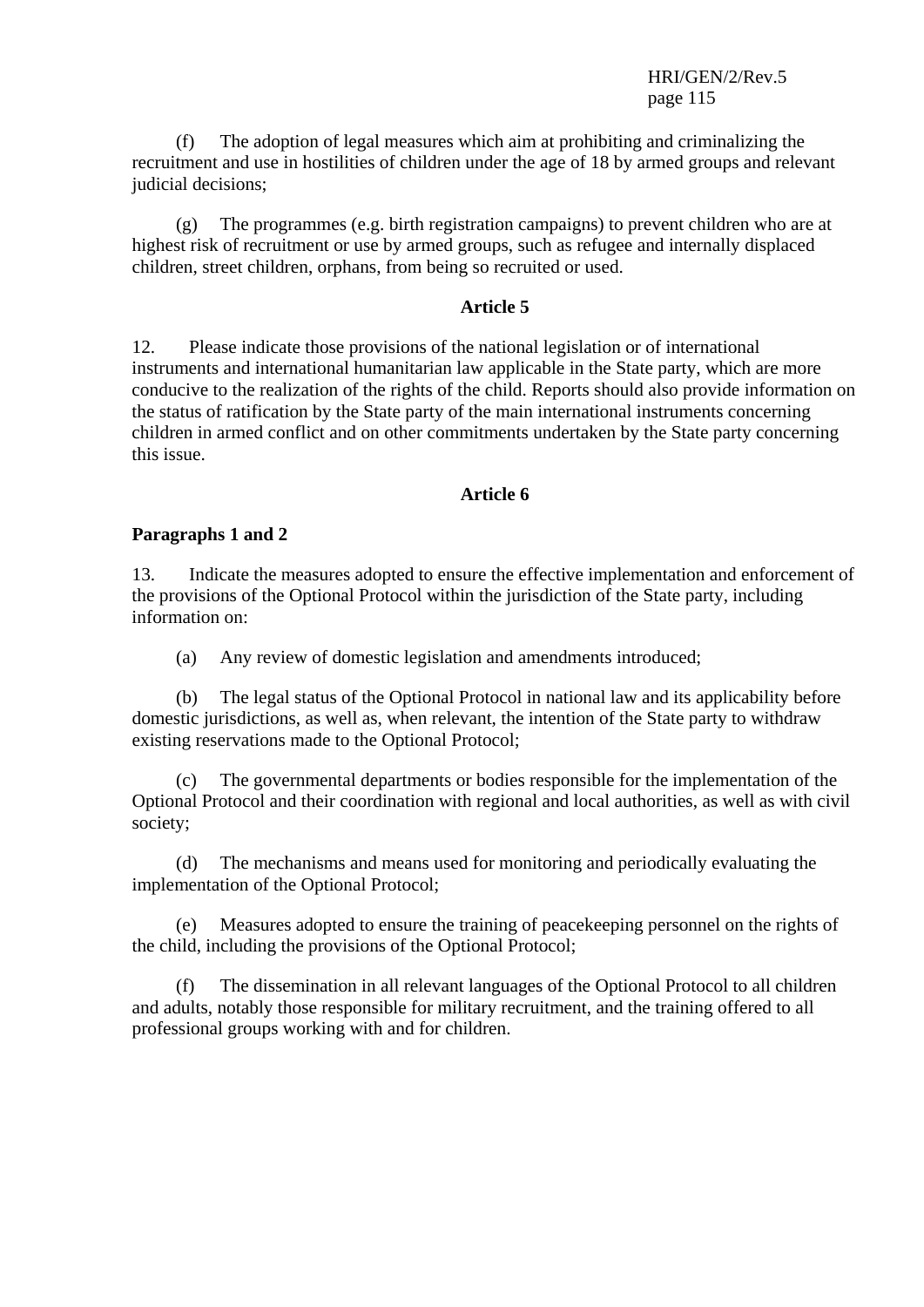(f) The adoption of legal measures which aim at prohibiting and criminalizing the recruitment and use in hostilities of children under the age of 18 by armed groups and relevant judicial decisions;

(g) The programmes (e.g. birth registration campaigns) to prevent children who are at highest risk of recruitment or use by armed groups, such as refugee and internally displaced children, street children, orphans, from being so recruited or used.

**Article 5**

12. Please indicate those provisions of the national legislation or of international instruments and international humanitarian law applicable in the State party, which are more conducive to the realization of the rights of the child. Reports should also provide information on the status of ratification by the State party of the main international instruments concerning children in armed conflict and on other commitments undertaken by the State party concerning this issue.

**Article 6**

**Paragraphs 1 and 2**

13. Indicate the measures adopted to ensure the effective implementation and enforcement of the provisions of the Optional Protocol within the jurisdiction of the State party, including information on:

(a) Any review of domestic legislation and amendments introduced;

(b) The legal status of the Optional Protocol in national law and its applicability before domestic jurisdictions, as well as, when relevant, the intention of the State party to withdraw existing reservations made to the Optional Protocol;

(c) The governmental departments or bodies responsible for the implementation of the Optional Protocol and their coordination with regional and local authorities, as well as with civil society;

(d) The mechanisms and means used for monitoring and periodically evaluating the implementation of the Optional Protocol;

(e) Measures adopted to ensure the training of peacekeeping personnel on the rights of the child, including the provisions of the Optional Protocol;

(f) The dissemination in all relevant languages of the Optional Protocol to all children and adults, notably those responsible for military recruitment, and the training offered to all professional groups working with and for children.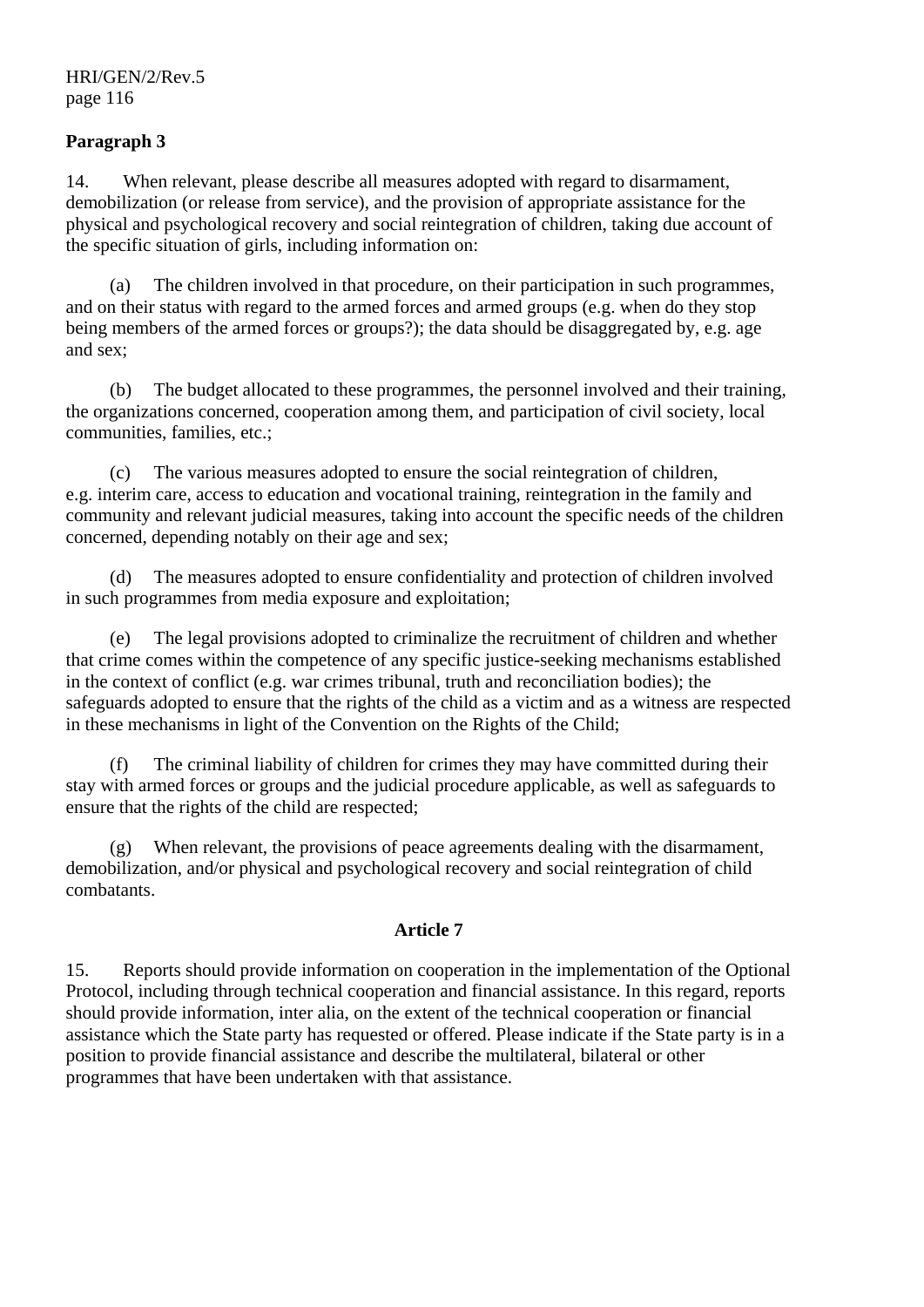**Paragraph 3**

14. When relevant, please describe all measures adopted with regard to disarmament, demobilization (or release from service), and the provision of appropriate assistance for the physical and psychological recovery and social reintegration of children, taking due account of the specific situation of girls, including information on:

(a) The children involved in that procedure, on their participation in such programmes, and on their status with regard to the armed forces and armed groups (e.g. when do they stop being members of the armed forces or groups?); the data should be disaggregated by, e.g. age and sex;

(b) The budget allocated to these programmes, the personnel involved and their training, the organizations concerned, cooperation among them, and participation of civil society, local communities, families, etc.;

(c) The various measures adopted to ensure the social reintegration of children, e.g. interim care, access to education and vocational training, reintegration in the family and community and relevant judicial measures, taking into account the specific needs of the children concerned, depending notably on their age and sex;

(d) The measures adopted to ensure confidentiality and protection of children involved in such programmes from media exposure and exploitation;

(e) The legal provisions adopted to criminalize the recruitment of children and whether that crime comes within the competence of any specific justice-seeking mechanisms established in the context of conflict (e.g. war crimes tribunal, truth and reconciliation bodies); the safeguards adopted to ensure that the rights of the child as a victim and as a witness are respected in these mechanisms in light of the Convention on the Rights of the Child;

(f) The criminal liability of children for crimes they may have committed during their stay with armed forces or groups and the judicial procedure applicable, as well as safeguards to ensure that the rights of the child are respected;

(g) When relevant, the provisions of peace agreements dealing with the disarmament, demobilization, and/or physical and psychological recovery and social reintegration of child combatants.

**Article 7**

15. Reports should provide information on cooperation in the implementation of the Optional Protocol, including through technical cooperation and financial assistance. In this regard, reports should provide information, inter alia, on the extent of the technical cooperation or financial assistance which the State party has requested or offered. Please indicate if the State party is in a position to provide financial assistance and describe the multilateral, bilateral or other programmes that have been undertaken with that assistance.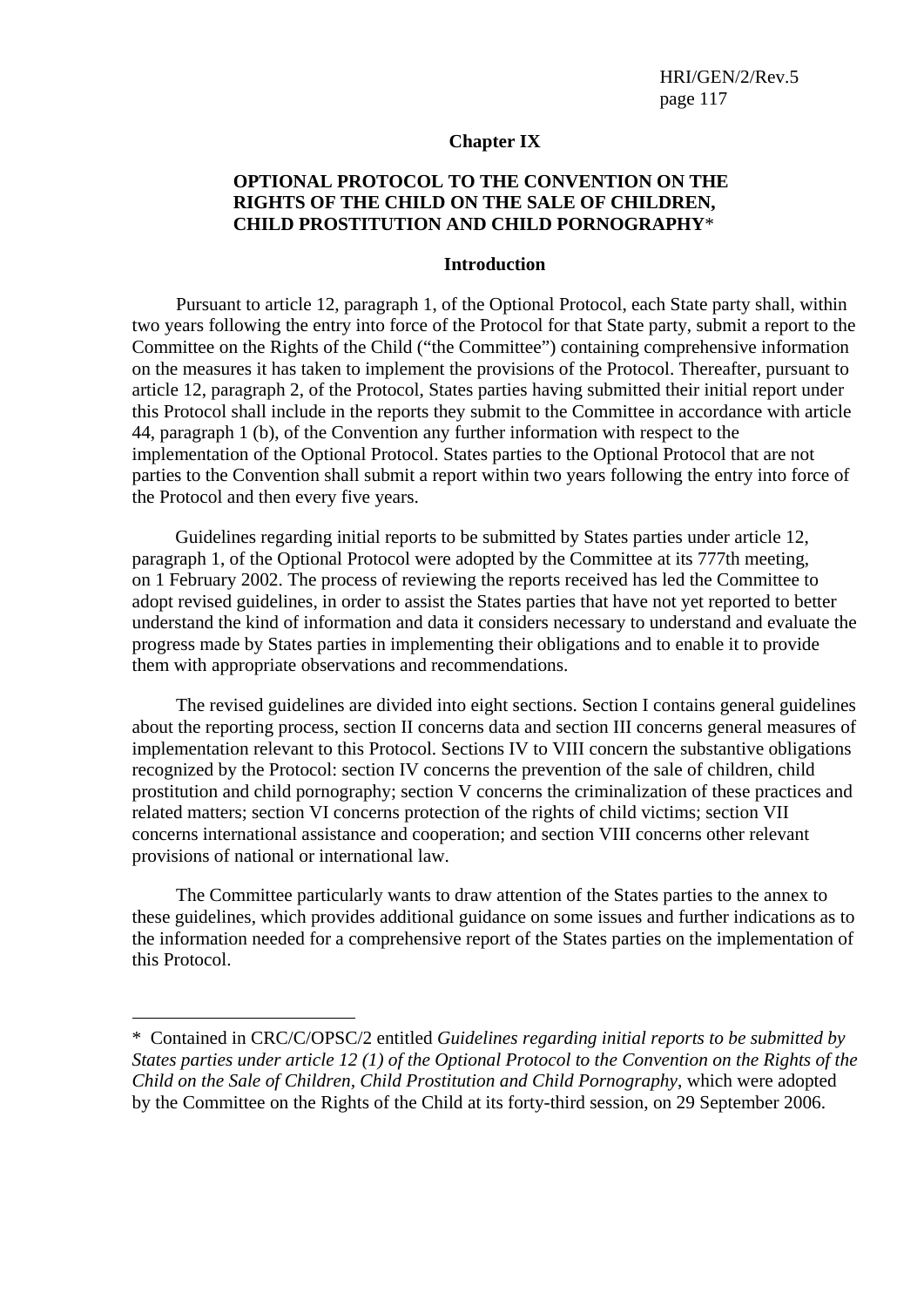## Chapter IX

## OPTIONAL PROTOCOL TO THE CONVENTION ON THE RIGHTS OF THE CHILD ON THE SALE OF CHILDREN, CHILD PROSTITUTION AND CHILD PORNOGRAPHY*

### Introduction

Pursuant to article 12, paragraph 1, of the Optional Protocol, each State party shall, within two years following the entry into force of the Protocol for that State party, submit a report to the Committee on the Rights of the Child ("the Committee") containing comprehensive information on the measures it has taken to implement the provisions of the Protocol. Thereafter, pursuant to article 12, paragraph 2, of the Protocol, States parties having submitted their initial report under this Protocol shall include in the reports they submit to the Committee in accordance with article 44, paragraph 1 (b), of the Convention any further information with respect to the implementation of the Optional Protocol. States parties to the Optional Protocol that are not parties to the Convention shall submit a report within two years following the entry into force of the Protocol and then every five years.

Guidelines regarding initial reports to be submitted by States parties under article 12, paragraph 1, of the Optional Protocol were adopted by the Committee at its 777th meeting, on 1 February 2002. The process of reviewing the reports received has led the Committee to adopt revised guidelines, in order to assist the States parties that have not yet reported to better understand the kind of information and data it considers necessary to understand and evaluate the progress made by States parties in implementing their obligations and to enable it to provide them with appropriate observations and recommendations.

The revised guidelines are divided into eight sections. Section I contains general guidelines about the reporting process, section II concerns data and section III concerns general measures of implementation relevant to this Protocol. Sections IV to VIII concern the substantive obligations recognized by the Protocol: section IV concerns the prevention of the sale of children, child prostitution and child pornography; section V concerns the criminalization of these practices and related matters; section VI concerns protection of the rights of child victims; section VII concerns international assistance and cooperation; and section VIII concerns other relevant provisions of national or international law.

The Committee particularly wants to draw attention of the States parties to the annex to these guidelines, which provides additional guidance on some issues and further indications as to the information needed for a comprehensive report of the States parties on the implementation of this Protocol.

---

\* Contained in CRC/C/OPSC/2 entitled *Guidelines regarding initial reports to be submitted by States parties under article 12 (1) of the Optional Protocol to the Convention on the Rights of the Child on the Sale of Children, Child Prostitution and Child Pornography*, which were adopted by the Committee on the Rights of the Child at its forty-third session, on 29 September 2006.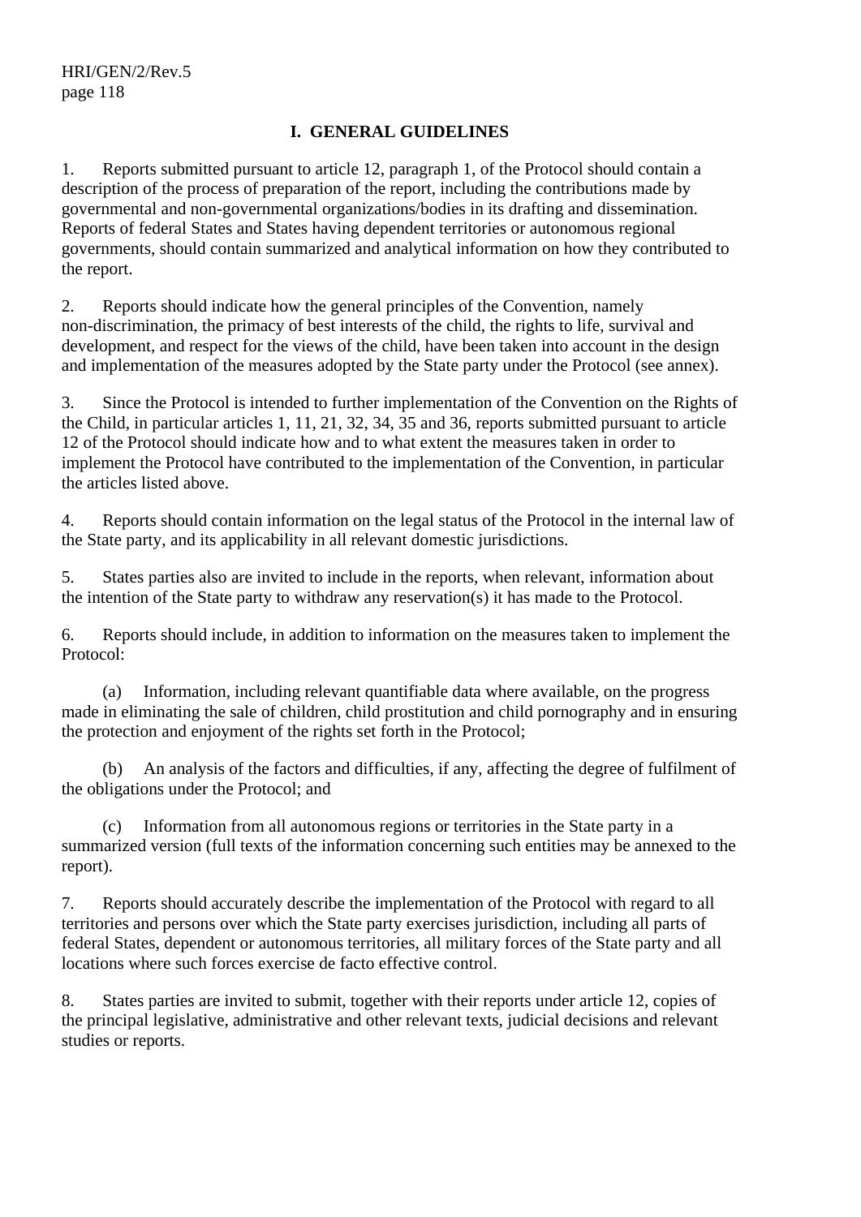## I. GENERAL GUIDELINES

1. Reports submitted pursuant to article 12, paragraph 1, of the Protocol should contain a description of the process of preparation of the report, including the contributions made by governmental and non-governmental organizations/bodies in its drafting and dissemination. Reports of federal States and States having dependent territories or autonomous regional governments, should contain summarized and analytical information on how they contributed to the report.

2. Reports should indicate how the general principles of the Convention, namely non-discrimination, the primacy of best interests of the child, the rights to life, survival and development, and respect for the views of the child, have been taken into account in the design and implementation of the measures adopted by the State party under the Protocol (see annex).

3. Since the Protocol is intended to further implementation of the Convention on the Rights of the Child, in particular articles 1, 11, 21, 32, 34, 35 and 36, reports submitted pursuant to article 12 of the Protocol should indicate how and to what extent the measures taken in order to implement the Protocol have contributed to the implementation of the Convention, in particular the articles listed above.

4. Reports should contain information on the legal status of the Protocol in the internal law of the State party, and its applicability in all relevant domestic jurisdictions.

5. States parties also are invited to include in the reports, when relevant, information about the intention of the State party to withdraw any reservation(s) it has made to the Protocol.

6. Reports should include, in addition to information on the measures taken to implement the Protocol:

(a) Information, including relevant quantifiable data where available, on the progress made in eliminating the sale of children, child prostitution and child pornography and in ensuring the protection and enjoyment of the rights set forth in the Protocol;

(b) An analysis of the factors and difficulties, if any, affecting the degree of fulfilment of the obligations under the Protocol; and

(c) Information from all autonomous regions or territories in the State party in a summarized version (full texts of the information concerning such entities may be annexed to the report).

7. Reports should accurately describe the implementation of the Protocol with regard to all territories and persons over which the State party exercises jurisdiction, including all parts of federal States, dependent or autonomous territories, all military forces of the State party and all locations where such forces exercise de facto effective control.

8. States parties are invited to submit, together with their reports under article 12, copies of the principal legislative, administrative and other relevant texts, judicial decisions and relevant studies or reports.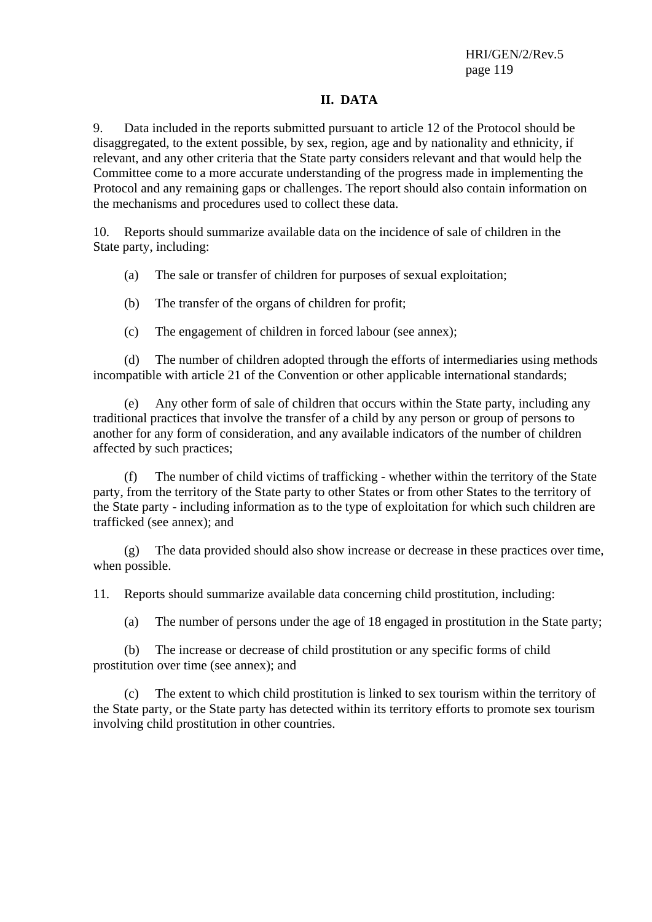## II. DATA

9. Data included in the reports submitted pursuant to article 12 of the Protocol should be disaggregated, to the extent possible, by sex, region, age and by nationality and ethnicity, if relevant, and any other criteria that the State party considers relevant and that would help the Committee come to a more accurate understanding of the progress made in implementing the Protocol and any remaining gaps or challenges. The report should also contain information on the mechanisms and procedures used to collect these data.

10. Reports should summarize available data on the incidence of sale of children in the State party, including:

(a) The sale or transfer of children for purposes of sexual exploitation;

(b) The transfer of the organs of children for profit;

(c) The engagement of children in forced labour (see annex);

(d) The number of children adopted through the efforts of intermediaries using methods incompatible with article 21 of the Convention or other applicable international standards;

(e) Any other form of sale of children that occurs within the State party, including any traditional practices that involve the transfer of a child by any person or group of persons to another for any form of consideration, and any available indicators of the number of children affected by such practices;

(f) The number of child victims of trafficking - whether within the territory of the State party, from the territory of the State party to other States or from other States to the territory of the State party - including information as to the type of exploitation for which such children are trafficked (see annex); and

(g) The data provided should also show increase or decrease in these practices over time, when possible.

11. Reports should summarize available data concerning child prostitution, including:

(a) The number of persons under the age of 18 engaged in prostitution in the State party;

(b) The increase or decrease of child prostitution or any specific forms of child prostitution over time (see annex); and

(c) The extent to which child prostitution is linked to sex tourism within the territory of the State party, or the State party has detected within its territory efforts to promote sex tourism involving child prostitution in other countries.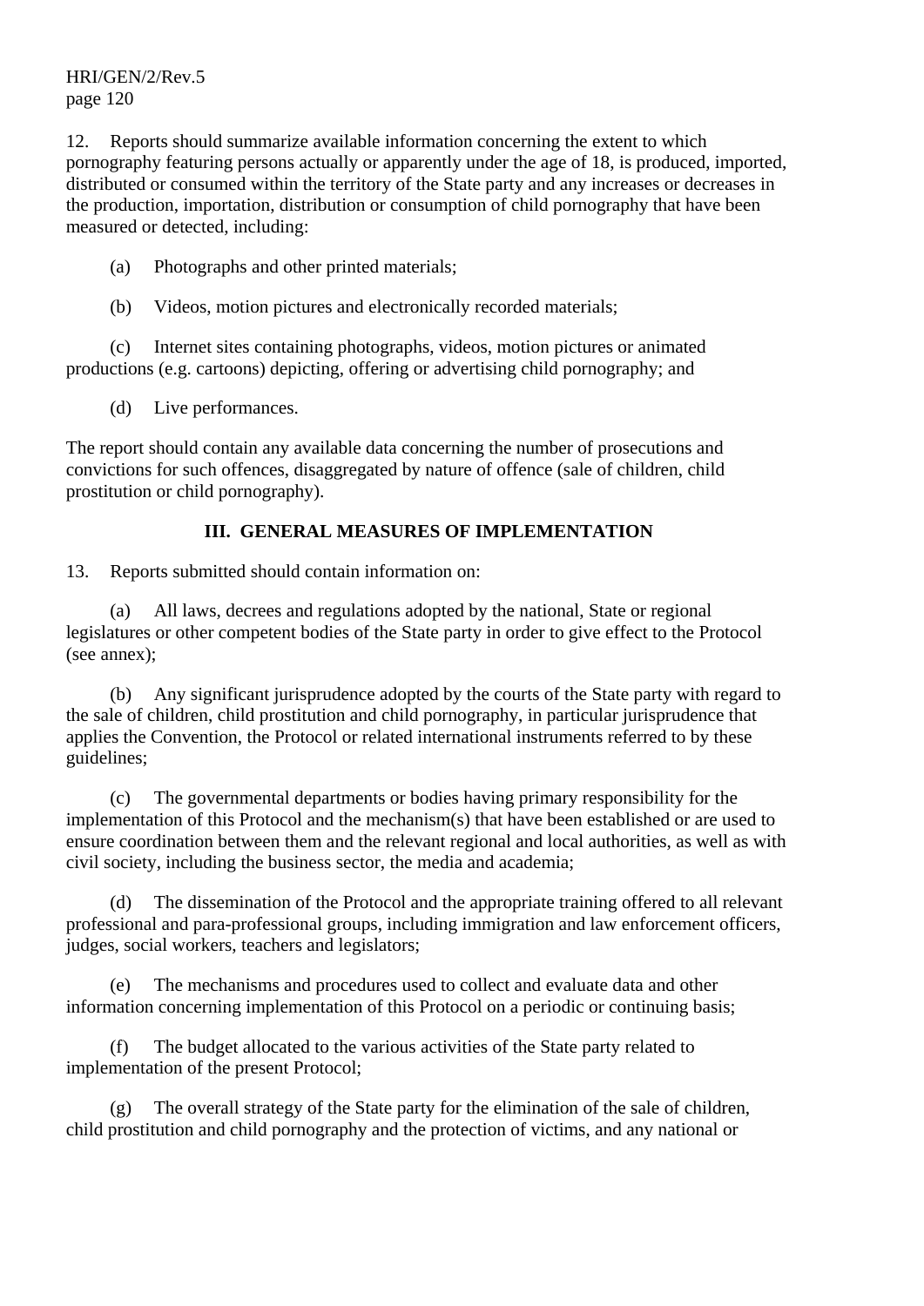12. Reports should summarize available information concerning the extent to which pornography featuring persons actually or apparently under the age of 18, is produced, imported, distributed or consumed within the territory of the State party and any increases or decreases in the production, importation, distribution or consumption of child pornography that have been measured or detected, including:

(a) Photographs and other printed materials;

(b) Videos, motion pictures and electronically recorded materials;

(c) Internet sites containing photographs, videos, motion pictures or animated productions (e.g. cartoons) depicting, offering or advertising child pornography; and

(d) Live performances.

The report should contain any available data concerning the number of prosecutions and convictions for such offences, disaggregated by nature of offence (sale of children, child prostitution or child pornography).

## III. GENERAL MEASURES OF IMPLEMENTATION

13. Reports submitted should contain information on:

(a) All laws, decrees and regulations adopted by the national, State or regional legislatures or other competent bodies of the State party in order to give effect to the Protocol (see annex);

(b) Any significant jurisprudence adopted by the courts of the State party with regard to the sale of children, child prostitution and child pornography, in particular jurisprudence that applies the Convention, the Protocol or related international instruments referred to by these guidelines;

(c) The governmental departments or bodies having primary responsibility for the implementation of this Protocol and the mechanism(s) that have been established or are used to ensure coordination between them and the relevant regional and local authorities, as well as with civil society, including the business sector, the media and academia;

(d) The dissemination of the Protocol and the appropriate training offered to all relevant professional and para-professional groups, including immigration and law enforcement officers, judges, social workers, teachers and legislators;

(e) The mechanisms and procedures used to collect and evaluate data and other information concerning implementation of this Protocol on a periodic or continuing basis;

(f) The budget allocated to the various activities of the State party related to implementation of the present Protocol;

(g) The overall strategy of the State party for the elimination of the sale of children, child prostitution and child pornography and the protection of victims, and any national or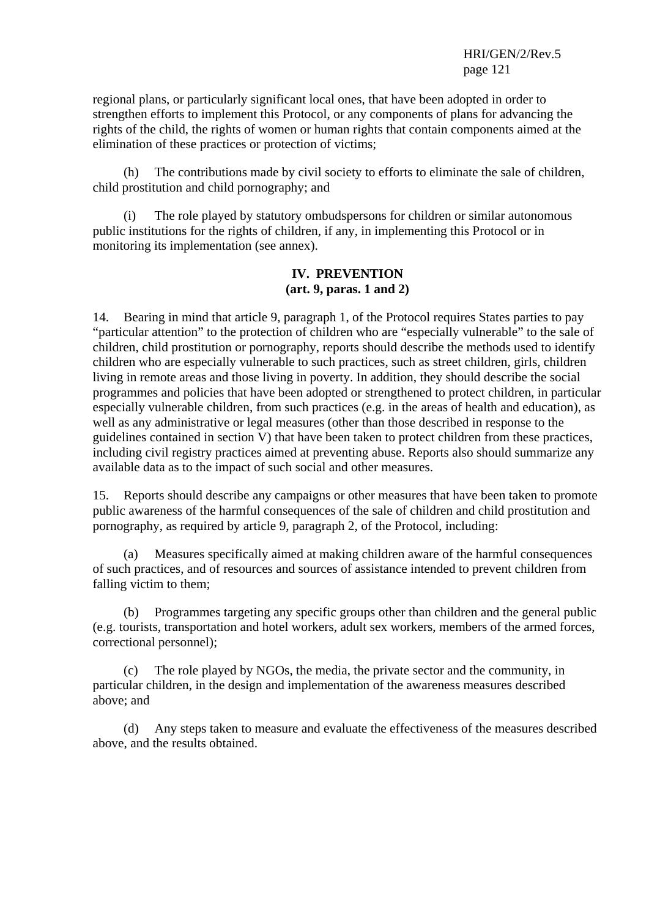regional plans, or particularly significant local ones, that have been adopted in order to strengthen efforts to implement this Protocol, or any components of plans for advancing the rights of the child, the rights of women or human rights that contain components aimed at the elimination of these practices or protection of victims;

(h) The contributions made by civil society to efforts to eliminate the sale of children, child prostitution and child pornography; and

(i) The role played by statutory ombudspersons for children or similar autonomous public institutions for the rights of children, if any, in implementing this Protocol or in monitoring its implementation (see annex).

## IV. PREVENTION
**(art. 9, paras. 1 and 2)**

14. Bearing in mind that article 9, paragraph 1, of the Protocol requires States parties to pay "particular attention" to the protection of children who are "especially vulnerable" to the sale of children, child prostitution or pornography, reports should describe the methods used to identify children who are especially vulnerable to such practices, such as street children, girls, children living in remote areas and those living in poverty. In addition, they should describe the social programmes and policies that have been adopted or strengthened to protect children, in particular especially vulnerable children, from such practices (e.g. in the areas of health and education), as well as any administrative or legal measures (other than those described in response to the guidelines contained in section V) that have been taken to protect children from these practices, including civil registry practices aimed at preventing abuse. Reports also should summarize any available data as to the impact of such social and other measures.

15. Reports should describe any campaigns or other measures that have been taken to promote public awareness of the harmful consequences of the sale of children and child prostitution and pornography, as required by article 9, paragraph 2, of the Protocol, including:

(a) Measures specifically aimed at making children aware of the harmful consequences of such practices, and of resources and sources of assistance intended to prevent children from falling victim to them;

(b) Programmes targeting any specific groups other than children and the general public (e.g. tourists, transportation and hotel workers, adult sex workers, members of the armed forces, correctional personnel);

(c) The role played by NGOs, the media, the private sector and the community, in particular children, in the design and implementation of the awareness measures described above; and

(d) Any steps taken to measure and evaluate the effectiveness of the measures described above, and the results obtained.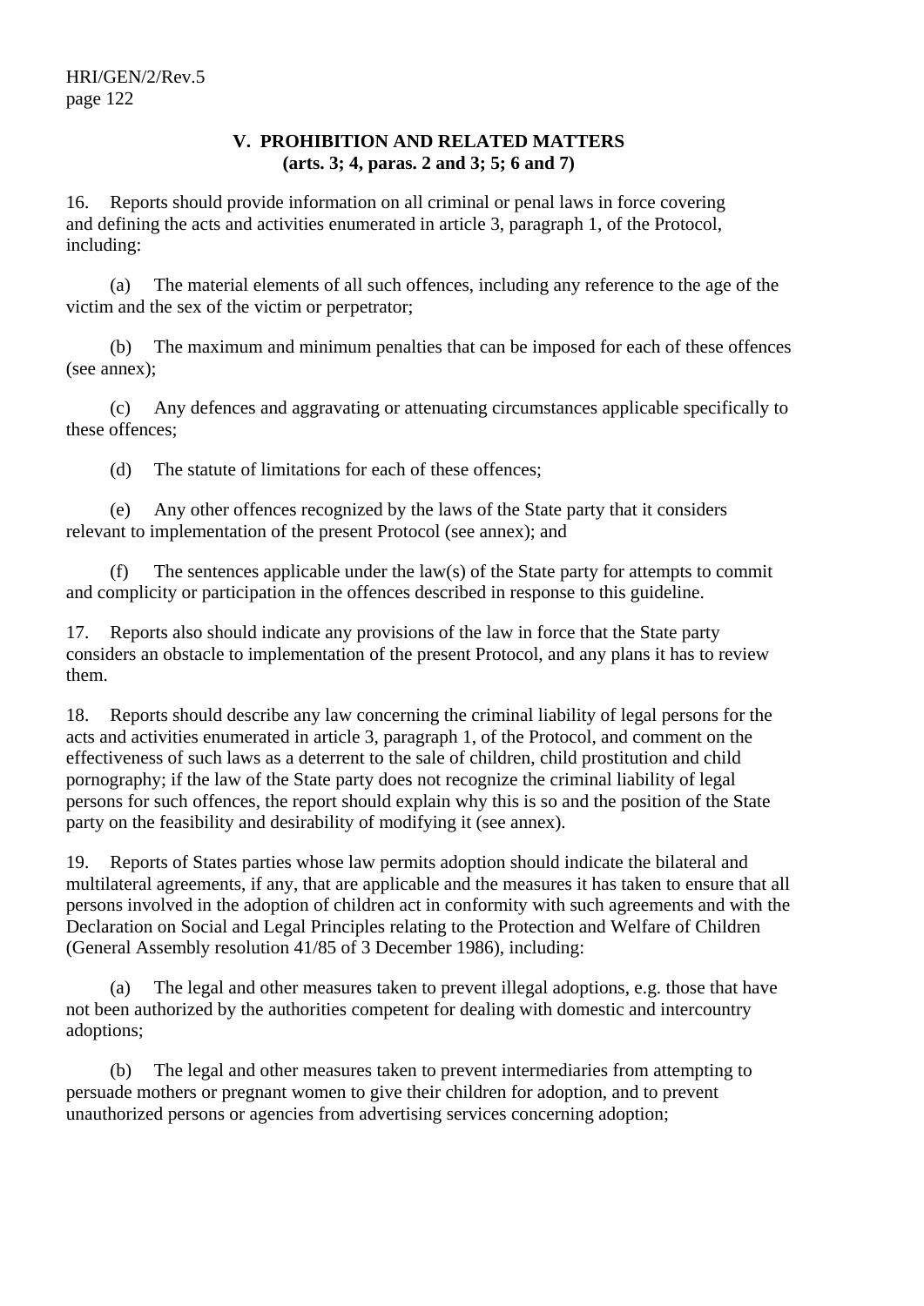## V. PROHIBITION AND RELATED MATTERS (arts. 3; 4, paras. 2 and 3; 5; 6 and 7)

16. Reports should provide information on all criminal or penal laws in force covering and defining the acts and activities enumerated in article 3, paragraph 1, of the Protocol, including:

(a) The material elements of all such offences, including any reference to the age of the victim and the sex of the victim or perpetrator;

(b) The maximum and minimum penalties that can be imposed for each of these offences (see annex);

(c) Any defences and aggravating or attenuating circumstances applicable specifically to these offences;

(d) The statute of limitations for each of these offences;

(e) Any other offences recognized by the laws of the State party that it considers relevant to implementation of the present Protocol (see annex); and

(f) The sentences applicable under the law(s) of the State party for attempts to commit and complicity or participation in the offences described in response to this guideline.

17. Reports also should indicate any provisions of the law in force that the State party considers an obstacle to implementation of the present Protocol, and any plans it has to review them.

18. Reports should describe any law concerning the criminal liability of legal persons for the acts and activities enumerated in article 3, paragraph 1, of the Protocol, and comment on the effectiveness of such laws as a deterrent to the sale of children, child prostitution and child pornography; if the law of the State party does not recognize the criminal liability of legal persons for such offences, the report should explain why this is so and the position of the State party on the feasibility and desirability of modifying it (see annex).

19. Reports of States parties whose law permits adoption should indicate the bilateral and multilateral agreements, if any, that are applicable and the measures it has taken to ensure that all persons involved in the adoption of children act in conformity with such agreements and with the Declaration on Social and Legal Principles relating to the Protection and Welfare of Children (General Assembly resolution 41/85 of 3 December 1986), including:

(a) The legal and other measures taken to prevent illegal adoptions, e.g. those that have not been authorized by the authorities competent for dealing with domestic and intercountry adoptions;

(b) The legal and other measures taken to prevent intermediaries from attempting to persuade mothers or pregnant women to give their children for adoption, and to prevent unauthorized persons or agencies from advertising services concerning adoption;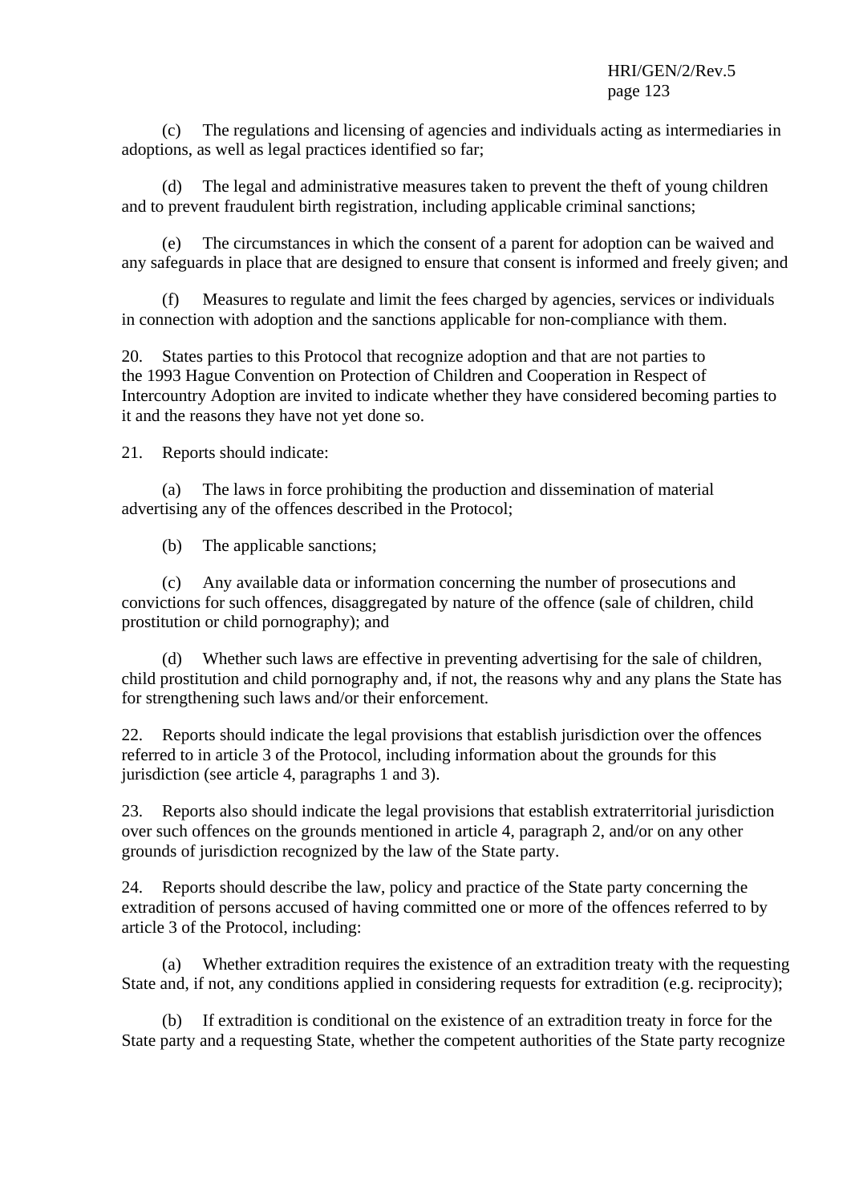(c) The regulations and licensing of agencies and individuals acting as intermediaries in adoptions, as well as legal practices identified so far;

(d) The legal and administrative measures taken to prevent the theft of young children and to prevent fraudulent birth registration, including applicable criminal sanctions;

(e) The circumstances in which the consent of a parent for adoption can be waived and any safeguards in place that are designed to ensure that consent is informed and freely given; and

(f) Measures to regulate and limit the fees charged by agencies, services or individuals in connection with adoption and the sanctions applicable for non-compliance with them.

20. States parties to this Protocol that recognize adoption and that are not parties to the 1993 Hague Convention on Protection of Children and Cooperation in Respect of Intercountry Adoption are invited to indicate whether they have considered becoming parties to it and the reasons they have not yet done so.

21. Reports should indicate:

(a) The laws in force prohibiting the production and dissemination of material advertising any of the offences described in the Protocol;

(b) The applicable sanctions;

(c) Any available data or information concerning the number of prosecutions and convictions for such offences, disaggregated by nature of the offence (sale of children, child prostitution or child pornography); and

(d) Whether such laws are effective in preventing advertising for the sale of children, child prostitution and child pornography and, if not, the reasons why and any plans the State has for strengthening such laws and/or their enforcement.

22. Reports should indicate the legal provisions that establish jurisdiction over the offences referred to in article 3 of the Protocol, including information about the grounds for this jurisdiction (see article 4, paragraphs 1 and 3).

23. Reports also should indicate the legal provisions that establish extraterritorial jurisdiction over such offences on the grounds mentioned in article 4, paragraph 2, and/or on any other grounds of jurisdiction recognized by the law of the State party.

24. Reports should describe the law, policy and practice of the State party concerning the extradition of persons accused of having committed one or more of the offences referred to by article 3 of the Protocol, including:

(a) Whether extradition requires the existence of an extradition treaty with the requesting State and, if not, any conditions applied in considering requests for extradition (e.g. reciprocity);

(b) If extradition is conditional on the existence of an extradition treaty in force for the State party and a requesting State, whether the competent authorities of the State party recognize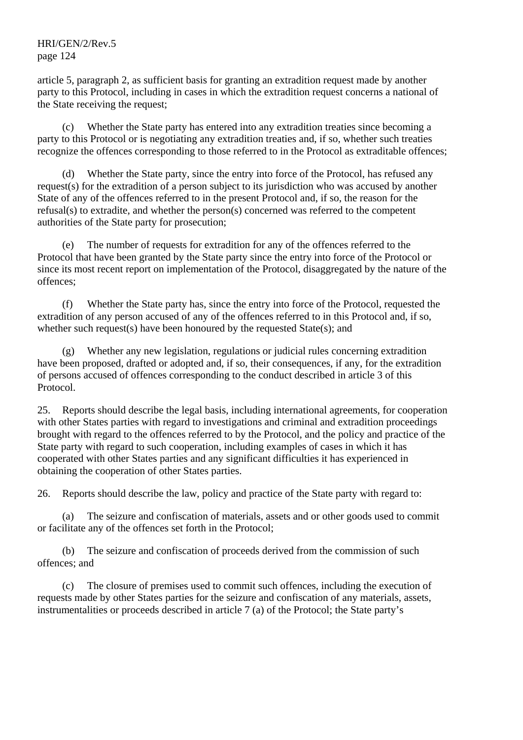article 5, paragraph 2, as sufficient basis for granting an extradition request made by another party to this Protocol, including in cases in which the extradition request concerns a national of the State receiving the request;

(c) Whether the State party has entered into any extradition treaties since becoming a party to this Protocol or is negotiating any extradition treaties and, if so, whether such treaties recognize the offences corresponding to those referred to in the Protocol as extraditable offences;

(d) Whether the State party, since the entry into force of the Protocol, has refused any request(s) for the extradition of a person subject to its jurisdiction who was accused by another State of any of the offences referred to in the present Protocol and, if so, the reason for the refusal(s) to extradite, and whether the person(s) concerned was referred to the competent authorities of the State party for prosecution;

(e) The number of requests for extradition for any of the offences referred to the Protocol that have been granted by the State party since the entry into force of the Protocol or since its most recent report on implementation of the Protocol, disaggregated by the nature of the offences;

(f) Whether the State party has, since the entry into force of the Protocol, requested the extradition of any person accused of any of the offences referred to in this Protocol and, if so, whether such request(s) have been honoured by the requested State(s); and

(g) Whether any new legislation, regulations or judicial rules concerning extradition have been proposed, drafted or adopted and, if so, their consequences, if any, for the extradition of persons accused of offences corresponding to the conduct described in article 3 of this Protocol.

25. Reports should describe the legal basis, including international agreements, for cooperation with other States parties with regard to investigations and criminal and extradition proceedings brought with regard to the offences referred to by the Protocol, and the policy and practice of the State party with regard to such cooperation, including examples of cases in which it has cooperated with other States parties and any significant difficulties it has experienced in obtaining the cooperation of other States parties.

26. Reports should describe the law, policy and practice of the State party with regard to:

(a) The seizure and confiscation of materials, assets and or other goods used to commit or facilitate any of the offences set forth in the Protocol;

(b) The seizure and confiscation of proceeds derived from the commission of such offences; and

(c) The closure of premises used to commit such offences, including the execution of requests made by other States parties for the seizure and confiscation of any materials, assets, instrumentalities or proceeds described in article 7 (a) of the Protocol; the State party's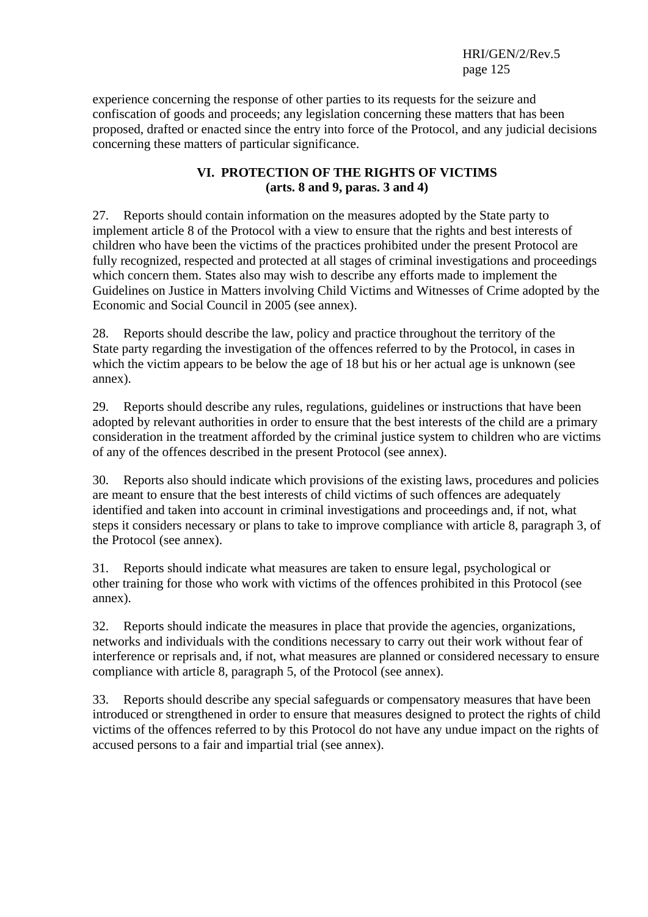experience concerning the response of other parties to its requests for the seizure and confiscation of goods and proceeds; any legislation concerning these matters that has been proposed, drafted or enacted since the entry into force of the Protocol, and any judicial decisions concerning these matters of particular significance.

## VI. PROTECTION OF THE RIGHTS OF VICTIMS (arts. 8 and 9, paras. 3 and 4)

27. Reports should contain information on the measures adopted by the State party to implement article 8 of the Protocol with a view to ensure that the rights and best interests of children who have been the victims of the practices prohibited under the present Protocol are fully recognized, respected and protected at all stages of criminal investigations and proceedings which concern them. States also may wish to describe any efforts made to implement the Guidelines on Justice in Matters involving Child Victims and Witnesses of Crime adopted by the Economic and Social Council in 2005 (see annex).

28. Reports should describe the law, policy and practice throughout the territory of the State party regarding the investigation of the offences referred to by the Protocol, in cases in which the victim appears to be below the age of 18 but his or her actual age is unknown (see annex).

29. Reports should describe any rules, regulations, guidelines or instructions that have been adopted by relevant authorities in order to ensure that the best interests of the child are a primary consideration in the treatment afforded by the criminal justice system to children who are victims of any of the offences described in the present Protocol (see annex).

30. Reports also should indicate which provisions of the existing laws, procedures and policies are meant to ensure that the best interests of child victims of such offences are adequately identified and taken into account in criminal investigations and proceedings and, if not, what steps it considers necessary or plans to take to improve compliance with article 8, paragraph 3, of the Protocol (see annex).

31. Reports should indicate what measures are taken to ensure legal, psychological or other training for those who work with victims of the offences prohibited in this Protocol (see annex).

32. Reports should indicate the measures in place that provide the agencies, organizations, networks and individuals with the conditions necessary to carry out their work without fear of interference or reprisals and, if not, what measures are planned or considered necessary to ensure compliance with article 8, paragraph 5, of the Protocol (see annex).

33. Reports should describe any special safeguards or compensatory measures that have been introduced or strengthened in order to ensure that measures designed to protect the rights of child victims of the offences referred to by this Protocol do not have any undue impact on the rights of accused persons to a fair and impartial trial (see annex).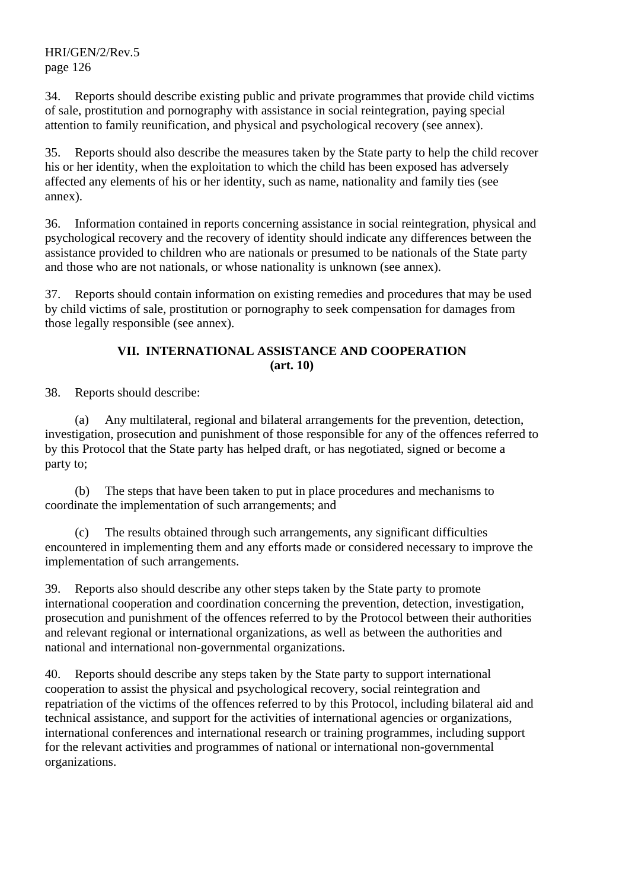34. Reports should describe existing public and private programmes that provide child victims of sale, prostitution and pornography with assistance in social reintegration, paying special attention to family reunification, and physical and psychological recovery (see annex).

35. Reports should also describe the measures taken by the State party to help the child recover his or her identity, when the exploitation to which the child has been exposed has adversely affected any elements of his or her identity, such as name, nationality and family ties (see annex).

36. Information contained in reports concerning assistance in social reintegration, physical and psychological recovery and the recovery of identity should indicate any differences between the assistance provided to children who are nationals or presumed to be nationals of the State party and those who are not nationals, or whose nationality is unknown (see annex).

37. Reports should contain information on existing remedies and procedures that may be used by child victims of sale, prostitution or pornography to seek compensation for damages from those legally responsible (see annex).

## VII. INTERNATIONAL ASSISTANCE AND COOPERATION (art. 10)

38. Reports should describe:

(a) Any multilateral, regional and bilateral arrangements for the prevention, detection, investigation, prosecution and punishment of those responsible for any of the offences referred to by this Protocol that the State party has helped draft, or has negotiated, signed or become a party to;

(b) The steps that have been taken to put in place procedures and mechanisms to coordinate the implementation of such arrangements; and

(c) The results obtained through such arrangements, any significant difficulties encountered in implementing them and any efforts made or considered necessary to improve the implementation of such arrangements.

39. Reports also should describe any other steps taken by the State party to promote international cooperation and coordination concerning the prevention, detection, investigation, prosecution and punishment of the offences referred to by the Protocol between their authorities and relevant regional or international organizations, as well as between the authorities and national and international non-governmental organizations.

40. Reports should describe any steps taken by the State party to support international cooperation to assist the physical and psychological recovery, social reintegration and repatriation of the victims of the offences referred to by this Protocol, including bilateral aid and technical assistance, and support for the activities of international agencies or organizations, international conferences and international research or training programmes, including support for the relevant activities and programmes of national or international non-governmental organizations.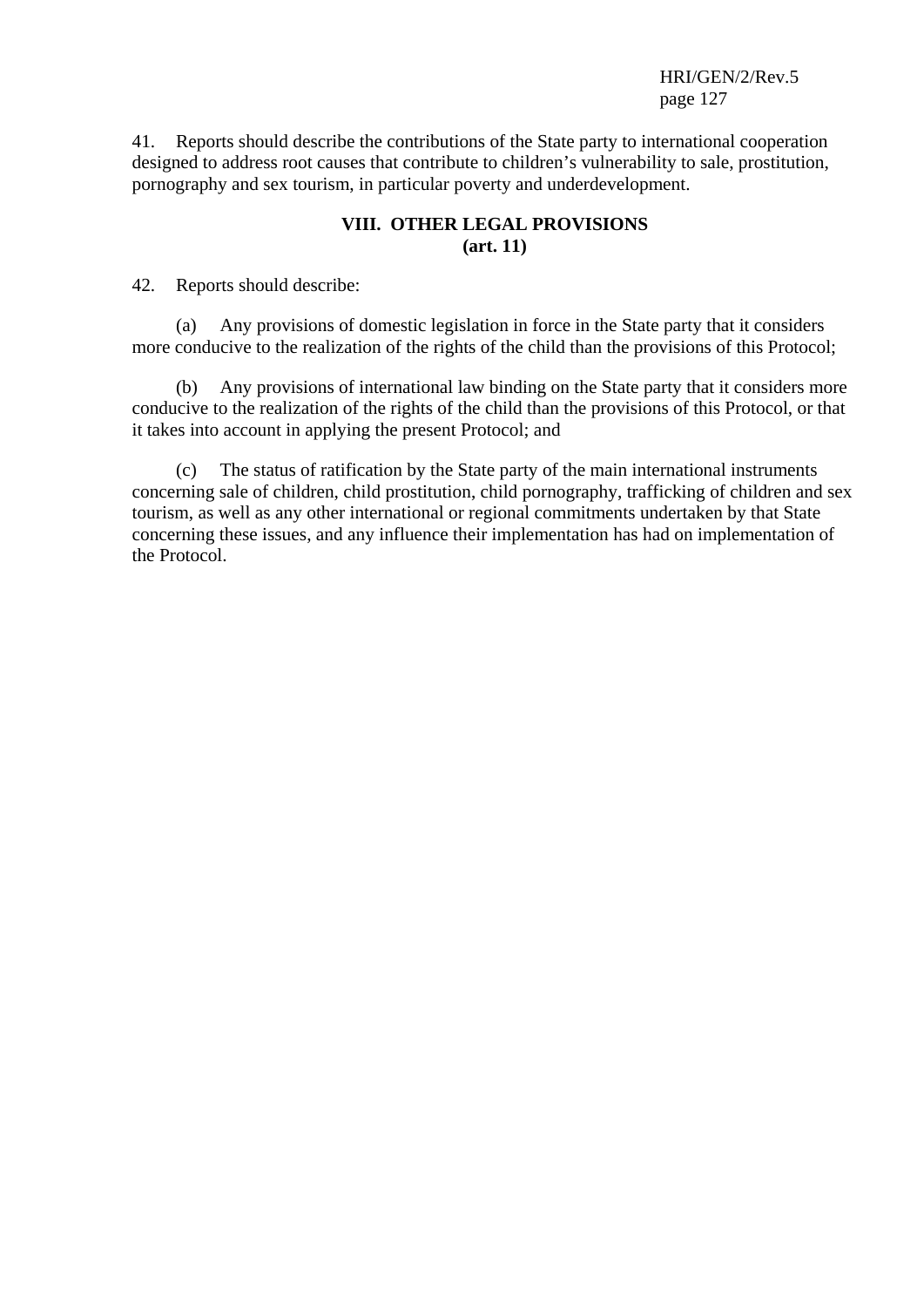41. Reports should describe the contributions of the State party to international cooperation designed to address root causes that contribute to children's vulnerability to sale, prostitution, pornography and sex tourism, in particular poverty and underdevelopment.

## VIII. OTHER LEGAL PROVISIONS (art. 11)

42. Reports should describe:

(a) Any provisions of domestic legislation in force in the State party that it considers more conducive to the realization of the rights of the child than the provisions of this Protocol;

(b) Any provisions of international law binding on the State party that it considers more conducive to the realization of the rights of the child than the provisions of this Protocol, or that it takes into account in applying the present Protocol; and

(c) The status of ratification by the State party of the main international instruments concerning sale of children, child prostitution, child pornography, trafficking of children and sex tourism, as well as any other international or regional commitments undertaken by that State concerning these issues, and any influence their implementation has had on implementation of the Protocol.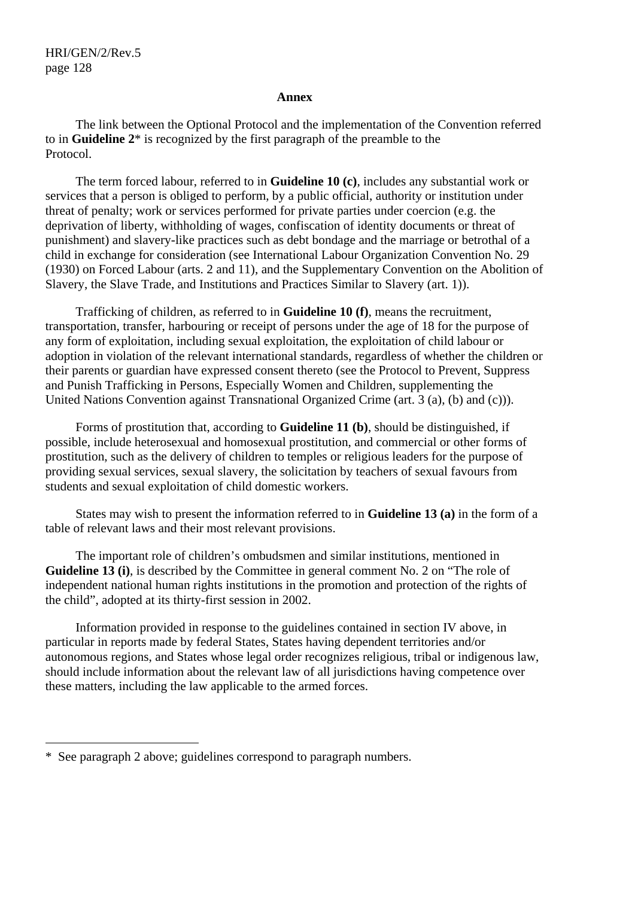## Annex

The link between the Optional Protocol and the implementation of the Convention referred to in **Guideline 2*** is recognized by the first paragraph of the preamble to the Protocol.

The term forced labour, referred to in **Guideline 10 (c)**, includes any substantial work or services that a person is obliged to perform, by a public official, authority or institution under threat of penalty; work or services performed for private parties under coercion (e.g. the deprivation of liberty, withholding of wages, confiscation of identity documents or threat of punishment) and slavery-like practices such as debt bondage and the marriage or betrothal of a child in exchange for consideration (see International Labour Organization Convention No. 29 (1930) on Forced Labour (arts. 2 and 11), and the Supplementary Convention on the Abolition of Slavery, the Slave Trade, and Institutions and Practices Similar to Slavery (art. 1)).

Trafficking of children, as referred to in **Guideline 10 (f)**, means the recruitment, transportation, transfer, harbouring or receipt of persons under the age of 18 for the purpose of any form of exploitation, including sexual exploitation, the exploitation of child labour or adoption in violation of the relevant international standards, regardless of whether the children or their parents or guardian have expressed consent thereto (see the Protocol to Prevent, Suppress and Punish Trafficking in Persons, Especially Women and Children, supplementing the United Nations Convention against Transnational Organized Crime (art. 3 (a), (b) and (c))).

Forms of prostitution that, according to **Guideline 11 (b)**, should be distinguished, if possible, include heterosexual and homosexual prostitution, and commercial or other forms of prostitution, such as the delivery of children to temples or religious leaders for the purpose of providing sexual services, sexual slavery, the solicitation by teachers of sexual favours from students and sexual exploitation of child domestic workers.

States may wish to present the information referred to in **Guideline 13 (a)** in the form of a table of relevant laws and their most relevant provisions.

The important role of children's ombudsmen and similar institutions, mentioned in **Guideline 13 (i)**, is described by the Committee in general comment No. 2 on "The role of independent national human rights institutions in the promotion and protection of the rights of the child", adopted at its thirty-first session in 2002.

Information provided in response to the guidelines contained in section IV above, in particular in reports made by federal States, States having dependent territories and/or autonomous regions, and States whose legal order recognizes religious, tribal or indigenous law, should include information about the relevant law of all jurisdictions having competence over these matters, including the law applicable to the armed forces.

---

* See paragraph 2 above; guidelines correspond to paragraph numbers.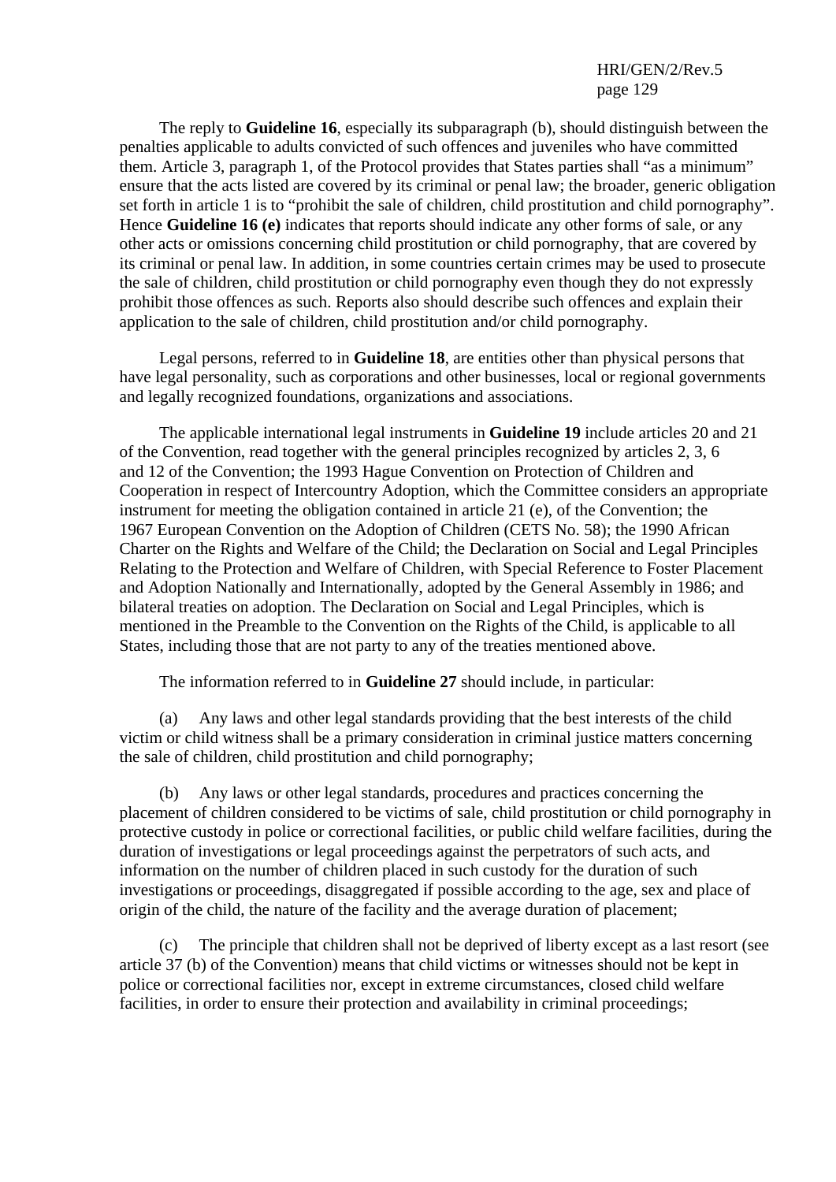The reply to **Guideline 16**, especially its subparagraph (b), should distinguish between the penalties applicable to adults convicted of such offences and juveniles who have committed them. Article 3, paragraph 1, of the Protocol provides that States parties shall “as a minimum” ensure that the acts listed are covered by its criminal or penal law; the broader, generic obligation set forth in article 1 is to “prohibit the sale of children, child prostitution and child pornography”. Hence **Guideline 16 (e)** indicates that reports should indicate any other forms of sale, or any other acts or omissions concerning child prostitution or child pornography, that are covered by its criminal or penal law. In addition, in some countries certain crimes may be used to prosecute the sale of children, child prostitution or child pornography even though they do not expressly prohibit those offences as such. Reports also should describe such offences and explain their application to the sale of children, child prostitution and/or child pornography.

Legal persons, referred to in **Guideline 18**, are entities other than physical persons that have legal personality, such as corporations and other businesses, local or regional governments and legally recognized foundations, organizations and associations.

The applicable international legal instruments in **Guideline 19** include articles 20 and 21 of the Convention, read together with the general principles recognized by articles 2, 3, 6 and 12 of the Convention; the 1993 Hague Convention on Protection of Children and Cooperation in respect of Intercountry Adoption, which the Committee considers an appropriate instrument for meeting the obligation contained in article 21 (e), of the Convention; the 1967 European Convention on the Adoption of Children (CETS No. 58); the 1990 African Charter on the Rights and Welfare of the Child; the Declaration on Social and Legal Principles Relating to the Protection and Welfare of Children, with Special Reference to Foster Placement and Adoption Nationally and Internationally, adopted by the General Assembly in 1986; and bilateral treaties on adoption. The Declaration on Social and Legal Principles, which is mentioned in the Preamble to the Convention on the Rights of the Child, is applicable to all States, including those that are not party to any of the treaties mentioned above.

The information referred to in **Guideline 27** should include, in particular:

(a) Any laws and other legal standards providing that the best interests of the child victim or child witness shall be a primary consideration in criminal justice matters concerning the sale of children, child prostitution and child pornography;

(b) Any laws or other legal standards, procedures and practices concerning the placement of children considered to be victims of sale, child prostitution or child pornography in protective custody in police or correctional facilities, or public child welfare facilities, during the duration of investigations or legal proceedings against the perpetrators of such acts, and information on the number of children placed in such custody for the duration of such investigations or proceedings, disaggregated if possible according to the age, sex and place of origin of the child, the nature of the facility and the average duration of placement;

(c) The principle that children shall not be deprived of liberty except as a last resort (see article 37 (b) of the Convention) means that child victims or witnesses should not be kept in police or correctional facilities nor, except in extreme circumstances, closed child welfare facilities, in order to ensure their protection and availability in criminal proceedings;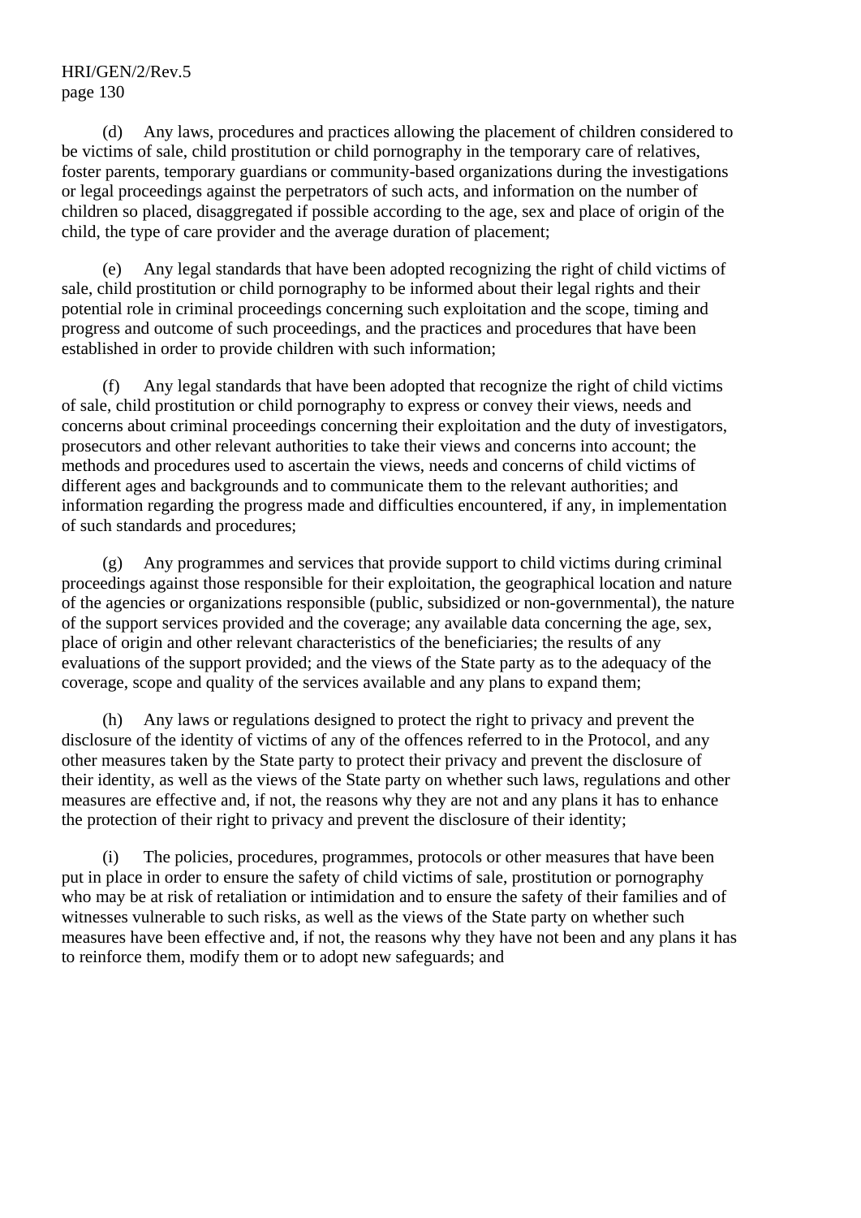(d) Any laws, procedures and practices allowing the placement of children considered to be victims of sale, child prostitution or child pornography in the temporary care of relatives, foster parents, temporary guardians or community-based organizations during the investigations or legal proceedings against the perpetrators of such acts, and information on the number of children so placed, disaggregated if possible according to the age, sex and place of origin of the child, the type of care provider and the average duration of placement;

(e) Any legal standards that have been adopted recognizing the right of child victims of sale, child prostitution or child pornography to be informed about their legal rights and their potential role in criminal proceedings concerning such exploitation and the scope, timing and progress and outcome of such proceedings, and the practices and procedures that have been established in order to provide children with such information;

(f) Any legal standards that have been adopted that recognize the right of child victims of sale, child prostitution or child pornography to express or convey their views, needs and concerns about criminal proceedings concerning their exploitation and the duty of investigators, prosecutors and other relevant authorities to take their views and concerns into account; the methods and procedures used to ascertain the views, needs and concerns of child victims of different ages and backgrounds and to communicate them to the relevant authorities; and information regarding the progress made and difficulties encountered, if any, in implementation of such standards and procedures;

(g) Any programmes and services that provide support to child victims during criminal proceedings against those responsible for their exploitation, the geographical location and nature of the agencies or organizations responsible (public, subsidized or non-governmental), the nature of the support services provided and the coverage; any available data concerning the age, sex, place of origin and other relevant characteristics of the beneficiaries; the results of any evaluations of the support provided; and the views of the State party as to the adequacy of the coverage, scope and quality of the services available and any plans to expand them;

(h) Any laws or regulations designed to protect the right to privacy and prevent the disclosure of the identity of victims of any of the offences referred to in the Protocol, and any other measures taken by the State party to protect their privacy and prevent the disclosure of their identity, as well as the views of the State party on whether such laws, regulations and other measures are effective and, if not, the reasons why they are not and any plans it has to enhance the protection of their right to privacy and prevent the disclosure of their identity;

(i) The policies, procedures, programmes, protocols or other measures that have been put in place in order to ensure the safety of child victims of sale, prostitution or pornography who may be at risk of retaliation or intimidation and to ensure the safety of their families and of witnesses vulnerable to such risks, as well as the views of the State party on whether such measures have been effective and, if not, the reasons why they have not been and any plans it has to reinforce them, modify them or to adopt new safeguards; and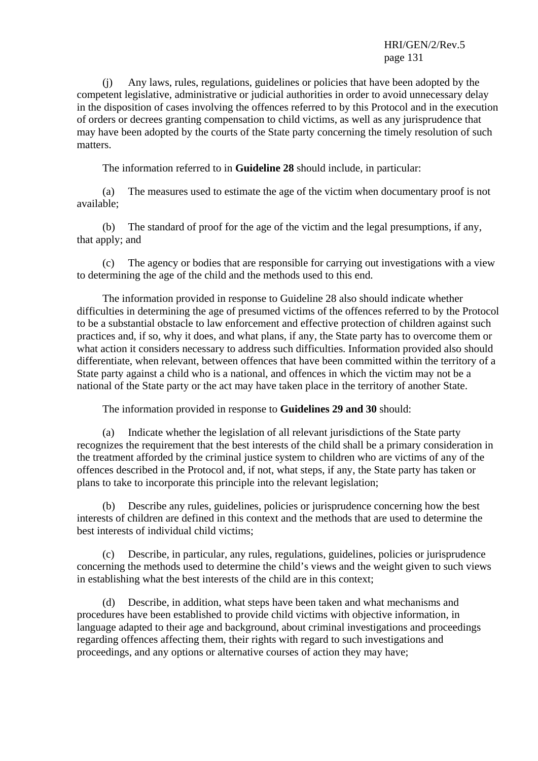(j) Any laws, rules, regulations, guidelines or policies that have been adopted by the competent legislative, administrative or judicial authorities in order to avoid unnecessary delay in the disposition of cases involving the offences referred to by this Protocol and in the execution of orders or decrees granting compensation to child victims, as well as any jurisprudence that may have been adopted by the courts of the State party concerning the timely resolution of such matters.

The information referred to in **Guideline 28** should include, in particular:

(a) The measures used to estimate the age of the victim when documentary proof is not available;

(b) The standard of proof for the age of the victim and the legal presumptions, if any, that apply; and

(c) The agency or bodies that are responsible for carrying out investigations with a view to determining the age of the child and the methods used to this end.

The information provided in response to Guideline 28 also should indicate whether difficulties in determining the age of presumed victims of the offences referred to by the Protocol to be a substantial obstacle to law enforcement and effective protection of children against such practices and, if so, why it does, and what plans, if any, the State party has to overcome them or what action it considers necessary to address such difficulties. Information provided also should differentiate, when relevant, between offences that have been committed within the territory of a State party against a child who is a national, and offences in which the victim may not be a national of the State party or the act may have taken place in the territory of another State.

The information provided in response to **Guidelines 29 and 30** should:

(a) Indicate whether the legislation of all relevant jurisdictions of the State party recognizes the requirement that the best interests of the child shall be a primary consideration in the treatment afforded by the criminal justice system to children who are victims of any of the offences described in the Protocol and, if not, what steps, if any, the State party has taken or plans to take to incorporate this principle into the relevant legislation;

(b) Describe any rules, guidelines, policies or jurisprudence concerning how the best interests of children are defined in this context and the methods that are used to determine the best interests of individual child victims;

(c) Describe, in particular, any rules, regulations, guidelines, policies or jurisprudence concerning the methods used to determine the child's views and the weight given to such views in establishing what the best interests of the child are in this context;

(d) Describe, in addition, what steps have been taken and what mechanisms and procedures have been established to provide child victims with objective information, in language adapted to their age and background, about criminal investigations and proceedings regarding offences affecting them, their rights with regard to such investigations and proceedings, and any options or alternative courses of action they may have;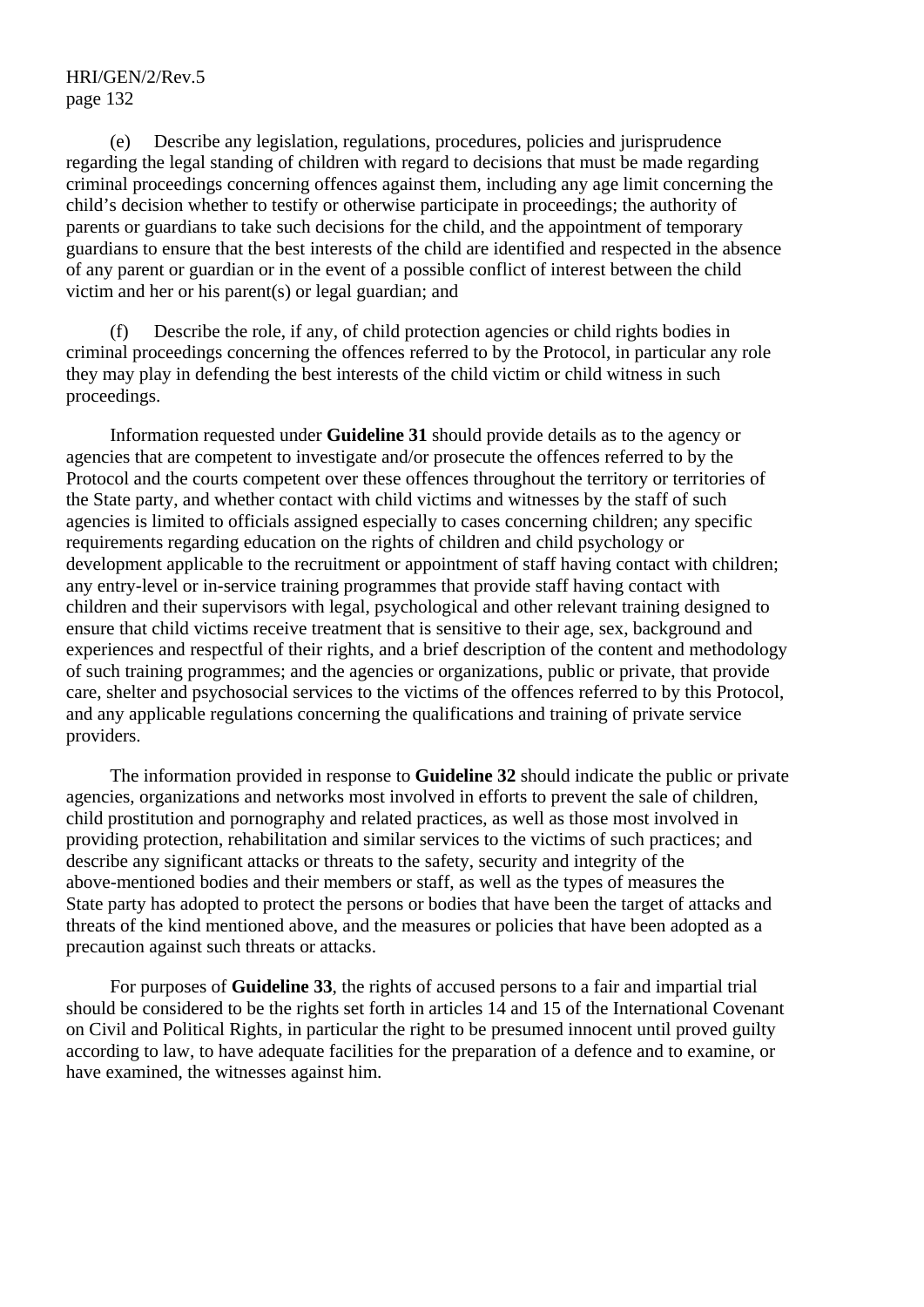(e) Describe any legislation, regulations, procedures, policies and jurisprudence regarding the legal standing of children with regard to decisions that must be made regarding criminal proceedings concerning offences against them, including any age limit concerning the child's decision whether to testify or otherwise participate in proceedings; the authority of parents or guardians to take such decisions for the child, and the appointment of temporary guardians to ensure that the best interests of the child are identified and respected in the absence of any parent or guardian or in the event of a possible conflict of interest between the child victim and her or his parent(s) or legal guardian; and

(f) Describe the role, if any, of child protection agencies or child rights bodies in criminal proceedings concerning the offences referred to by the Protocol, in particular any role they may play in defending the best interests of the child victim or child witness in such proceedings.

Information requested under **Guideline 31** should provide details as to the agency or agencies that are competent to investigate and/or prosecute the offences referred to by the Protocol and the courts competent over these offences throughout the territory or territories of the State party, and whether contact with child victims and witnesses by the staff of such agencies is limited to officials assigned especially to cases concerning children; any specific requirements regarding education on the rights of children and child psychology or development applicable to the recruitment or appointment of staff having contact with children; any entry-level or in-service training programmes that provide staff having contact with children and their supervisors with legal, psychological and other relevant training designed to ensure that child victims receive treatment that is sensitive to their age, sex, background and experiences and respectful of their rights, and a brief description of the content and methodology of such training programmes; and the agencies or organizations, public or private, that provide care, shelter and psychosocial services to the victims of the offences referred to by this Protocol, and any applicable regulations concerning the qualifications and training of private service providers.

The information provided in response to **Guideline 32** should indicate the public or private agencies, organizations and networks most involved in efforts to prevent the sale of children, child prostitution and pornography and related practices, as well as those most involved in providing protection, rehabilitation and similar services to the victims of such practices; and describe any significant attacks or threats to the safety, security and integrity of the above-mentioned bodies and their members or staff, as well as the types of measures the State party has adopted to protect the persons or bodies that have been the target of attacks and threats of the kind mentioned above, and the measures or policies that have been adopted as a precaution against such threats or attacks.

For purposes of **Guideline 33**, the rights of accused persons to a fair and impartial trial should be considered to be the rights set forth in articles 14 and 15 of the International Covenant on Civil and Political Rights, in particular the right to be presumed innocent until proved guilty according to law, to have adequate facilities for the preparation of a defence and to examine, or have examined, the witnesses against him.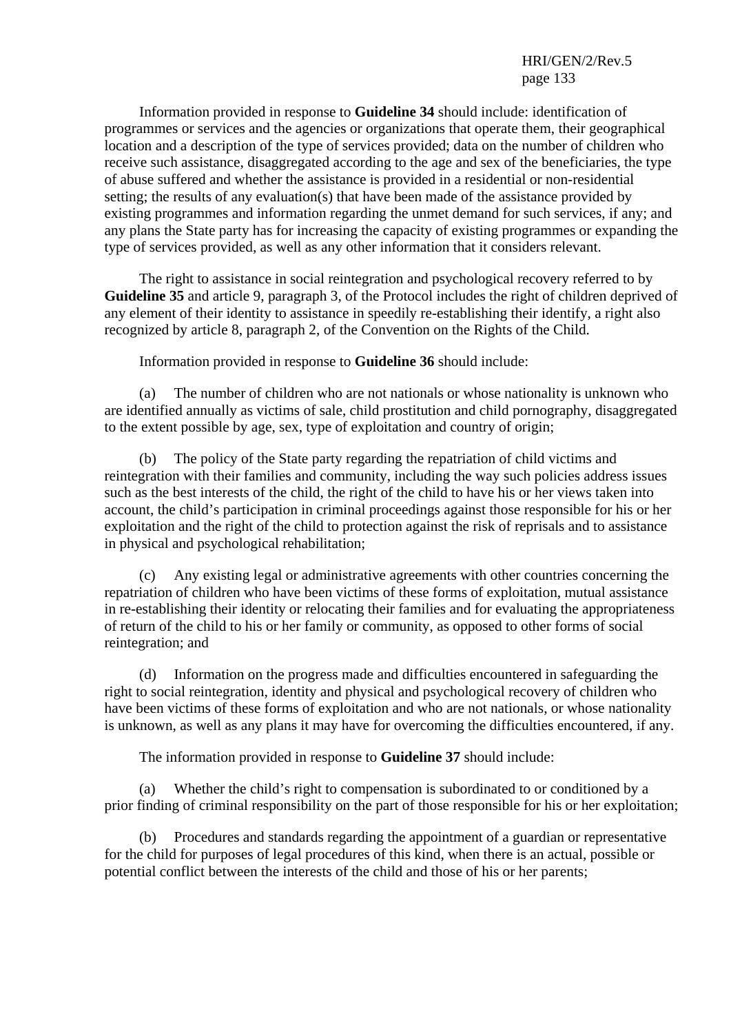Information provided in response to **Guideline 34** should include: identification of programmes or services and the agencies or organizations that operate them, their geographical location and a description of the type of services provided; data on the number of children who receive such assistance, disaggregated according to the age and sex of the beneficiaries, the type of abuse suffered and whether the assistance is provided in a residential or non-residential setting; the results of any evaluation(s) that have been made of the assistance provided by existing programmes and information regarding the unmet demand for such services, if any; and any plans the State party has for increasing the capacity of existing programmes or expanding the type of services provided, as well as any other information that it considers relevant.

The right to assistance in social reintegration and psychological recovery referred to by **Guideline 35** and article 9, paragraph 3, of the Protocol includes the right of children deprived of any element of their identity to assistance in speedily re-establishing their identify, a right also recognized by article 8, paragraph 2, of the Convention on the Rights of the Child.

Information provided in response to **Guideline 36** should include:

(a) The number of children who are not nationals or whose nationality is unknown who are identified annually as victims of sale, child prostitution and child pornography, disaggregated to the extent possible by age, sex, type of exploitation and country of origin;

(b) The policy of the State party regarding the repatriation of child victims and reintegration with their families and community, including the way such policies address issues such as the best interests of the child, the right of the child to have his or her views taken into account, the child's participation in criminal proceedings against those responsible for his or her exploitation and the right of the child to protection against the risk of reprisals and to assistance in physical and psychological rehabilitation;

(c) Any existing legal or administrative agreements with other countries concerning the repatriation of children who have been victims of these forms of exploitation, mutual assistance in re-establishing their identity or relocating their families and for evaluating the appropriateness of return of the child to his or her family or community, as opposed to other forms of social reintegration; and

(d) Information on the progress made and difficulties encountered in safeguarding the right to social reintegration, identity and physical and psychological recovery of children who have been victims of these forms of exploitation and who are not nationals, or whose nationality is unknown, as well as any plans it may have for overcoming the difficulties encountered, if any.

The information provided in response to **Guideline 37** should include:

(a) Whether the child's right to compensation is subordinated to or conditioned by a prior finding of criminal responsibility on the part of those responsible for his or her exploitation;

(b) Procedures and standards regarding the appointment of a guardian or representative for the child for purposes of legal procedures of this kind, when there is an actual, possible or potential conflict between the interests of the child and those of his or her parents;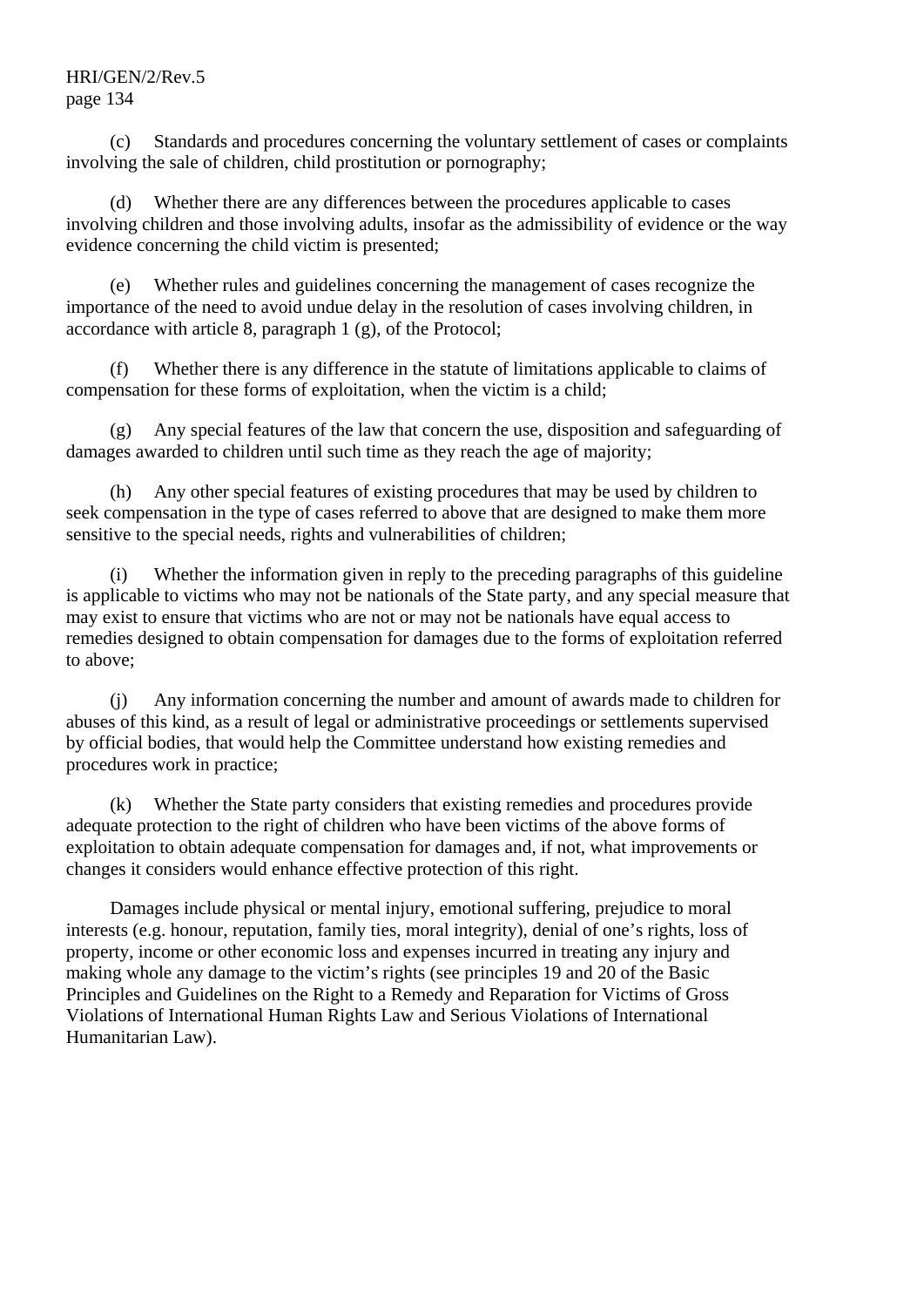(c) Standards and procedures concerning the voluntary settlement of cases or complaints involving the sale of children, child prostitution or pornography;

(d) Whether there are any differences between the procedures applicable to cases involving children and those involving adults, insofar as the admissibility of evidence or the way evidence concerning the child victim is presented;

(e) Whether rules and guidelines concerning the management of cases recognize the importance of the need to avoid undue delay in the resolution of cases involving children, in accordance with article 8, paragraph 1 (g), of the Protocol;

(f) Whether there is any difference in the statute of limitations applicable to claims of compensation for these forms of exploitation, when the victim is a child;

(g) Any special features of the law that concern the use, disposition and safeguarding of damages awarded to children until such time as they reach the age of majority;

(h) Any other special features of existing procedures that may be used by children to seek compensation in the type of cases referred to above that are designed to make them more sensitive to the special needs, rights and vulnerabilities of children;

(i) Whether the information given in reply to the preceding paragraphs of this guideline is applicable to victims who may not be nationals of the State party, and any special measure that may exist to ensure that victims who are not or may not be nationals have equal access to remedies designed to obtain compensation for damages due to the forms of exploitation referred to above;

(j) Any information concerning the number and amount of awards made to children for abuses of this kind, as a result of legal or administrative proceedings or settlements supervised by official bodies, that would help the Committee understand how existing remedies and procedures work in practice;

(k) Whether the State party considers that existing remedies and procedures provide adequate protection to the right of children who have been victims of the above forms of exploitation to obtain adequate compensation for damages and, if not, what improvements or changes it considers would enhance effective protection of this right.

Damages include physical or mental injury, emotional suffering, prejudice to moral interests (e.g. honour, reputation, family ties, moral integrity), denial of one's rights, loss of property, income or other economic loss and expenses incurred in treating any injury and making whole any damage to the victim's rights (see principles 19 and 20 of the Basic Principles and Guidelines on the Right to a Remedy and Reparation for Victims of Gross Violations of International Human Rights Law and Serious Violations of International Humanitarian Law).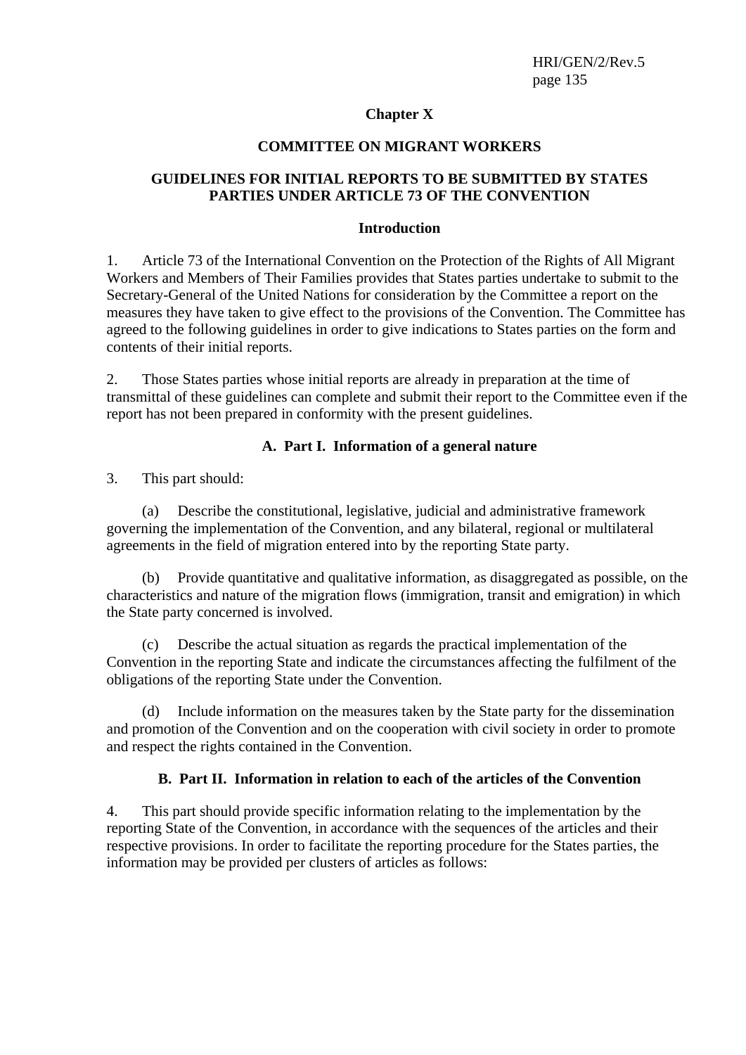# Chapter X

## COMMITTEE ON MIGRANT WORKERS

## GUIDELINES FOR INITIAL REPORTS TO BE SUBMITTED BY STATES PARTIES UNDER ARTICLE 73 OF THE CONVENTION

### Introduction

1. Article 73 of the International Convention on the Protection of the Rights of All Migrant Workers and Members of Their Families provides that States parties undertake to submit to the Secretary-General of the United Nations for consideration by the Committee a report on the measures they have taken to give effect to the provisions of the Convention. The Committee has agreed to the following guidelines in order to give indications to States parties on the form and contents of their initial reports.

2. Those States parties whose initial reports are already in preparation at the time of transmittal of these guidelines can complete and submit their report to the Committee even if the report has not been prepared in conformity with the present guidelines.

### A. Part I. Information of a general nature

3. This part should:

(a) Describe the constitutional, legislative, judicial and administrative framework governing the implementation of the Convention, and any bilateral, regional or multilateral agreements in the field of migration entered into by the reporting State party.

(b) Provide quantitative and qualitative information, as disaggregated as possible, on the characteristics and nature of the migration flows (immigration, transit and emigration) in which the State party concerned is involved.

(c) Describe the actual situation as regards the practical implementation of the Convention in the reporting State and indicate the circumstances affecting the fulfilment of the obligations of the reporting State under the Convention.

(d) Include information on the measures taken by the State party for the dissemination and promotion of the Convention and on the cooperation with civil society in order to promote and respect the rights contained in the Convention.

### B. Part II. Information in relation to each of the articles of the Convention

4. This part should provide specific information relating to the implementation by the reporting State of the Convention, in accordance with the sequences of the articles and their respective provisions. In order to facilitate the reporting procedure for the States parties, the information may be provided per clusters of articles as follows: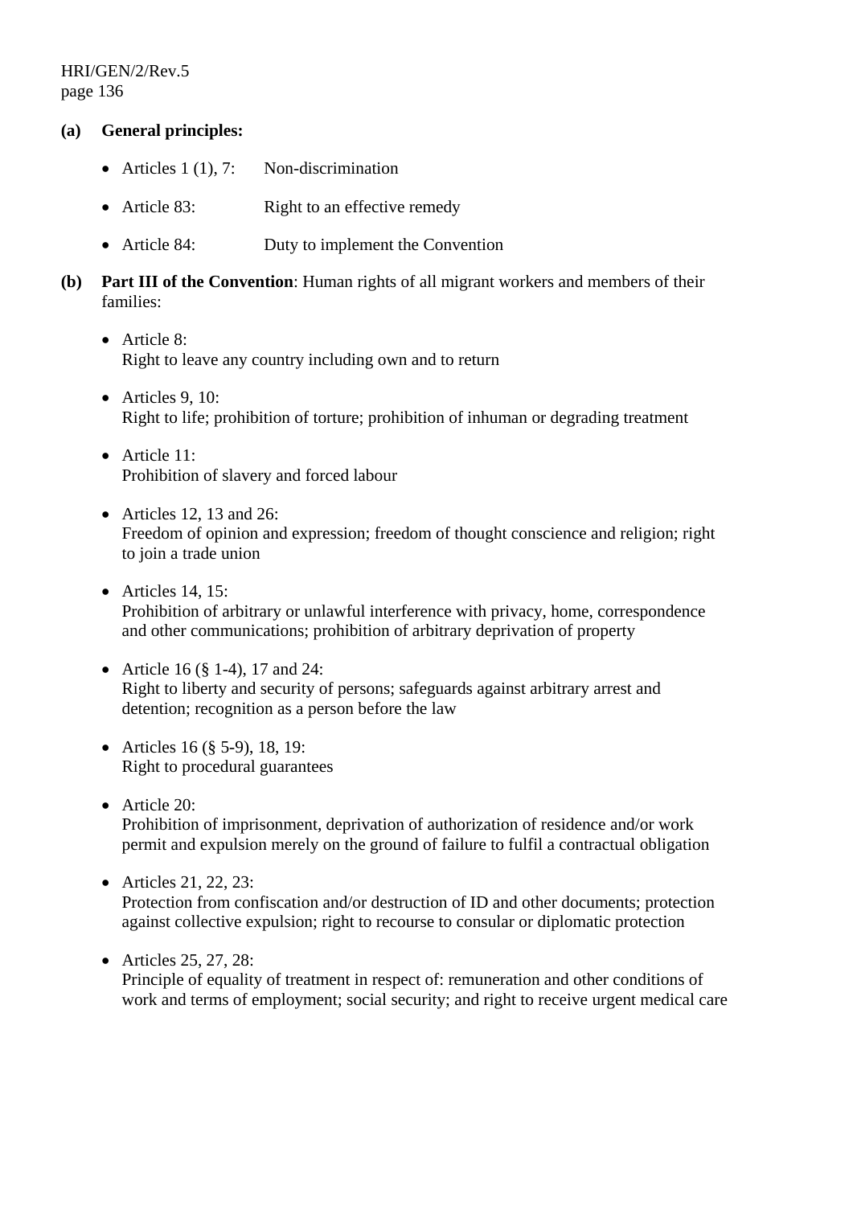**(a) General principles:**

- Articles 1 (1), 7: Non-discrimination
- Article 83: Right to an effective remedy
- Article 84: Duty to implement the Convention

**(b) Part III of the Convention**: Human rights of all migrant workers and members of their families:

- Article 8:
  Right to leave any country including own and to return
- Articles 9, 10:
  Right to life; prohibition of torture; prohibition of inhuman or degrading treatment
- Article 11:
  Prohibition of slavery and forced labour
- Articles 12, 13 and 26:
  Freedom of opinion and expression; freedom of thought conscience and religion; right to join a trade union
- Articles 14, 15:
  Prohibition of arbitrary or unlawful interference with privacy, home, correspondence and other communications; prohibition of arbitrary deprivation of property
- Article 16 (§ 1-4), 17 and 24:
  Right to liberty and security of persons; safeguards against arbitrary arrest and detention; recognition as a person before the law
- Articles 16 (§ 5-9), 18, 19:
  Right to procedural guarantees
- Article 20:
  Prohibition of imprisonment, deprivation of authorization of residence and/or work permit and expulsion merely on the ground of failure to fulfil a contractual obligation
- Articles 21, 22, 23:
  Protection from confiscation and/or destruction of ID and other documents; protection against collective expulsion; right to recourse to consular or diplomatic protection
- Articles 25, 27, 28:
  Principle of equality of treatment in respect of: remuneration and other conditions of work and terms of employment; social security; and right to receive urgent medical care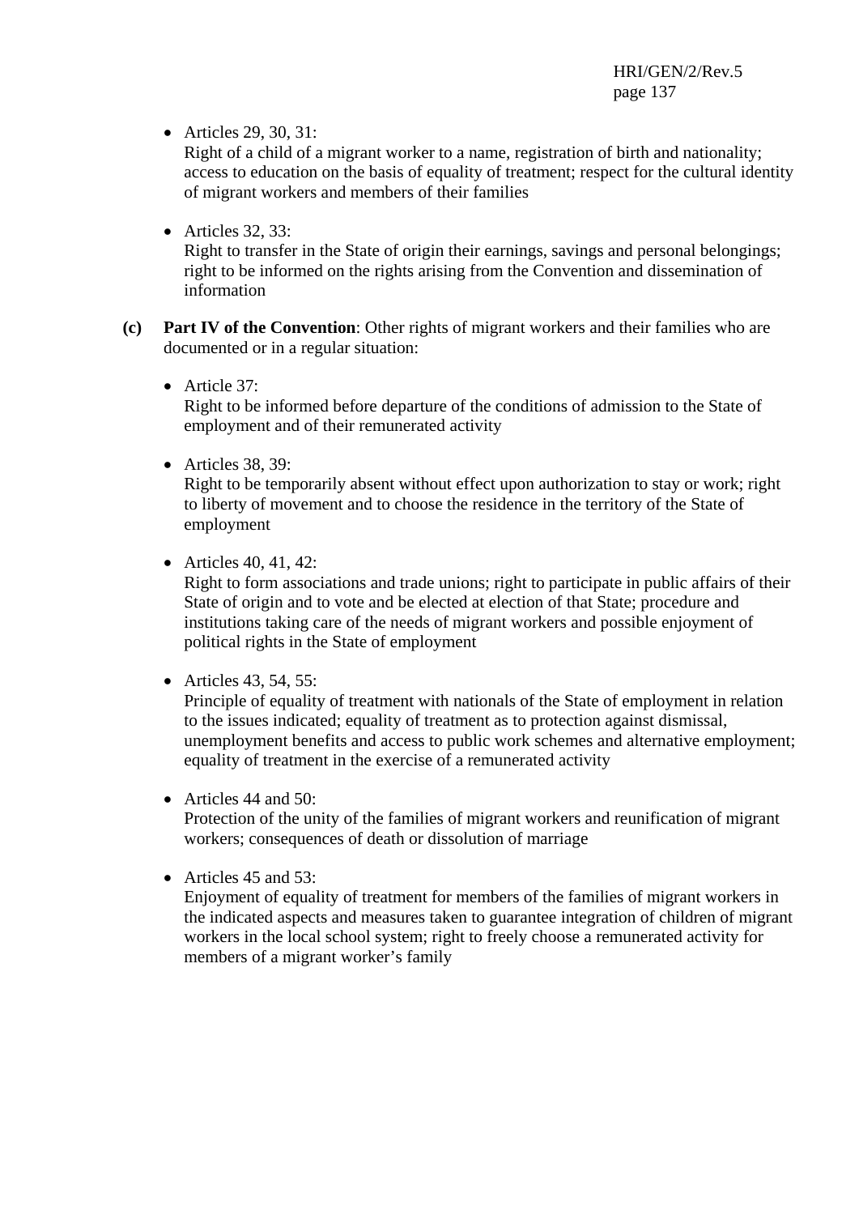- Articles 29, 30, 31:
  Right of a child of a migrant worker to a name, registration of birth and nationality; access to education on the basis of equality of treatment; respect for the cultural identity of migrant workers and members of their families

- Articles 32, 33:
  Right to transfer in the State of origin their earnings, savings and personal belongings; right to be informed on the rights arising from the Convention and dissemination of information

**(c)** **Part IV of the Convention**: Other rights of migrant workers and their families who are documented or in a regular situation:

- Article 37:
  Right to be informed before departure of the conditions of admission to the State of employment and of their remunerated activity

- Articles 38, 39:
  Right to be temporarily absent without effect upon authorization to stay or work; right to liberty of movement and to choose the residence in the territory of the State of employment

- Articles 40, 41, 42:
  Right to form associations and trade unions; right to participate in public affairs of their State of origin and to vote and be elected at election of that State; procedure and institutions taking care of the needs of migrant workers and possible enjoyment of political rights in the State of employment

- Articles 43, 54, 55:
  Principle of equality of treatment with nationals of the State of employment in relation to the issues indicated; equality of treatment as to protection against dismissal, unemployment benefits and access to public work schemes and alternative employment; equality of treatment in the exercise of a remunerated activity

- Articles 44 and 50:
  Protection of the unity of the families of migrant workers and reunification of migrant workers; consequences of death or dissolution of marriage

- Articles 45 and 53:
  Enjoyment of equality of treatment for members of the families of migrant workers in the indicated aspects and measures taken to guarantee integration of children of migrant workers in the local school system; right to freely choose a remunerated activity for members of a migrant worker's family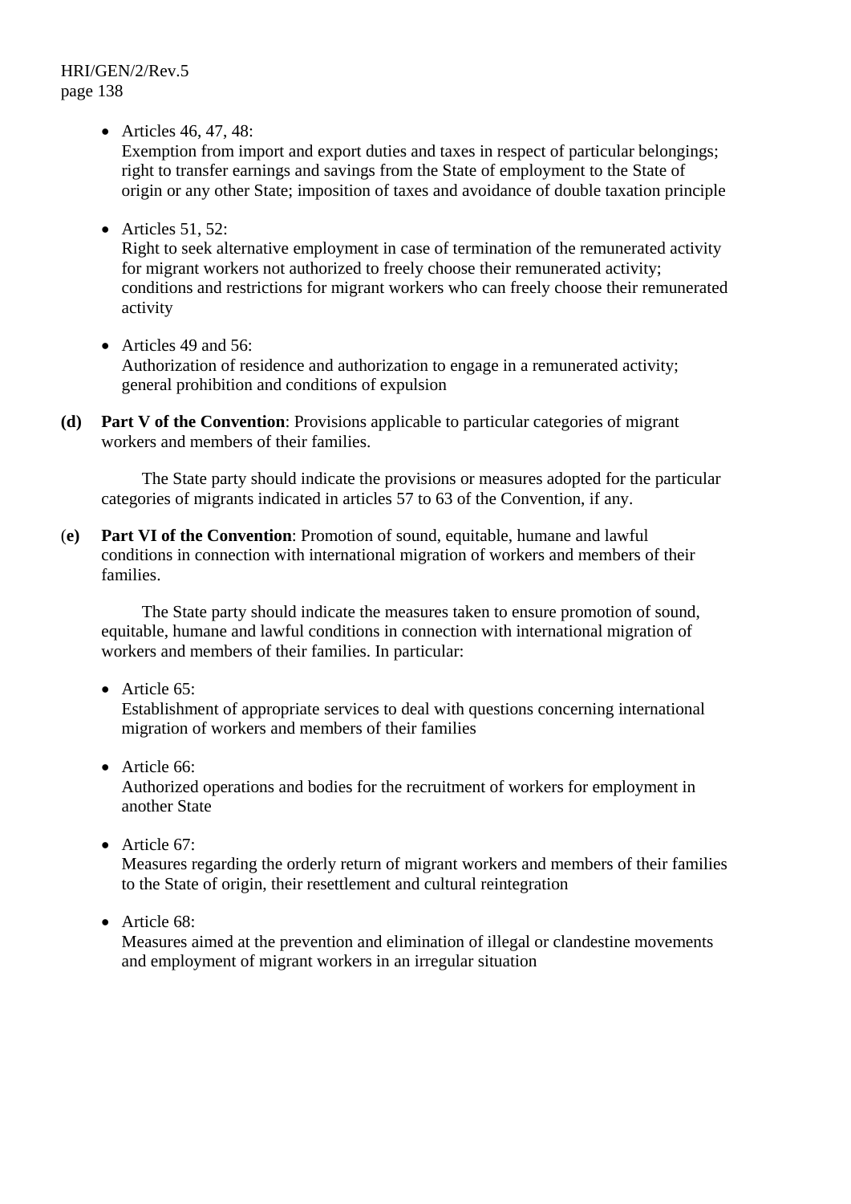- Articles 46, 47, 48:
  Exemption from import and export duties and taxes in respect of particular belongings; right to transfer earnings and savings from the State of employment to the State of origin or any other State; imposition of taxes and avoidance of double taxation principle

- Articles 51, 52:
  Right to seek alternative employment in case of termination of the remunerated activity for migrant workers not authorized to freely choose their remunerated activity; conditions and restrictions for migrant workers who can freely choose their remunerated activity

- Articles 49 and 56:
  Authorization of residence and authorization to engage in a remunerated activity; general prohibition and conditions of expulsion

**(d)** **Part V of the Convention**: Provisions applicable to particular categories of migrant workers and members of their families.

The State party should indicate the provisions or measures adopted for the particular categories of migrants indicated in articles 57 to 63 of the Convention, if any.

**(e)** **Part VI of the Convention**: Promotion of sound, equitable, humane and lawful conditions in connection with international migration of workers and members of their families.

The State party should indicate the measures taken to ensure promotion of sound, equitable, humane and lawful conditions in connection with international migration of workers and members of their families. In particular:

- Article 65:
  Establishment of appropriate services to deal with questions concerning international migration of workers and members of their families

- Article 66:
  Authorized operations and bodies for the recruitment of workers for employment in another State

- Article 67:
  Measures regarding the orderly return of migrant workers and members of their families to the State of origin, their resettlement and cultural reintegration

- Article 68:
  Measures aimed at the prevention and elimination of illegal or clandestine movements and employment of migrant workers in an irregular situation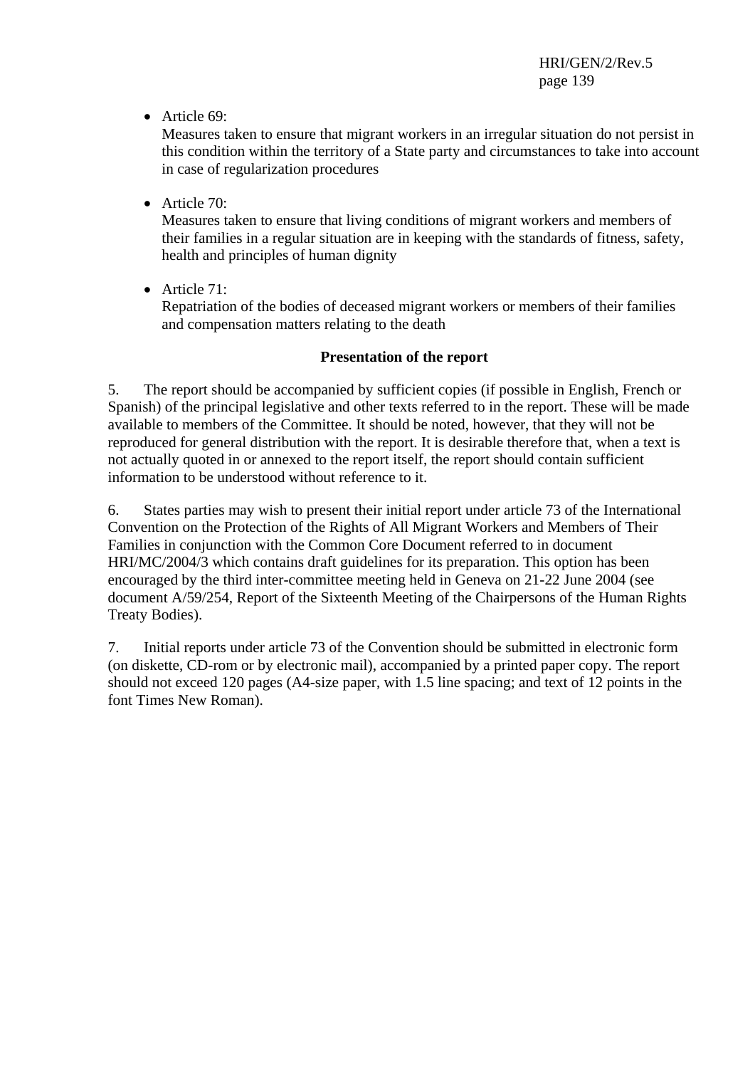- Article 69:
  Measures taken to ensure that migrant workers in an irregular situation do not persist in this condition within the territory of a State party and circumstances to take into account in case of regularization procedures

- Article 70:
  Measures taken to ensure that living conditions of migrant workers and members of their families in a regular situation are in keeping with the standards of fitness, safety, health and principles of human dignity

- Article 71:
  Repatriation of the bodies of deceased migrant workers or members of their families and compensation matters relating to the death

**Presentation of the report**

5. The report should be accompanied by sufficient copies (if possible in English, French or Spanish) of the principal legislative and other texts referred to in the report. These will be made available to members of the Committee. It should be noted, however, that they will not be reproduced for general distribution with the report. It is desirable therefore that, when a text is not actually quoted in or annexed to the report itself, the report should contain sufficient information to be understood without reference to it.

6. States parties may wish to present their initial report under article 73 of the International Convention on the Protection of the Rights of All Migrant Workers and Members of Their Families in conjunction with the Common Core Document referred to in document HRI/MC/2004/3 which contains draft guidelines for its preparation. This option has been encouraged by the third inter-committee meeting held in Geneva on 21-22 June 2004 (see document A/59/254, Report of the Sixteenth Meeting of the Chairpersons of the Human Rights Treaty Bodies).

7. Initial reports under article 73 of the Convention should be submitted in electronic form (on diskette, CD-rom or by electronic mail), accompanied by a printed paper copy. The report should not exceed 120 pages (A4-size paper, with 1.5 line spacing; and text of 12 points in the font Times New Roman).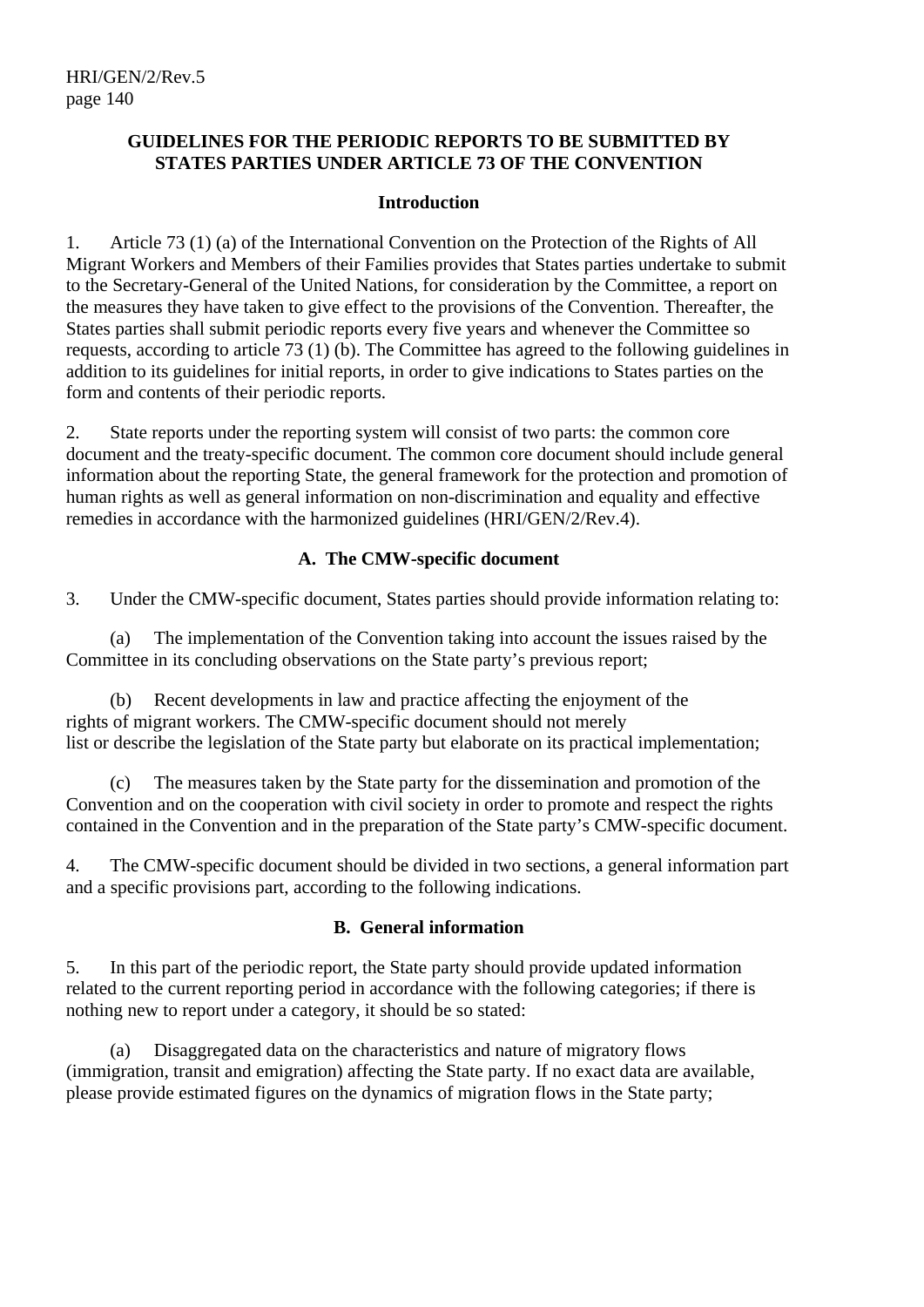## GUIDELINES FOR THE PERIODIC REPORTS TO BE SUBMITTED BY STATES PARTIES UNDER ARTICLE 73 OF THE CONVENTION

### Introduction

1. Article 73 (1) (a) of the International Convention on the Protection of the Rights of All Migrant Workers and Members of their Families provides that States parties undertake to submit to the Secretary-General of the United Nations, for consideration by the Committee, a report on the measures they have taken to give effect to the provisions of the Convention. Thereafter, the States parties shall submit periodic reports every five years and whenever the Committee so requests, according to article 73 (1) (b). The Committee has agreed to the following guidelines in addition to its guidelines for initial reports, in order to give indications to States parties on the form and contents of their periodic reports.

2. State reports under the reporting system will consist of two parts: the common core document and the treaty-specific document. The common core document should include general information about the reporting State, the general framework for the protection and promotion of human rights as well as general information on non-discrimination and equality and effective remedies in accordance with the harmonized guidelines (HRI/GEN/2/Rev.4).

### A. The CMW-specific document

3. Under the CMW-specific document, States parties should provide information relating to:

(a) The implementation of the Convention taking into account the issues raised by the Committee in its concluding observations on the State party's previous report;

(b) Recent developments in law and practice affecting the enjoyment of the rights of migrant workers. The CMW-specific document should not merely list or describe the legislation of the State party but elaborate on its practical implementation;

(c) The measures taken by the State party for the dissemination and promotion of the Convention and on the cooperation with civil society in order to promote and respect the rights contained in the Convention and in the preparation of the State party's CMW-specific document.

4. The CMW-specific document should be divided in two sections, a general information part and a specific provisions part, according to the following indications.

### B. General information

5. In this part of the periodic report, the State party should provide updated information related to the current reporting period in accordance with the following categories; if there is nothing new to report under a category, it should be so stated:

(a) Disaggregated data on the characteristics and nature of migratory flows (immigration, transit and emigration) affecting the State party. If no exact data are available, please provide estimated figures on the dynamics of migration flows in the State party;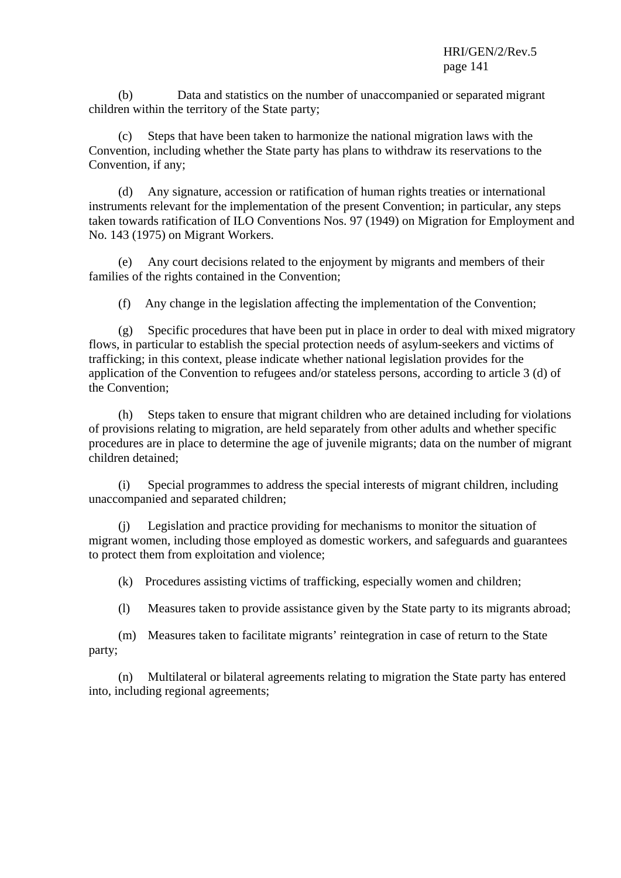(b) Data and statistics on the number of unaccompanied or separated migrant children within the territory of the State party;

(c) Steps that have been taken to harmonize the national migration laws with the Convention, including whether the State party has plans to withdraw its reservations to the Convention, if any;

(d) Any signature, accession or ratification of human rights treaties or international instruments relevant for the implementation of the present Convention; in particular, any steps taken towards ratification of ILO Conventions Nos. 97 (1949) on Migration for Employment and No. 143 (1975) on Migrant Workers.

(e) Any court decisions related to the enjoyment by migrants and members of their families of the rights contained in the Convention;

(f) Any change in the legislation affecting the implementation of the Convention;

(g) Specific procedures that have been put in place in order to deal with mixed migratory flows, in particular to establish the special protection needs of asylum-seekers and victims of trafficking; in this context, please indicate whether national legislation provides for the application of the Convention to refugees and/or stateless persons, according to article 3 (d) of the Convention;

(h) Steps taken to ensure that migrant children who are detained including for violations of provisions relating to migration, are held separately from other adults and whether specific procedures are in place to determine the age of juvenile migrants; data on the number of migrant children detained;

(i) Special programmes to address the special interests of migrant children, including unaccompanied and separated children;

(j) Legislation and practice providing for mechanisms to monitor the situation of migrant women, including those employed as domestic workers, and safeguards and guarantees to protect them from exploitation and violence;

(k) Procedures assisting victims of trafficking, especially women and children;

(l) Measures taken to provide assistance given by the State party to its migrants abroad;

(m) Measures taken to facilitate migrants' reintegration in case of return to the State party;

(n) Multilateral or bilateral agreements relating to migration the State party has entered into, including regional agreements;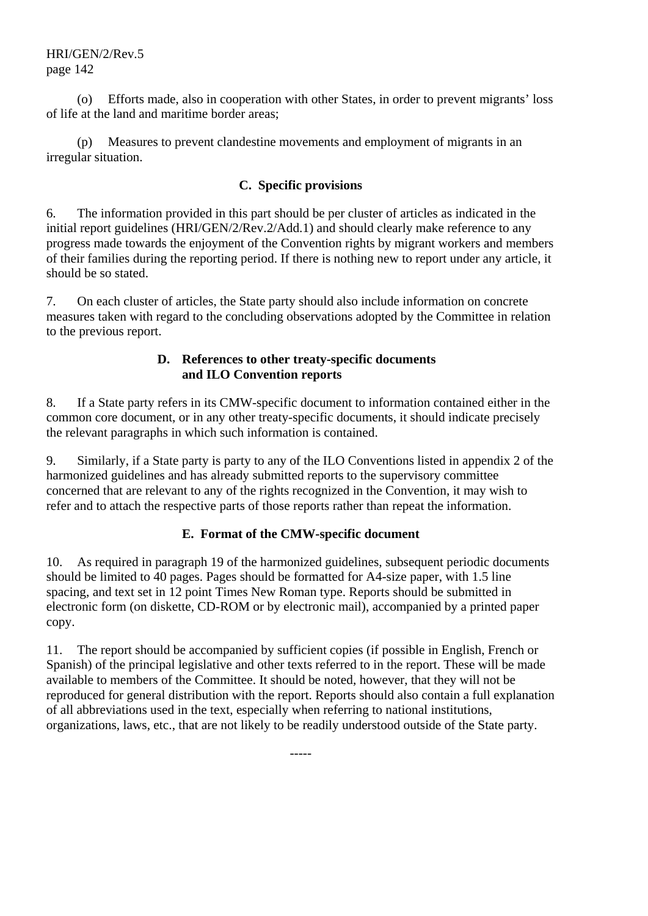(o) Efforts made, also in cooperation with other States, in order to prevent migrants' loss of life at the land and maritime border areas;

(p) Measures to prevent clandestine movements and employment of migrants in an irregular situation.

## C. Specific provisions

6. The information provided in this part should be per cluster of articles as indicated in the initial report guidelines (HRI/GEN/2/Rev.2/Add.1) and should clearly make reference to any progress made towards the enjoyment of the Convention rights by migrant workers and members of their families during the reporting period. If there is nothing new to report under any article, it should be so stated.

7. On each cluster of articles, the State party should also include information on concrete measures taken with regard to the concluding observations adopted by the Committee in relation to the previous report.

## D. References to other treaty-specific documents and ILO Convention reports

8. If a State party refers in its CMW-specific document to information contained either in the common core document, or in any other treaty-specific documents, it should indicate precisely the relevant paragraphs in which such information is contained.

9. Similarly, if a State party is party to any of the ILO Conventions listed in appendix 2 of the harmonized guidelines and has already submitted reports to the supervisory committee concerned that are relevant to any of the rights recognized in the Convention, it may wish to refer and to attach the respective parts of those reports rather than repeat the information.

## E. Format of the CMW-specific document

10. As required in paragraph 19 of the harmonized guidelines, subsequent periodic documents should be limited to 40 pages. Pages should be formatted for A4-size paper, with 1.5 line spacing, and text set in 12 point Times New Roman type. Reports should be submitted in electronic form (on diskette, CD-ROM or by electronic mail), accompanied by a printed paper copy.

11. The report should be accompanied by sufficient copies (if possible in English, French or Spanish) of the principal legislative and other texts referred to in the report. These will be made available to members of the Committee. It should be noted, however, that they will not be reproduced for general distribution with the report. Reports should also contain a full explanation of all abbreviations used in the text, especially when referring to national institutions, organizations, laws, etc., that are not likely to be readily understood outside of the State party.

-----